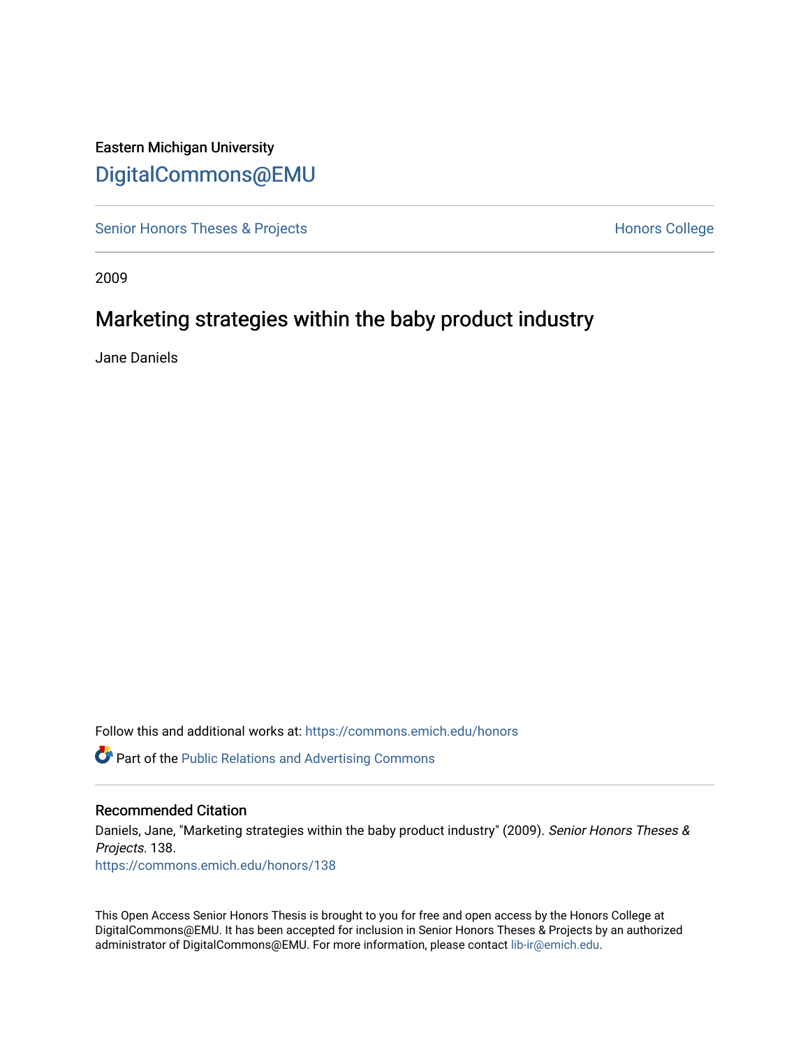Eastern Michigan University

DigitalCommons@EMU

Senior Honors Theses & Projects

Honors College

2009

# Marketing strategies within the baby product industry

Jane Daniels

Follow this and additional works at: https://commons.emich.edu/honors

Part of the Public Relations and Advertising Commons

## Recommended Citation

Daniels, Jane, "Marketing strategies within the baby product industry" (2009). *Senior Honors Theses & Projects*. 138.
https://commons.emich.edu/honors/138

This Open Access Senior Honors Thesis is brought to you for free and open access by the Honors College at DigitalCommons@EMU. It has been accepted for inclusion in Senior Honors Theses & Projects by an authorized administrator of DigitalCommons@EMU. For more information, please contact lib-ir@emich.edu.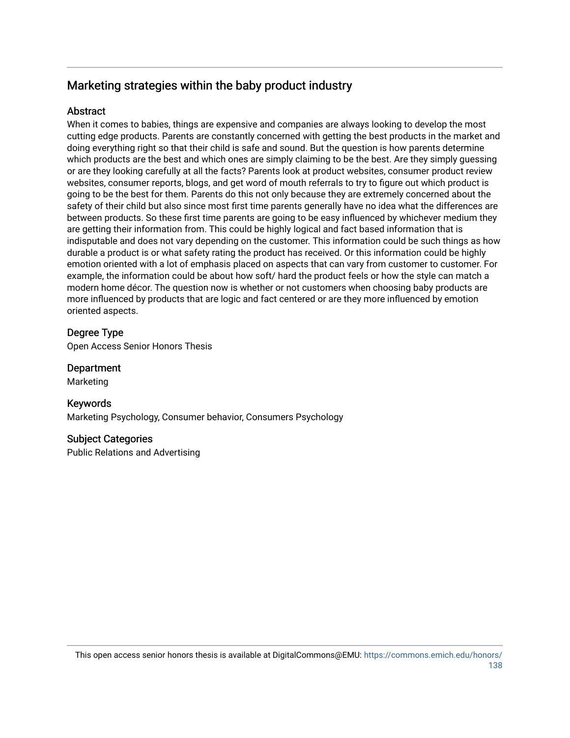## Marketing strategies within the baby product industry

### Abstract

When it comes to babies, things are expensive and companies are always looking to develop the most cutting edge products. Parents are constantly concerned with getting the best products in the market and doing everything right so that their child is safe and sound. But the question is how parents determine which products are the best and which ones are simply claiming to be the best. Are they simply guessing or are they looking carefully at all the facts? Parents look at product websites, consumer product review websites, consumer reports, blogs, and get word of mouth referrals to try to figure out which product is going to be the best for them. Parents do this not only because they are extremely concerned about the safety of their child but also since most first time parents generally have no idea what the differences are between products. So these first time parents are going to be easy influenced by whichever medium they are getting their information from. This could be highly logical and fact based information that is indisputable and does not vary depending on the customer. This information could be such things as how durable a product is or what safety rating the product has received. Or this information could be highly emotion oriented with a lot of emphasis placed on aspects that can vary from customer to customer. For example, the information could be about how soft/ hard the product feels or how the style can match a modern home décor. The question now is whether or not customers when choosing baby products are more influenced by products that are logic and fact centered or are they more influenced by emotion oriented aspects.

### Degree Type

Open Access Senior Honors Thesis

### Department

Marketing

### Keywords

Marketing Psychology, Consumer behavior, Consumers Psychology

### Subject Categories

Public Relations and Advertising

This open access senior honors thesis is available at DigitalCommons@EMU: https://commons.emich.edu/honors/138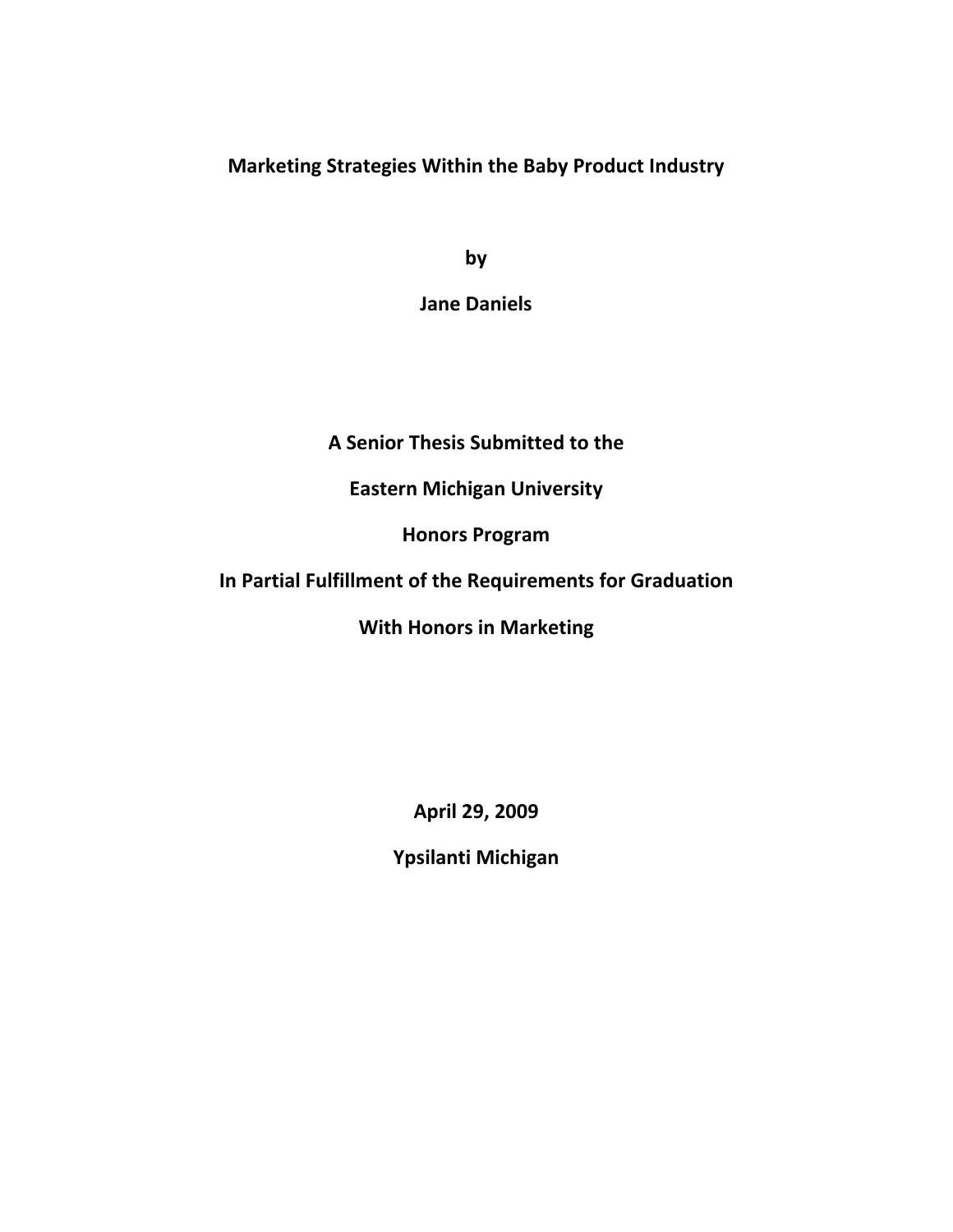# Marketing Strategies Within the Baby Product Industry

by

Jane Daniels

A Senior Thesis Submitted to the

Eastern Michigan University

Honors Program

In Partial Fulfillment of the Requirements for Graduation

With Honors in Marketing

April 29, 2009

Ypsilanti Michigan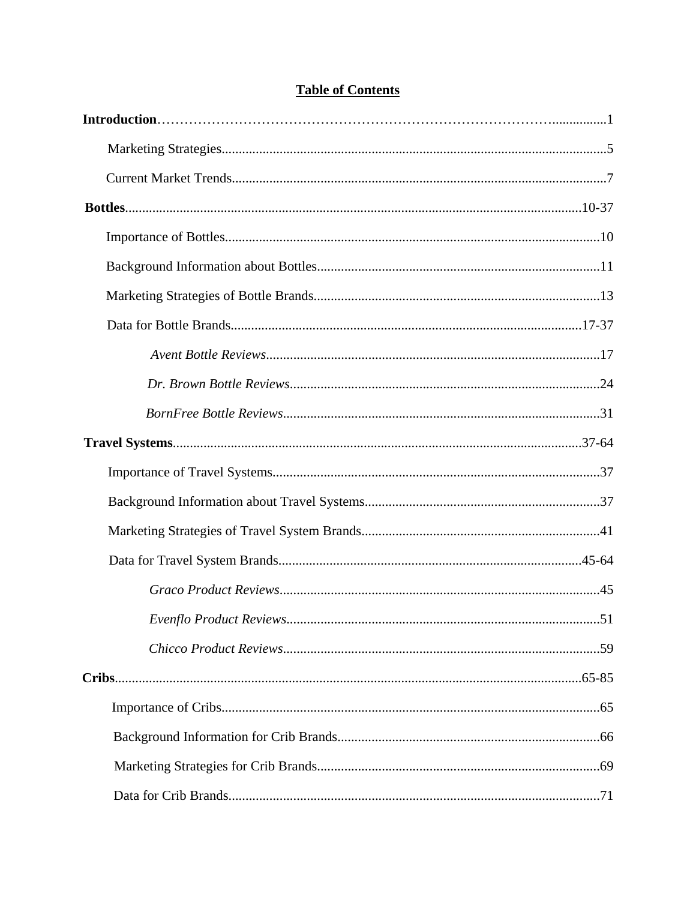# Table of Contents

**Introduction**……………………………………………………………………………...............1

Marketing Strategies...............................................................................................................5

Current Market Trends...........................................................................................................7

**Bottles**...................................................................................................................................10-37

Importance of Bottles............................................................................................................10

Background Information about Bottles.................................................................................11

Marketing Strategies of Bottle Brands..................................................................................13

Data for Bottle Brands......................................................................................................17-37

*Avent Bottle Reviews*................................................................................................17

*Dr. Brown Bottle Reviews*.........................................................................................24

*BornFree Bottle Reviews*...........................................................................................31

**Travel Systems**......................................................................................................................37-64

Importance of Travel Systems..............................................................................................37

Background Information about Travel Systems....................................................................37

Marketing Strategies of Travel System Brands.....................................................................41

Data for Travel System Brands........................................................................................45-64

*Graco Product Reviews*............................................................................................45

*Evenflo Product Reviews*..........................................................................................51

*Chicco Product Reviews*...........................................................................................59

**Cribs**......................................................................................................................................65-85

Importance of Cribs.............................................................................................................65

Background Information for Crib Brands............................................................................66

Marketing Strategies for Crib Brands..................................................................................69

Data for Crib Brands...........................................................................................................71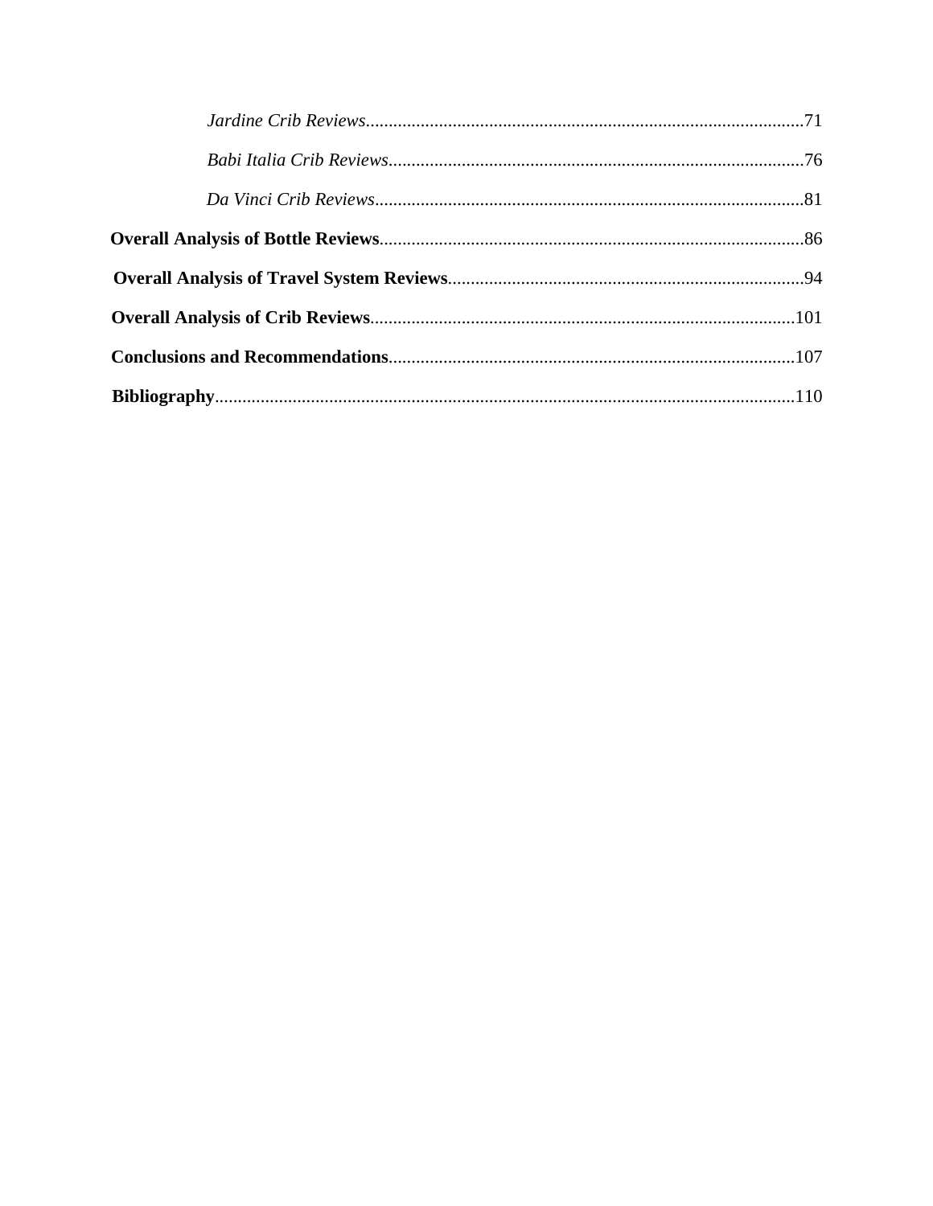*Jardine Crib Reviews*................................................................................................71

*Babi Italia Crib Reviews*...........................................................................................76

*Da Vinci Crib Reviews*..............................................................................................81

**Overall Analysis of Bottle Reviews**............................................................................................86

**Overall Analysis of Travel System Reviews**.............................................................................94

**Overall Analysis of Crib Reviews**............................................................................................101

**Conclusions and Recommendations**.........................................................................................107

**Bibliography**..............................................................................................................................110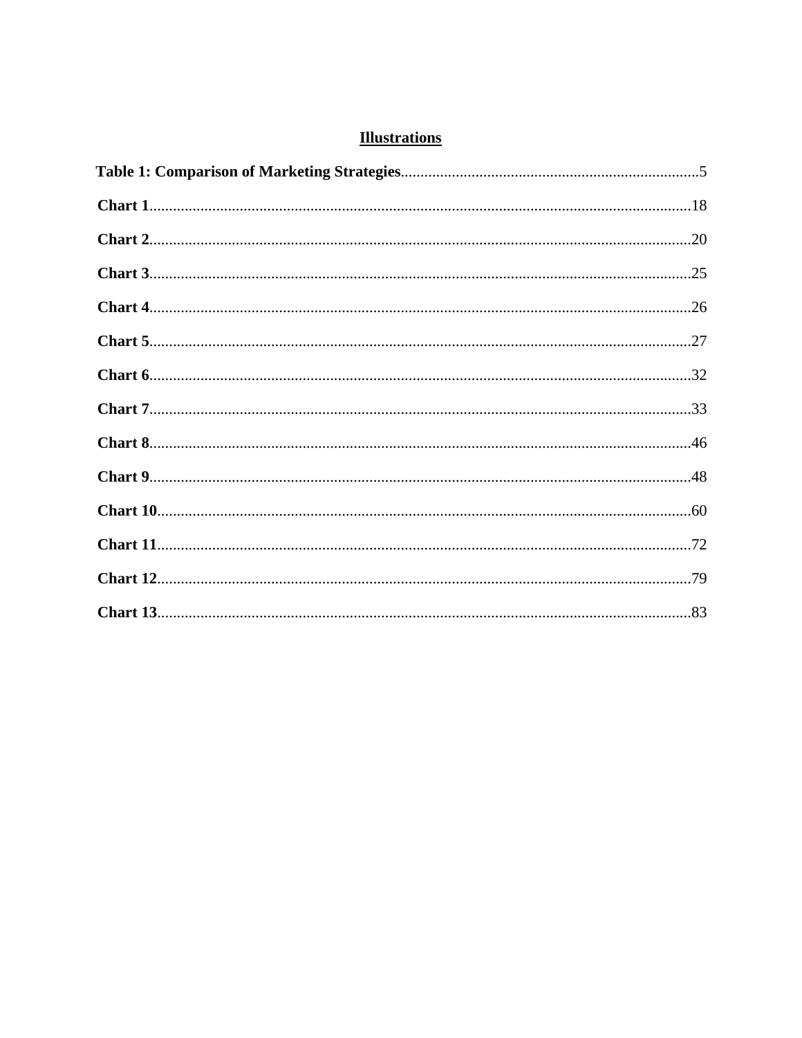# Illustrations

**Table 1: Comparison of Marketing Strategies**........................................................................5

**Chart 1**........................................................................................................................18

**Chart 2**........................................................................................................................20

**Chart 3**........................................................................................................................25

**Chart 4**........................................................................................................................26

**Chart 5**........................................................................................................................27

**Chart 6**........................................................................................................................32

**Chart 7**........................................................................................................................33

**Chart 8**........................................................................................................................46

**Chart 9**........................................................................................................................48

**Chart 10**......................................................................................................................60

**Chart 11**......................................................................................................................72

**Chart 12**......................................................................................................................79

**Chart 13**......................................................................................................................83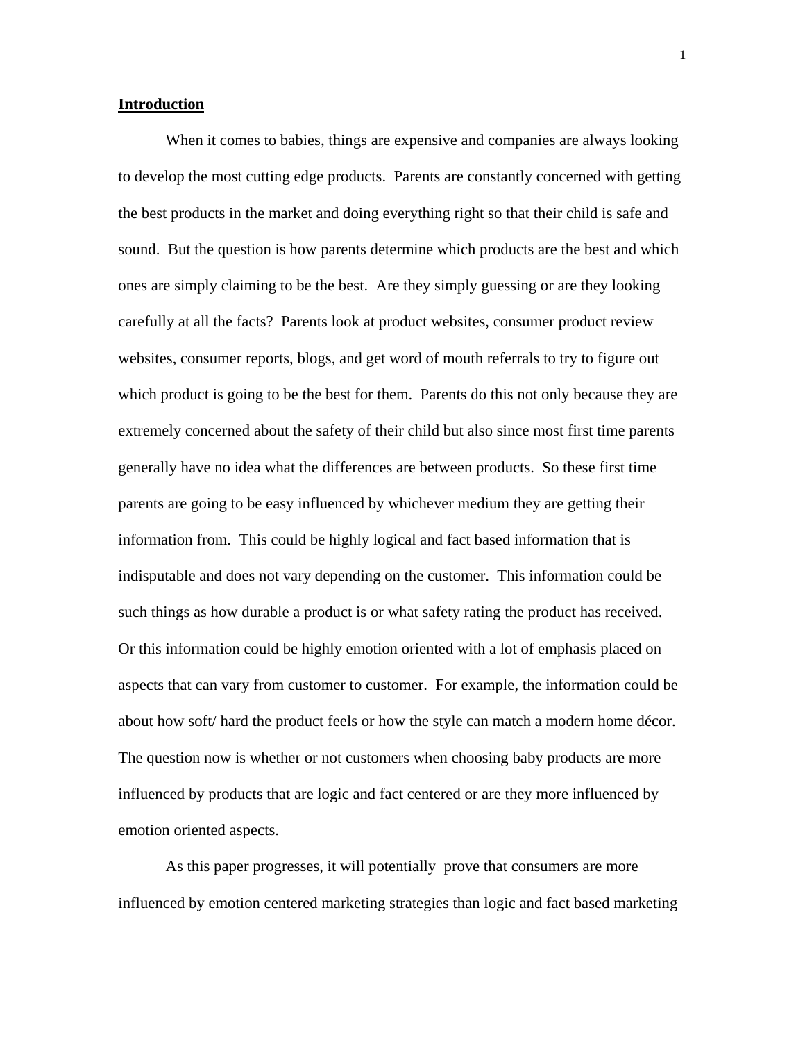## Introduction

When it comes to babies, things are expensive and companies are always looking to develop the most cutting edge products. Parents are constantly concerned with getting the best products in the market and doing everything right so that their child is safe and sound. But the question is how parents determine which products are the best and which ones are simply claiming to be the best. Are they simply guessing or are they looking carefully at all the facts? Parents look at product websites, consumer product review websites, consumer reports, blogs, and get word of mouth referrals to try to figure out which product is going to be the best for them. Parents do this not only because they are extremely concerned about the safety of their child but also since most first time parents generally have no idea what the differences are between products. So these first time parents are going to be easy influenced by whichever medium they are getting their information from. This could be highly logical and fact based information that is indisputable and does not vary depending on the customer. This information could be such things as how durable a product is or what safety rating the product has received. Or this information could be highly emotion oriented with a lot of emphasis placed on aspects that can vary from customer to customer. For example, the information could be about how soft/ hard the product feels or how the style can match a modern home décor. The question now is whether or not customers when choosing baby products are more influenced by products that are logic and fact centered or are they more influenced by emotion oriented aspects.

As this paper progresses, it will potentially prove that consumers are more influenced by emotion centered marketing strategies than logic and fact based marketing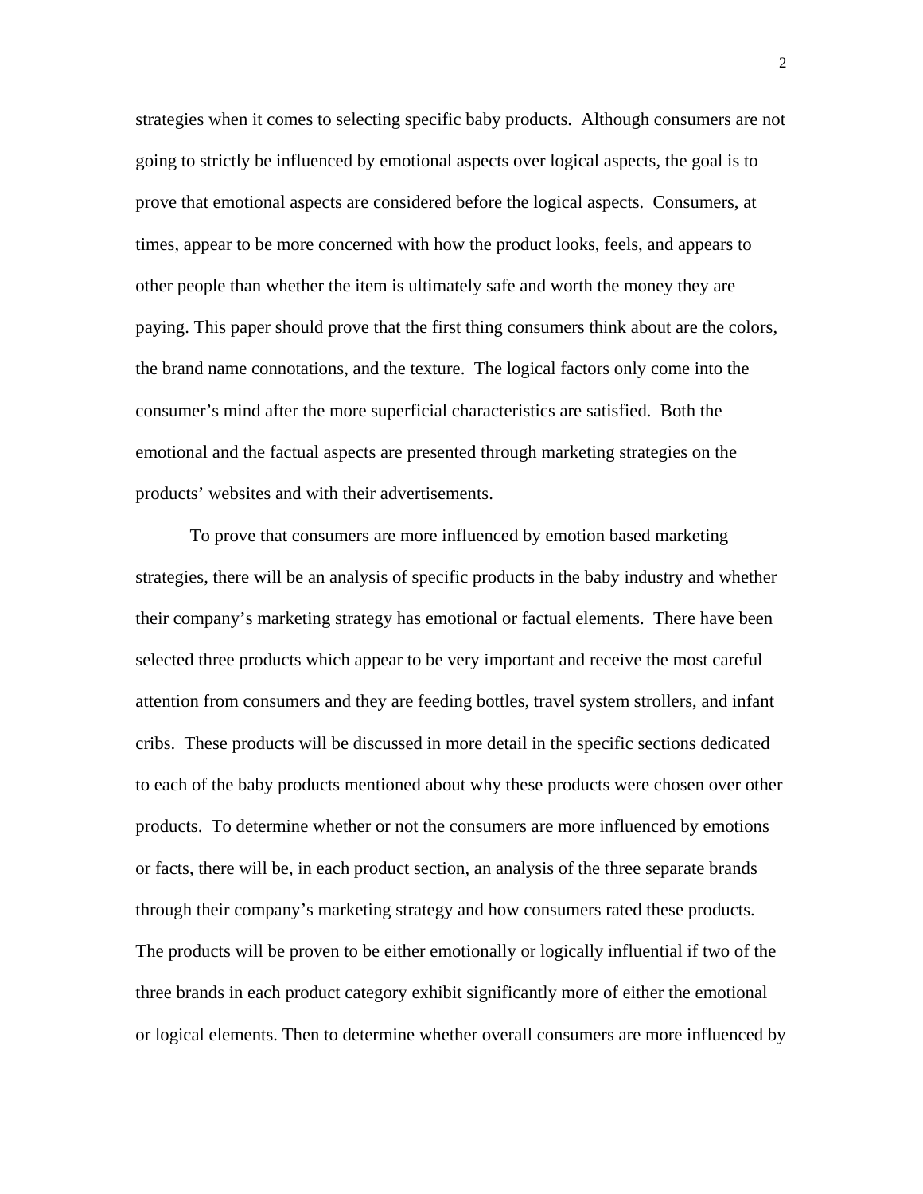strategies when it comes to selecting specific baby products. Although consumers are not going to strictly be influenced by emotional aspects over logical aspects, the goal is to prove that emotional aspects are considered before the logical aspects. Consumers, at times, appear to be more concerned with how the product looks, feels, and appears to other people than whether the item is ultimately safe and worth the money they are paying. This paper should prove that the first thing consumers think about are the colors, the brand name connotations, and the texture. The logical factors only come into the consumer's mind after the more superficial characteristics are satisfied. Both the emotional and the factual aspects are presented through marketing strategies on the products' websites and with their advertisements.

To prove that consumers are more influenced by emotion based marketing strategies, there will be an analysis of specific products in the baby industry and whether their company's marketing strategy has emotional or factual elements. There have been selected three products which appear to be very important and receive the most careful attention from consumers and they are feeding bottles, travel system strollers, and infant cribs. These products will be discussed in more detail in the specific sections dedicated to each of the baby products mentioned about why these products were chosen over other products. To determine whether or not the consumers are more influenced by emotions or facts, there will be, in each product section, an analysis of the three separate brands through their company's marketing strategy and how consumers rated these products. The products will be proven to be either emotionally or logically influential if two of the three brands in each product category exhibit significantly more of either the emotional or logical elements. Then to determine whether overall consumers are more influenced by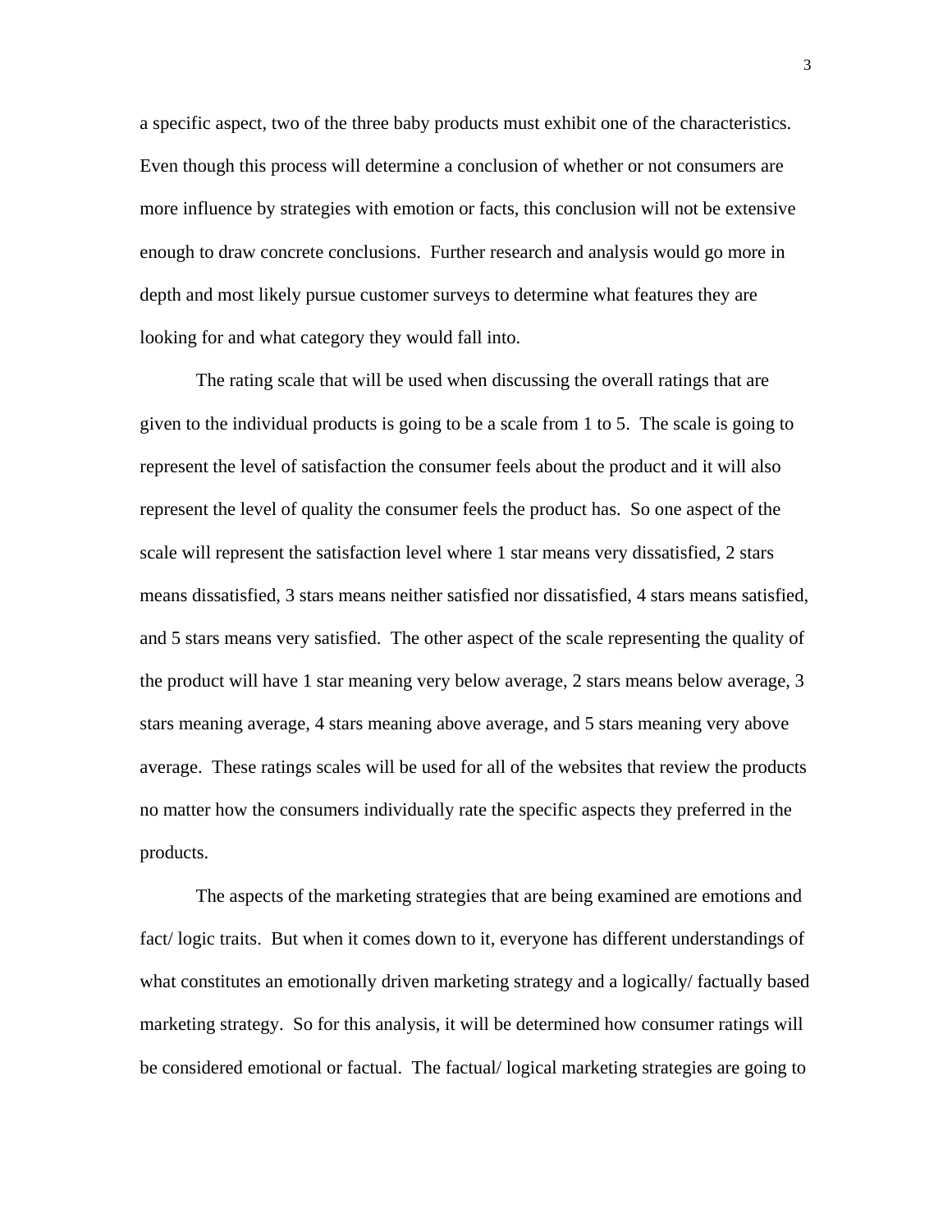a specific aspect, two of the three baby products must exhibit one of the characteristics. Even though this process will determine a conclusion of whether or not consumers are more influence by strategies with emotion or facts, this conclusion will not be extensive enough to draw concrete conclusions. Further research and analysis would go more in depth and most likely pursue customer surveys to determine what features they are looking for and what category they would fall into.

The rating scale that will be used when discussing the overall ratings that are given to the individual products is going to be a scale from 1 to 5. The scale is going to represent the level of satisfaction the consumer feels about the product and it will also represent the level of quality the consumer feels the product has. So one aspect of the scale will represent the satisfaction level where 1 star means very dissatisfied, 2 stars means dissatisfied, 3 stars means neither satisfied nor dissatisfied, 4 stars means satisfied, and 5 stars means very satisfied. The other aspect of the scale representing the quality of the product will have 1 star meaning very below average, 2 stars means below average, 3 stars meaning average, 4 stars meaning above average, and 5 stars meaning very above average. These ratings scales will be used for all of the websites that review the products no matter how the consumers individually rate the specific aspects they preferred in the products.

The aspects of the marketing strategies that are being examined are emotions and fact/ logic traits. But when it comes down to it, everyone has different understandings of what constitutes an emotionally driven marketing strategy and a logically/ factually based marketing strategy. So for this analysis, it will be determined how consumer ratings will be considered emotional or factual. The factual/ logical marketing strategies are going to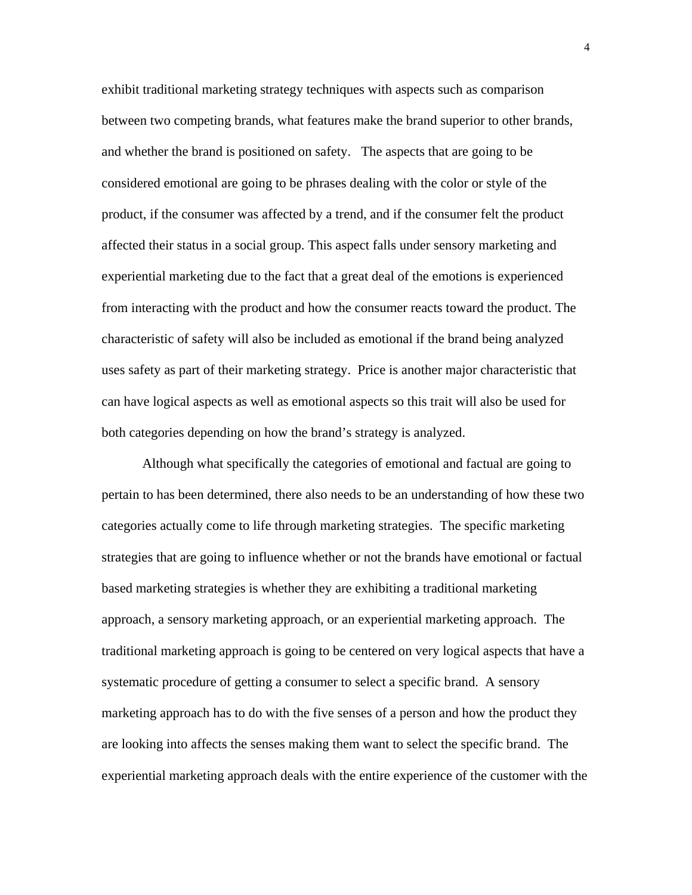exhibit traditional marketing strategy techniques with aspects such as comparison between two competing brands, what features make the brand superior to other brands, and whether the brand is positioned on safety.   The aspects that are going to be considered emotional are going to be phrases dealing with the color or style of the product, if the consumer was affected by a trend, and if the consumer felt the product affected their status in a social group. This aspect falls under sensory marketing and experiential marketing due to the fact that a great deal of the emotions is experienced from interacting with the product and how the consumer reacts toward the product. The characteristic of safety will also be included as emotional if the brand being analyzed uses safety as part of their marketing strategy.  Price is another major characteristic that can have logical aspects as well as emotional aspects so this trait will also be used for both categories depending on how the brand's strategy is analyzed.

Although what specifically the categories of emotional and factual are going to pertain to has been determined, there also needs to be an understanding of how these two categories actually come to life through marketing strategies.  The specific marketing strategies that are going to influence whether or not the brands have emotional or factual based marketing strategies is whether they are exhibiting a traditional marketing approach, a sensory marketing approach, or an experiential marketing approach.  The traditional marketing approach is going to be centered on very logical aspects that have a systematic procedure of getting a consumer to select a specific brand.  A sensory marketing approach has to do with the five senses of a person and how the product they are looking into affects the senses making them want to select the specific brand.  The experiential marketing approach deals with the entire experience of the customer with the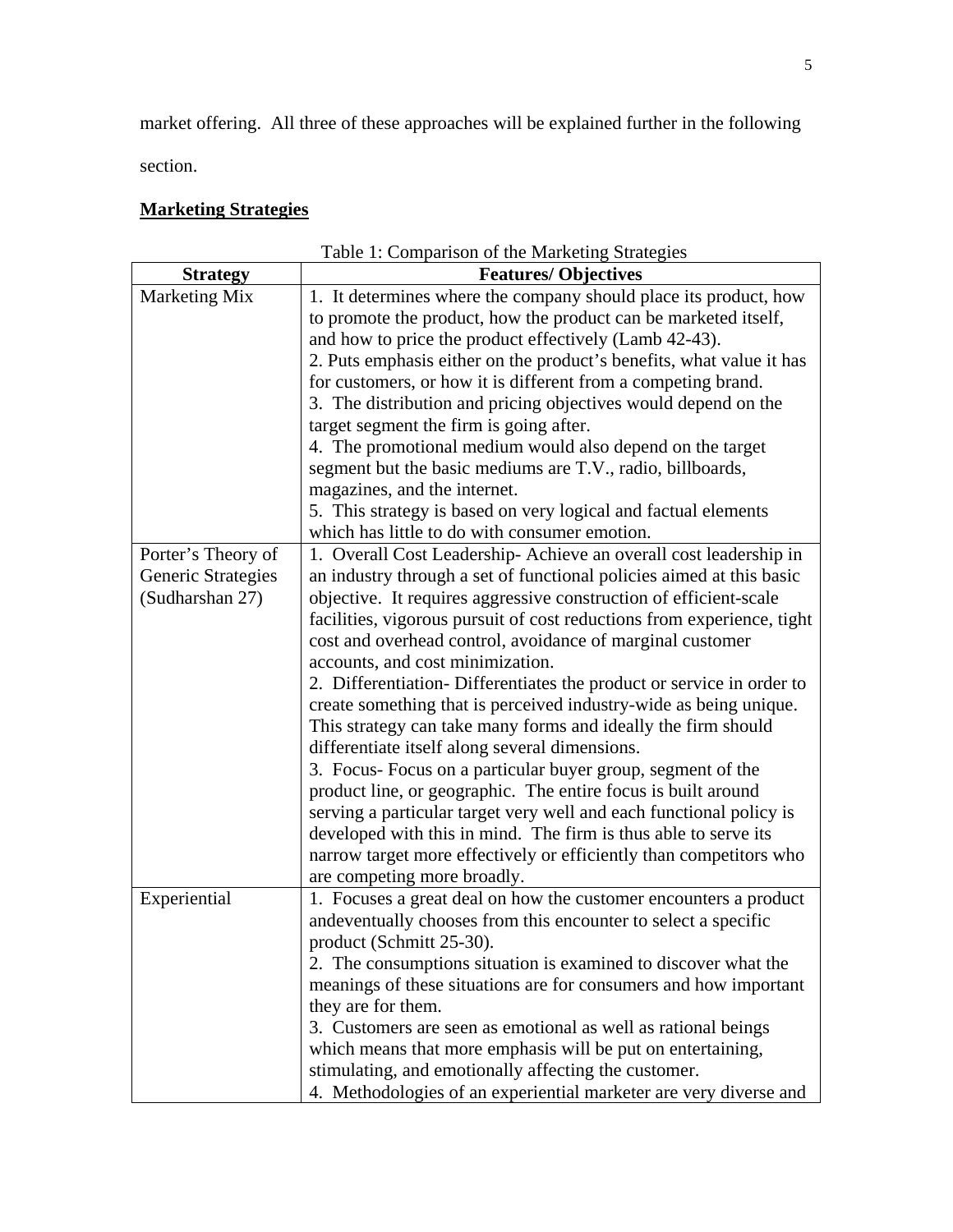market offering. All three of these approaches will be explained further in the following section.

## **Marketing Strategies**

Table 1: Comparison of the Marketing Strategies

| Strategy | Features/ Objectives |
|---|---|
| Marketing Mix | 1. It determines where the company should place its product, how to promote the product, how the product can be marketed itself, and how to price the product effectively (Lamb 42-43).<br>2. Puts emphasis either on the product's benefits, what value it has for customers, or how it is different from a competing brand.<br>3. The distribution and pricing objectives would depend on the target segment the firm is going after.<br>4. The promotional medium would also depend on the target segment but the basic mediums are T.V., radio, billboards, magazines, and the internet.<br>5. This strategy is based on very logical and factual elements which has little to do with consumer emotion. |
| Porter's Theory of Generic Strategies (Sudharshan 27) | 1. Overall Cost Leadership- Achieve an overall cost leadership in an industry through a set of functional policies aimed at this basic objective. It requires aggressive construction of efficient-scale facilities, vigorous pursuit of cost reductions from experience, tight cost and overhead control, avoidance of marginal customer accounts, and cost minimization.<br>2. Differentiation- Differentiates the product or service in order to create something that is perceived industry-wide as being unique. This strategy can take many forms and ideally the firm should differentiate itself along several dimensions.<br>3. Focus- Focus on a particular buyer group, segment of the product line, or geographic. The entire focus is built around serving a particular target very well and each functional policy is developed with this in mind. The firm is thus able to serve its narrow target more effectively or efficiently than competitors who are competing more broadly. |
| Experiential | 1. Focuses a great deal on how the customer encounters a product andeventually chooses from this encounter to select a specific product (Schmitt 25-30).<br>2. The consumptions situation is examined to discover what the meanings of these situations are for consumers and how important they are for them.<br>3. Customers are seen as emotional as well as rational beings which means that more emphasis will be put on entertaining, stimulating, and emotionally affecting the customer.<br>4. Methodologies of an experiential marketer are very diverse and |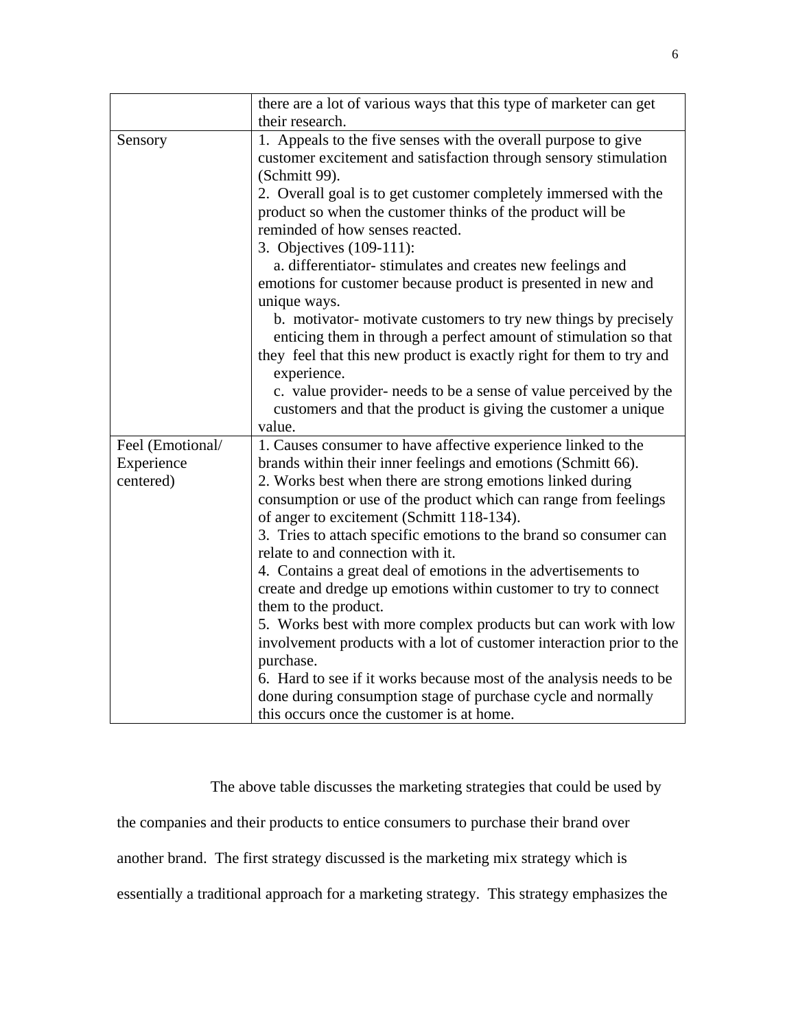| | |
|---|---|
| | there are a lot of various ways that this type of marketer can get their research. |
| Sensory | 1. Appeals to the five senses with the overall purpose to give customer excitement and satisfaction through sensory stimulation (Schmitt 99).<br>2. Overall goal is to get customer completely immersed with the product so when the customer thinks of the product will be reminded of how senses reacted.<br>3. Objectives (109-111):<br>a. differentiator- stimulates and creates new feelings and emotions for customer because product is presented in new and unique ways.<br>b. motivator- motivate customers to try new things by precisely enticing them in through a perfect amount of stimulation so that they feel that this new product is exactly right for them to try and experience.<br>c. value provider- needs to be a sense of value perceived by the customers and that the product is giving the customer a unique value. |
| Feel (Emotional/ Experience centered) | 1. Causes consumer to have affective experience linked to the brands within their inner feelings and emotions (Schmitt 66).<br>2. Works best when there are strong emotions linked during consumption or use of the product which can range from feelings of anger to excitement (Schmitt 118-134).<br>3. Tries to attach specific emotions to the brand so consumer can relate to and connection with it.<br>4. Contains a great deal of emotions in the advertisements to create and dredge up emotions within customer to try to connect them to the product.<br>5. Works best with more complex products but can work with low involvement products with a lot of customer interaction prior to the purchase.<br>6. Hard to see if it works because most of the analysis needs to be done during consumption stage of purchase cycle and normally this occurs once the customer is at home. |

The above table discusses the marketing strategies that could be used by the companies and their products to entice consumers to purchase their brand over another brand. The first strategy discussed is the marketing mix strategy which is essentially a traditional approach for a marketing strategy. This strategy emphasizes the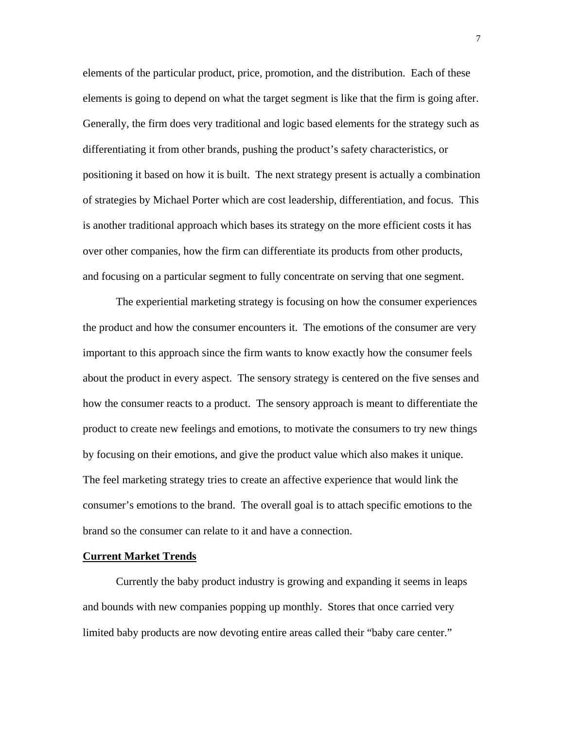elements of the particular product, price, promotion, and the distribution. Each of these elements is going to depend on what the target segment is like that the firm is going after. Generally, the firm does very traditional and logic based elements for the strategy such as differentiating it from other brands, pushing the product's safety characteristics, or positioning it based on how it is built. The next strategy present is actually a combination of strategies by Michael Porter which are cost leadership, differentiation, and focus. This is another traditional approach which bases its strategy on the more efficient costs it has over other companies, how the firm can differentiate its products from other products, and focusing on a particular segment to fully concentrate on serving that one segment.

The experiential marketing strategy is focusing on how the consumer experiences the product and how the consumer encounters it. The emotions of the consumer are very important to this approach since the firm wants to know exactly how the consumer feels about the product in every aspect. The sensory strategy is centered on the five senses and how the consumer reacts to a product. The sensory approach is meant to differentiate the product to create new feelings and emotions, to motivate the consumers to try new things by focusing on their emotions, and give the product value which also makes it unique. The feel marketing strategy tries to create an affective experience that would link the consumer's emotions to the brand. The overall goal is to attach specific emotions to the brand so the consumer can relate to it and have a connection.

## Current Market Trends

Currently the baby product industry is growing and expanding it seems in leaps and bounds with new companies popping up monthly. Stores that once carried very limited baby products are now devoting entire areas called their "baby care center."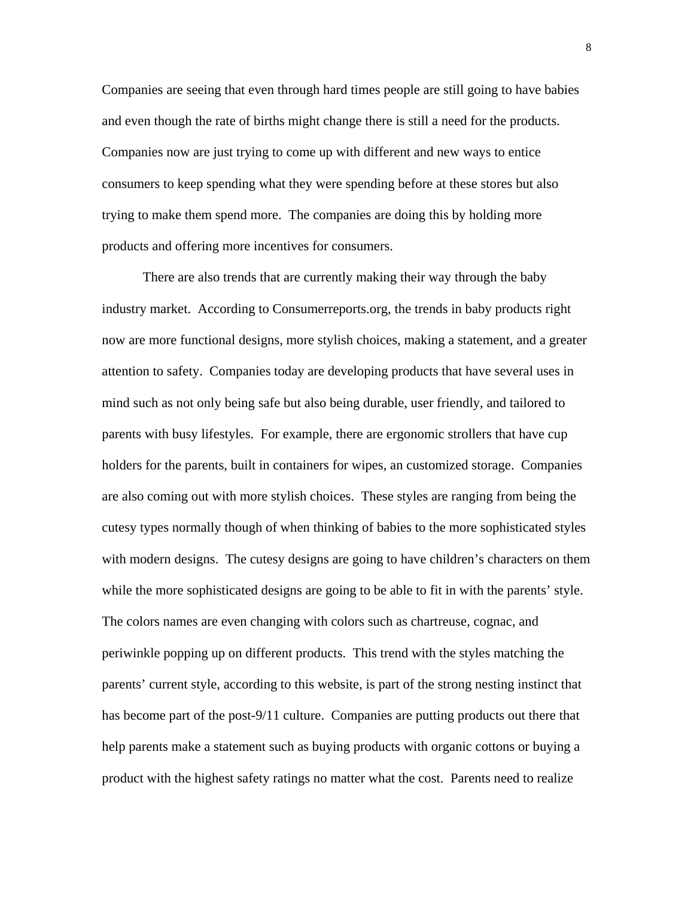Companies are seeing that even through hard times people are still going to have babies and even though the rate of births might change there is still a need for the products. Companies now are just trying to come up with different and new ways to entice consumers to keep spending what they were spending before at these stores but also trying to make them spend more.  The companies are doing this by holding more products and offering more incentives for consumers.

There are also trends that are currently making their way through the baby industry market.  According to Consumerreports.org, the trends in baby products right now are more functional designs, more stylish choices, making a statement, and a greater attention to safety.  Companies today are developing products that have several uses in mind such as not only being safe but also being durable, user friendly, and tailored to parents with busy lifestyles.  For example, there are ergonomic strollers that have cup holders for the parents, built in containers for wipes, an customized storage.  Companies are also coming out with more stylish choices.  These styles are ranging from being the cutesy types normally though of when thinking of babies to the more sophisticated styles with modern designs.  The cutesy designs are going to have children's characters on them while the more sophisticated designs are going to be able to fit in with the parents' style. The colors names are even changing with colors such as chartreuse, cognac, and periwinkle popping up on different products.  This trend with the styles matching the parents' current style, according to this website, is part of the strong nesting instinct that has become part of the post-9/11 culture.  Companies are putting products out there that help parents make a statement such as buying products with organic cottons or buying a product with the highest safety ratings no matter what the cost.  Parents need to realize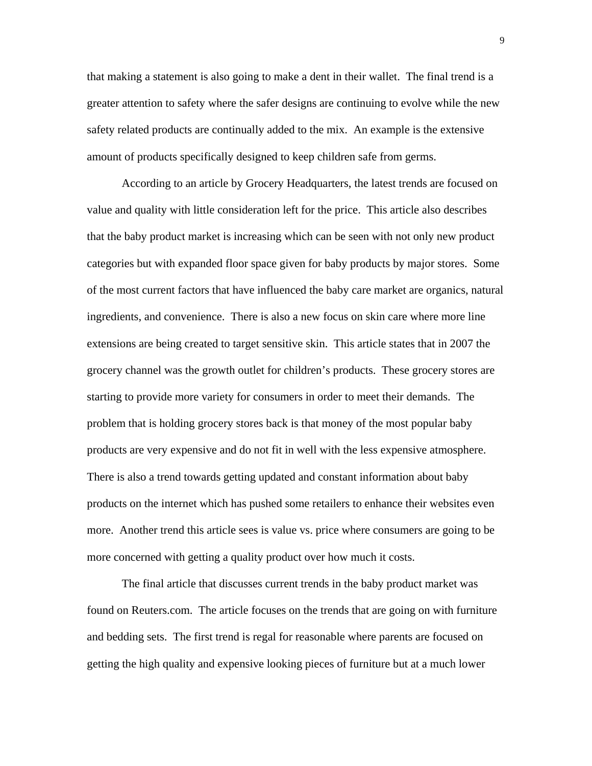that making a statement is also going to make a dent in their wallet. The final trend is a greater attention to safety where the safer designs are continuing to evolve while the new safety related products are continually added to the mix. An example is the extensive amount of products specifically designed to keep children safe from germs.

According to an article by Grocery Headquarters, the latest trends are focused on value and quality with little consideration left for the price. This article also describes that the baby product market is increasing which can be seen with not only new product categories but with expanded floor space given for baby products by major stores. Some of the most current factors that have influenced the baby care market are organics, natural ingredients, and convenience. There is also a new focus on skin care where more line extensions are being created to target sensitive skin. This article states that in 2007 the grocery channel was the growth outlet for children's products. These grocery stores are starting to provide more variety for consumers in order to meet their demands. The problem that is holding grocery stores back is that money of the most popular baby products are very expensive and do not fit in well with the less expensive atmosphere. There is also a trend towards getting updated and constant information about baby products on the internet which has pushed some retailers to enhance their websites even more. Another trend this article sees is value vs. price where consumers are going to be more concerned with getting a quality product over how much it costs.

The final article that discusses current trends in the baby product market was found on Reuters.com. The article focuses on the trends that are going on with furniture and bedding sets. The first trend is regal for reasonable where parents are focused on getting the high quality and expensive looking pieces of furniture but at a much lower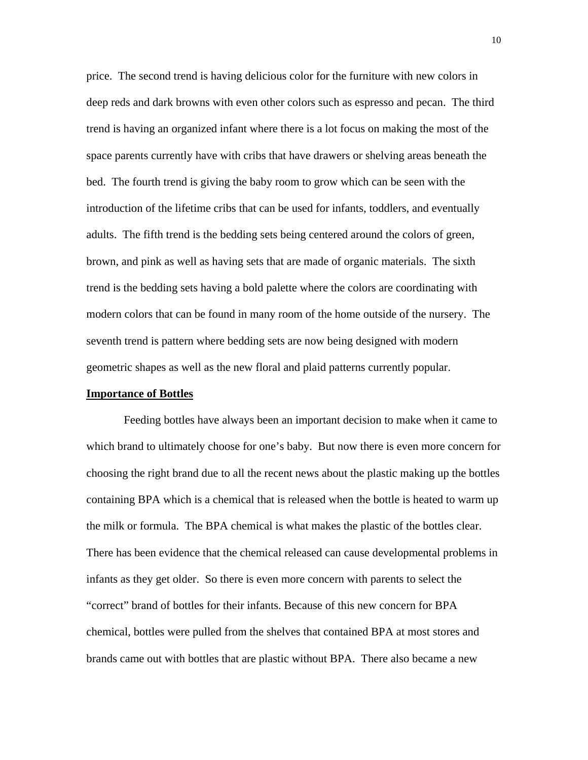price. The second trend is having delicious color for the furniture with new colors in deep reds and dark browns with even other colors such as espresso and pecan. The third trend is having an organized infant where there is a lot focus on making the most of the space parents currently have with cribs that have drawers or shelving areas beneath the bed. The fourth trend is giving the baby room to grow which can be seen with the introduction of the lifetime cribs that can be used for infants, toddlers, and eventually adults. The fifth trend is the bedding sets being centered around the colors of green, brown, and pink as well as having sets that are made of organic materials. The sixth trend is the bedding sets having a bold palette where the colors are coordinating with modern colors that can be found in many room of the home outside of the nursery. The seventh trend is pattern where bedding sets are now being designed with modern geometric shapes as well as the new floral and plaid patterns currently popular.

**Importance of Bottles**

Feeding bottles have always been an important decision to make when it came to which brand to ultimately choose for one's baby. But now there is even more concern for choosing the right brand due to all the recent news about the plastic making up the bottles containing BPA which is a chemical that is released when the bottle is heated to warm up the milk or formula. The BPA chemical is what makes the plastic of the bottles clear. There has been evidence that the chemical released can cause developmental problems in infants as they get older. So there is even more concern with parents to select the "correct" brand of bottles for their infants. Because of this new concern for BPA chemical, bottles were pulled from the shelves that contained BPA at most stores and brands came out with bottles that are plastic without BPA. There also became a new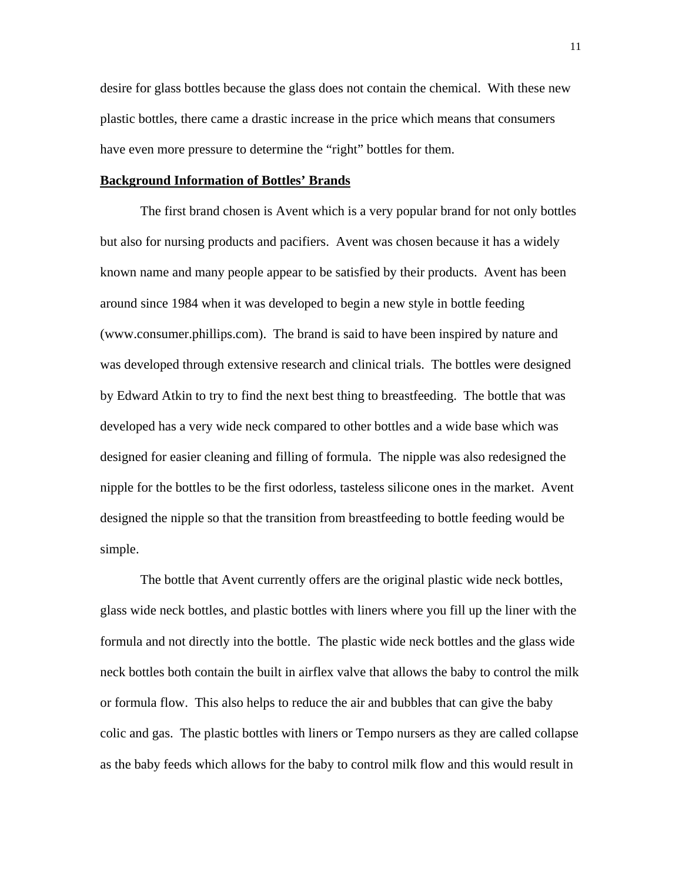desire for glass bottles because the glass does not contain the chemical. With these new plastic bottles, there came a drastic increase in the price which means that consumers have even more pressure to determine the "right" bottles for them.

**Background Information of Bottles' Brands**

The first brand chosen is Avent which is a very popular brand for not only bottles but also for nursing products and pacifiers. Avent was chosen because it has a widely known name and many people appear to be satisfied by their products. Avent has been around since 1984 when it was developed to begin a new style in bottle feeding (www.consumer.phillips.com). The brand is said to have been inspired by nature and was developed through extensive research and clinical trials. The bottles were designed by Edward Atkin to try to find the next best thing to breastfeeding. The bottle that was developed has a very wide neck compared to other bottles and a wide base which was designed for easier cleaning and filling of formula. The nipple was also redesigned the nipple for the bottles to be the first odorless, tasteless silicone ones in the market. Avent designed the nipple so that the transition from breastfeeding to bottle feeding would be simple.

The bottle that Avent currently offers are the original plastic wide neck bottles, glass wide neck bottles, and plastic bottles with liners where you fill up the liner with the formula and not directly into the bottle. The plastic wide neck bottles and the glass wide neck bottles both contain the built in airflex valve that allows the baby to control the milk or formula flow. This also helps to reduce the air and bubbles that can give the baby colic and gas. The plastic bottles with liners or Tempo nursers as they are called collapse as the baby feeds which allows for the baby to control milk flow and this would result in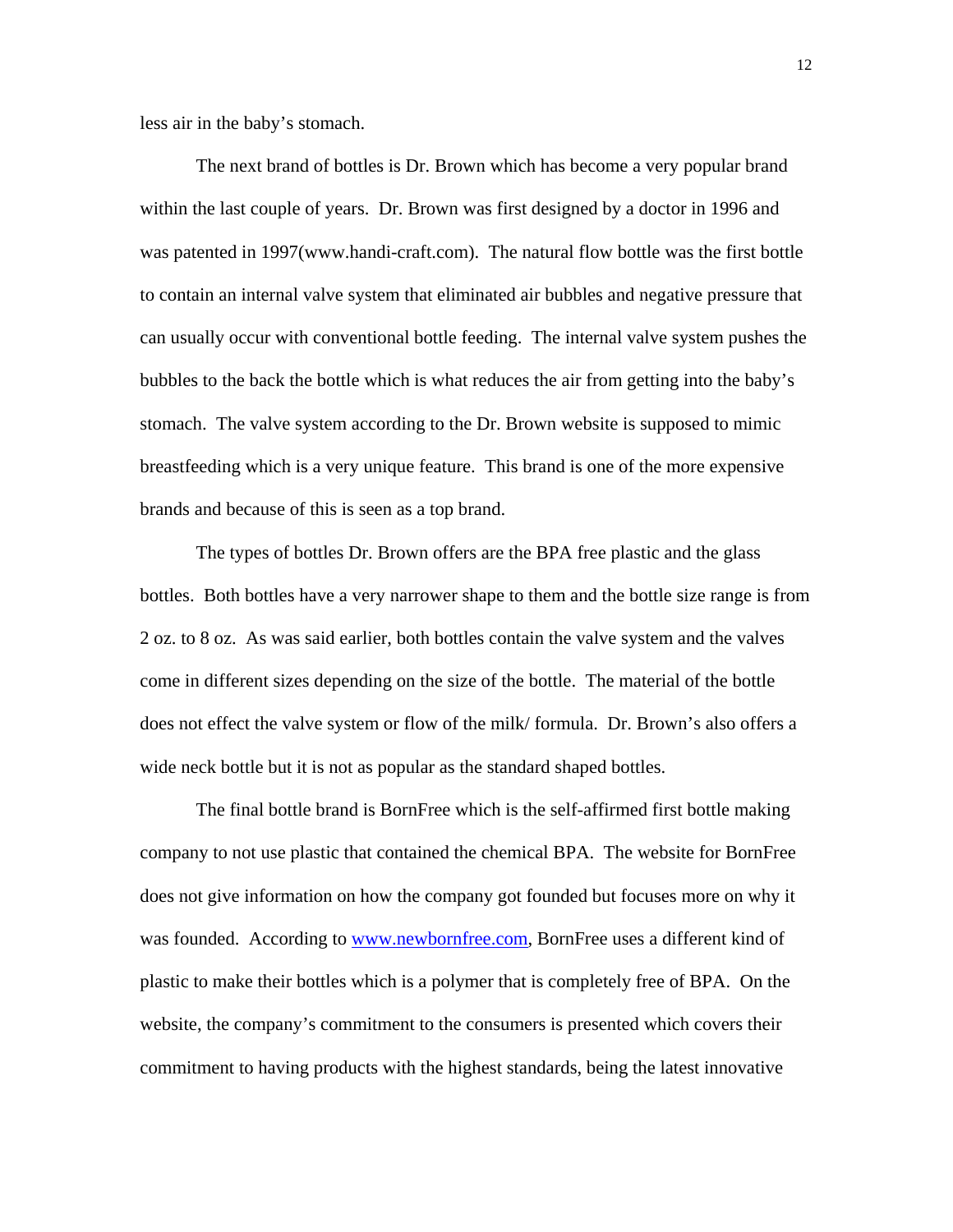less air in the baby's stomach.

The next brand of bottles is Dr. Brown which has become a very popular brand within the last couple of years. Dr. Brown was first designed by a doctor in 1996 and was patented in 1997(www.handi-craft.com). The natural flow bottle was the first bottle to contain an internal valve system that eliminated air bubbles and negative pressure that can usually occur with conventional bottle feeding. The internal valve system pushes the bubbles to the back the bottle which is what reduces the air from getting into the baby's stomach. The valve system according to the Dr. Brown website is supposed to mimic breastfeeding which is a very unique feature. This brand is one of the more expensive brands and because of this is seen as a top brand.

The types of bottles Dr. Brown offers are the BPA free plastic and the glass bottles. Both bottles have a very narrower shape to them and the bottle size range is from 2 oz. to 8 oz. As was said earlier, both bottles contain the valve system and the valves come in different sizes depending on the size of the bottle. The material of the bottle does not effect the valve system or flow of the milk/ formula. Dr. Brown's also offers a wide neck bottle but it is not as popular as the standard shaped bottles.

The final bottle brand is BornFree which is the self-affirmed first bottle making company to not use plastic that contained the chemical BPA. The website for BornFree does not give information on how the company got founded but focuses more on why it was founded. According to [www.newbornfree.com](www.newbornfree.com), BornFree uses a different kind of plastic to make their bottles which is a polymer that is completely free of BPA. On the website, the company's commitment to the consumers is presented which covers their commitment to having products with the highest standards, being the latest innovative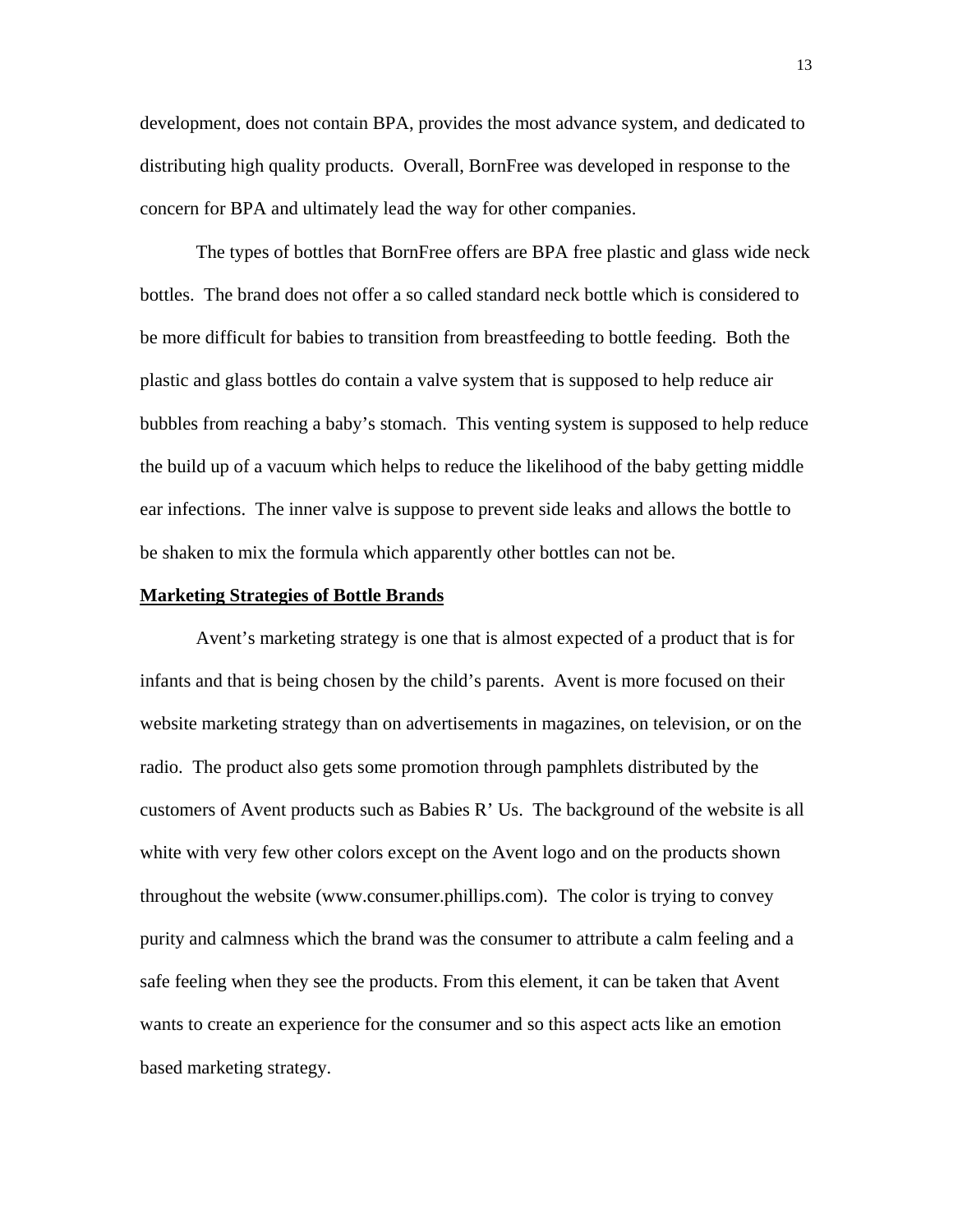development, does not contain BPA, provides the most advance system, and dedicated to distributing high quality products.  Overall, BornFree was developed in response to the concern for BPA and ultimately lead the way for other companies.

The types of bottles that BornFree offers are BPA free plastic and glass wide neck bottles.  The brand does not offer a so called standard neck bottle which is considered to be more difficult for babies to transition from breastfeeding to bottle feeding.  Both the plastic and glass bottles do contain a valve system that is supposed to help reduce air bubbles from reaching a baby's stomach.  This venting system is supposed to help reduce the build up of a vacuum which helps to reduce the likelihood of the baby getting middle ear infections.  The inner valve is suppose to prevent side leaks and allows the bottle to be shaken to mix the formula which apparently other bottles can not be.

**Marketing Strategies of Bottle Brands**

Avent's marketing strategy is one that is almost expected of a product that is for infants and that is being chosen by the child's parents.  Avent is more focused on their website marketing strategy than on advertisements in magazines, on television, or on the radio.  The product also gets some promotion through pamphlets distributed by the customers of Avent products such as Babies R' Us.  The background of the website is all white with very few other colors except on the Avent logo and on the products shown throughout the website (www.consumer.phillips.com).  The color is trying to convey purity and calmness which the brand was the consumer to attribute a calm feeling and a safe feeling when they see the products. From this element, it can be taken that Avent wants to create an experience for the consumer and so this aspect acts like an emotion based marketing strategy.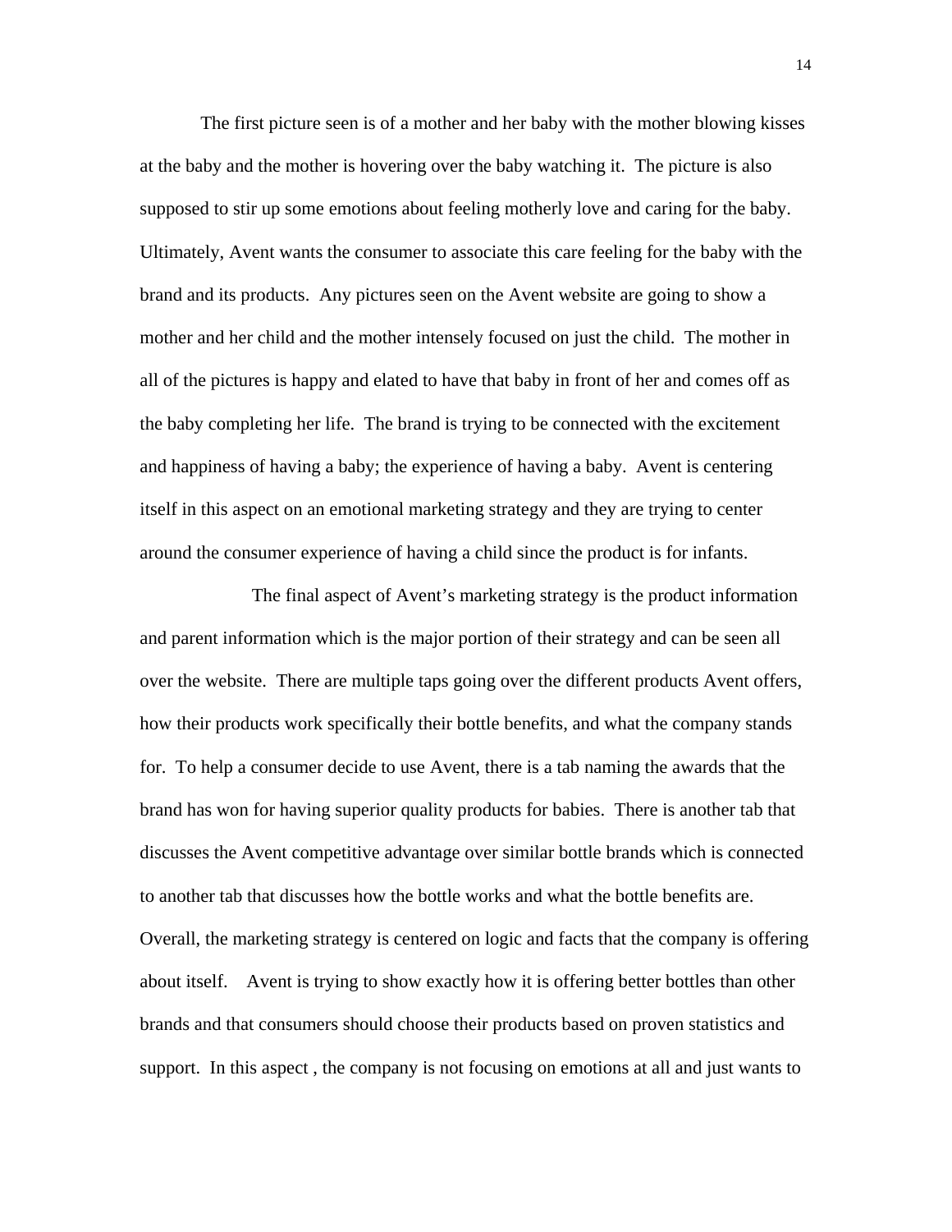The first picture seen is of a mother and her baby with the mother blowing kisses at the baby and the mother is hovering over the baby watching it. The picture is also supposed to stir up some emotions about feeling motherly love and caring for the baby. Ultimately, Avent wants the consumer to associate this care feeling for the baby with the brand and its products. Any pictures seen on the Avent website are going to show a mother and her child and the mother intensely focused on just the child. The mother in all of the pictures is happy and elated to have that baby in front of her and comes off as the baby completing her life. The brand is trying to be connected with the excitement and happiness of having a baby; the experience of having a baby. Avent is centering itself in this aspect on an emotional marketing strategy and they are trying to center around the consumer experience of having a child since the product is for infants.

The final aspect of Avent's marketing strategy is the product information and parent information which is the major portion of their strategy and can be seen all over the website. There are multiple taps going over the different products Avent offers, how their products work specifically their bottle benefits, and what the company stands for. To help a consumer decide to use Avent, there is a tab naming the awards that the brand has won for having superior quality products for babies. There is another tab that discusses the Avent competitive advantage over similar bottle brands which is connected to another tab that discusses how the bottle works and what the bottle benefits are. Overall, the marketing strategy is centered on logic and facts that the company is offering about itself. Avent is trying to show exactly how it is offering better bottles than other brands and that consumers should choose their products based on proven statistics and support. In this aspect , the company is not focusing on emotions at all and just wants to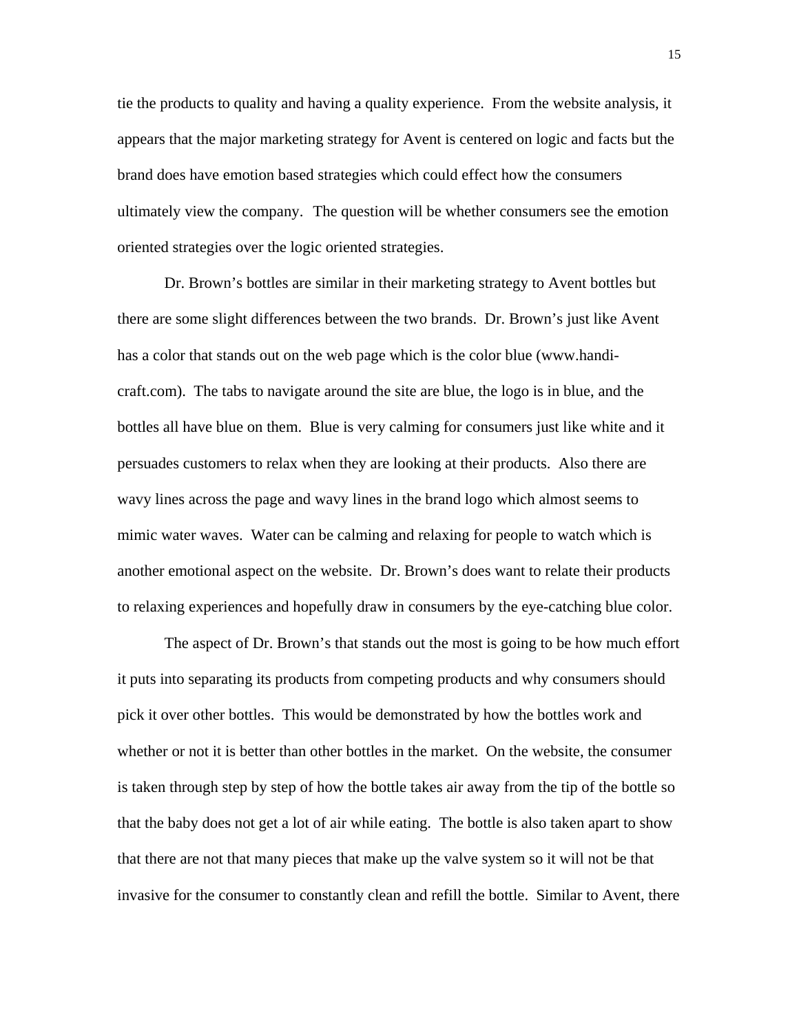tie the products to quality and having a quality experience. From the website analysis, it appears that the major marketing strategy for Avent is centered on logic and facts but the brand does have emotion based strategies which could effect how the consumers ultimately view the company. The question will be whether consumers see the emotion oriented strategies over the logic oriented strategies.

Dr. Brown's bottles are similar in their marketing strategy to Avent bottles but there are some slight differences between the two brands. Dr. Brown's just like Avent has a color that stands out on the web page which is the color blue (www.handi-craft.com). The tabs to navigate around the site are blue, the logo is in blue, and the bottles all have blue on them. Blue is very calming for consumers just like white and it persuades customers to relax when they are looking at their products. Also there are wavy lines across the page and wavy lines in the brand logo which almost seems to mimic water waves. Water can be calming and relaxing for people to watch which is another emotional aspect on the website. Dr. Brown's does want to relate their products to relaxing experiences and hopefully draw in consumers by the eye-catching blue color.

The aspect of Dr. Brown's that stands out the most is going to be how much effort it puts into separating its products from competing products and why consumers should pick it over other bottles. This would be demonstrated by how the bottles work and whether or not it is better than other bottles in the market. On the website, the consumer is taken through step by step of how the bottle takes air away from the tip of the bottle so that the baby does not get a lot of air while eating. The bottle is also taken apart to show that there are not that many pieces that make up the valve system so it will not be that invasive for the consumer to constantly clean and refill the bottle. Similar to Avent, there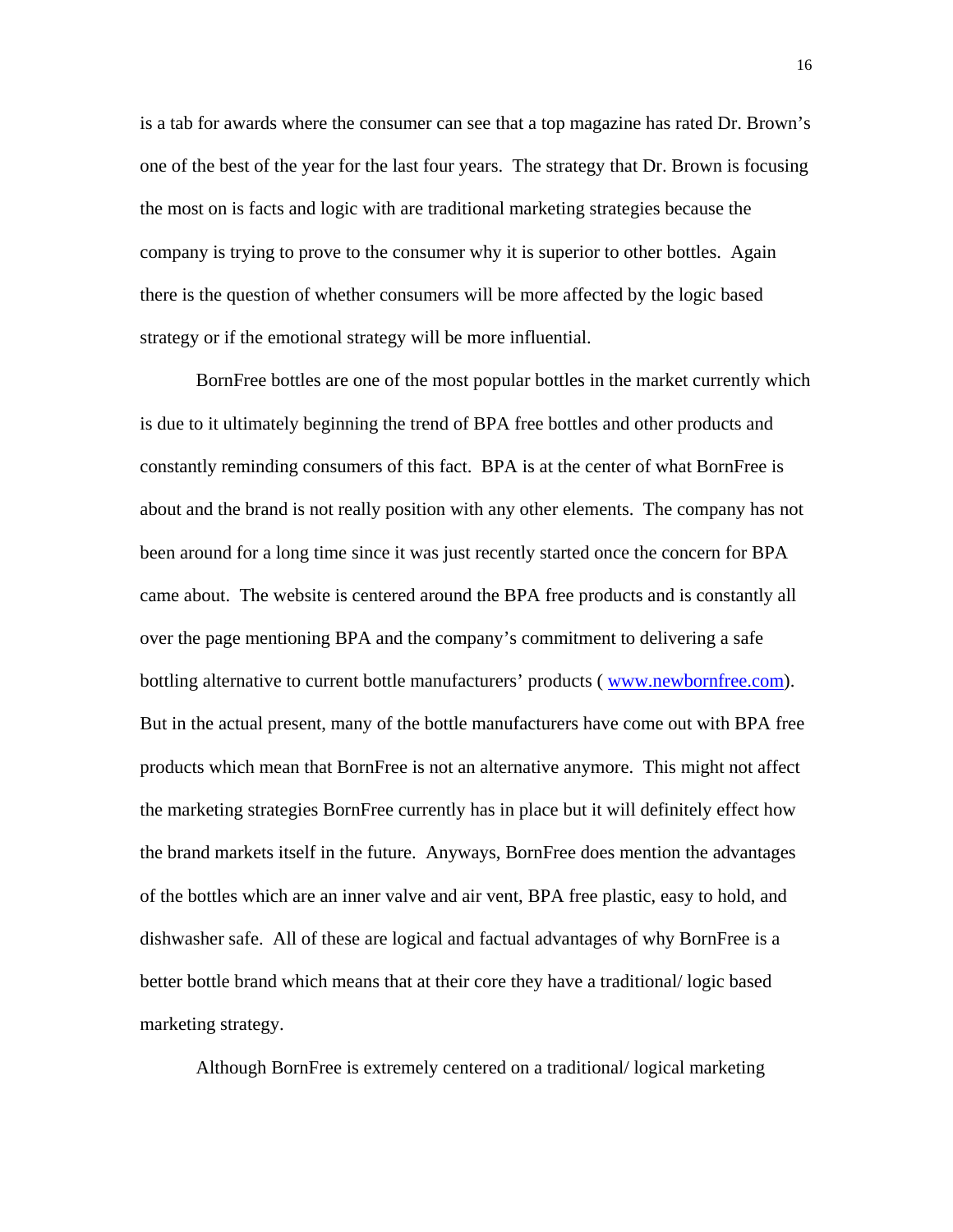is a tab for awards where the consumer can see that a top magazine has rated Dr. Brown's one of the best of the year for the last four years. The strategy that Dr. Brown is focusing the most on is facts and logic with are traditional marketing strategies because the company is trying to prove to the consumer why it is superior to other bottles. Again there is the question of whether consumers will be more affected by the logic based strategy or if the emotional strategy will be more influential.

BornFree bottles are one of the most popular bottles in the market currently which is due to it ultimately beginning the trend of BPA free bottles and other products and constantly reminding consumers of this fact. BPA is at the center of what BornFree is about and the brand is not really position with any other elements. The company has not been around for a long time since it was just recently started once the concern for BPA came about. The website is centered around the BPA free products and is constantly all over the page mentioning BPA and the company's commitment to delivering a safe bottling alternative to current bottle manufacturers' products ( [www.newbornfree.com](www.newbornfree.com)). But in the actual present, many of the bottle manufacturers have come out with BPA free products which mean that BornFree is not an alternative anymore. This might not affect the marketing strategies BornFree currently has in place but it will definitely effect how the brand markets itself in the future. Anyways, BornFree does mention the advantages of the bottles which are an inner valve and air vent, BPA free plastic, easy to hold, and dishwasher safe. All of these are logical and factual advantages of why BornFree is a better bottle brand which means that at their core they have a traditional/ logic based marketing strategy.

Although BornFree is extremely centered on a traditional/ logical marketing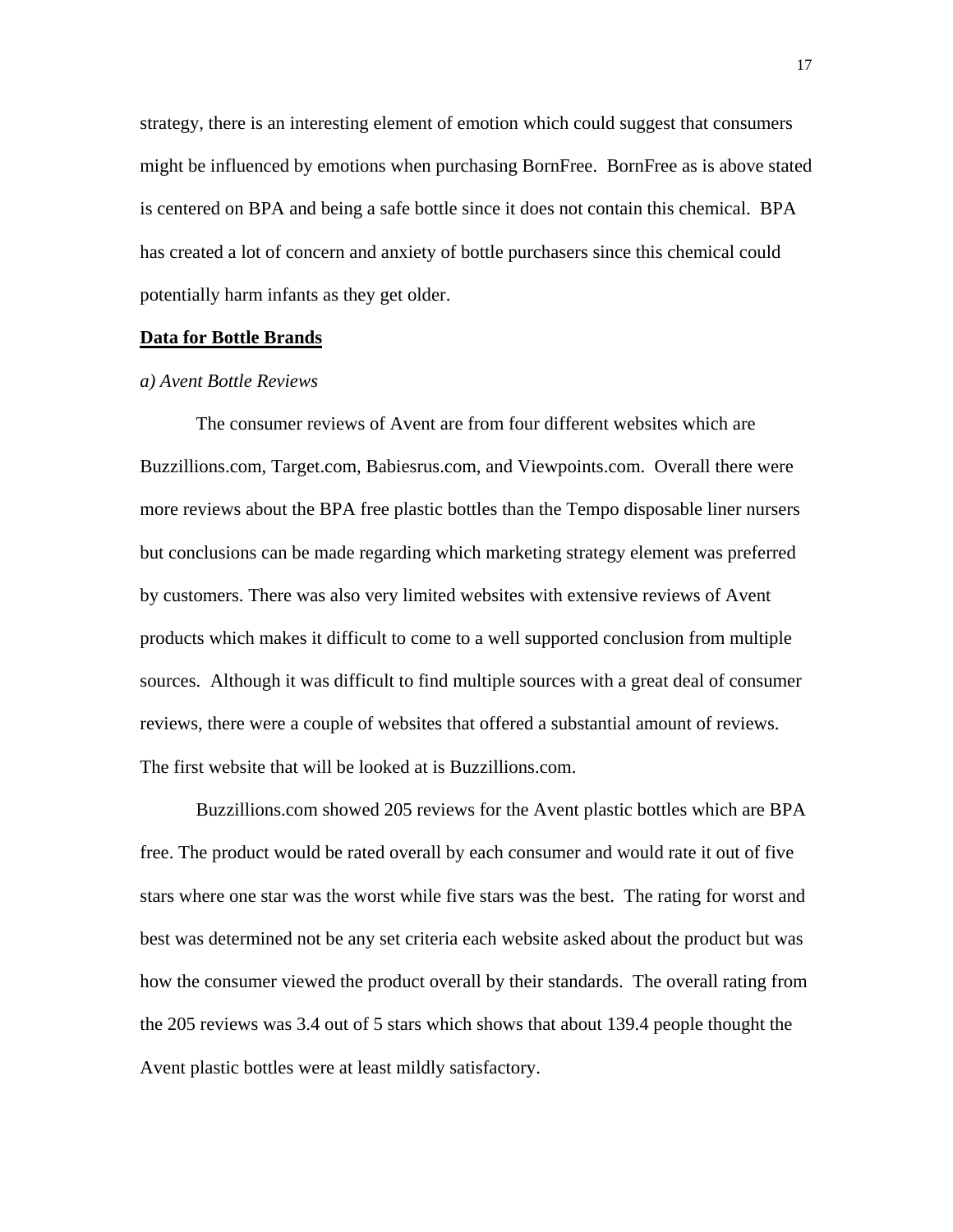strategy, there is an interesting element of emotion which could suggest that consumers might be influenced by emotions when purchasing BornFree. BornFree as is above stated is centered on BPA and being a safe bottle since it does not contain this chemical. BPA has created a lot of concern and anxiety of bottle purchasers since this chemical could potentially harm infants as they get older.

**Data for Bottle Brands**

*a) Avent Bottle Reviews*

The consumer reviews of Avent are from four different websites which are Buzzillions.com, Target.com, Babiesrus.com, and Viewpoints.com. Overall there were more reviews about the BPA free plastic bottles than the Tempo disposable liner nursers but conclusions can be made regarding which marketing strategy element was preferred by customers. There was also very limited websites with extensive reviews of Avent products which makes it difficult to come to a well supported conclusion from multiple sources. Although it was difficult to find multiple sources with a great deal of consumer reviews, there were a couple of websites that offered a substantial amount of reviews. The first website that will be looked at is Buzzillions.com.

Buzzillions.com showed 205 reviews for the Avent plastic bottles which are BPA free. The product would be rated overall by each consumer and would rate it out of five stars where one star was the worst while five stars was the best. The rating for worst and best was determined not be any set criteria each website asked about the product but was how the consumer viewed the product overall by their standards. The overall rating from the 205 reviews was 3.4 out of 5 stars which shows that about 139.4 people thought the Avent plastic bottles were at least mildly satisfactory.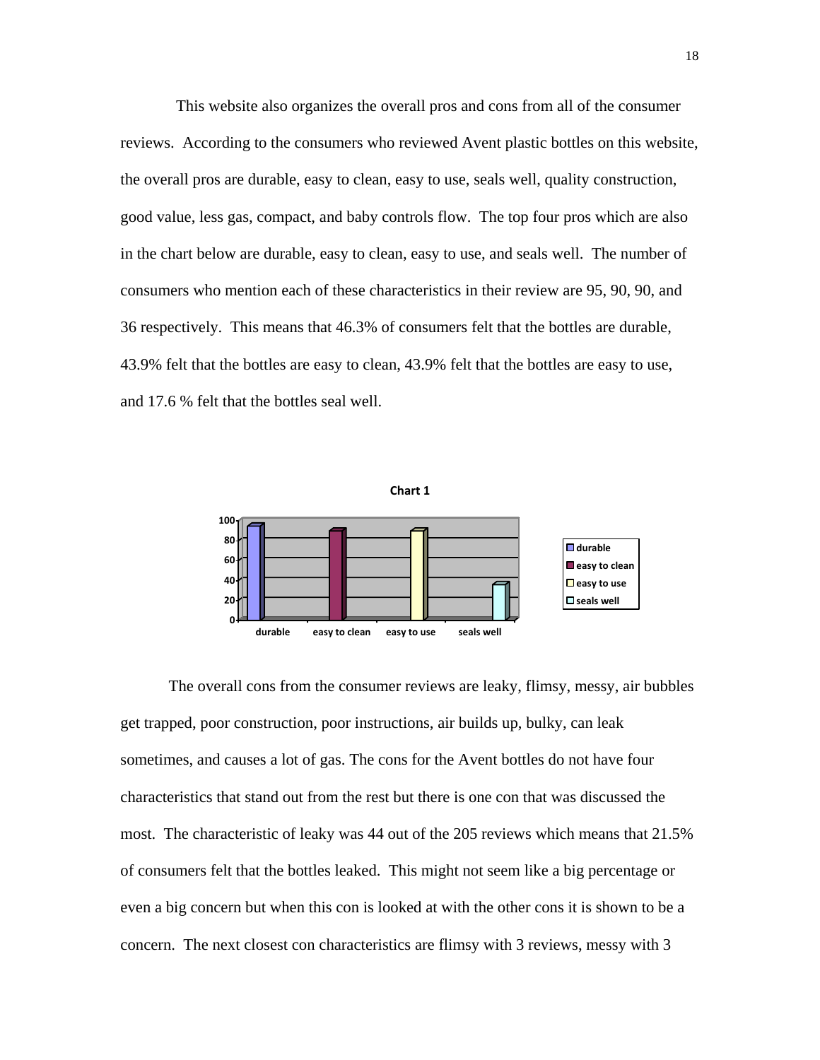This website also organizes the overall pros and cons from all of the consumer reviews. According to the consumers who reviewed Avent plastic bottles on this website, the overall pros are durable, easy to clean, easy to use, seals well, quality construction, good value, less gas, compact, and baby controls flow. The top four pros which are also in the chart below are durable, easy to clean, easy to use, and seals well. The number of consumers who mention each of these characteristics in their review are 95, 90, 90, and 36 respectively. This means that 46.3% of consumers felt that the bottles are durable, 43.9% felt that the bottles are easy to clean, 43.9% felt that the bottles are easy to use, and 17.6 % felt that the bottles seal well.

**Chart 1**

| | durable | easy to clean | easy to use | seals well |
|---|---|---|---|---|
| Number of reviews | 95 | 90 | 90 | 36 |

The overall cons from the consumer reviews are leaky, flimsy, messy, air bubbles get trapped, poor construction, poor instructions, air builds up, bulky, can leak sometimes, and causes a lot of gas. The cons for the Avent bottles do not have four characteristics that stand out from the rest but there is one con that was discussed the most. The characteristic of leaky was 44 out of the 205 reviews which means that 21.5% of consumers felt that the bottles leaked. This might not seem like a big percentage or even a big concern but when this con is looked at with the other cons it is shown to be a concern. The next closest con characteristics are flimsy with 3 reviews, messy with 3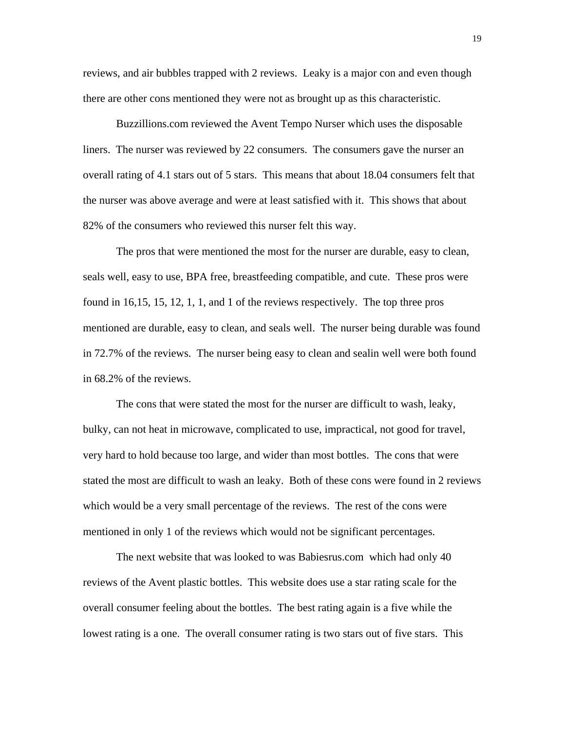reviews, and air bubbles trapped with 2 reviews. Leaky is a major con and even though there are other cons mentioned they were not as brought up as this characteristic.

Buzzillions.com reviewed the Avent Tempo Nurser which uses the disposable liners. The nurser was reviewed by 22 consumers. The consumers gave the nurser an overall rating of 4.1 stars out of 5 stars. This means that about 18.04 consumers felt that the nurser was above average and were at least satisfied with it. This shows that about 82% of the consumers who reviewed this nurser felt this way.

The pros that were mentioned the most for the nurser are durable, easy to clean, seals well, easy to use, BPA free, breastfeeding compatible, and cute. These pros were found in 16,15, 15, 12, 1, 1, and 1 of the reviews respectively. The top three pros mentioned are durable, easy to clean, and seals well. The nurser being durable was found in 72.7% of the reviews. The nurser being easy to clean and sealin well were both found in 68.2% of the reviews.

The cons that were stated the most for the nurser are difficult to wash, leaky, bulky, can not heat in microwave, complicated to use, impractical, not good for travel, very hard to hold because too large, and wider than most bottles. The cons that were stated the most are difficult to wash an leaky. Both of these cons were found in 2 reviews which would be a very small percentage of the reviews. The rest of the cons were mentioned in only 1 of the reviews which would not be significant percentages.

The next website that was looked to was Babiesrus.com which had only 40 reviews of the Avent plastic bottles. This website does use a star rating scale for the overall consumer feeling about the bottles. The best rating again is a five while the lowest rating is a one. The overall consumer rating is two stars out of five stars. This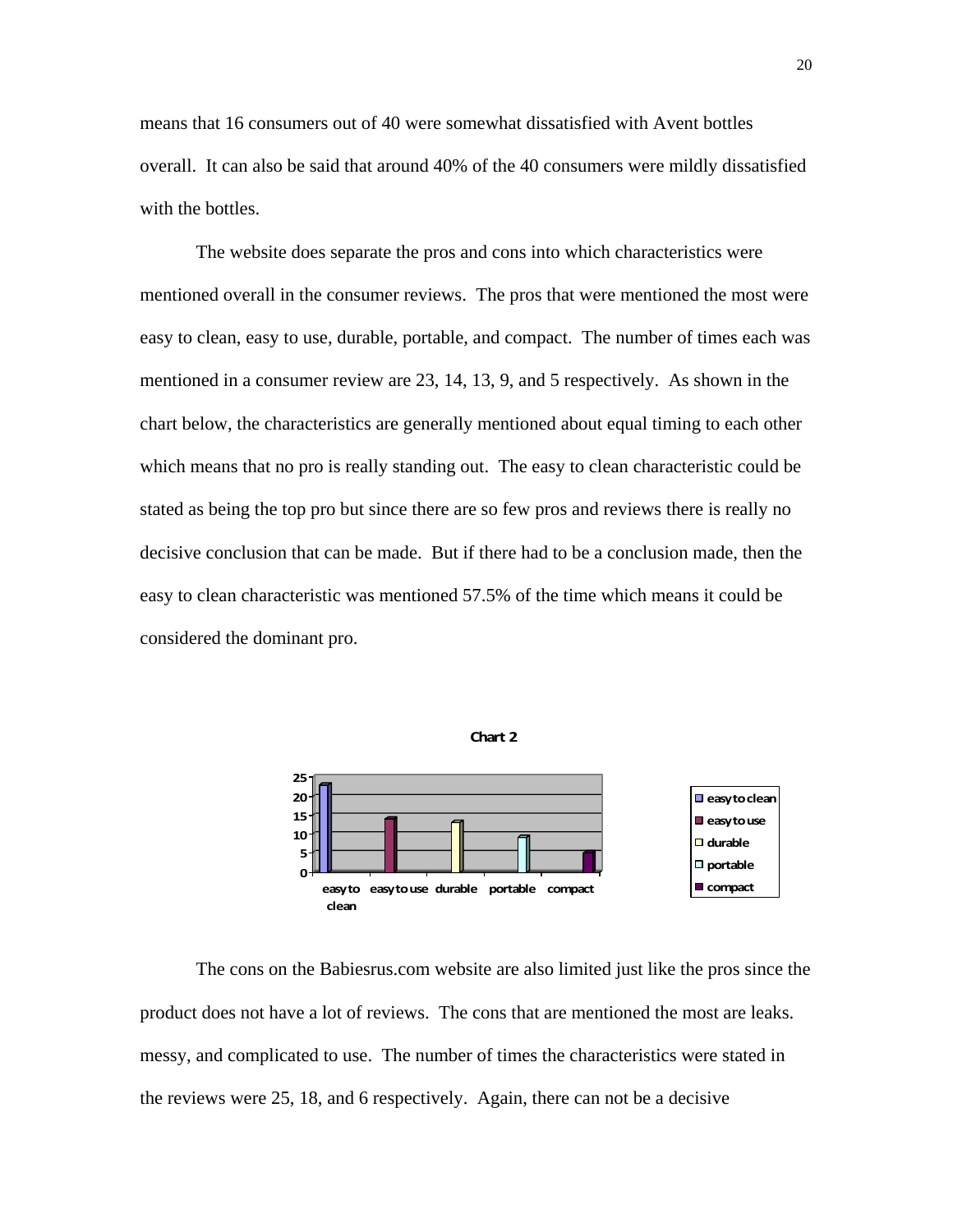means that 16 consumers out of 40 were somewhat dissatisfied with Avent bottles overall. It can also be said that around 40% of the 40 consumers were mildly dissatisfied with the bottles.

The website does separate the pros and cons into which characteristics were mentioned overall in the consumer reviews. The pros that were mentioned the most were easy to clean, easy to use, durable, portable, and compact. The number of times each was mentioned in a consumer review are 23, 14, 13, 9, and 5 respectively. As shown in the chart below, the characteristics are generally mentioned about equal timing to each other which means that no pro is really standing out. The easy to clean characteristic could be stated as being the top pro but since there are so few pros and reviews there is really no decisive conclusion that can be made. But if there had to be a conclusion made, then the easy to clean characteristic was mentioned 57.5% of the time which means it could be considered the dominant pro.

**Chart 2**

| Characteristic | Count |
|---|---|
| easy to clean | 23 |
| easy to use | 14 |
| durable | 13 |
| portable | 9 |
| compact | 5 |

The cons on the Babiesrus.com website are also limited just like the pros since the product does not have a lot of reviews. The cons that are mentioned the most are leaks. messy, and complicated to use. The number of times the characteristics were stated in the reviews were 25, 18, and 6 respectively. Again, there can not be a decisive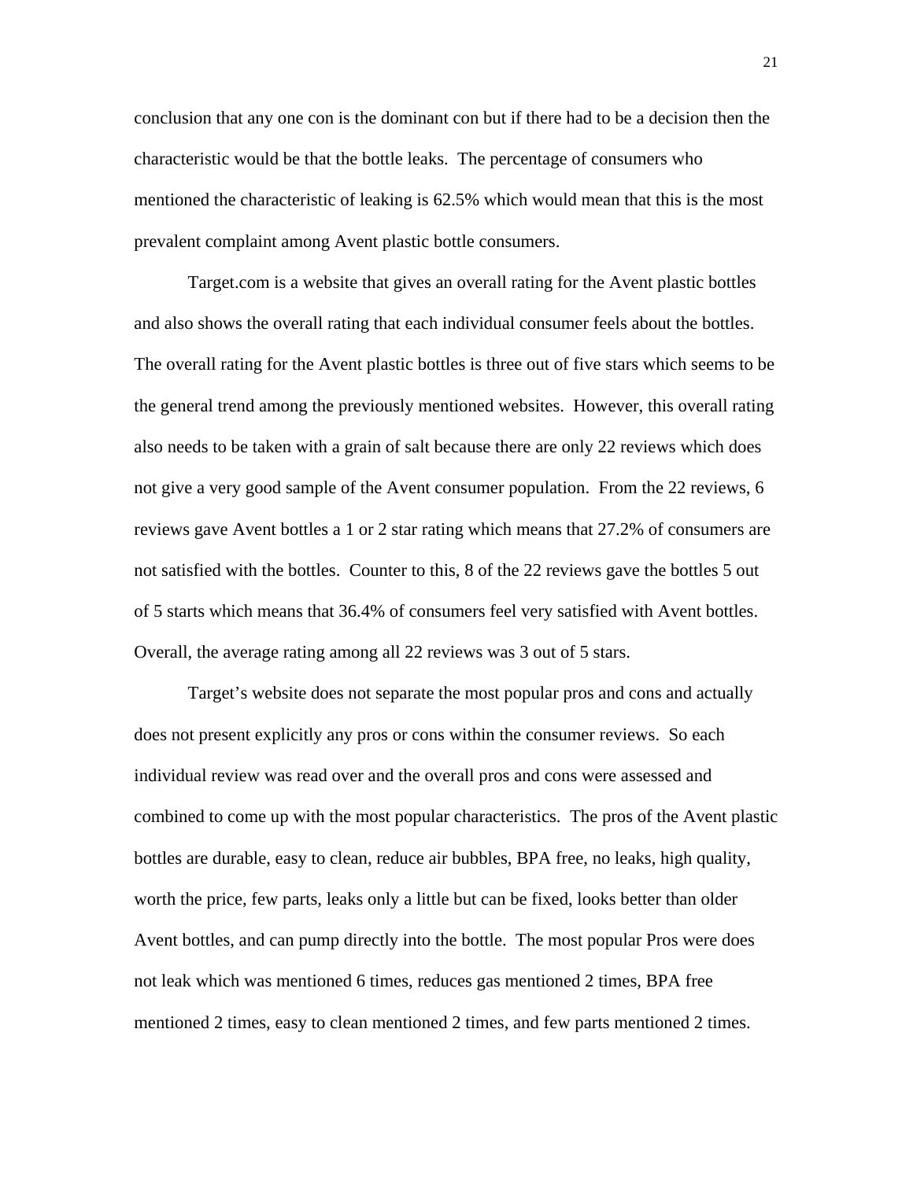conclusion that any one con is the dominant con but if there had to be a decision then the characteristic would be that the bottle leaks. The percentage of consumers who mentioned the characteristic of leaking is 62.5% which would mean that this is the most prevalent complaint among Avent plastic bottle consumers.

Target.com is a website that gives an overall rating for the Avent plastic bottles and also shows the overall rating that each individual consumer feels about the bottles. The overall rating for the Avent plastic bottles is three out of five stars which seems to be the general trend among the previously mentioned websites. However, this overall rating also needs to be taken with a grain of salt because there are only 22 reviews which does not give a very good sample of the Avent consumer population. From the 22 reviews, 6 reviews gave Avent bottles a 1 or 2 star rating which means that 27.2% of consumers are not satisfied with the bottles. Counter to this, 8 of the 22 reviews gave the bottles 5 out of 5 starts which means that 36.4% of consumers feel very satisfied with Avent bottles. Overall, the average rating among all 22 reviews was 3 out of 5 stars.

Target's website does not separate the most popular pros and cons and actually does not present explicitly any pros or cons within the consumer reviews. So each individual review was read over and the overall pros and cons were assessed and combined to come up with the most popular characteristics. The pros of the Avent plastic bottles are durable, easy to clean, reduce air bubbles, BPA free, no leaks, high quality, worth the price, few parts, leaks only a little but can be fixed, looks better than older Avent bottles, and can pump directly into the bottle. The most popular Pros were does not leak which was mentioned 6 times, reduces gas mentioned 2 times, BPA free mentioned 2 times, easy to clean mentioned 2 times, and few parts mentioned 2 times.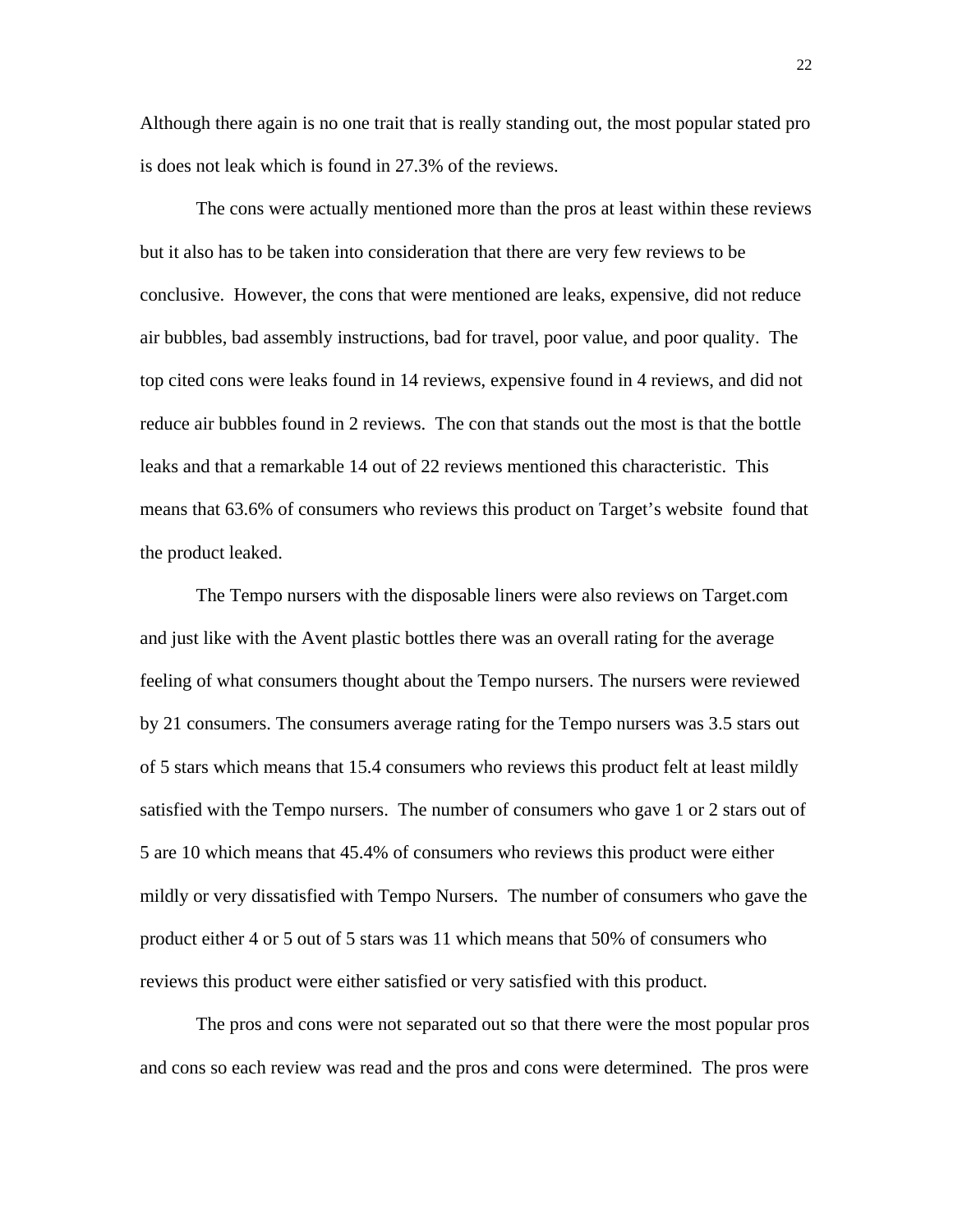Although there again is no one trait that is really standing out, the most popular stated pro is does not leak which is found in 27.3% of the reviews.

The cons were actually mentioned more than the pros at least within these reviews but it also has to be taken into consideration that there are very few reviews to be conclusive. However, the cons that were mentioned are leaks, expensive, did not reduce air bubbles, bad assembly instructions, bad for travel, poor value, and poor quality. The top cited cons were leaks found in 14 reviews, expensive found in 4 reviews, and did not reduce air bubbles found in 2 reviews. The con that stands out the most is that the bottle leaks and that a remarkable 14 out of 22 reviews mentioned this characteristic. This means that 63.6% of consumers who reviews this product on Target's website found that the product leaked.

The Tempo nursers with the disposable liners were also reviews on Target.com and just like with the Avent plastic bottles there was an overall rating for the average feeling of what consumers thought about the Tempo nursers. The nursers were reviewed by 21 consumers. The consumers average rating for the Tempo nursers was 3.5 stars out of 5 stars which means that 15.4 consumers who reviews this product felt at least mildly satisfied with the Tempo nursers. The number of consumers who gave 1 or 2 stars out of 5 are 10 which means that 45.4% of consumers who reviews this product were either mildly or very dissatisfied with Tempo Nursers. The number of consumers who gave the product either 4 or 5 out of 5 stars was 11 which means that 50% of consumers who reviews this product were either satisfied or very satisfied with this product.

The pros and cons were not separated out so that there were the most popular pros and cons so each review was read and the pros and cons were determined. The pros were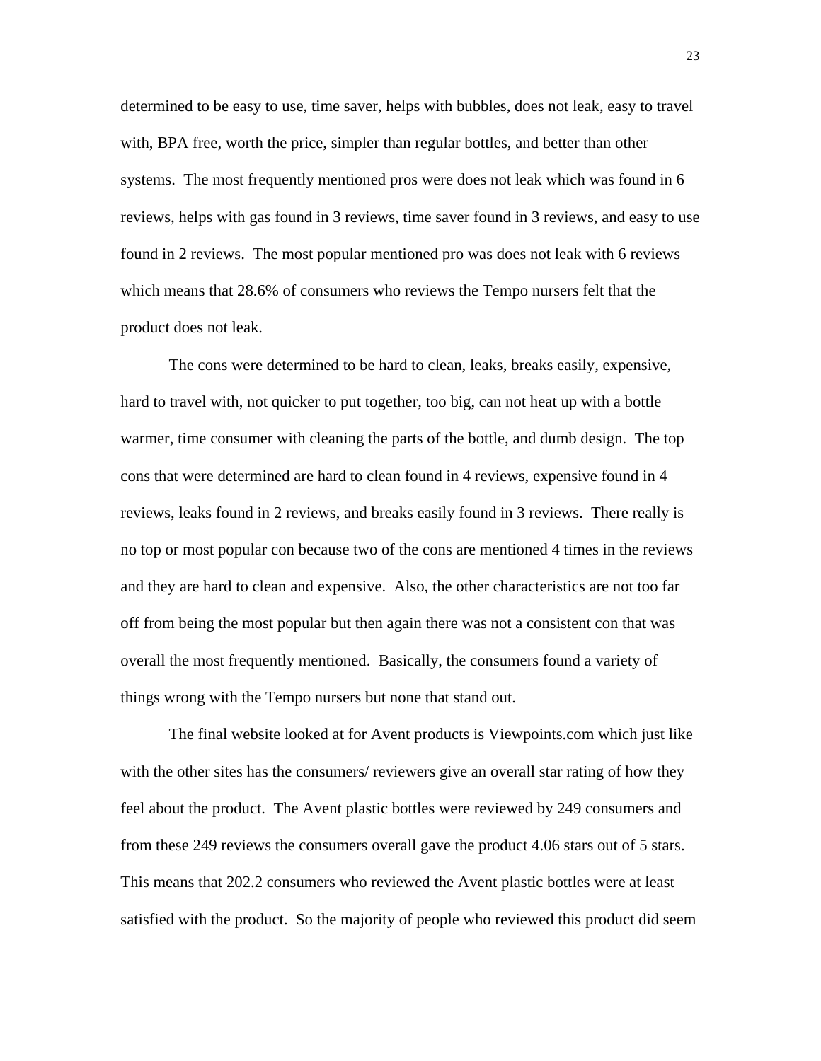determined to be easy to use, time saver, helps with bubbles, does not leak, easy to travel with, BPA free, worth the price, simpler than regular bottles, and better than other systems. The most frequently mentioned pros were does not leak which was found in 6 reviews, helps with gas found in 3 reviews, time saver found in 3 reviews, and easy to use found in 2 reviews. The most popular mentioned pro was does not leak with 6 reviews which means that 28.6% of consumers who reviews the Tempo nursers felt that the product does not leak.

The cons were determined to be hard to clean, leaks, breaks easily, expensive, hard to travel with, not quicker to put together, too big, can not heat up with a bottle warmer, time consumer with cleaning the parts of the bottle, and dumb design. The top cons that were determined are hard to clean found in 4 reviews, expensive found in 4 reviews, leaks found in 2 reviews, and breaks easily found in 3 reviews. There really is no top or most popular con because two of the cons are mentioned 4 times in the reviews and they are hard to clean and expensive. Also, the other characteristics are not too far off from being the most popular but then again there was not a consistent con that was overall the most frequently mentioned. Basically, the consumers found a variety of things wrong with the Tempo nursers but none that stand out.

The final website looked at for Avent products is Viewpoints.com which just like with the other sites has the consumers/ reviewers give an overall star rating of how they feel about the product. The Avent plastic bottles were reviewed by 249 consumers and from these 249 reviews the consumers overall gave the product 4.06 stars out of 5 stars. This means that 202.2 consumers who reviewed the Avent plastic bottles were at least satisfied with the product. So the majority of people who reviewed this product did seem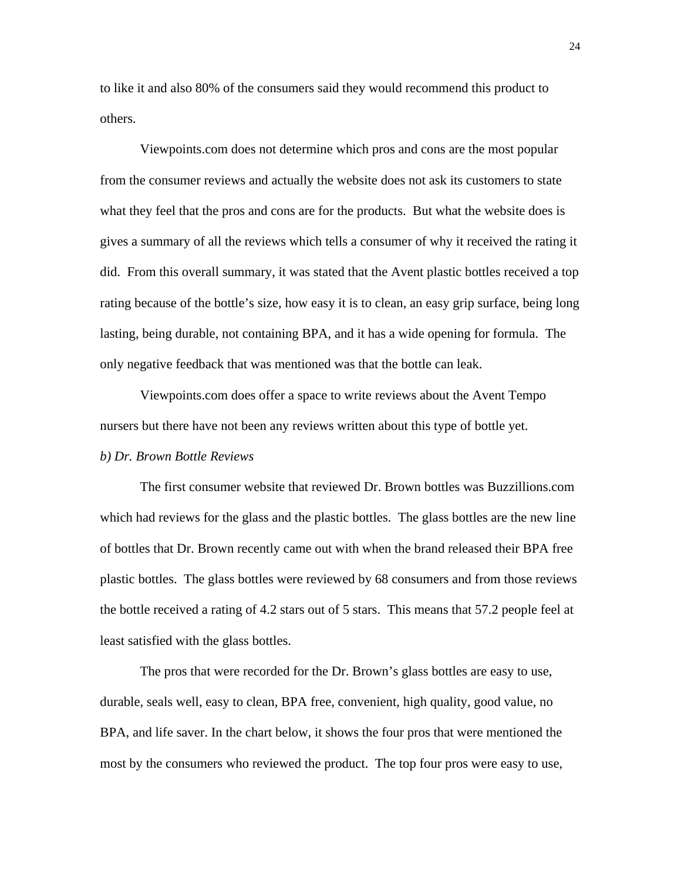to like it and also 80% of the consumers said they would recommend this product to others.

Viewpoints.com does not determine which pros and cons are the most popular from the consumer reviews and actually the website does not ask its customers to state what they feel that the pros and cons are for the products. But what the website does is gives a summary of all the reviews which tells a consumer of why it received the rating it did. From this overall summary, it was stated that the Avent plastic bottles received a top rating because of the bottle's size, how easy it is to clean, an easy grip surface, being long lasting, being durable, not containing BPA, and it has a wide opening for formula. The only negative feedback that was mentioned was that the bottle can leak.

Viewpoints.com does offer a space to write reviews about the Avent Tempo nursers but there have not been any reviews written about this type of bottle yet.

*b) Dr. Brown Bottle Reviews*

The first consumer website that reviewed Dr. Brown bottles was Buzzillions.com which had reviews for the glass and the plastic bottles. The glass bottles are the new line of bottles that Dr. Brown recently came out with when the brand released their BPA free plastic bottles. The glass bottles were reviewed by 68 consumers and from those reviews the bottle received a rating of 4.2 stars out of 5 stars. This means that 57.2 people feel at least satisfied with the glass bottles.

The pros that were recorded for the Dr. Brown's glass bottles are easy to use, durable, seals well, easy to clean, BPA free, convenient, high quality, good value, no BPA, and life saver. In the chart below, it shows the four pros that were mentioned the most by the consumers who reviewed the product. The top four pros were easy to use,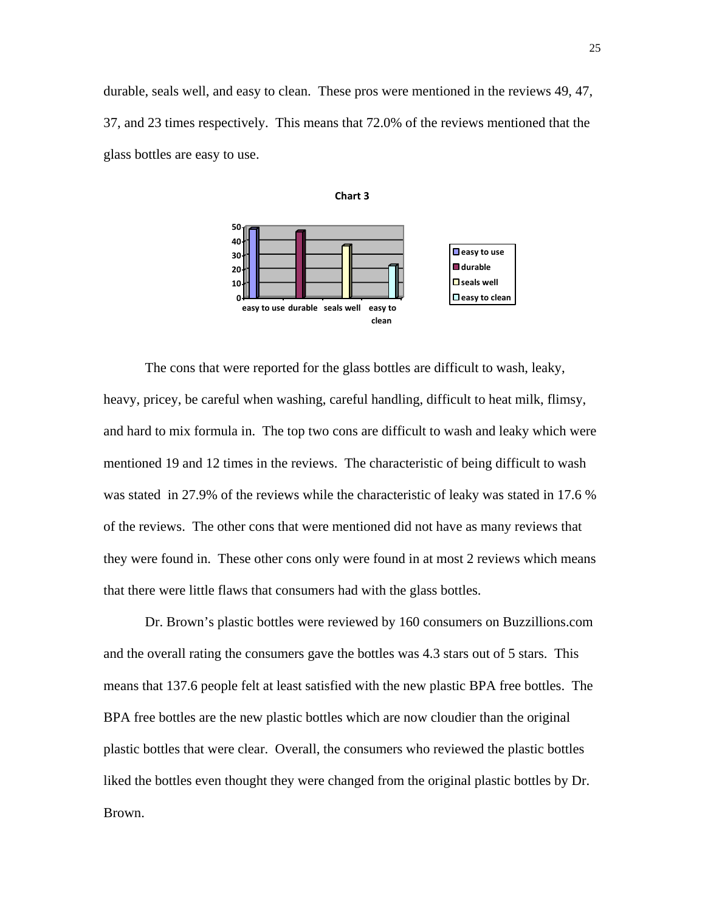durable, seals well, and easy to clean. These pros were mentioned in the reviews 49, 47, 37, and 23 times respectively. This means that 72.0% of the reviews mentioned that the glass bottles are easy to use.

**Chart 3**

The cons that were reported for the glass bottles are difficult to wash, leaky, heavy, pricey, be careful when washing, careful handling, difficult to heat milk, flimsy, and hard to mix formula in. The top two cons are difficult to wash and leaky which were mentioned 19 and 12 times in the reviews. The characteristic of being difficult to wash was stated in 27.9% of the reviews while the characteristic of leaky was stated in 17.6 % of the reviews. The other cons that were mentioned did not have as many reviews that they were found in. These other cons only were found in at most 2 reviews which means that there were little flaws that consumers had with the glass bottles.

Dr. Brown's plastic bottles were reviewed by 160 consumers on Buzzillions.com and the overall rating the consumers gave the bottles was 4.3 stars out of 5 stars. This means that 137.6 people felt at least satisfied with the new plastic BPA free bottles. The BPA free bottles are the new plastic bottles which are now cloudier than the original plastic bottles that were clear. Overall, the consumers who reviewed the plastic bottles liked the bottles even thought they were changed from the original plastic bottles by Dr. Brown.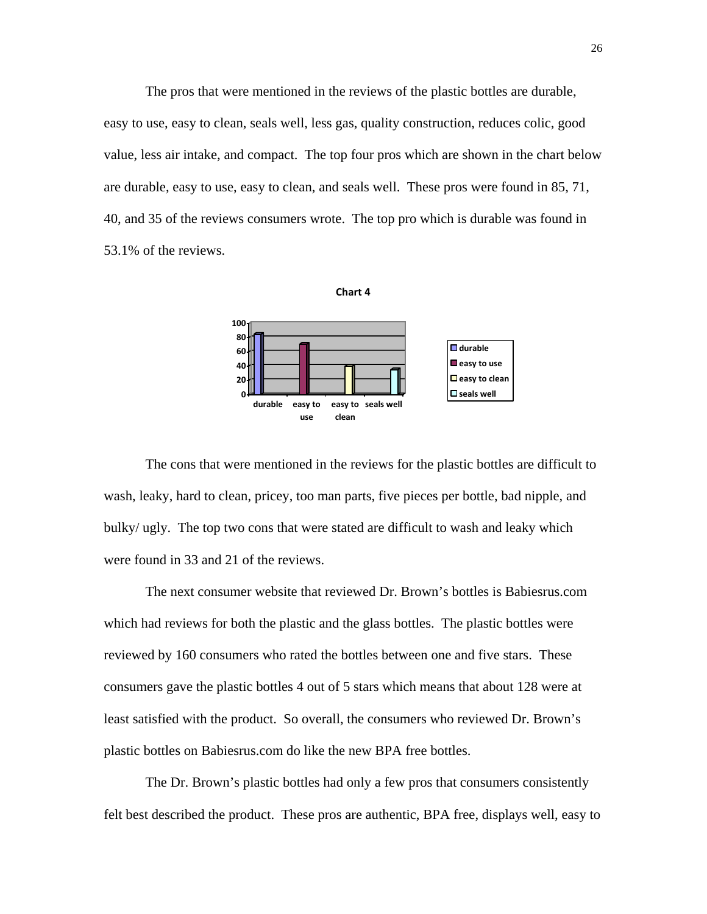The pros that were mentioned in the reviews of the plastic bottles are durable, easy to use, easy to clean, seals well, less gas, quality construction, reduces colic, good value, less air intake, and compact. The top four pros which are shown in the chart below are durable, easy to use, easy to clean, and seals well. These pros were found in 85, 71, 40, and 35 of the reviews consumers wrote. The top pro which is durable was found in 53.1% of the reviews.

**Chart 4**

The cons that were mentioned in the reviews for the plastic bottles are difficult to wash, leaky, hard to clean, pricey, too man parts, five pieces per bottle, bad nipple, and bulky/ ugly. The top two cons that were stated are difficult to wash and leaky which were found in 33 and 21 of the reviews.

The next consumer website that reviewed Dr. Brown's bottles is Babiesrus.com which had reviews for both the plastic and the glass bottles. The plastic bottles were reviewed by 160 consumers who rated the bottles between one and five stars. These consumers gave the plastic bottles 4 out of 5 stars which means that about 128 were at least satisfied with the product. So overall, the consumers who reviewed Dr. Brown's plastic bottles on Babiesrus.com do like the new BPA free bottles.

The Dr. Brown's plastic bottles had only a few pros that consumers consistently felt best described the product. These pros are authentic, BPA free, displays well, easy to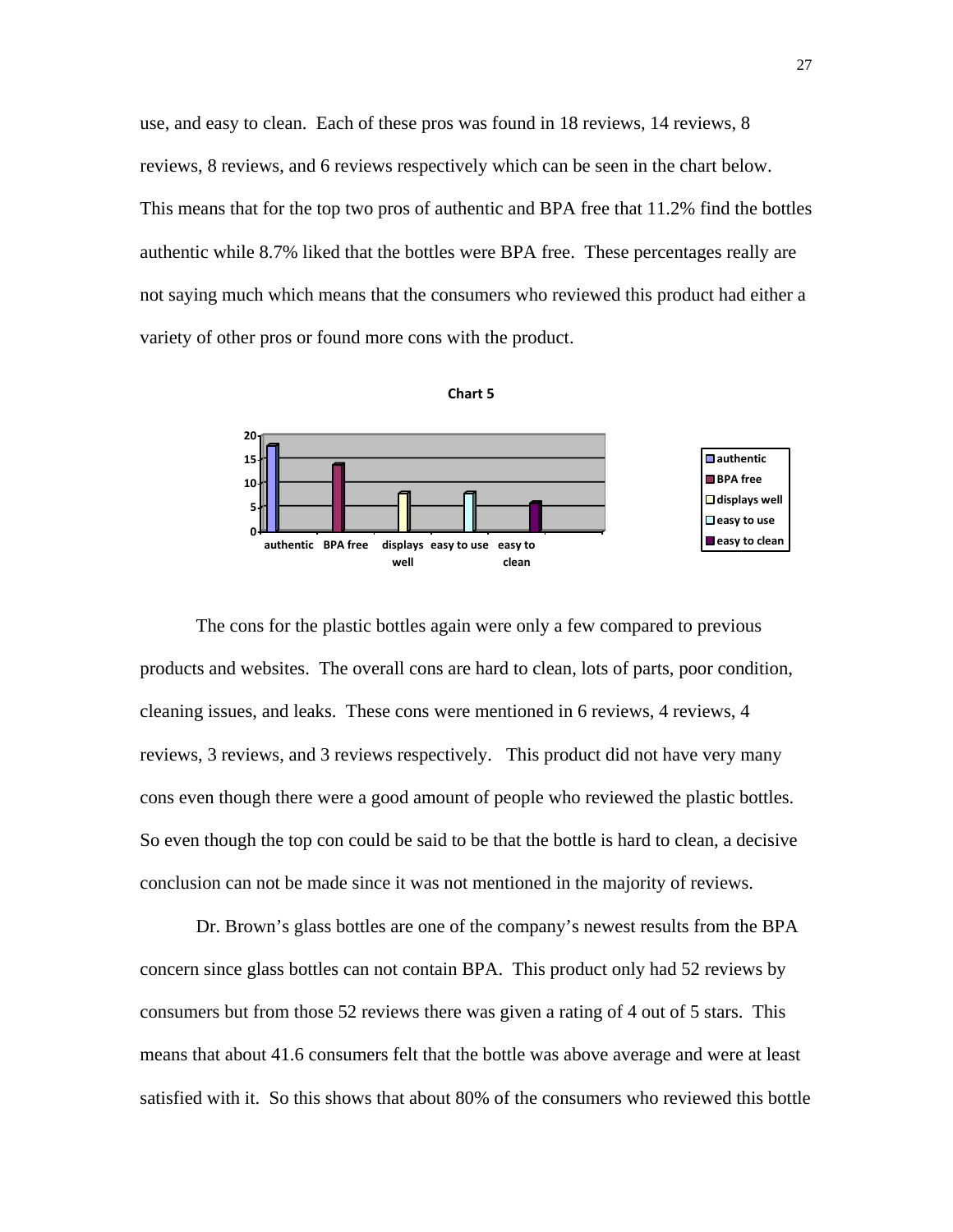use, and easy to clean. Each of these pros was found in 18 reviews, 14 reviews, 8 reviews, 8 reviews, and 6 reviews respectively which can be seen in the chart below. This means that for the top two pros of authentic and BPA free that 11.2% find the bottles authentic while 8.7% liked that the bottles were BPA free. These percentages really are not saying much which means that the consumers who reviewed this product had either a variety of other pros or found more cons with the product.

**Chart 5**

| Pro | Reviews |
|---|---|
| authentic | 18 |
| BPA free | 14 |
| displays well | 8 |
| easy to use | 8 |
| easy to clean | 6 |

The cons for the plastic bottles again were only a few compared to previous products and websites. The overall cons are hard to clean, lots of parts, poor condition, cleaning issues, and leaks. These cons were mentioned in 6 reviews, 4 reviews, 4 reviews, 3 reviews, and 3 reviews respectively. This product did not have very many cons even though there were a good amount of people who reviewed the plastic bottles. So even though the top con could be said to be that the bottle is hard to clean, a decisive conclusion can not be made since it was not mentioned in the majority of reviews.

Dr. Brown's glass bottles are one of the company's newest results from the BPA concern since glass bottles can not contain BPA. This product only had 52 reviews by consumers but from those 52 reviews there was given a rating of 4 out of 5 stars. This means that about 41.6 consumers felt that the bottle was above average and were at least satisfied with it. So this shows that about 80% of the consumers who reviewed this bottle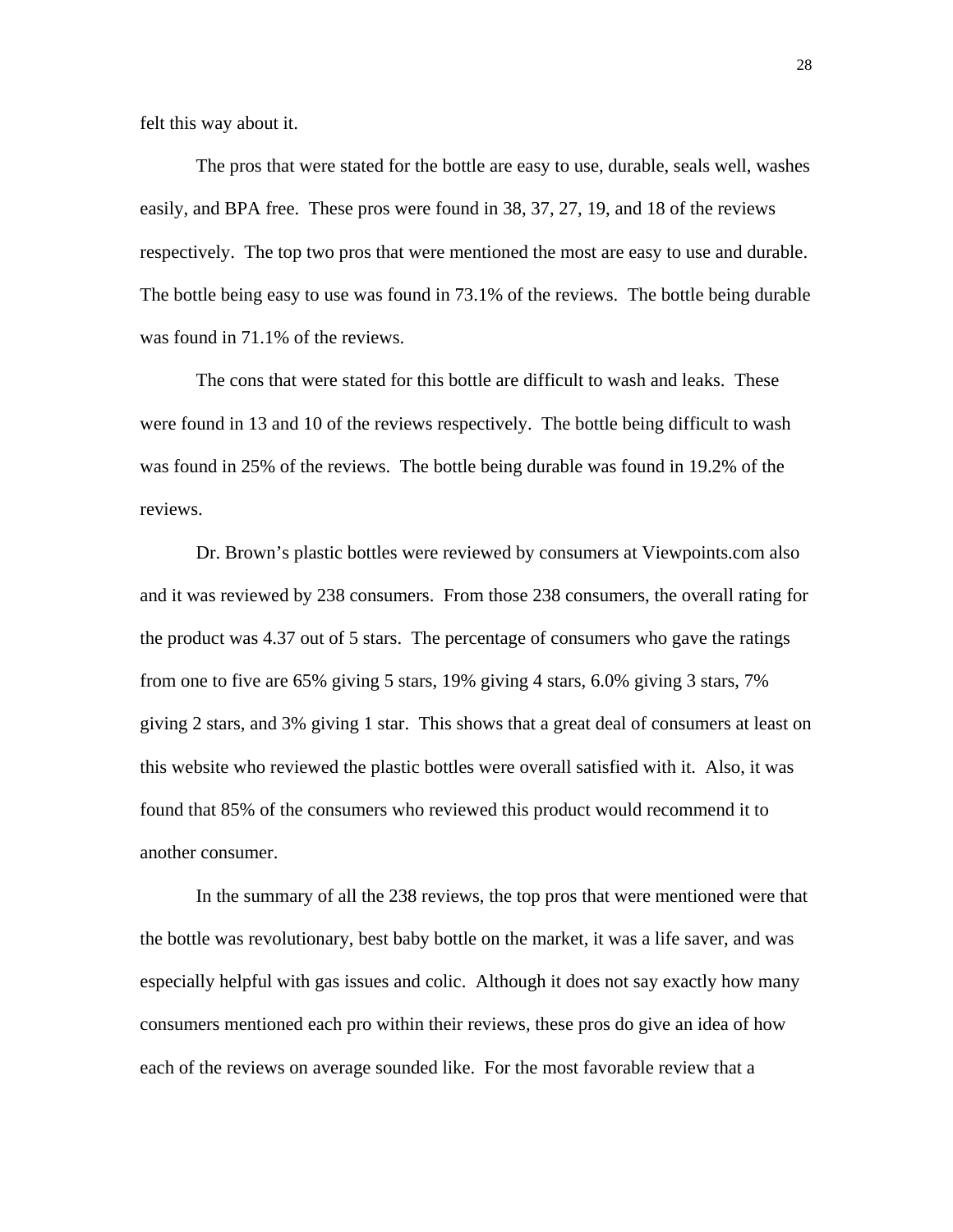felt this way about it.

The pros that were stated for the bottle are easy to use, durable, seals well, washes easily, and BPA free. These pros were found in 38, 37, 27, 19, and 18 of the reviews respectively. The top two pros that were mentioned the most are easy to use and durable. The bottle being easy to use was found in 73.1% of the reviews. The bottle being durable was found in 71.1% of the reviews.

The cons that were stated for this bottle are difficult to wash and leaks. These were found in 13 and 10 of the reviews respectively. The bottle being difficult to wash was found in 25% of the reviews. The bottle being durable was found in 19.2% of the reviews.

Dr. Brown's plastic bottles were reviewed by consumers at Viewpoints.com also and it was reviewed by 238 consumers. From those 238 consumers, the overall rating for the product was 4.37 out of 5 stars. The percentage of consumers who gave the ratings from one to five are 65% giving 5 stars, 19% giving 4 stars, 6.0% giving 3 stars, 7% giving 2 stars, and 3% giving 1 star. This shows that a great deal of consumers at least on this website who reviewed the plastic bottles were overall satisfied with it. Also, it was found that 85% of the consumers who reviewed this product would recommend it to another consumer.

In the summary of all the 238 reviews, the top pros that were mentioned were that the bottle was revolutionary, best baby bottle on the market, it was a life saver, and was especially helpful with gas issues and colic. Although it does not say exactly how many consumers mentioned each pro within their reviews, these pros do give an idea of how each of the reviews on average sounded like. For the most favorable review that a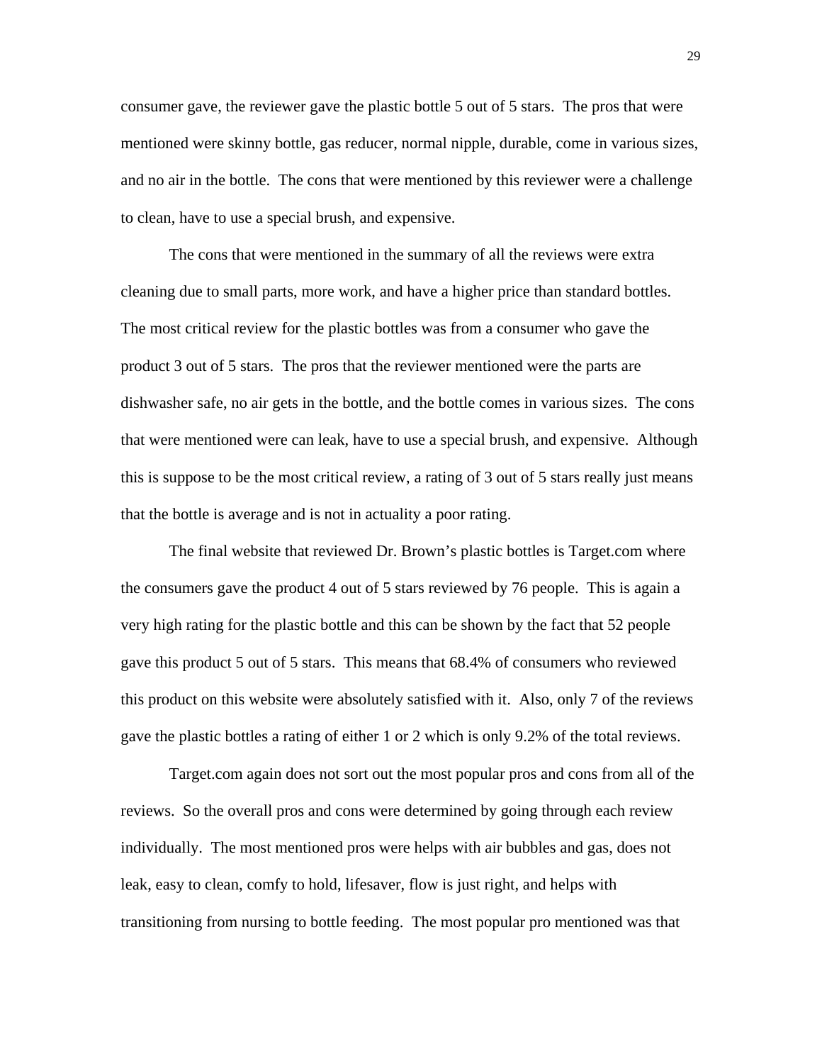consumer gave, the reviewer gave the plastic bottle 5 out of 5 stars. The pros that were mentioned were skinny bottle, gas reducer, normal nipple, durable, come in various sizes, and no air in the bottle. The cons that were mentioned by this reviewer were a challenge to clean, have to use a special brush, and expensive.

The cons that were mentioned in the summary of all the reviews were extra cleaning due to small parts, more work, and have a higher price than standard bottles. The most critical review for the plastic bottles was from a consumer who gave the product 3 out of 5 stars. The pros that the reviewer mentioned were the parts are dishwasher safe, no air gets in the bottle, and the bottle comes in various sizes. The cons that were mentioned were can leak, have to use a special brush, and expensive. Although this is suppose to be the most critical review, a rating of 3 out of 5 stars really just means that the bottle is average and is not in actuality a poor rating.

The final website that reviewed Dr. Brown's plastic bottles is Target.com where the consumers gave the product 4 out of 5 stars reviewed by 76 people. This is again a very high rating for the plastic bottle and this can be shown by the fact that 52 people gave this product 5 out of 5 stars. This means that 68.4% of consumers who reviewed this product on this website were absolutely satisfied with it. Also, only 7 of the reviews gave the plastic bottles a rating of either 1 or 2 which is only 9.2% of the total reviews.

Target.com again does not sort out the most popular pros and cons from all of the reviews. So the overall pros and cons were determined by going through each review individually. The most mentioned pros were helps with air bubbles and gas, does not leak, easy to clean, comfy to hold, lifesaver, flow is just right, and helps with transitioning from nursing to bottle feeding. The most popular pro mentioned was that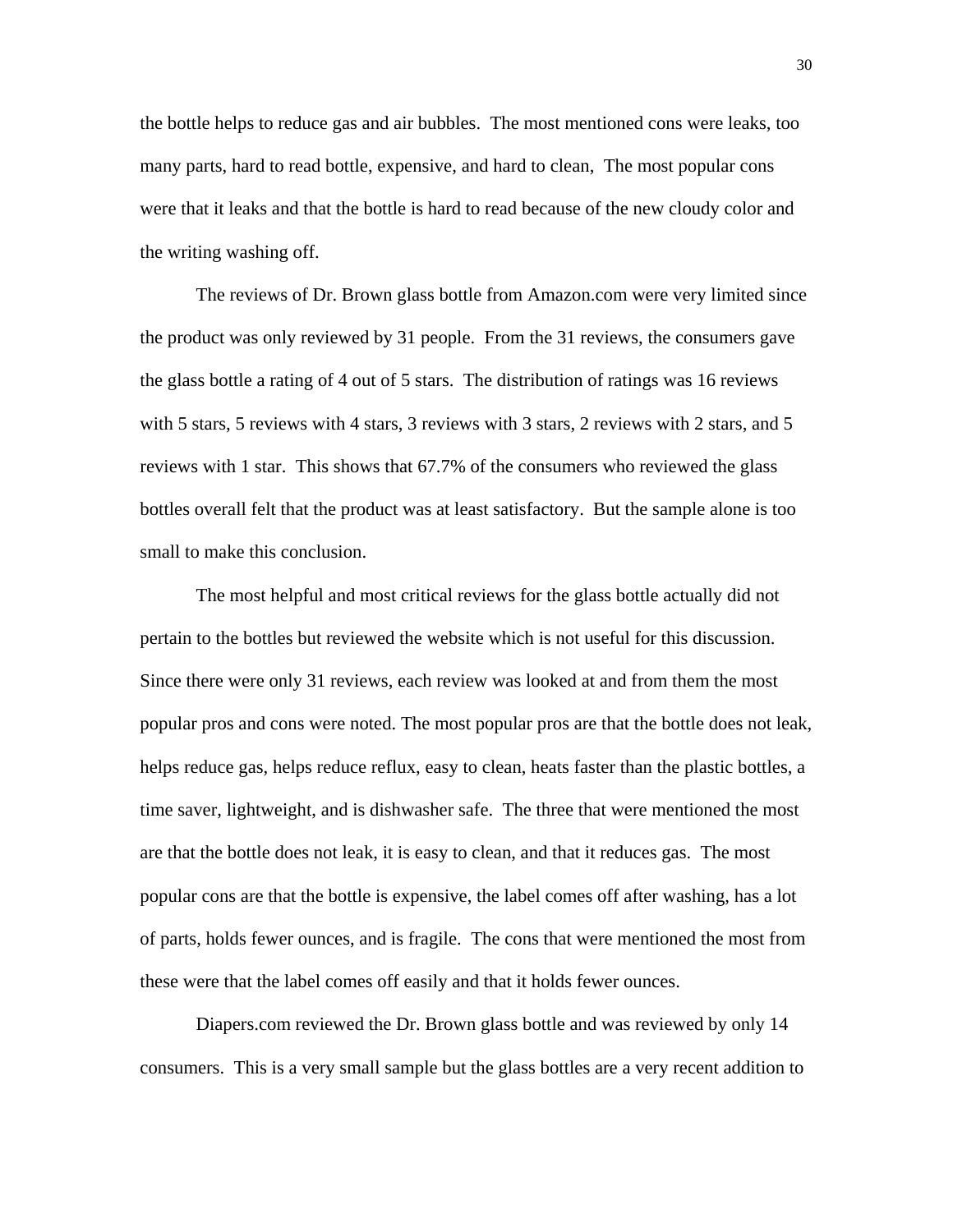the bottle helps to reduce gas and air bubbles. The most mentioned cons were leaks, too many parts, hard to read bottle, expensive, and hard to clean, The most popular cons were that it leaks and that the bottle is hard to read because of the new cloudy color and the writing washing off.

The reviews of Dr. Brown glass bottle from Amazon.com were very limited since the product was only reviewed by 31 people. From the 31 reviews, the consumers gave the glass bottle a rating of 4 out of 5 stars. The distribution of ratings was 16 reviews with 5 stars, 5 reviews with 4 stars, 3 reviews with 3 stars, 2 reviews with 2 stars, and 5 reviews with 1 star. This shows that 67.7% of the consumers who reviewed the glass bottles overall felt that the product was at least satisfactory. But the sample alone is too small to make this conclusion.

The most helpful and most critical reviews for the glass bottle actually did not pertain to the bottles but reviewed the website which is not useful for this discussion. Since there were only 31 reviews, each review was looked at and from them the most popular pros and cons were noted. The most popular pros are that the bottle does not leak, helps reduce gas, helps reduce reflux, easy to clean, heats faster than the plastic bottles, a time saver, lightweight, and is dishwasher safe. The three that were mentioned the most are that the bottle does not leak, it is easy to clean, and that it reduces gas. The most popular cons are that the bottle is expensive, the label comes off after washing, has a lot of parts, holds fewer ounces, and is fragile. The cons that were mentioned the most from these were that the label comes off easily and that it holds fewer ounces.

Diapers.com reviewed the Dr. Brown glass bottle and was reviewed by only 14 consumers. This is a very small sample but the glass bottles are a very recent addition to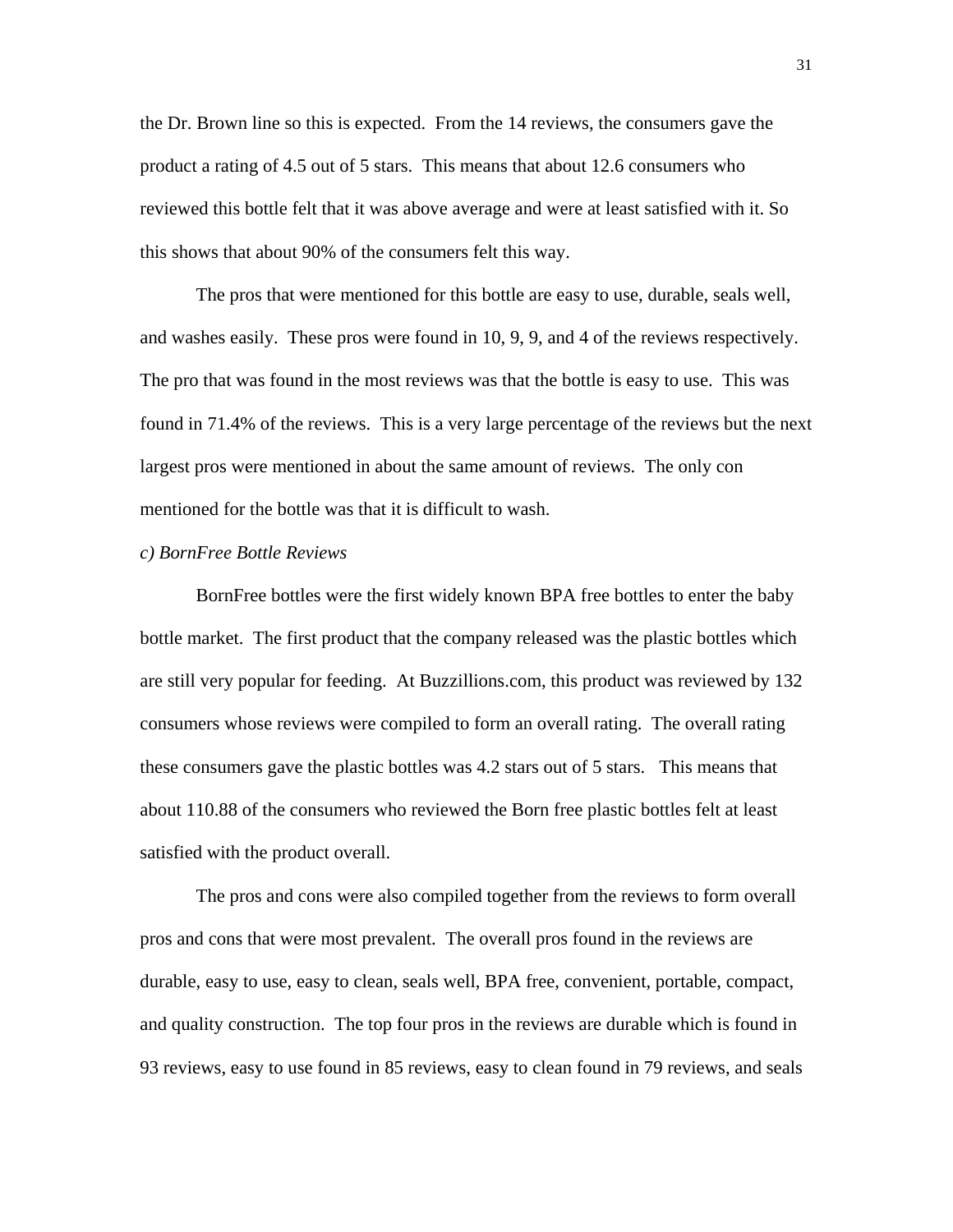the Dr. Brown line so this is expected. From the 14 reviews, the consumers gave the product a rating of 4.5 out of 5 stars. This means that about 12.6 consumers who reviewed this bottle felt that it was above average and were at least satisfied with it. So this shows that about 90% of the consumers felt this way.

The pros that were mentioned for this bottle are easy to use, durable, seals well, and washes easily. These pros were found in 10, 9, 9, and 4 of the reviews respectively. The pro that was found in the most reviews was that the bottle is easy to use. This was found in 71.4% of the reviews. This is a very large percentage of the reviews but the next largest pros were mentioned in about the same amount of reviews. The only con mentioned for the bottle was that it is difficult to wash.

*c) BornFree Bottle Reviews*

BornFree bottles were the first widely known BPA free bottles to enter the baby bottle market. The first product that the company released was the plastic bottles which are still very popular for feeding. At Buzzillions.com, this product was reviewed by 132 consumers whose reviews were compiled to form an overall rating. The overall rating these consumers gave the plastic bottles was 4.2 stars out of 5 stars. This means that about 110.88 of the consumers who reviewed the Born free plastic bottles felt at least satisfied with the product overall.

The pros and cons were also compiled together from the reviews to form overall pros and cons that were most prevalent. The overall pros found in the reviews are durable, easy to use, easy to clean, seals well, BPA free, convenient, portable, compact, and quality construction. The top four pros in the reviews are durable which is found in 93 reviews, easy to use found in 85 reviews, easy to clean found in 79 reviews, and seals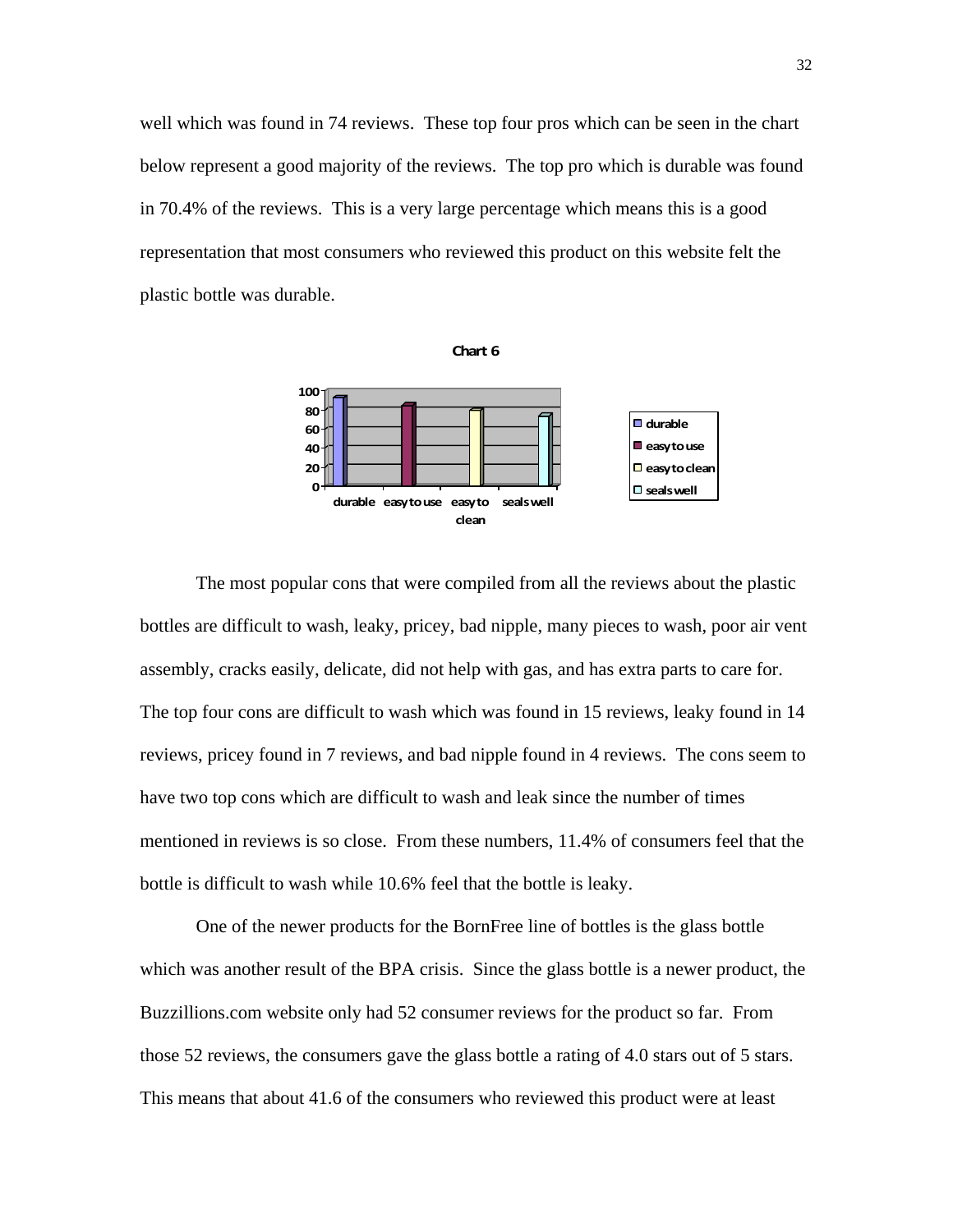well which was found in 74 reviews. These top four pros which can be seen in the chart below represent a good majority of the reviews. The top pro which is durable was found in 70.4% of the reviews. This is a very large percentage which means this is a good representation that most consumers who reviewed this product on this website felt the plastic bottle was durable.

**Chart 6**

The most popular cons that were compiled from all the reviews about the plastic bottles are difficult to wash, leaky, pricey, bad nipple, many pieces to wash, poor air vent assembly, cracks easily, delicate, did not help with gas, and has extra parts to care for. The top four cons are difficult to wash which was found in 15 reviews, leaky found in 14 reviews, pricey found in 7 reviews, and bad nipple found in 4 reviews. The cons seem to have two top cons which are difficult to wash and leak since the number of times mentioned in reviews is so close. From these numbers, 11.4% of consumers feel that the bottle is difficult to wash while 10.6% feel that the bottle is leaky.

One of the newer products for the BornFree line of bottles is the glass bottle which was another result of the BPA crisis. Since the glass bottle is a newer product, the Buzzillions.com website only had 52 consumer reviews for the product so far. From those 52 reviews, the consumers gave the glass bottle a rating of 4.0 stars out of 5 stars. This means that about 41.6 of the consumers who reviewed this product were at least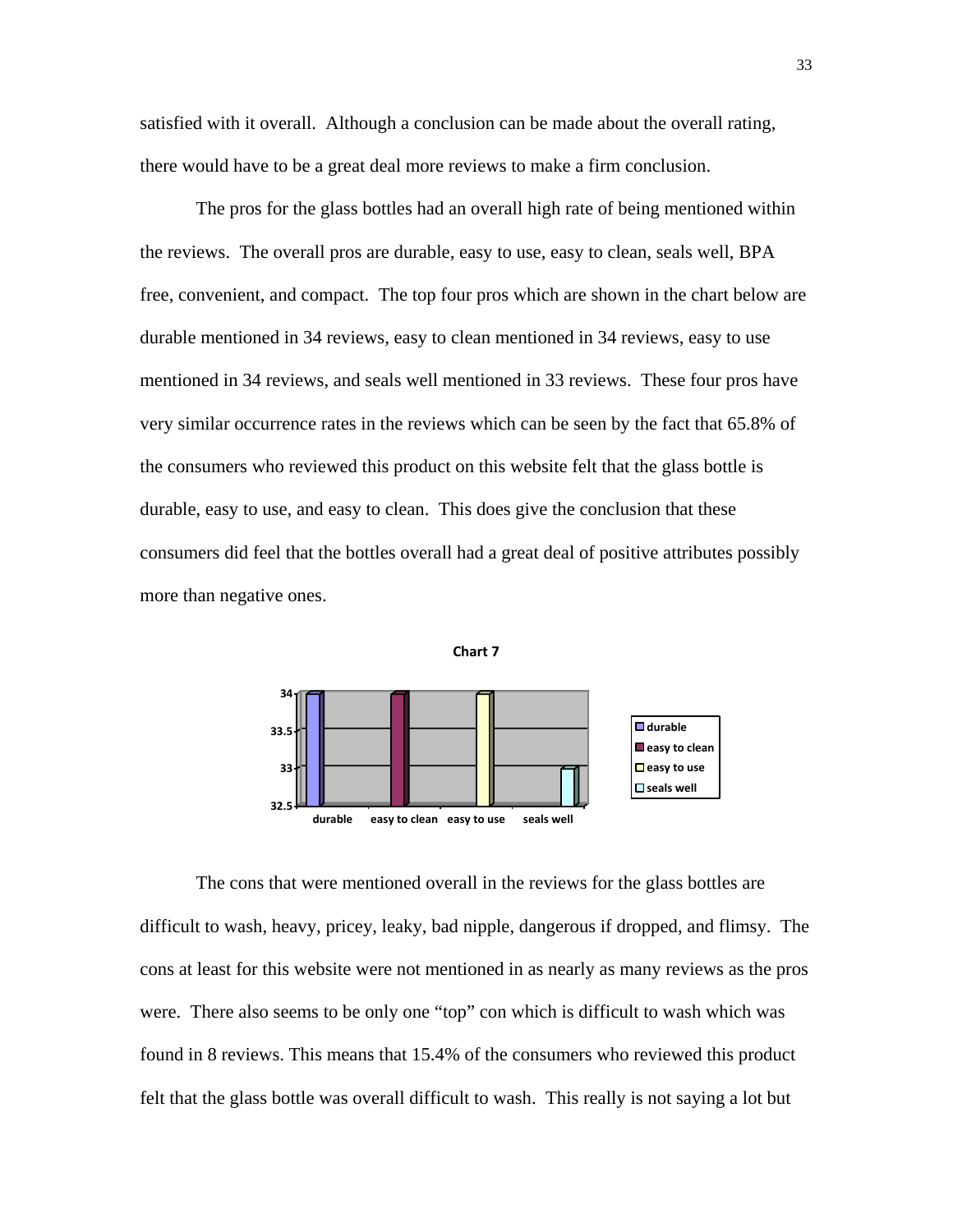satisfied with it overall. Although a conclusion can be made about the overall rating, there would have to be a great deal more reviews to make a firm conclusion.

The pros for the glass bottles had an overall high rate of being mentioned within the reviews. The overall pros are durable, easy to use, easy to clean, seals well, BPA free, convenient, and compact. The top four pros which are shown in the chart below are durable mentioned in 34 reviews, easy to clean mentioned in 34 reviews, easy to use mentioned in 34 reviews, and seals well mentioned in 33 reviews. These four pros have very similar occurrence rates in the reviews which can be seen by the fact that 65.8% of the consumers who reviewed this product on this website felt that the glass bottle is durable, easy to use, and easy to clean. This does give the conclusion that these consumers did feel that the bottles overall had a great deal of positive attributes possibly more than negative ones.

**Chart 7**

| | durable | easy to clean | easy to use | seals well |
|---|---|---|---|---|
| Reviews | 34 | 34 | 34 | 33 |

The cons that were mentioned overall in the reviews for the glass bottles are difficult to wash, heavy, pricey, leaky, bad nipple, dangerous if dropped, and flimsy. The cons at least for this website were not mentioned in as nearly as many reviews as the pros were. There also seems to be only one "top" con which is difficult to wash which was found in 8 reviews. This means that 15.4% of the consumers who reviewed this product felt that the glass bottle was overall difficult to wash. This really is not saying a lot but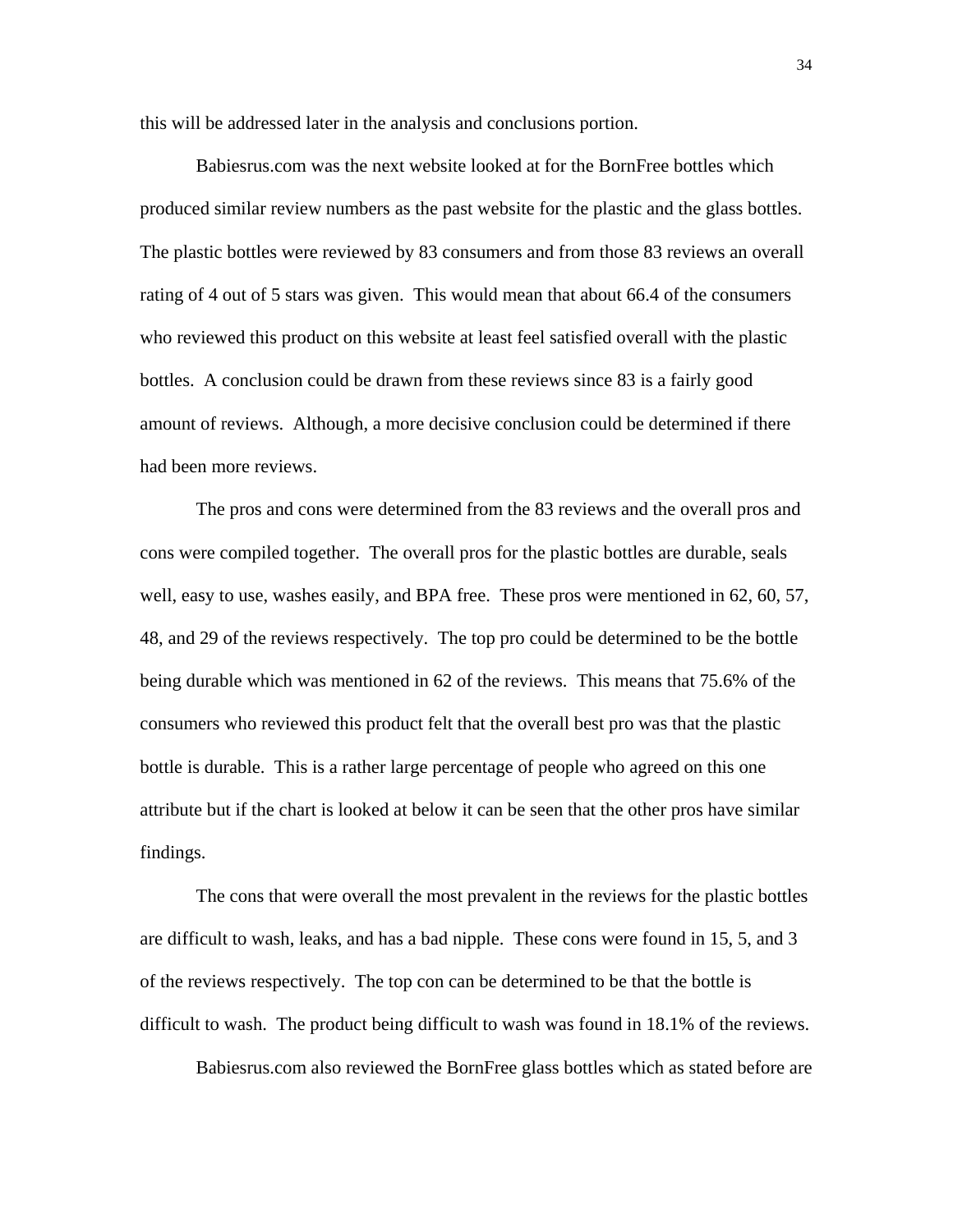this will be addressed later in the analysis and conclusions portion.

Babiesrus.com was the next website looked at for the BornFree bottles which produced similar review numbers as the past website for the plastic and the glass bottles. The plastic bottles were reviewed by 83 consumers and from those 83 reviews an overall rating of 4 out of 5 stars was given. This would mean that about 66.4 of the consumers who reviewed this product on this website at least feel satisfied overall with the plastic bottles. A conclusion could be drawn from these reviews since 83 is a fairly good amount of reviews. Although, a more decisive conclusion could be determined if there had been more reviews.

The pros and cons were determined from the 83 reviews and the overall pros and cons were compiled together. The overall pros for the plastic bottles are durable, seals well, easy to use, washes easily, and BPA free. These pros were mentioned in 62, 60, 57, 48, and 29 of the reviews respectively. The top pro could be determined to be the bottle being durable which was mentioned in 62 of the reviews. This means that 75.6% of the consumers who reviewed this product felt that the overall best pro was that the plastic bottle is durable. This is a rather large percentage of people who agreed on this one attribute but if the chart is looked at below it can be seen that the other pros have similar findings.

The cons that were overall the most prevalent in the reviews for the plastic bottles are difficult to wash, leaks, and has a bad nipple. These cons were found in 15, 5, and 3 of the reviews respectively. The top con can be determined to be that the bottle is difficult to wash. The product being difficult to wash was found in 18.1% of the reviews.

Babiesrus.com also reviewed the BornFree glass bottles which as stated before are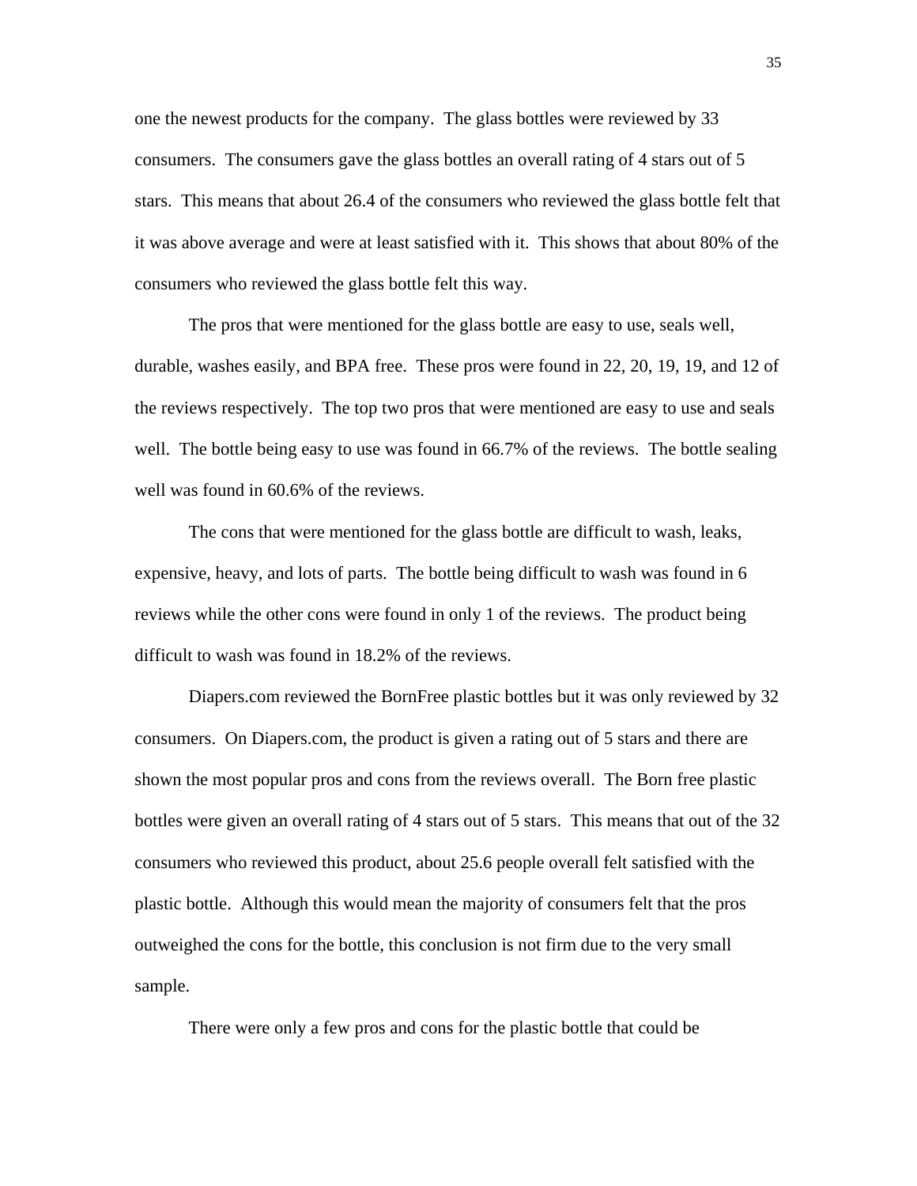one the newest products for the company. The glass bottles were reviewed by 33 consumers. The consumers gave the glass bottles an overall rating of 4 stars out of 5 stars. This means that about 26.4 of the consumers who reviewed the glass bottle felt that it was above average and were at least satisfied with it. This shows that about 80% of the consumers who reviewed the glass bottle felt this way.

The pros that were mentioned for the glass bottle are easy to use, seals well, durable, washes easily, and BPA free. These pros were found in 22, 20, 19, 19, and 12 of the reviews respectively. The top two pros that were mentioned are easy to use and seals well. The bottle being easy to use was found in 66.7% of the reviews. The bottle sealing well was found in 60.6% of the reviews.

The cons that were mentioned for the glass bottle are difficult to wash, leaks, expensive, heavy, and lots of parts. The bottle being difficult to wash was found in 6 reviews while the other cons were found in only 1 of the reviews. The product being difficult to wash was found in 18.2% of the reviews.

Diapers.com reviewed the BornFree plastic bottles but it was only reviewed by 32 consumers. On Diapers.com, the product is given a rating out of 5 stars and there are shown the most popular pros and cons from the reviews overall. The Born free plastic bottles were given an overall rating of 4 stars out of 5 stars. This means that out of the 32 consumers who reviewed this product, about 25.6 people overall felt satisfied with the plastic bottle. Although this would mean the majority of consumers felt that the pros outweighed the cons for the bottle, this conclusion is not firm due to the very small sample.

There were only a few pros and cons for the plastic bottle that could be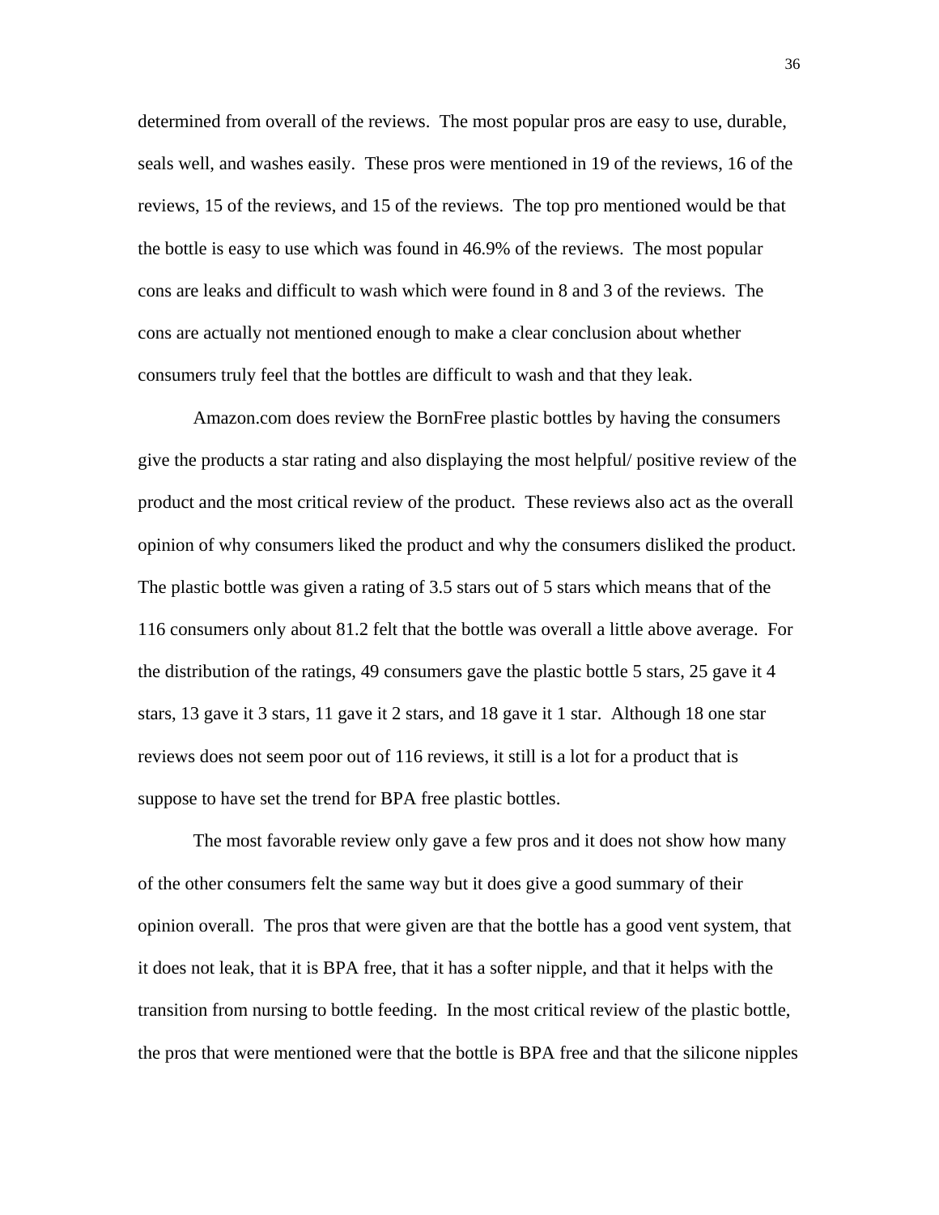determined from overall of the reviews. The most popular pros are easy to use, durable, seals well, and washes easily. These pros were mentioned in 19 of the reviews, 16 of the reviews, 15 of the reviews, and 15 of the reviews. The top pro mentioned would be that the bottle is easy to use which was found in 46.9% of the reviews. The most popular cons are leaks and difficult to wash which were found in 8 and 3 of the reviews. The cons are actually not mentioned enough to make a clear conclusion about whether consumers truly feel that the bottles are difficult to wash and that they leak.

Amazon.com does review the BornFree plastic bottles by having the consumers give the products a star rating and also displaying the most helpful/ positive review of the product and the most critical review of the product. These reviews also act as the overall opinion of why consumers liked the product and why the consumers disliked the product. The plastic bottle was given a rating of 3.5 stars out of 5 stars which means that of the 116 consumers only about 81.2 felt that the bottle was overall a little above average. For the distribution of the ratings, 49 consumers gave the plastic bottle 5 stars, 25 gave it 4 stars, 13 gave it 3 stars, 11 gave it 2 stars, and 18 gave it 1 star. Although 18 one star reviews does not seem poor out of 116 reviews, it still is a lot for a product that is suppose to have set the trend for BPA free plastic bottles.

The most favorable review only gave a few pros and it does not show how many of the other consumers felt the same way but it does give a good summary of their opinion overall. The pros that were given are that the bottle has a good vent system, that it does not leak, that it is BPA free, that it has a softer nipple, and that it helps with the transition from nursing to bottle feeding. In the most critical review of the plastic bottle, the pros that were mentioned were that the bottle is BPA free and that the silicone nipples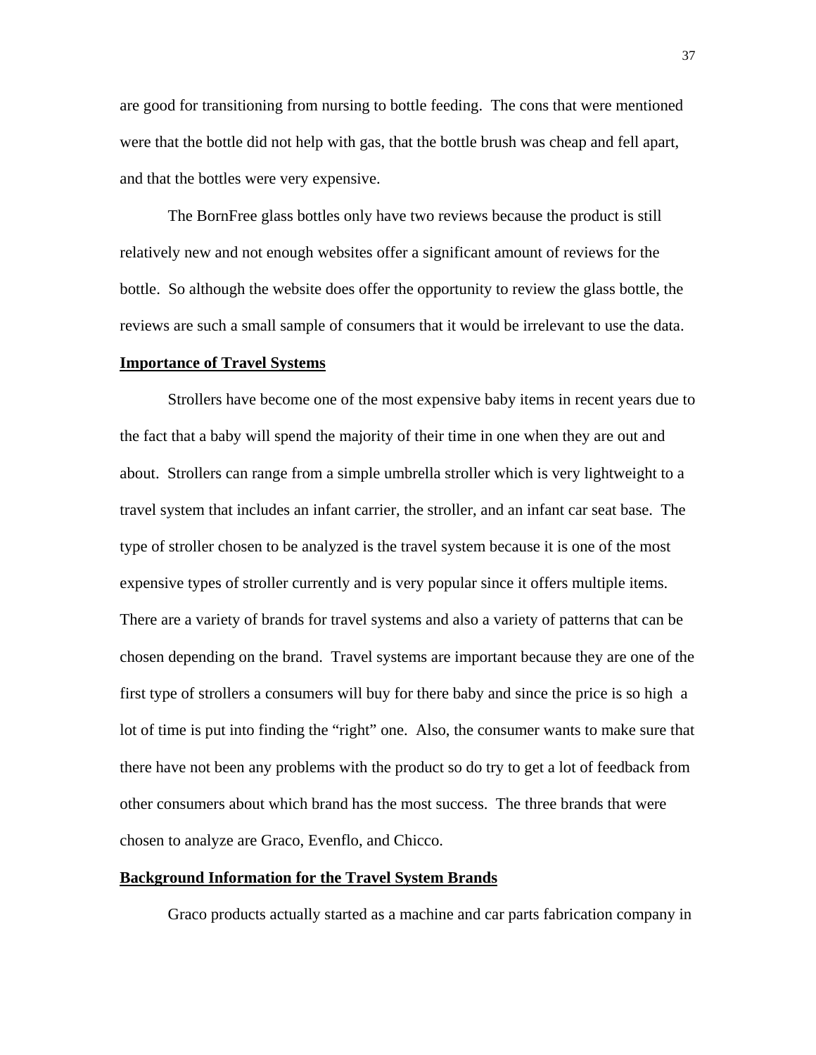are good for transitioning from nursing to bottle feeding. The cons that were mentioned were that the bottle did not help with gas, that the bottle brush was cheap and fell apart, and that the bottles were very expensive.

The BornFree glass bottles only have two reviews because the product is still relatively new and not enough websites offer a significant amount of reviews for the bottle. So although the website does offer the opportunity to review the glass bottle, the reviews are such a small sample of consumers that it would be irrelevant to use the data.

**Importance of Travel Systems**

Strollers have become one of the most expensive baby items in recent years due to the fact that a baby will spend the majority of their time in one when they are out and about. Strollers can range from a simple umbrella stroller which is very lightweight to a travel system that includes an infant carrier, the stroller, and an infant car seat base. The type of stroller chosen to be analyzed is the travel system because it is one of the most expensive types of stroller currently and is very popular since it offers multiple items. There are a variety of brands for travel systems and also a variety of patterns that can be chosen depending on the brand. Travel systems are important because they are one of the first type of strollers a consumers will buy for there baby and since the price is so high a lot of time is put into finding the "right" one. Also, the consumer wants to make sure that there have not been any problems with the product so do try to get a lot of feedback from other consumers about which brand has the most success. The three brands that were chosen to analyze are Graco, Evenflo, and Chicco.

**Background Information for the Travel System Brands**

Graco products actually started as a machine and car parts fabrication company in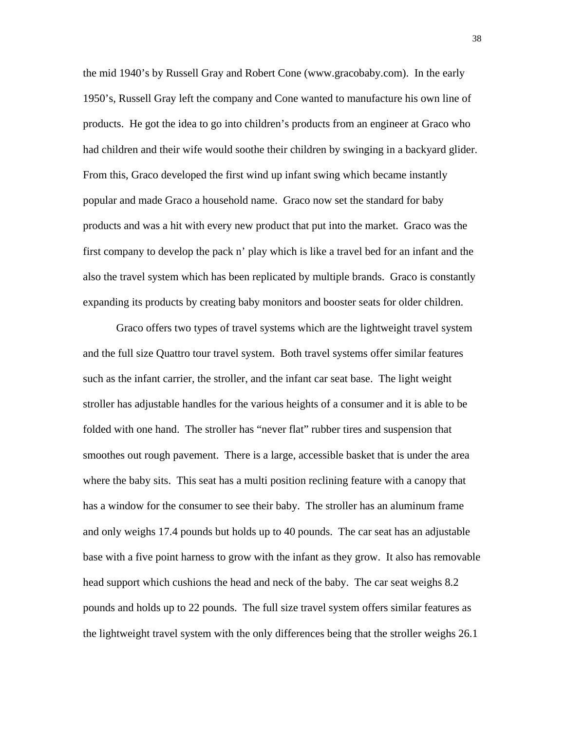the mid 1940's by Russell Gray and Robert Cone (www.gracobaby.com). In the early 1950's, Russell Gray left the company and Cone wanted to manufacture his own line of products. He got the idea to go into children's products from an engineer at Graco who had children and their wife would soothe their children by swinging in a backyard glider. From this, Graco developed the first wind up infant swing which became instantly popular and made Graco a household name. Graco now set the standard for baby products and was a hit with every new product that put into the market. Graco was the first company to develop the pack n' play which is like a travel bed for an infant and the also the travel system which has been replicated by multiple brands. Graco is constantly expanding its products by creating baby monitors and booster seats for older children.

Graco offers two types of travel systems which are the lightweight travel system and the full size Quattro tour travel system. Both travel systems offer similar features such as the infant carrier, the stroller, and the infant car seat base. The light weight stroller has adjustable handles for the various heights of a consumer and it is able to be folded with one hand. The stroller has "never flat" rubber tires and suspension that smoothes out rough pavement. There is a large, accessible basket that is under the area where the baby sits. This seat has a multi position reclining feature with a canopy that has a window for the consumer to see their baby. The stroller has an aluminum frame and only weighs 17.4 pounds but holds up to 40 pounds. The car seat has an adjustable base with a five point harness to grow with the infant as they grow. It also has removable head support which cushions the head and neck of the baby. The car seat weighs 8.2 pounds and holds up to 22 pounds. The full size travel system offers similar features as the lightweight travel system with the only differences being that the stroller weighs 26.1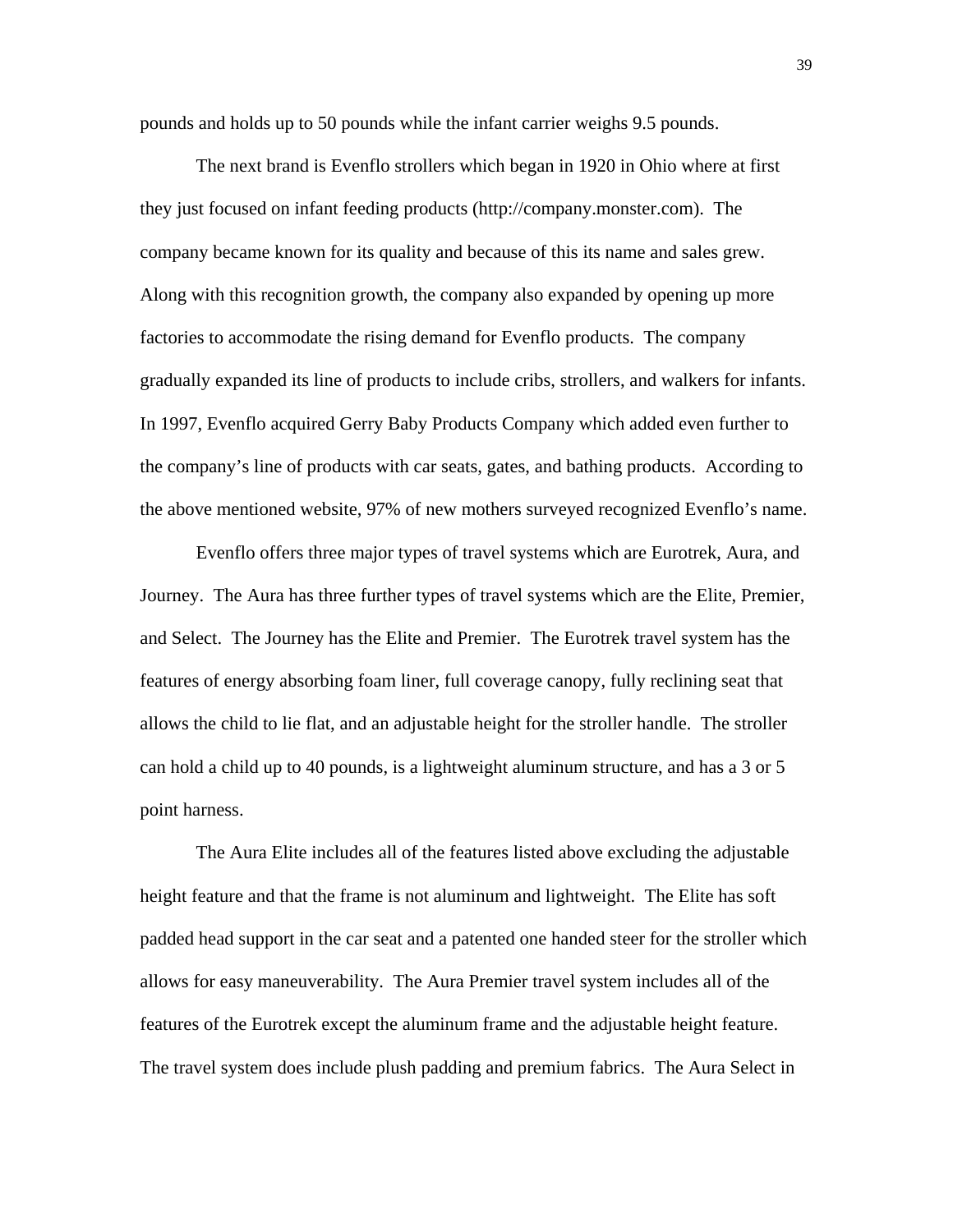pounds and holds up to 50 pounds while the infant carrier weighs 9.5 pounds.

The next brand is Evenflo strollers which began in 1920 in Ohio where at first they just focused on infant feeding products (http://company.monster.com). The company became known for its quality and because of this its name and sales grew. Along with this recognition growth, the company also expanded by opening up more factories to accommodate the rising demand for Evenflo products. The company gradually expanded its line of products to include cribs, strollers, and walkers for infants. In 1997, Evenflo acquired Gerry Baby Products Company which added even further to the company's line of products with car seats, gates, and bathing products. According to the above mentioned website, 97% of new mothers surveyed recognized Evenflo's name.

Evenflo offers three major types of travel systems which are Eurotrek, Aura, and Journey. The Aura has three further types of travel systems which are the Elite, Premier, and Select. The Journey has the Elite and Premier. The Eurotrek travel system has the features of energy absorbing foam liner, full coverage canopy, fully reclining seat that allows the child to lie flat, and an adjustable height for the stroller handle. The stroller can hold a child up to 40 pounds, is a lightweight aluminum structure, and has a 3 or 5 point harness.

The Aura Elite includes all of the features listed above excluding the adjustable height feature and that the frame is not aluminum and lightweight. The Elite has soft padded head support in the car seat and a patented one handed steer for the stroller which allows for easy maneuverability. The Aura Premier travel system includes all of the features of the Eurotrek except the aluminum frame and the adjustable height feature. The travel system does include plush padding and premium fabrics. The Aura Select in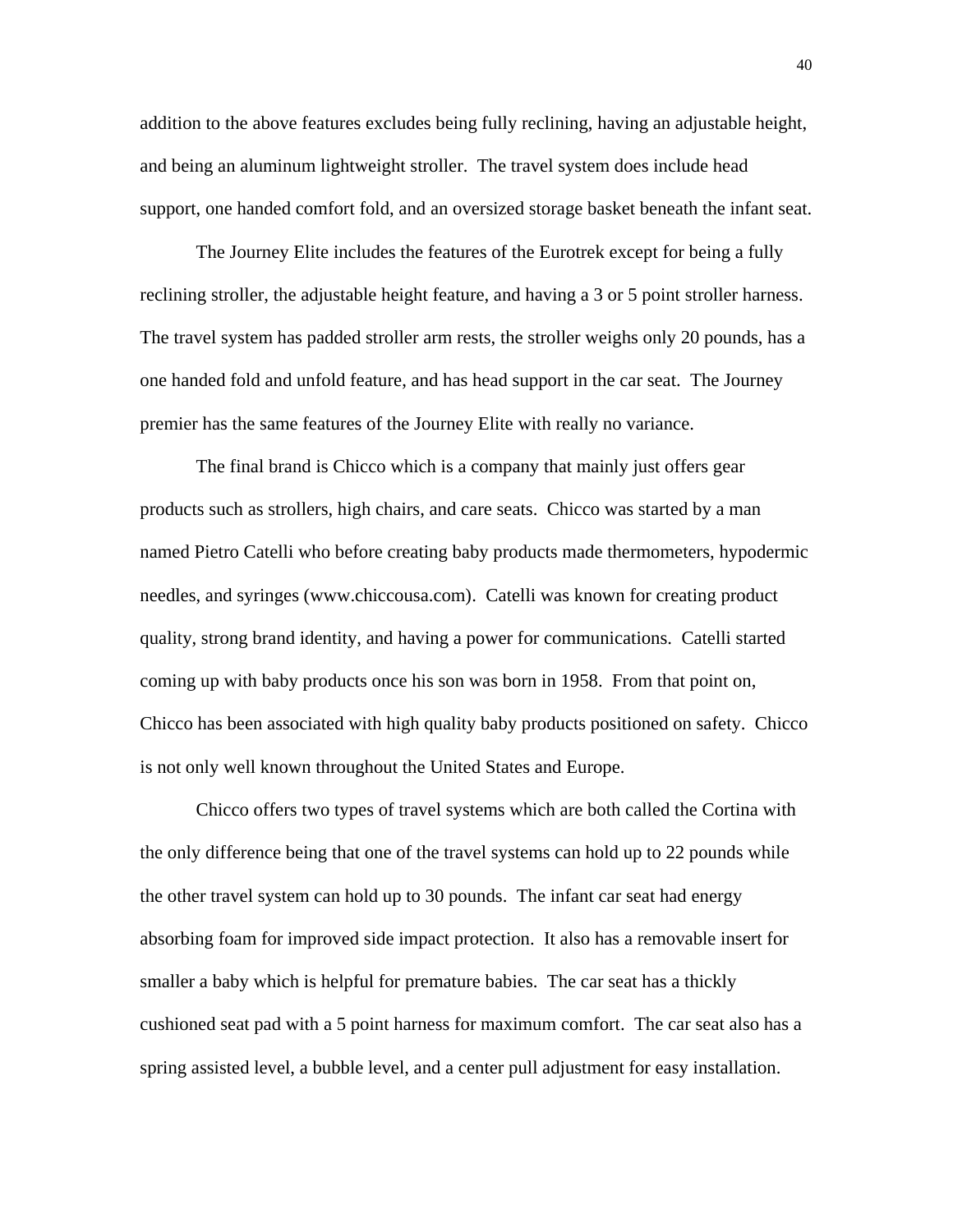addition to the above features excludes being fully reclining, having an adjustable height, and being an aluminum lightweight stroller. The travel system does include head support, one handed comfort fold, and an oversized storage basket beneath the infant seat.

The Journey Elite includes the features of the Eurotrek except for being a fully reclining stroller, the adjustable height feature, and having a 3 or 5 point stroller harness. The travel system has padded stroller arm rests, the stroller weighs only 20 pounds, has a one handed fold and unfold feature, and has head support in the car seat. The Journey premier has the same features of the Journey Elite with really no variance.

The final brand is Chicco which is a company that mainly just offers gear products such as strollers, high chairs, and care seats. Chicco was started by a man named Pietro Catelli who before creating baby products made thermometers, hypodermic needles, and syringes (www.chiccousa.com). Catelli was known for creating product quality, strong brand identity, and having a power for communications. Catelli started coming up with baby products once his son was born in 1958. From that point on, Chicco has been associated with high quality baby products positioned on safety. Chicco is not only well known throughout the United States and Europe.

Chicco offers two types of travel systems which are both called the Cortina with the only difference being that one of the travel systems can hold up to 22 pounds while the other travel system can hold up to 30 pounds. The infant car seat had energy absorbing foam for improved side impact protection. It also has a removable insert for smaller a baby which is helpful for premature babies. The car seat has a thickly cushioned seat pad with a 5 point harness for maximum comfort. The car seat also has a spring assisted level, a bubble level, and a center pull adjustment for easy installation.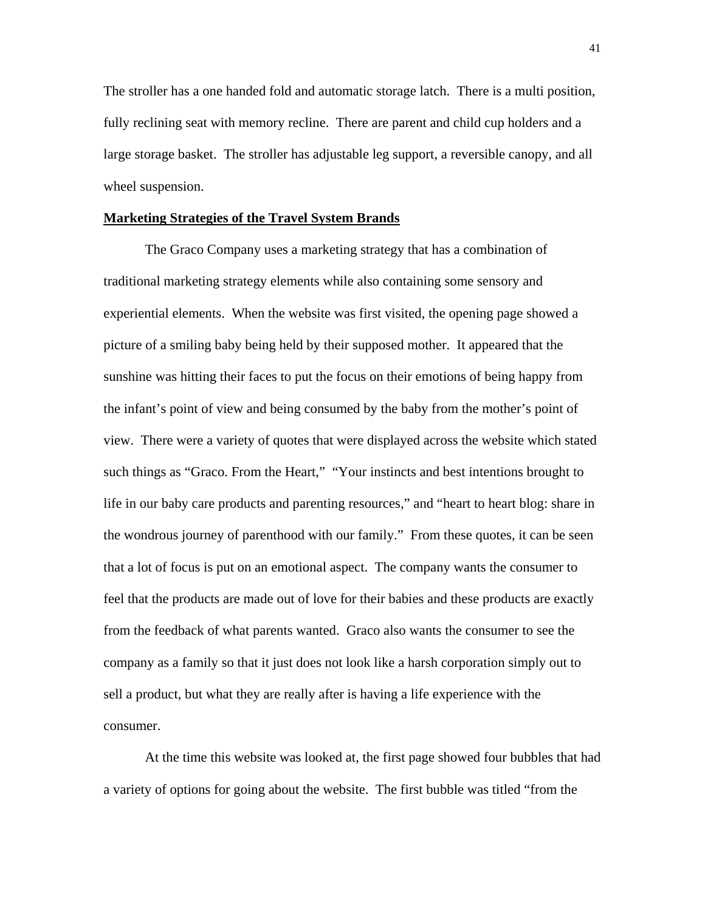The stroller has a one handed fold and automatic storage latch. There is a multi position, fully reclining seat with memory recline. There are parent and child cup holders and a large storage basket. The stroller has adjustable leg support, a reversible canopy, and all wheel suspension.

**Marketing Strategies of the Travel System Brands**

The Graco Company uses a marketing strategy that has a combination of traditional marketing strategy elements while also containing some sensory and experiential elements. When the website was first visited, the opening page showed a picture of a smiling baby being held by their supposed mother. It appeared that the sunshine was hitting their faces to put the focus on their emotions of being happy from the infant's point of view and being consumed by the baby from the mother's point of view. There were a variety of quotes that were displayed across the website which stated such things as "Graco. From the Heart," "Your instincts and best intentions brought to life in our baby care products and parenting resources," and "heart to heart blog: share in the wondrous journey of parenthood with our family." From these quotes, it can be seen that a lot of focus is put on an emotional aspect. The company wants the consumer to feel that the products are made out of love for their babies and these products are exactly from the feedback of what parents wanted. Graco also wants the consumer to see the company as a family so that it just does not look like a harsh corporation simply out to sell a product, but what they are really after is having a life experience with the consumer.

At the time this website was looked at, the first page showed four bubbles that had a variety of options for going about the website. The first bubble was titled "from the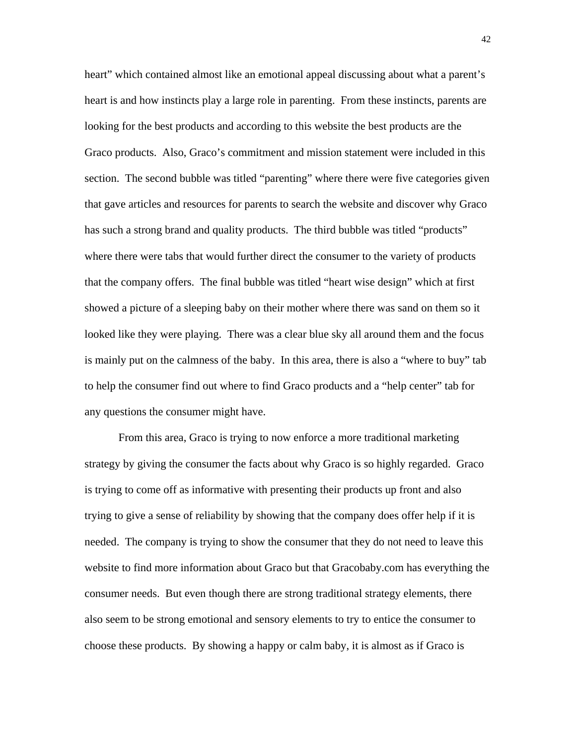heart" which contained almost like an emotional appeal discussing about what a parent's heart is and how instincts play a large role in parenting. From these instincts, parents are looking for the best products and according to this website the best products are the Graco products. Also, Graco's commitment and mission statement were included in this section. The second bubble was titled "parenting" where there were five categories given that gave articles and resources for parents to search the website and discover why Graco has such a strong brand and quality products. The third bubble was titled "products" where there were tabs that would further direct the consumer to the variety of products that the company offers. The final bubble was titled "heart wise design" which at first showed a picture of a sleeping baby on their mother where there was sand on them so it looked like they were playing. There was a clear blue sky all around them and the focus is mainly put on the calmness of the baby. In this area, there is also a "where to buy" tab to help the consumer find out where to find Graco products and a "help center" tab for any questions the consumer might have.

From this area, Graco is trying to now enforce a more traditional marketing strategy by giving the consumer the facts about why Graco is so highly regarded. Graco is trying to come off as informative with presenting their products up front and also trying to give a sense of reliability by showing that the company does offer help if it is needed. The company is trying to show the consumer that they do not need to leave this website to find more information about Graco but that Gracobaby.com has everything the consumer needs. But even though there are strong traditional strategy elements, there also seem to be strong emotional and sensory elements to try to entice the consumer to choose these products. By showing a happy or calm baby, it is almost as if Graco is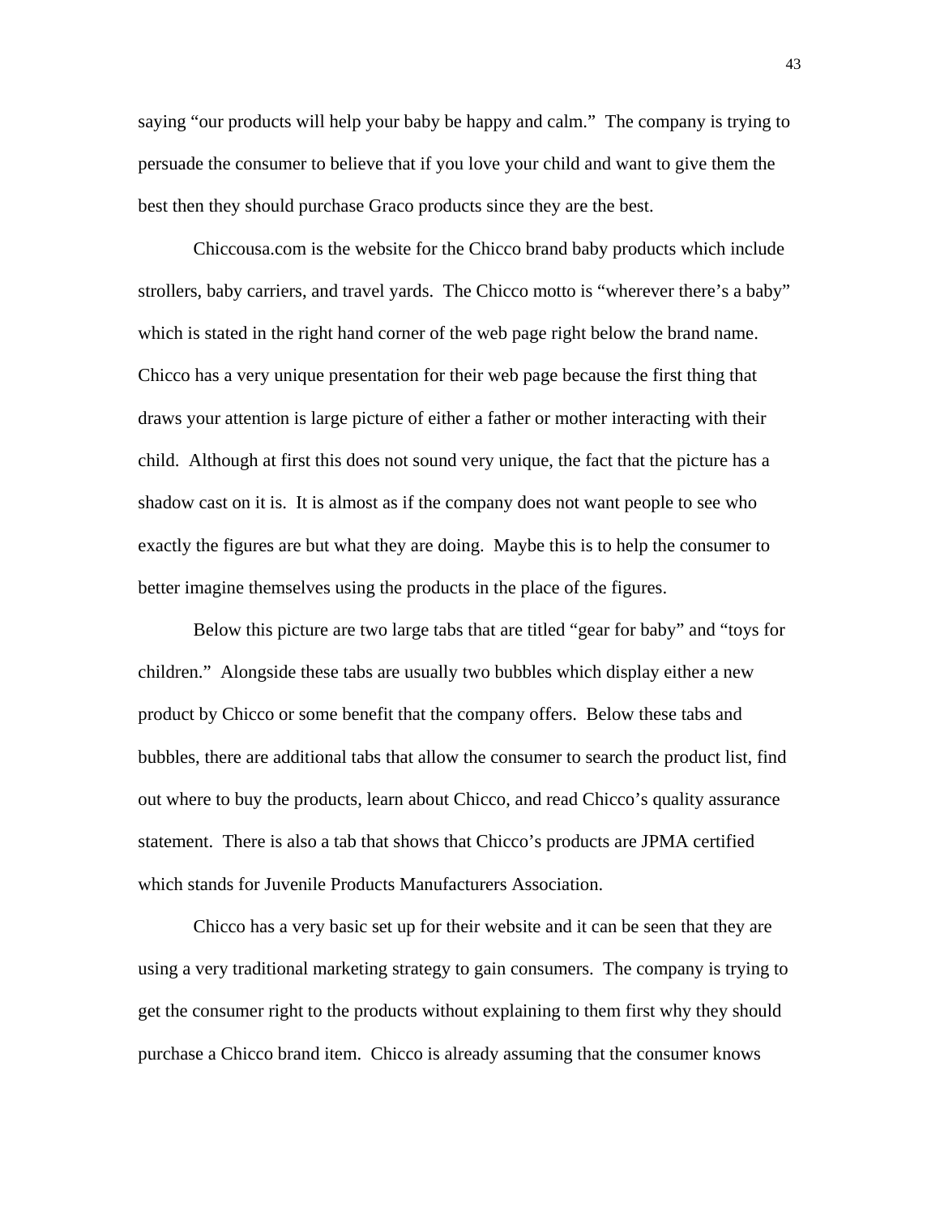saying "our products will help your baby be happy and calm." The company is trying to persuade the consumer to believe that if you love your child and want to give them the best then they should purchase Graco products since they are the best.

Chiccousa.com is the website for the Chicco brand baby products which include strollers, baby carriers, and travel yards. The Chicco motto is "wherever there's a baby" which is stated in the right hand corner of the web page right below the brand name. Chicco has a very unique presentation for their web page because the first thing that draws your attention is large picture of either a father or mother interacting with their child. Although at first this does not sound very unique, the fact that the picture has a shadow cast on it is. It is almost as if the company does not want people to see who exactly the figures are but what they are doing. Maybe this is to help the consumer to better imagine themselves using the products in the place of the figures.

Below this picture are two large tabs that are titled "gear for baby" and "toys for children." Alongside these tabs are usually two bubbles which display either a new product by Chicco or some benefit that the company offers. Below these tabs and bubbles, there are additional tabs that allow the consumer to search the product list, find out where to buy the products, learn about Chicco, and read Chicco's quality assurance statement. There is also a tab that shows that Chicco's products are JPMA certified which stands for Juvenile Products Manufacturers Association.

Chicco has a very basic set up for their website and it can be seen that they are using a very traditional marketing strategy to gain consumers. The company is trying to get the consumer right to the products without explaining to them first why they should purchase a Chicco brand item. Chicco is already assuming that the consumer knows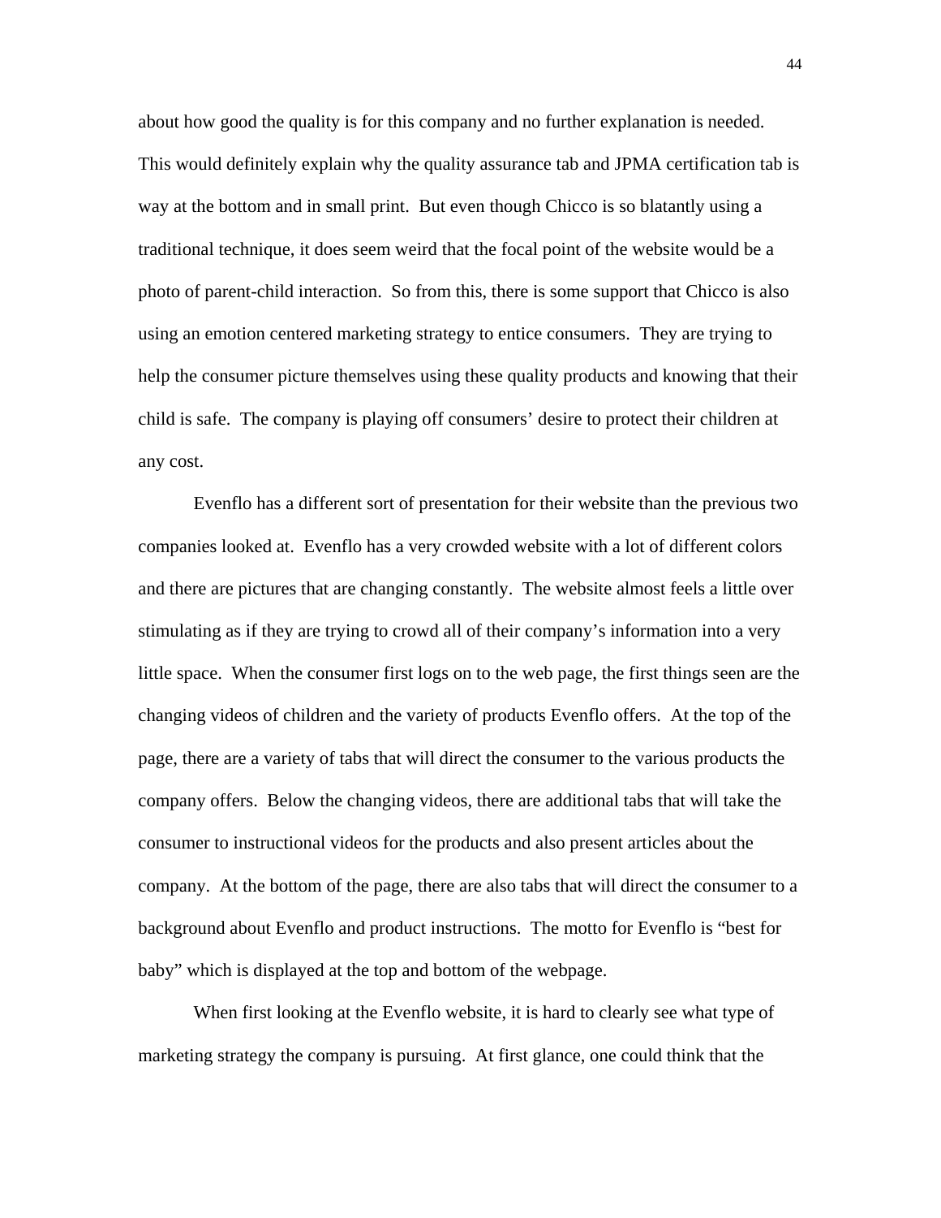about how good the quality is for this company and no further explanation is needed. This would definitely explain why the quality assurance tab and JPMA certification tab is way at the bottom and in small print. But even though Chicco is so blatantly using a traditional technique, it does seem weird that the focal point of the website would be a photo of parent-child interaction. So from this, there is some support that Chicco is also using an emotion centered marketing strategy to entice consumers. They are trying to help the consumer picture themselves using these quality products and knowing that their child is safe. The company is playing off consumers' desire to protect their children at any cost.

Evenflo has a different sort of presentation for their website than the previous two companies looked at. Evenflo has a very crowded website with a lot of different colors and there are pictures that are changing constantly. The website almost feels a little over stimulating as if they are trying to crowd all of their company's information into a very little space. When the consumer first logs on to the web page, the first things seen are the changing videos of children and the variety of products Evenflo offers. At the top of the page, there are a variety of tabs that will direct the consumer to the various products the company offers. Below the changing videos, there are additional tabs that will take the consumer to instructional videos for the products and also present articles about the company. At the bottom of the page, there are also tabs that will direct the consumer to a background about Evenflo and product instructions. The motto for Evenflo is "best for baby" which is displayed at the top and bottom of the webpage.

When first looking at the Evenflo website, it is hard to clearly see what type of marketing strategy the company is pursuing. At first glance, one could think that the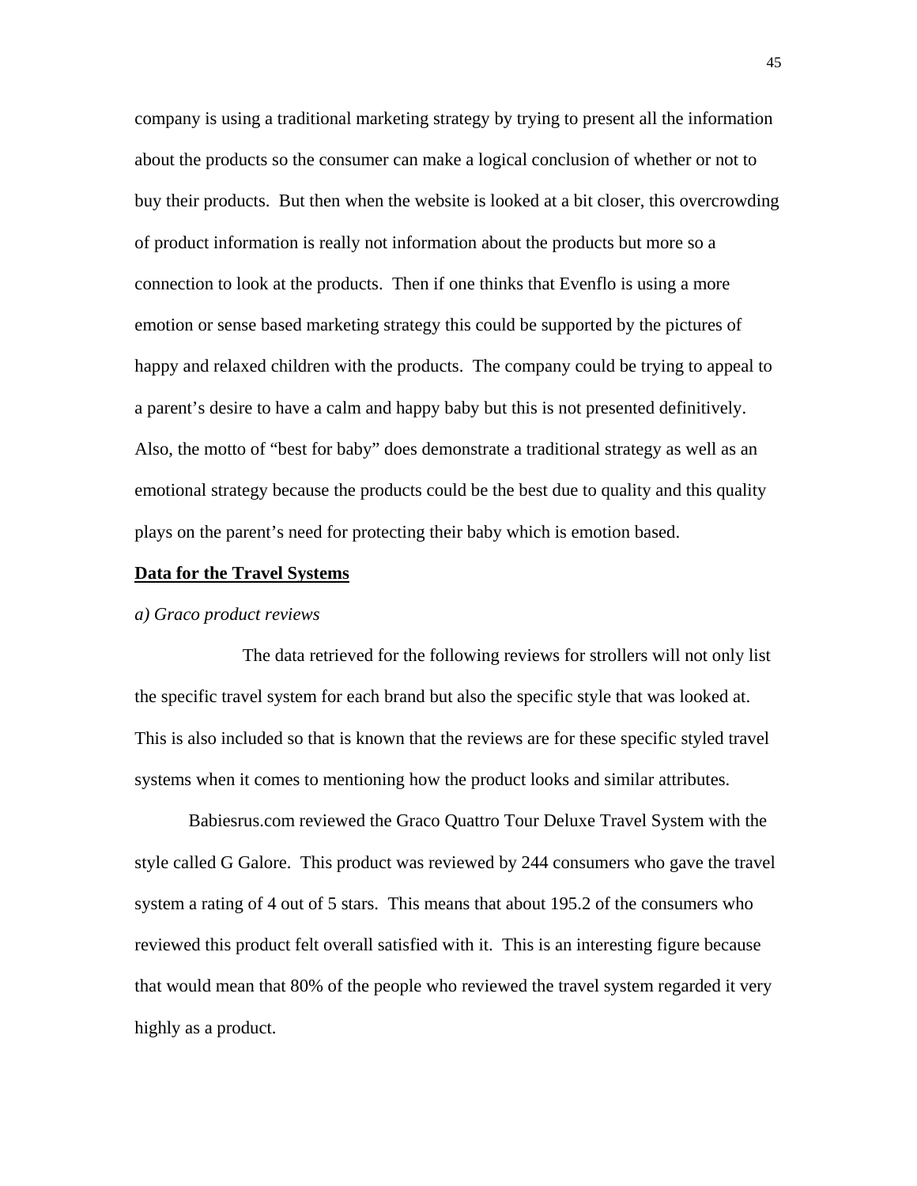company is using a traditional marketing strategy by trying to present all the information about the products so the consumer can make a logical conclusion of whether or not to buy their products. But then when the website is looked at a bit closer, this overcrowding of product information is really not information about the products but more so a connection to look at the products. Then if one thinks that Evenflo is using a more emotion or sense based marketing strategy this could be supported by the pictures of happy and relaxed children with the products. The company could be trying to appeal to a parent's desire to have a calm and happy baby but this is not presented definitively. Also, the motto of "best for baby" does demonstrate a traditional strategy as well as an emotional strategy because the products could be the best due to quality and this quality plays on the parent's need for protecting their baby which is emotion based.

**Data for the Travel Systems**

*a) Graco product reviews*

The data retrieved for the following reviews for strollers will not only list the specific travel system for each brand but also the specific style that was looked at. This is also included so that is known that the reviews are for these specific styled travel systems when it comes to mentioning how the product looks and similar attributes.

Babiesrus.com reviewed the Graco Quattro Tour Deluxe Travel System with the style called G Galore. This product was reviewed by 244 consumers who gave the travel system a rating of 4 out of 5 stars. This means that about 195.2 of the consumers who reviewed this product felt overall satisfied with it. This is an interesting figure because that would mean that 80% of the people who reviewed the travel system regarded it very highly as a product.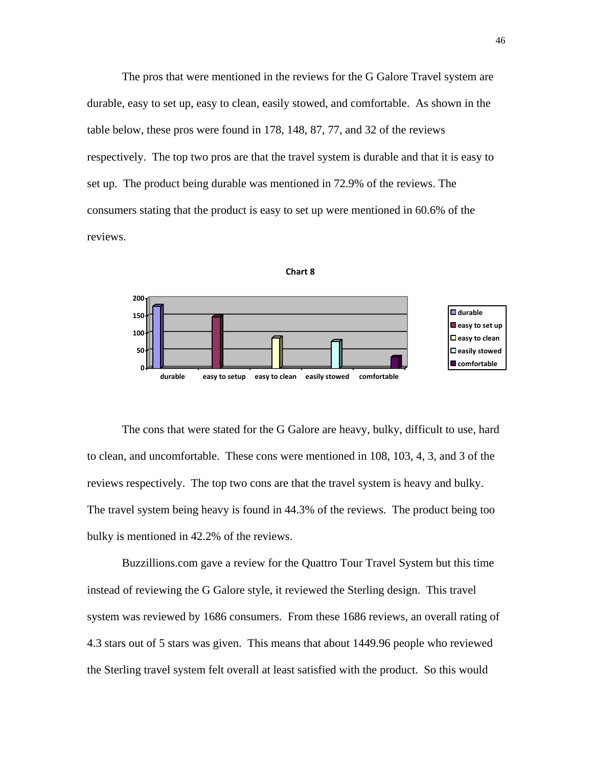The pros that were mentioned in the reviews for the G Galore Travel system are durable, easy to set up, easy to clean, easily stowed, and comfortable. As shown in the table below, these pros were found in 178, 148, 87, 77, and 32 of the reviews respectively. The top two pros are that the travel system is durable and that it is easy to set up. The product being durable was mentioned in 72.9% of the reviews. The consumers stating that the product is easy to set up were mentioned in 60.6% of the reviews.

**Chart 8**

| | durable | easy to setup | easy to clean | easily stowed | comfortable |
|---|---|---|---|---|---|
| Reviews | 178 | 148 | 87 | 77 | 32 |

The cons that were stated for the G Galore are heavy, bulky, difficult to use, hard to clean, and uncomfortable. These cons were mentioned in 108, 103, 4, 3, and 3 of the reviews respectively. The top two cons are that the travel system is heavy and bulky. The travel system being heavy is found in 44.3% of the reviews. The product being too bulky is mentioned in 42.2% of the reviews.

Buzzillions.com gave a review for the Quattro Tour Travel System but this time instead of reviewing the G Galore style, it reviewed the Sterling design. This travel system was reviewed by 1686 consumers. From these 1686 reviews, an overall rating of 4.3 stars out of 5 stars was given. This means that about 1449.96 people who reviewed the Sterling travel system felt overall at least satisfied with the product. So this would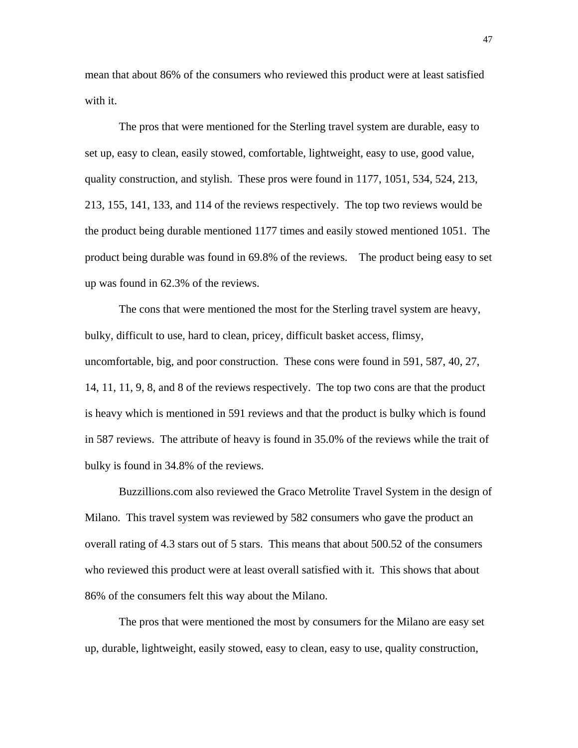mean that about 86% of the consumers who reviewed this product were at least satisfied with it.

The pros that were mentioned for the Sterling travel system are durable, easy to set up, easy to clean, easily stowed, comfortable, lightweight, easy to use, good value, quality construction, and stylish. These pros were found in 1177, 1051, 534, 524, 213, 213, 155, 141, 133, and 114 of the reviews respectively. The top two reviews would be the product being durable mentioned 1177 times and easily stowed mentioned 1051. The product being durable was found in 69.8% of the reviews. The product being easy to set up was found in 62.3% of the reviews.

The cons that were mentioned the most for the Sterling travel system are heavy, bulky, difficult to use, hard to clean, pricey, difficult basket access, flimsy, uncomfortable, big, and poor construction. These cons were found in 591, 587, 40, 27, 14, 11, 11, 9, 8, and 8 of the reviews respectively. The top two cons are that the product is heavy which is mentioned in 591 reviews and that the product is bulky which is found in 587 reviews. The attribute of heavy is found in 35.0% of the reviews while the trait of bulky is found in 34.8% of the reviews.

Buzzillions.com also reviewed the Graco Metrolite Travel System in the design of Milano. This travel system was reviewed by 582 consumers who gave the product an overall rating of 4.3 stars out of 5 stars. This means that about 500.52 of the consumers who reviewed this product were at least overall satisfied with it. This shows that about 86% of the consumers felt this way about the Milano.

The pros that were mentioned the most by consumers for the Milano are easy set up, durable, lightweight, easily stowed, easy to clean, easy to use, quality construction,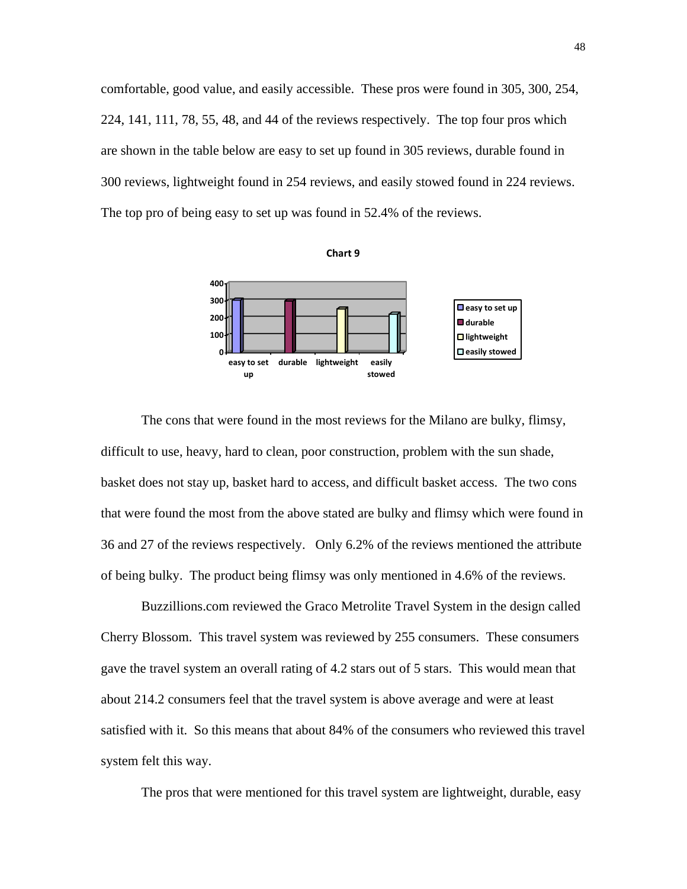comfortable, good value, and easily accessible. These pros were found in 305, 300, 254, 224, 141, 111, 78, 55, 48, and 44 of the reviews respectively. The top four pros which are shown in the table below are easy to set up found in 305 reviews, durable found in 300 reviews, lightweight found in 254 reviews, and easily stowed found in 224 reviews. The top pro of being easy to set up was found in 52.4% of the reviews.

**Chart 9**

The cons that were found in the most reviews for the Milano are bulky, flimsy, difficult to use, heavy, hard to clean, poor construction, problem with the sun shade, basket does not stay up, basket hard to access, and difficult basket access. The two cons that were found the most from the above stated are bulky and flimsy which were found in 36 and 27 of the reviews respectively. Only 6.2% of the reviews mentioned the attribute of being bulky. The product being flimsy was only mentioned in 4.6% of the reviews.

Buzzillions.com reviewed the Graco Metrolite Travel System in the design called Cherry Blossom. This travel system was reviewed by 255 consumers. These consumers gave the travel system an overall rating of 4.2 stars out of 5 stars. This would mean that about 214.2 consumers feel that the travel system is above average and were at least satisfied with it. So this means that about 84% of the consumers who reviewed this travel system felt this way.

The pros that were mentioned for this travel system are lightweight, durable, easy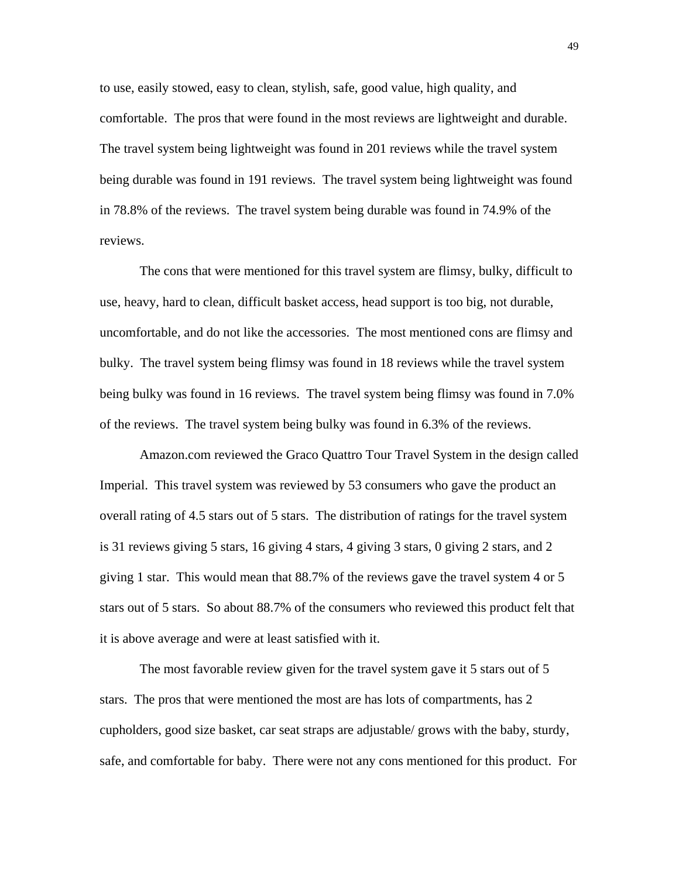to use, easily stowed, easy to clean, stylish, safe, good value, high quality, and comfortable. The pros that were found in the most reviews are lightweight and durable. The travel system being lightweight was found in 201 reviews while the travel system being durable was found in 191 reviews. The travel system being lightweight was found in 78.8% of the reviews. The travel system being durable was found in 74.9% of the reviews.

The cons that were mentioned for this travel system are flimsy, bulky, difficult to use, heavy, hard to clean, difficult basket access, head support is too big, not durable, uncomfortable, and do not like the accessories. The most mentioned cons are flimsy and bulky. The travel system being flimsy was found in 18 reviews while the travel system being bulky was found in 16 reviews. The travel system being flimsy was found in 7.0% of the reviews. The travel system being bulky was found in 6.3% of the reviews.

Amazon.com reviewed the Graco Quattro Tour Travel System in the design called Imperial. This travel system was reviewed by 53 consumers who gave the product an overall rating of 4.5 stars out of 5 stars. The distribution of ratings for the travel system is 31 reviews giving 5 stars, 16 giving 4 stars, 4 giving 3 stars, 0 giving 2 stars, and 2 giving 1 star. This would mean that 88.7% of the reviews gave the travel system 4 or 5 stars out of 5 stars. So about 88.7% of the consumers who reviewed this product felt that it is above average and were at least satisfied with it.

The most favorable review given for the travel system gave it 5 stars out of 5 stars. The pros that were mentioned the most are has lots of compartments, has 2 cupholders, good size basket, car seat straps are adjustable/ grows with the baby, sturdy, safe, and comfortable for baby. There were not any cons mentioned for this product. For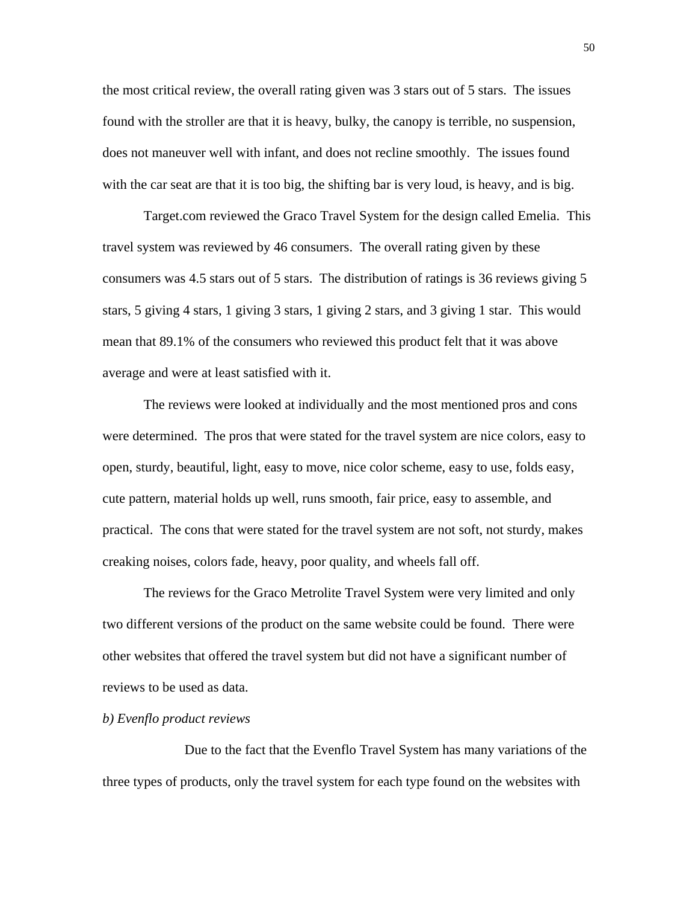the most critical review, the overall rating given was 3 stars out of 5 stars. The issues found with the stroller are that it is heavy, bulky, the canopy is terrible, no suspension, does not maneuver well with infant, and does not recline smoothly. The issues found with the car seat are that it is too big, the shifting bar is very loud, is heavy, and is big.

Target.com reviewed the Graco Travel System for the design called Emelia. This travel system was reviewed by 46 consumers. The overall rating given by these consumers was 4.5 stars out of 5 stars. The distribution of ratings is 36 reviews giving 5 stars, 5 giving 4 stars, 1 giving 3 stars, 1 giving 2 stars, and 3 giving 1 star. This would mean that 89.1% of the consumers who reviewed this product felt that it was above average and were at least satisfied with it.

The reviews were looked at individually and the most mentioned pros and cons were determined. The pros that were stated for the travel system are nice colors, easy to open, sturdy, beautiful, light, easy to move, nice color scheme, easy to use, folds easy, cute pattern, material holds up well, runs smooth, fair price, easy to assemble, and practical. The cons that were stated for the travel system are not soft, not sturdy, makes creaking noises, colors fade, heavy, poor quality, and wheels fall off.

The reviews for the Graco Metrolite Travel System were very limited and only two different versions of the product on the same website could be found. There were other websites that offered the travel system but did not have a significant number of reviews to be used as data.

*b) Evenflo product reviews*

Due to the fact that the Evenflo Travel System has many variations of the three types of products, only the travel system for each type found on the websites with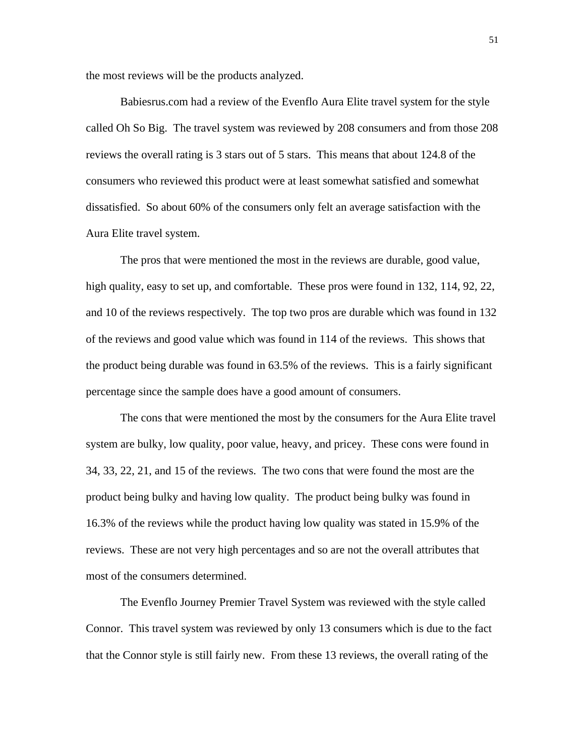the most reviews will be the products analyzed.

Babiesrus.com had a review of the Evenflo Aura Elite travel system for the style called Oh So Big. The travel system was reviewed by 208 consumers and from those 208 reviews the overall rating is 3 stars out of 5 stars. This means that about 124.8 of the consumers who reviewed this product were at least somewhat satisfied and somewhat dissatisfied. So about 60% of the consumers only felt an average satisfaction with the Aura Elite travel system.

The pros that were mentioned the most in the reviews are durable, good value, high quality, easy to set up, and comfortable. These pros were found in 132, 114, 92, 22, and 10 of the reviews respectively. The top two pros are durable which was found in 132 of the reviews and good value which was found in 114 of the reviews. This shows that the product being durable was found in 63.5% of the reviews. This is a fairly significant percentage since the sample does have a good amount of consumers.

The cons that were mentioned the most by the consumers for the Aura Elite travel system are bulky, low quality, poor value, heavy, and pricey. These cons were found in 34, 33, 22, 21, and 15 of the reviews. The two cons that were found the most are the product being bulky and having low quality. The product being bulky was found in 16.3% of the reviews while the product having low quality was stated in 15.9% of the reviews. These are not very high percentages and so are not the overall attributes that most of the consumers determined.

The Evenflo Journey Premier Travel System was reviewed with the style called Connor. This travel system was reviewed by only 13 consumers which is due to the fact that the Connor style is still fairly new. From these 13 reviews, the overall rating of the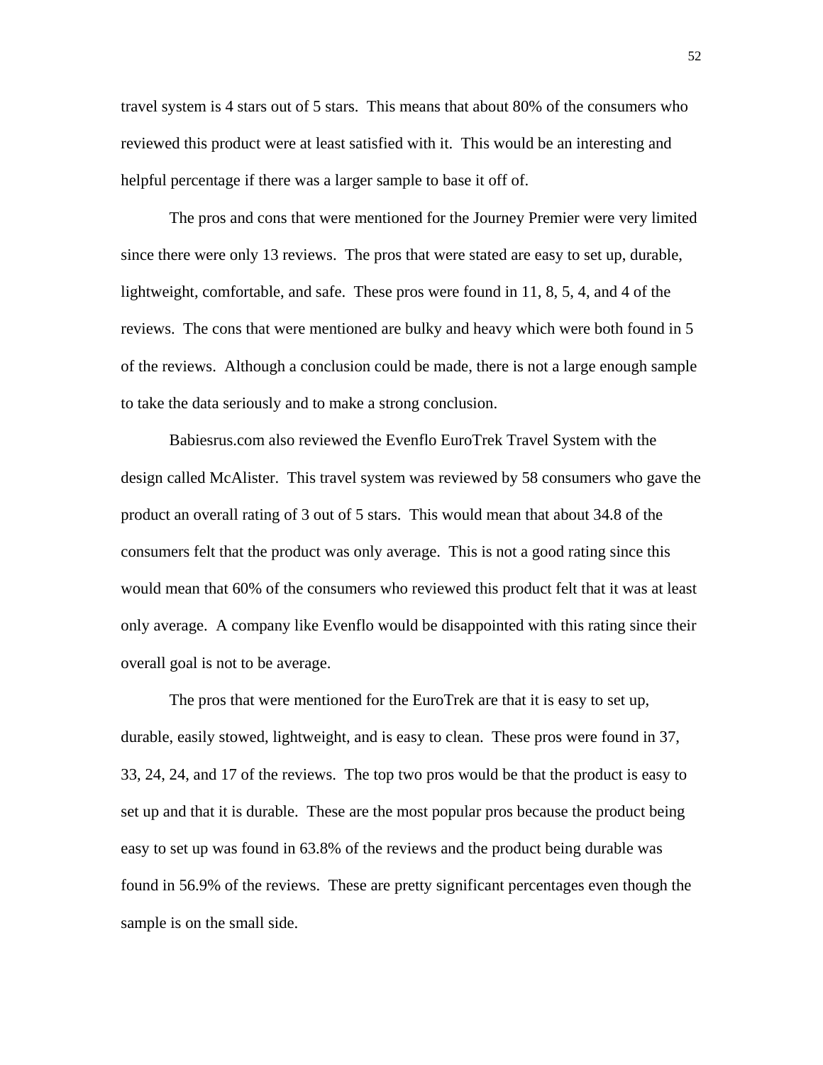travel system is 4 stars out of 5 stars. This means that about 80% of the consumers who reviewed this product were at least satisfied with it. This would be an interesting and helpful percentage if there was a larger sample to base it off of.

The pros and cons that were mentioned for the Journey Premier were very limited since there were only 13 reviews. The pros that were stated are easy to set up, durable, lightweight, comfortable, and safe. These pros were found in 11, 8, 5, 4, and 4 of the reviews. The cons that were mentioned are bulky and heavy which were both found in 5 of the reviews. Although a conclusion could be made, there is not a large enough sample to take the data seriously and to make a strong conclusion.

Babiesrus.com also reviewed the Evenflo EuroTrek Travel System with the design called McAlister. This travel system was reviewed by 58 consumers who gave the product an overall rating of 3 out of 5 stars. This would mean that about 34.8 of the consumers felt that the product was only average. This is not a good rating since this would mean that 60% of the consumers who reviewed this product felt that it was at least only average. A company like Evenflo would be disappointed with this rating since their overall goal is not to be average.

The pros that were mentioned for the EuroTrek are that it is easy to set up, durable, easily stowed, lightweight, and is easy to clean. These pros were found in 37, 33, 24, 24, and 17 of the reviews. The top two pros would be that the product is easy to set up and that it is durable. These are the most popular pros because the product being easy to set up was found in 63.8% of the reviews and the product being durable was found in 56.9% of the reviews. These are pretty significant percentages even though the sample is on the small side.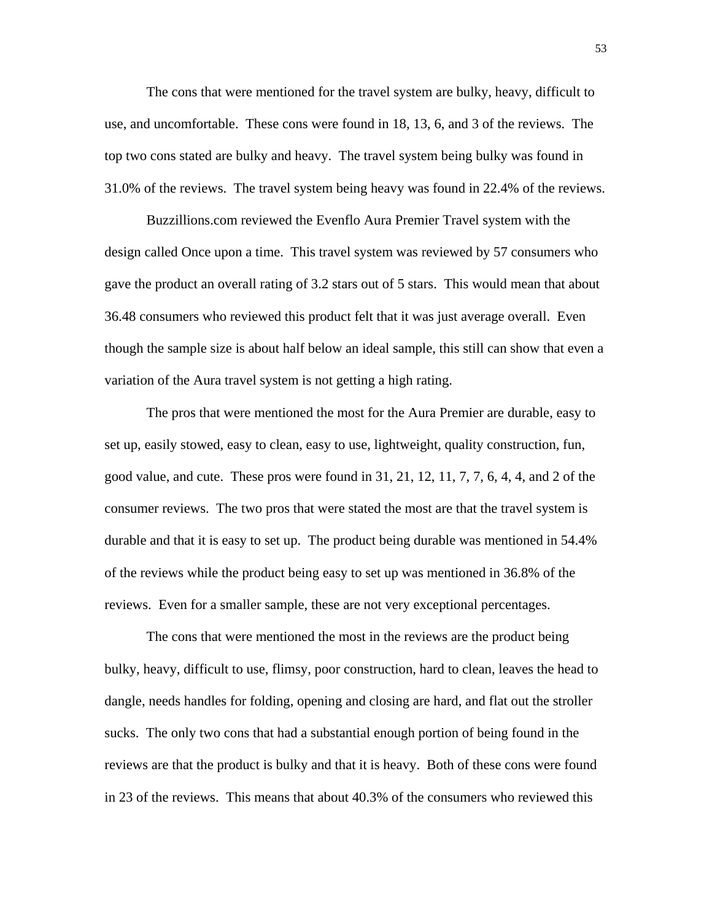The cons that were mentioned for the travel system are bulky, heavy, difficult to use, and uncomfortable. These cons were found in 18, 13, 6, and 3 of the reviews. The top two cons stated are bulky and heavy. The travel system being bulky was found in 31.0% of the reviews. The travel system being heavy was found in 22.4% of the reviews.

Buzzillions.com reviewed the Evenflo Aura Premier Travel system with the design called Once upon a time. This travel system was reviewed by 57 consumers who gave the product an overall rating of 3.2 stars out of 5 stars. This would mean that about 36.48 consumers who reviewed this product felt that it was just average overall. Even though the sample size is about half below an ideal sample, this still can show that even a variation of the Aura travel system is not getting a high rating.

The pros that were mentioned the most for the Aura Premier are durable, easy to set up, easily stowed, easy to clean, easy to use, lightweight, quality construction, fun, good value, and cute. These pros were found in 31, 21, 12, 11, 7, 7, 6, 4, 4, and 2 of the consumer reviews. The two pros that were stated the most are that the travel system is durable and that it is easy to set up. The product being durable was mentioned in 54.4% of the reviews while the product being easy to set up was mentioned in 36.8% of the reviews. Even for a smaller sample, these are not very exceptional percentages.

The cons that were mentioned the most in the reviews are the product being bulky, heavy, difficult to use, flimsy, poor construction, hard to clean, leaves the head to dangle, needs handles for folding, opening and closing are hard, and flat out the stroller sucks. The only two cons that had a substantial enough portion of being found in the reviews are that the product is bulky and that it is heavy. Both of these cons were found in 23 of the reviews. This means that about 40.3% of the consumers who reviewed this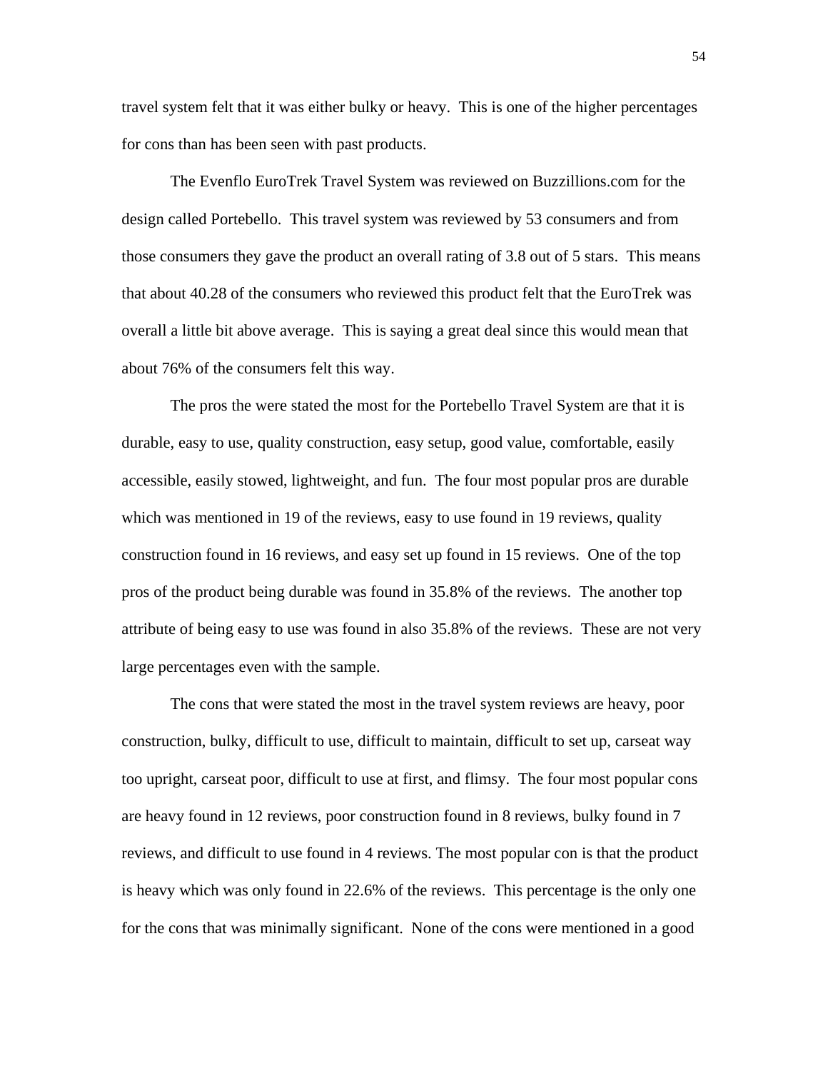travel system felt that it was either bulky or heavy. This is one of the higher percentages for cons than has been seen with past products.

The Evenflo EuroTrek Travel System was reviewed on Buzzillions.com for the design called Portebello. This travel system was reviewed by 53 consumers and from those consumers they gave the product an overall rating of 3.8 out of 5 stars. This means that about 40.28 of the consumers who reviewed this product felt that the EuroTrek was overall a little bit above average. This is saying a great deal since this would mean that about 76% of the consumers felt this way.

The pros the were stated the most for the Portebello Travel System are that it is durable, easy to use, quality construction, easy setup, good value, comfortable, easily accessible, easily stowed, lightweight, and fun. The four most popular pros are durable which was mentioned in 19 of the reviews, easy to use found in 19 reviews, quality construction found in 16 reviews, and easy set up found in 15 reviews. One of the top pros of the product being durable was found in 35.8% of the reviews. The another top attribute of being easy to use was found in also 35.8% of the reviews. These are not very large percentages even with the sample.

The cons that were stated the most in the travel system reviews are heavy, poor construction, bulky, difficult to use, difficult to maintain, difficult to set up, carseat way too upright, carseat poor, difficult to use at first, and flimsy. The four most popular cons are heavy found in 12 reviews, poor construction found in 8 reviews, bulky found in 7 reviews, and difficult to use found in 4 reviews. The most popular con is that the product is heavy which was only found in 22.6% of the reviews. This percentage is the only one for the cons that was minimally significant. None of the cons were mentioned in a good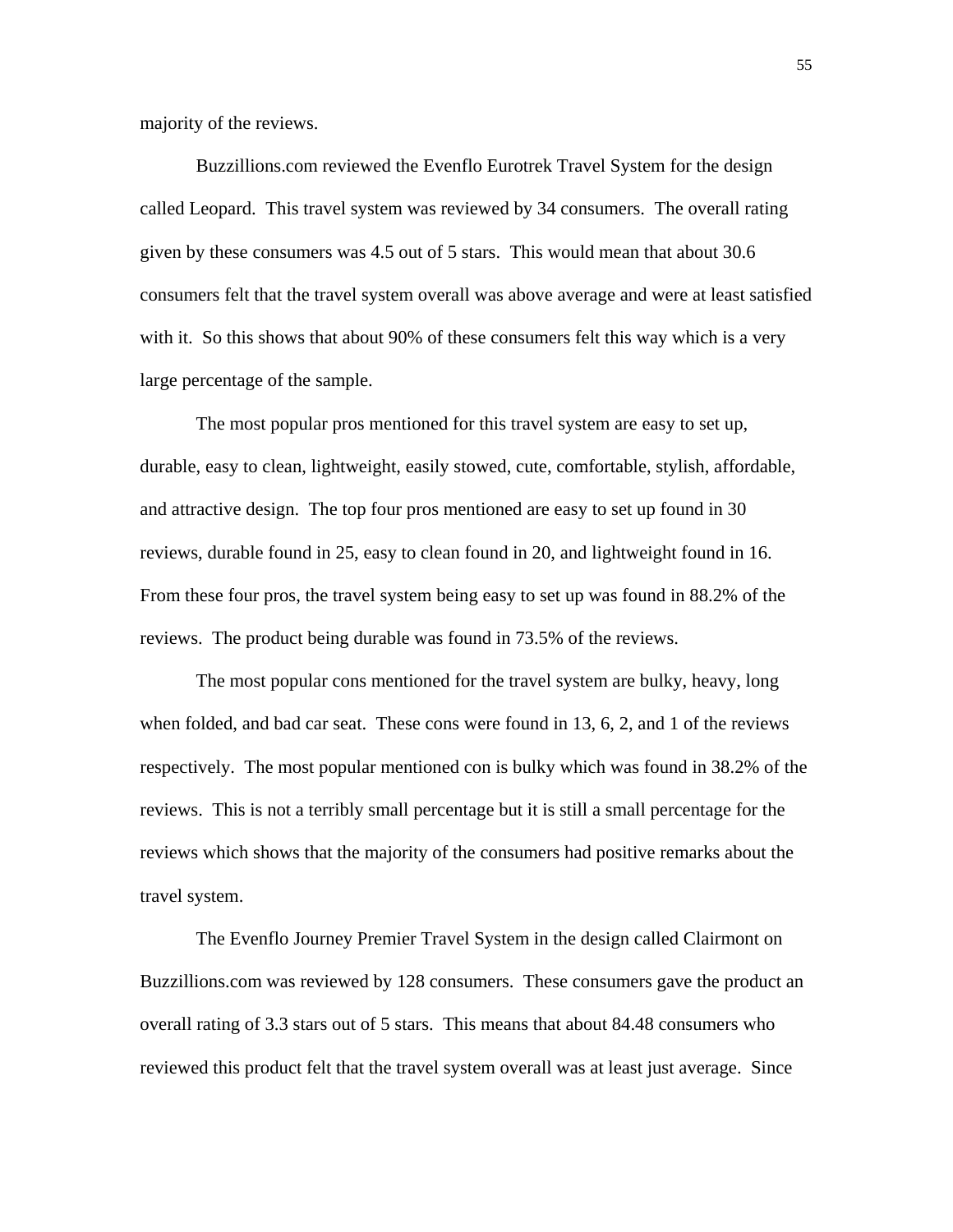majority of the reviews.

Buzzillions.com reviewed the Evenflo Eurotrek Travel System for the design called Leopard. This travel system was reviewed by 34 consumers. The overall rating given by these consumers was 4.5 out of 5 stars. This would mean that about 30.6 consumers felt that the travel system overall was above average and were at least satisfied with it. So this shows that about 90% of these consumers felt this way which is a very large percentage of the sample.

The most popular pros mentioned for this travel system are easy to set up, durable, easy to clean, lightweight, easily stowed, cute, comfortable, stylish, affordable, and attractive design. The top four pros mentioned are easy to set up found in 30 reviews, durable found in 25, easy to clean found in 20, and lightweight found in 16. From these four pros, the travel system being easy to set up was found in 88.2% of the reviews. The product being durable was found in 73.5% of the reviews.

The most popular cons mentioned for the travel system are bulky, heavy, long when folded, and bad car seat. These cons were found in 13, 6, 2, and 1 of the reviews respectively. The most popular mentioned con is bulky which was found in 38.2% of the reviews. This is not a terribly small percentage but it is still a small percentage for the reviews which shows that the majority of the consumers had positive remarks about the travel system.

The Evenflo Journey Premier Travel System in the design called Clairmont on Buzzillions.com was reviewed by 128 consumers. These consumers gave the product an overall rating of 3.3 stars out of 5 stars. This means that about 84.48 consumers who reviewed this product felt that the travel system overall was at least just average. Since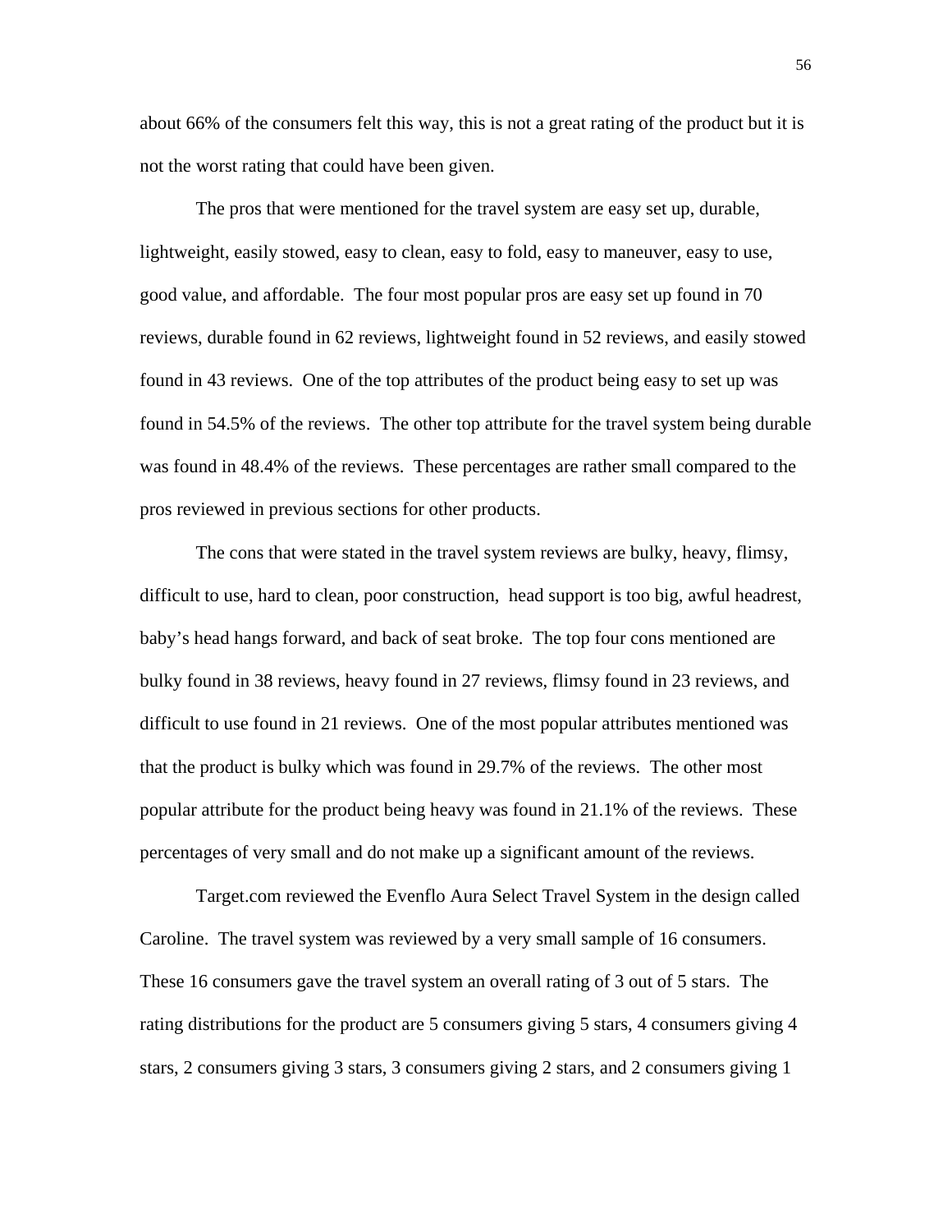about 66% of the consumers felt this way, this is not a great rating of the product but it is not the worst rating that could have been given.

The pros that were mentioned for the travel system are easy set up, durable, lightweight, easily stowed, easy to clean, easy to fold, easy to maneuver, easy to use, good value, and affordable. The four most popular pros are easy set up found in 70 reviews, durable found in 62 reviews, lightweight found in 52 reviews, and easily stowed found in 43 reviews. One of the top attributes of the product being easy to set up was found in 54.5% of the reviews. The other top attribute for the travel system being durable was found in 48.4% of the reviews. These percentages are rather small compared to the pros reviewed in previous sections for other products.

The cons that were stated in the travel system reviews are bulky, heavy, flimsy, difficult to use, hard to clean, poor construction, head support is too big, awful headrest, baby's head hangs forward, and back of seat broke. The top four cons mentioned are bulky found in 38 reviews, heavy found in 27 reviews, flimsy found in 23 reviews, and difficult to use found in 21 reviews. One of the most popular attributes mentioned was that the product is bulky which was found in 29.7% of the reviews. The other most popular attribute for the product being heavy was found in 21.1% of the reviews. These percentages of very small and do not make up a significant amount of the reviews.

Target.com reviewed the Evenflo Aura Select Travel System in the design called Caroline. The travel system was reviewed by a very small sample of 16 consumers. These 16 consumers gave the travel system an overall rating of 3 out of 5 stars. The rating distributions for the product are 5 consumers giving 5 stars, 4 consumers giving 4 stars, 2 consumers giving 3 stars, 3 consumers giving 2 stars, and 2 consumers giving 1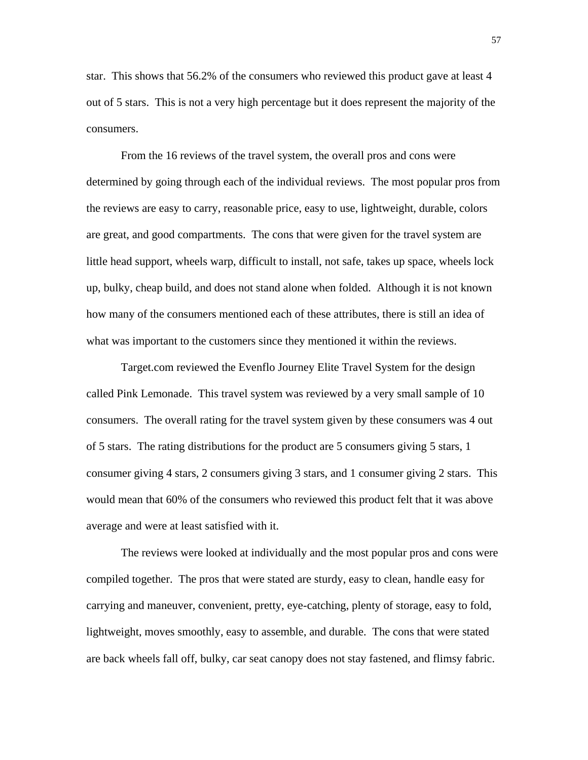star. This shows that 56.2% of the consumers who reviewed this product gave at least 4 out of 5 stars. This is not a very high percentage but it does represent the majority of the consumers.

From the 16 reviews of the travel system, the overall pros and cons were determined by going through each of the individual reviews. The most popular pros from the reviews are easy to carry, reasonable price, easy to use, lightweight, durable, colors are great, and good compartments. The cons that were given for the travel system are little head support, wheels warp, difficult to install, not safe, takes up space, wheels lock up, bulky, cheap build, and does not stand alone when folded. Although it is not known how many of the consumers mentioned each of these attributes, there is still an idea of what was important to the customers since they mentioned it within the reviews.

Target.com reviewed the Evenflo Journey Elite Travel System for the design called Pink Lemonade. This travel system was reviewed by a very small sample of 10 consumers. The overall rating for the travel system given by these consumers was 4 out of 5 stars. The rating distributions for the product are 5 consumers giving 5 stars, 1 consumer giving 4 stars, 2 consumers giving 3 stars, and 1 consumer giving 2 stars. This would mean that 60% of the consumers who reviewed this product felt that it was above average and were at least satisfied with it.

The reviews were looked at individually and the most popular pros and cons were compiled together. The pros that were stated are sturdy, easy to clean, handle easy for carrying and maneuver, convenient, pretty, eye-catching, plenty of storage, easy to fold, lightweight, moves smoothly, easy to assemble, and durable. The cons that were stated are back wheels fall off, bulky, car seat canopy does not stay fastened, and flimsy fabric.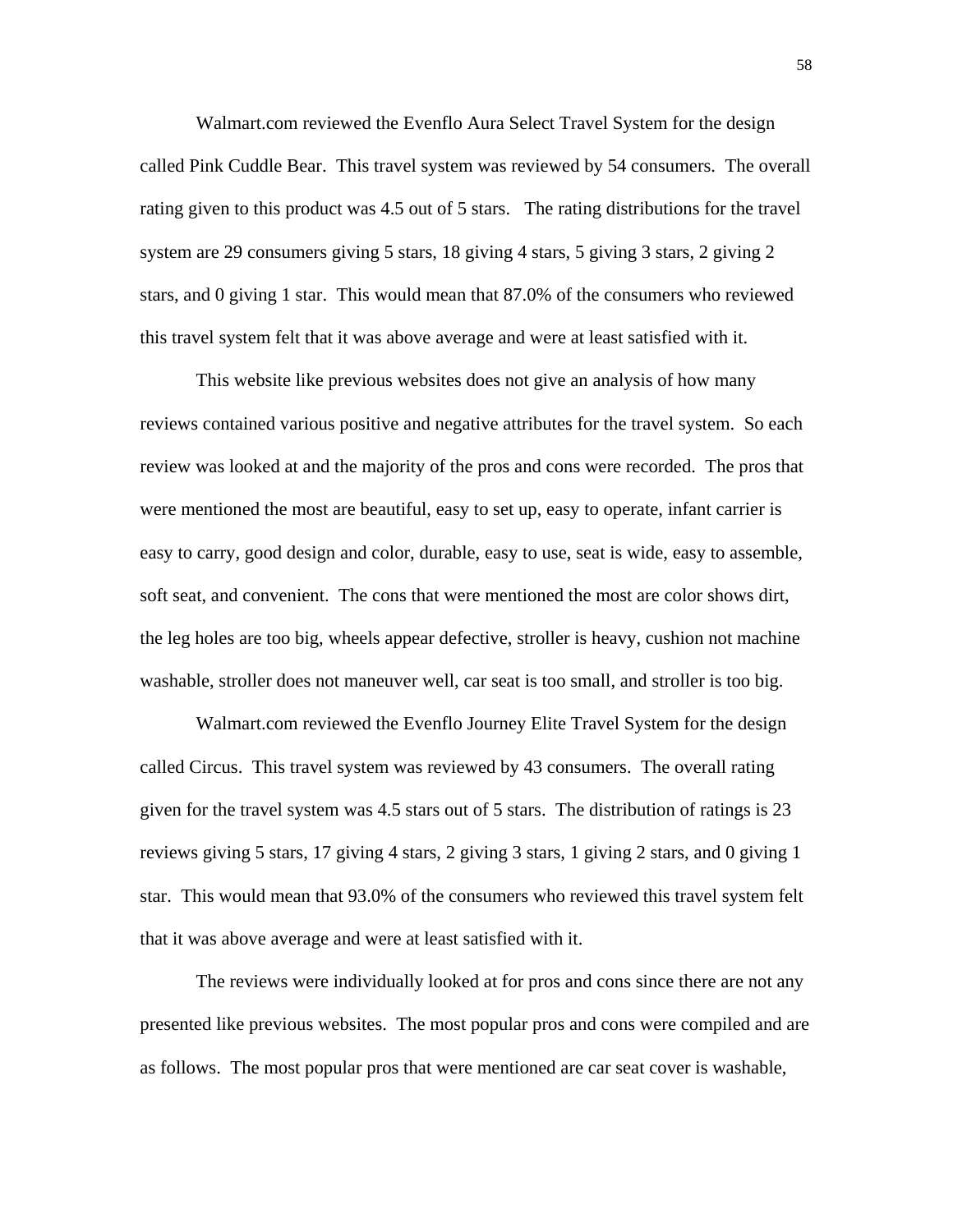Walmart.com reviewed the Evenflo Aura Select Travel System for the design called Pink Cuddle Bear. This travel system was reviewed by 54 consumers. The overall rating given to this product was 4.5 out of 5 stars. The rating distributions for the travel system are 29 consumers giving 5 stars, 18 giving 4 stars, 5 giving 3 stars, 2 giving 2 stars, and 0 giving 1 star. This would mean that 87.0% of the consumers who reviewed this travel system felt that it was above average and were at least satisfied with it.

This website like previous websites does not give an analysis of how many reviews contained various positive and negative attributes for the travel system. So each review was looked at and the majority of the pros and cons were recorded. The pros that were mentioned the most are beautiful, easy to set up, easy to operate, infant carrier is easy to carry, good design and color, durable, easy to use, seat is wide, easy to assemble, soft seat, and convenient. The cons that were mentioned the most are color shows dirt, the leg holes are too big, wheels appear defective, stroller is heavy, cushion not machine washable, stroller does not maneuver well, car seat is too small, and stroller is too big.

Walmart.com reviewed the Evenflo Journey Elite Travel System for the design called Circus. This travel system was reviewed by 43 consumers. The overall rating given for the travel system was 4.5 stars out of 5 stars. The distribution of ratings is 23 reviews giving 5 stars, 17 giving 4 stars, 2 giving 3 stars, 1 giving 2 stars, and 0 giving 1 star. This would mean that 93.0% of the consumers who reviewed this travel system felt that it was above average and were at least satisfied with it.

The reviews were individually looked at for pros and cons since there are not any presented like previous websites. The most popular pros and cons were compiled and are as follows. The most popular pros that were mentioned are car seat cover is washable,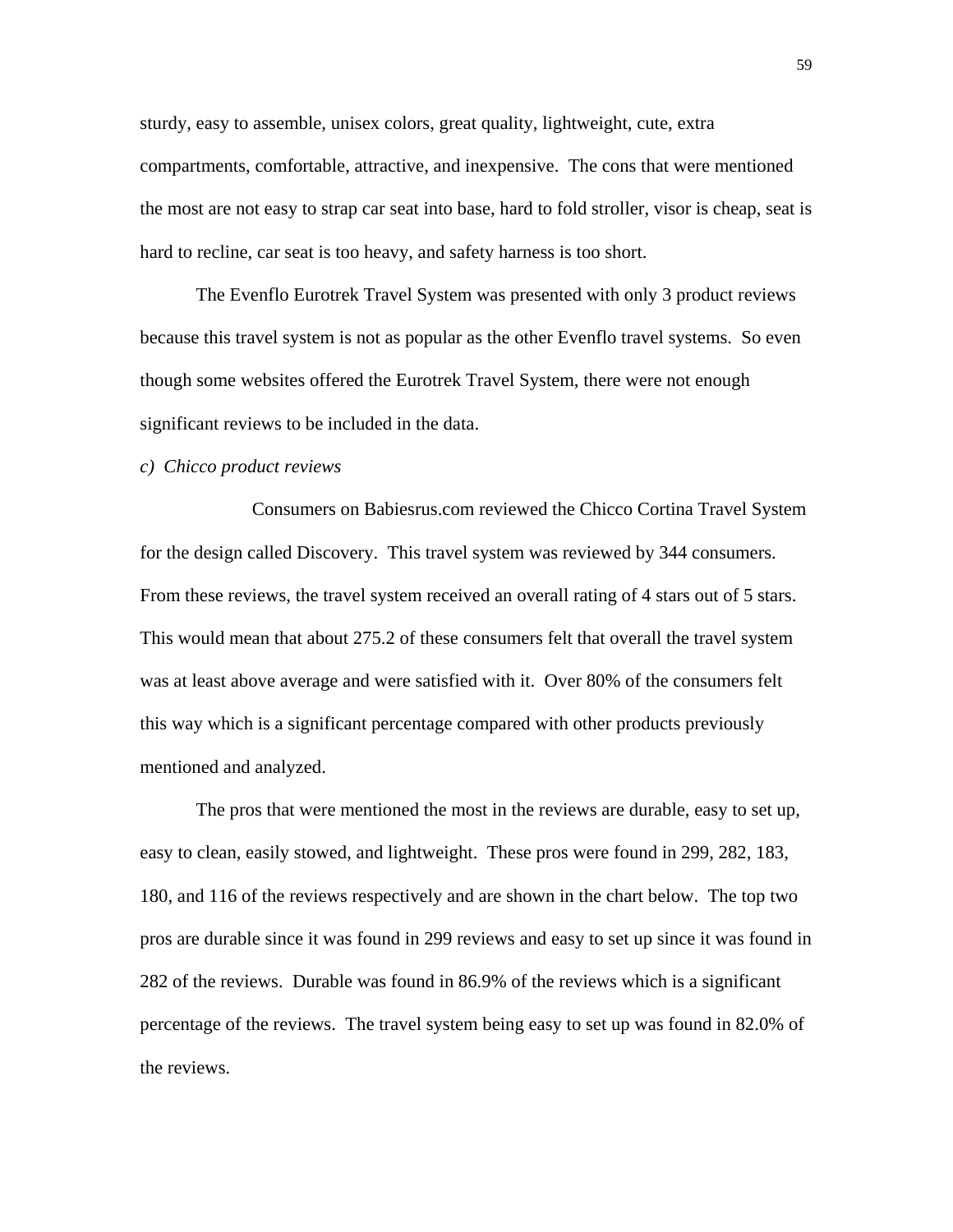sturdy, easy to assemble, unisex colors, great quality, lightweight, cute, extra compartments, comfortable, attractive, and inexpensive. The cons that were mentioned the most are not easy to strap car seat into base, hard to fold stroller, visor is cheap, seat is hard to recline, car seat is too heavy, and safety harness is too short.

The Evenflo Eurotrek Travel System was presented with only 3 product reviews because this travel system is not as popular as the other Evenflo travel systems. So even though some websites offered the Eurotrek Travel System, there were not enough significant reviews to be included in the data.

*c) Chicco product reviews*

Consumers on Babiesrus.com reviewed the Chicco Cortina Travel System for the design called Discovery. This travel system was reviewed by 344 consumers. From these reviews, the travel system received an overall rating of 4 stars out of 5 stars. This would mean that about 275.2 of these consumers felt that overall the travel system was at least above average and were satisfied with it. Over 80% of the consumers felt this way which is a significant percentage compared with other products previously mentioned and analyzed.

The pros that were mentioned the most in the reviews are durable, easy to set up, easy to clean, easily stowed, and lightweight. These pros were found in 299, 282, 183, 180, and 116 of the reviews respectively and are shown in the chart below. The top two pros are durable since it was found in 299 reviews and easy to set up since it was found in 282 of the reviews. Durable was found in 86.9% of the reviews which is a significant percentage of the reviews. The travel system being easy to set up was found in 82.0% of the reviews.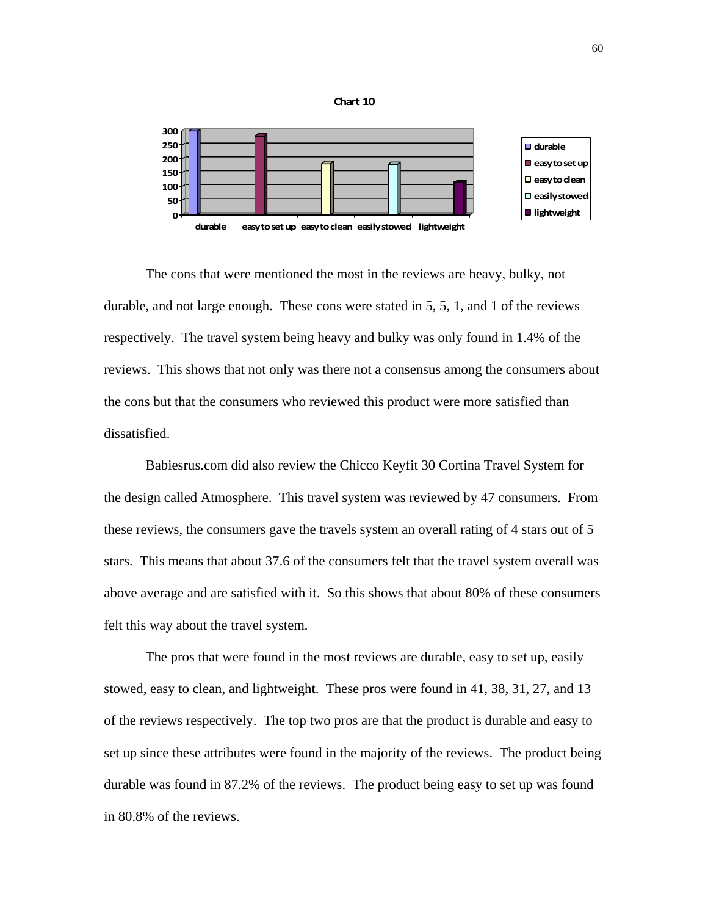Chart 10

The cons that were mentioned the most in the reviews are heavy, bulky, not durable, and not large enough. These cons were stated in 5, 5, 1, and 1 of the reviews respectively. The travel system being heavy and bulky was only found in 1.4% of the reviews. This shows that not only was there not a consensus among the consumers about the cons but that the consumers who reviewed this product were more satisfied than dissatisfied.

Babiesrus.com did also review the Chicco Keyfit 30 Cortina Travel System for the design called Atmosphere. This travel system was reviewed by 47 consumers. From these reviews, the consumers gave the travels system an overall rating of 4 stars out of 5 stars. This means that about 37.6 of the consumers felt that the travel system overall was above average and are satisfied with it. So this shows that about 80% of these consumers felt this way about the travel system.

The pros that were found in the most reviews are durable, easy to set up, easily stowed, easy to clean, and lightweight. These pros were found in 41, 38, 31, 27, and 13 of the reviews respectively. The top two pros are that the product is durable and easy to set up since these attributes were found in the majority of the reviews. The product being durable was found in 87.2% of the reviews. The product being easy to set up was found in 80.8% of the reviews.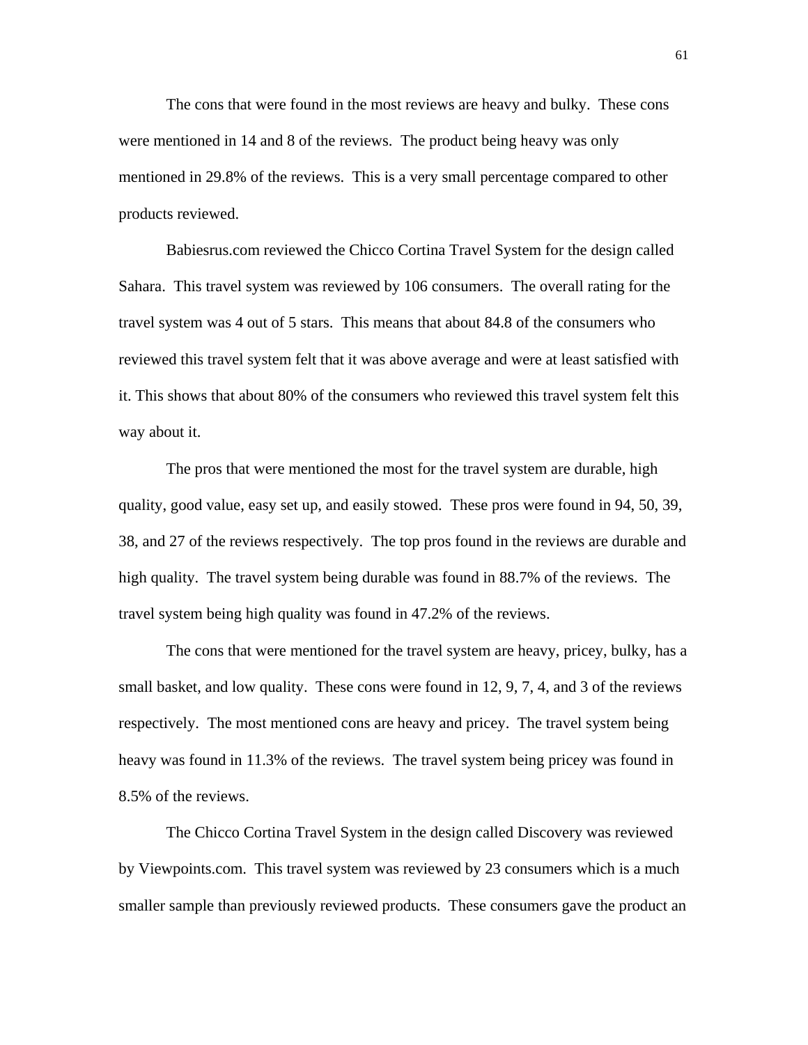The cons that were found in the most reviews are heavy and bulky. These cons were mentioned in 14 and 8 of the reviews. The product being heavy was only mentioned in 29.8% of the reviews. This is a very small percentage compared to other products reviewed.

Babiesrus.com reviewed the Chicco Cortina Travel System for the design called Sahara. This travel system was reviewed by 106 consumers. The overall rating for the travel system was 4 out of 5 stars. This means that about 84.8 of the consumers who reviewed this travel system felt that it was above average and were at least satisfied with it. This shows that about 80% of the consumers who reviewed this travel system felt this way about it.

The pros that were mentioned the most for the travel system are durable, high quality, good value, easy set up, and easily stowed. These pros were found in 94, 50, 39, 38, and 27 of the reviews respectively. The top pros found in the reviews are durable and high quality. The travel system being durable was found in 88.7% of the reviews. The travel system being high quality was found in 47.2% of the reviews.

The cons that were mentioned for the travel system are heavy, pricey, bulky, has a small basket, and low quality. These cons were found in 12, 9, 7, 4, and 3 of the reviews respectively. The most mentioned cons are heavy and pricey. The travel system being heavy was found in 11.3% of the reviews. The travel system being pricey was found in 8.5% of the reviews.

The Chicco Cortina Travel System in the design called Discovery was reviewed by Viewpoints.com. This travel system was reviewed by 23 consumers which is a much smaller sample than previously reviewed products. These consumers gave the product an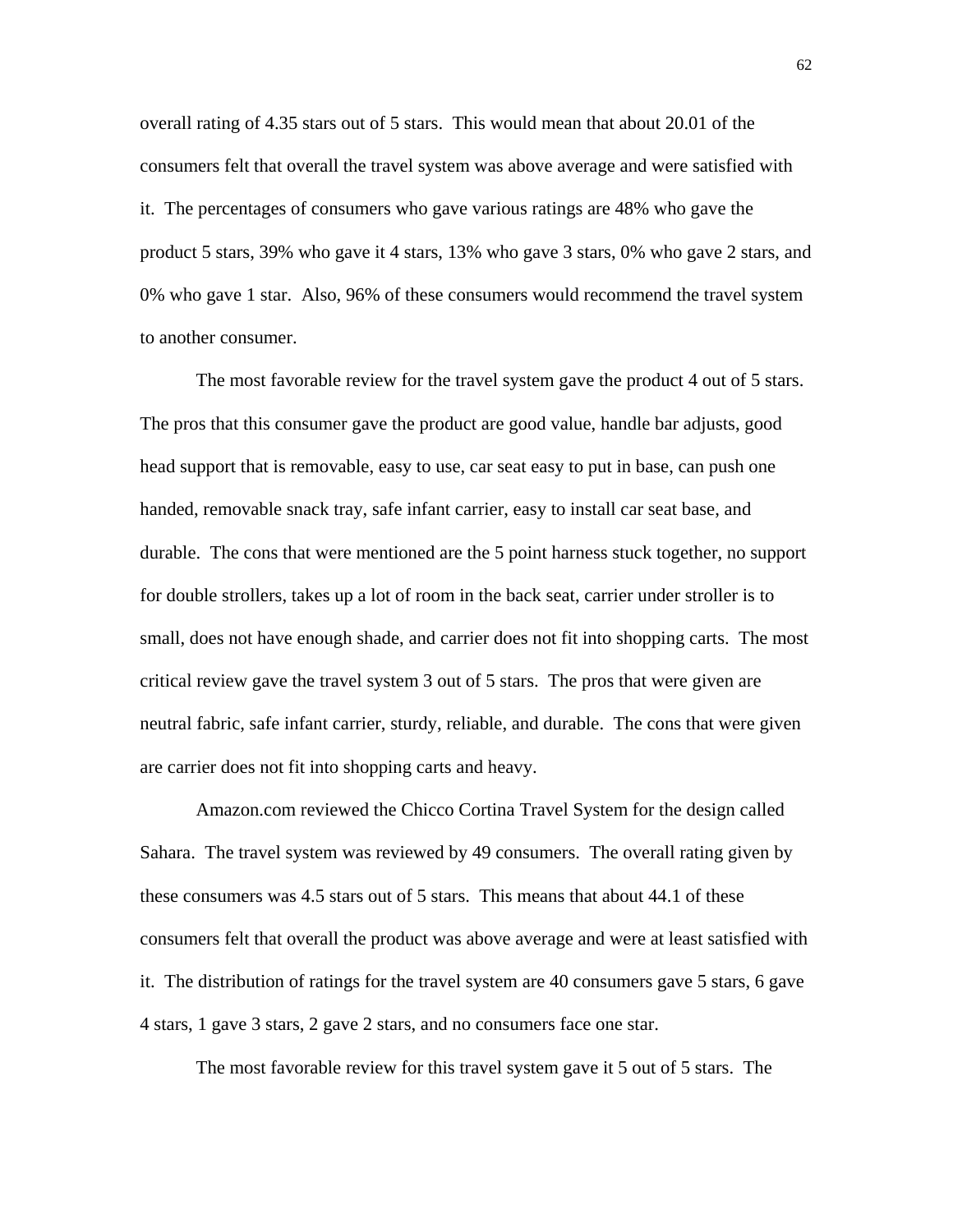overall rating of 4.35 stars out of 5 stars. This would mean that about 20.01 of the consumers felt that overall the travel system was above average and were satisfied with it. The percentages of consumers who gave various ratings are 48% who gave the product 5 stars, 39% who gave it 4 stars, 13% who gave 3 stars, 0% who gave 2 stars, and 0% who gave 1 star. Also, 96% of these consumers would recommend the travel system to another consumer.

The most favorable review for the travel system gave the product 4 out of 5 stars. The pros that this consumer gave the product are good value, handle bar adjusts, good head support that is removable, easy to use, car seat easy to put in base, can push one handed, removable snack tray, safe infant carrier, easy to install car seat base, and durable. The cons that were mentioned are the 5 point harness stuck together, no support for double strollers, takes up a lot of room in the back seat, carrier under stroller is to small, does not have enough shade, and carrier does not fit into shopping carts. The most critical review gave the travel system 3 out of 5 stars. The pros that were given are neutral fabric, safe infant carrier, sturdy, reliable, and durable. The cons that were given are carrier does not fit into shopping carts and heavy.

Amazon.com reviewed the Chicco Cortina Travel System for the design called Sahara. The travel system was reviewed by 49 consumers. The overall rating given by these consumers was 4.5 stars out of 5 stars. This means that about 44.1 of these consumers felt that overall the product was above average and were at least satisfied with it. The distribution of ratings for the travel system are 40 consumers gave 5 stars, 6 gave 4 stars, 1 gave 3 stars, 2 gave 2 stars, and no consumers face one star.

The most favorable review for this travel system gave it 5 out of 5 stars. The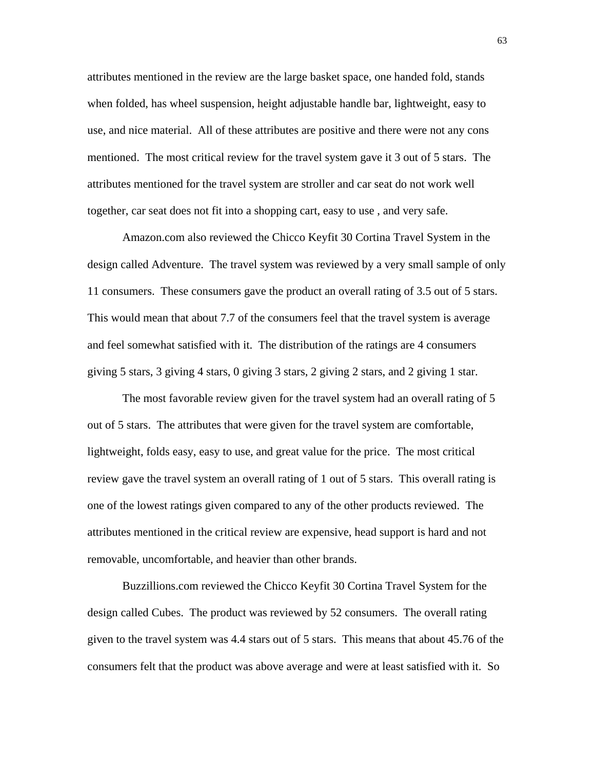attributes mentioned in the review are the large basket space, one handed fold, stands when folded, has wheel suspension, height adjustable handle bar, lightweight, easy to use, and nice material. All of these attributes are positive and there were not any cons mentioned. The most critical review for the travel system gave it 3 out of 5 stars. The attributes mentioned for the travel system are stroller and car seat do not work well together, car seat does not fit into a shopping cart, easy to use , and very safe.

Amazon.com also reviewed the Chicco Keyfit 30 Cortina Travel System in the design called Adventure. The travel system was reviewed by a very small sample of only 11 consumers. These consumers gave the product an overall rating of 3.5 out of 5 stars. This would mean that about 7.7 of the consumers feel that the travel system is average and feel somewhat satisfied with it. The distribution of the ratings are 4 consumers giving 5 stars, 3 giving 4 stars, 0 giving 3 stars, 2 giving 2 stars, and 2 giving 1 star.

The most favorable review given for the travel system had an overall rating of 5 out of 5 stars. The attributes that were given for the travel system are comfortable, lightweight, folds easy, easy to use, and great value for the price. The most critical review gave the travel system an overall rating of 1 out of 5 stars. This overall rating is one of the lowest ratings given compared to any of the other products reviewed. The attributes mentioned in the critical review are expensive, head support is hard and not removable, uncomfortable, and heavier than other brands.

Buzzillions.com reviewed the Chicco Keyfit 30 Cortina Travel System for the design called Cubes. The product was reviewed by 52 consumers. The overall rating given to the travel system was 4.4 stars out of 5 stars. This means that about 45.76 of the consumers felt that the product was above average and were at least satisfied with it. So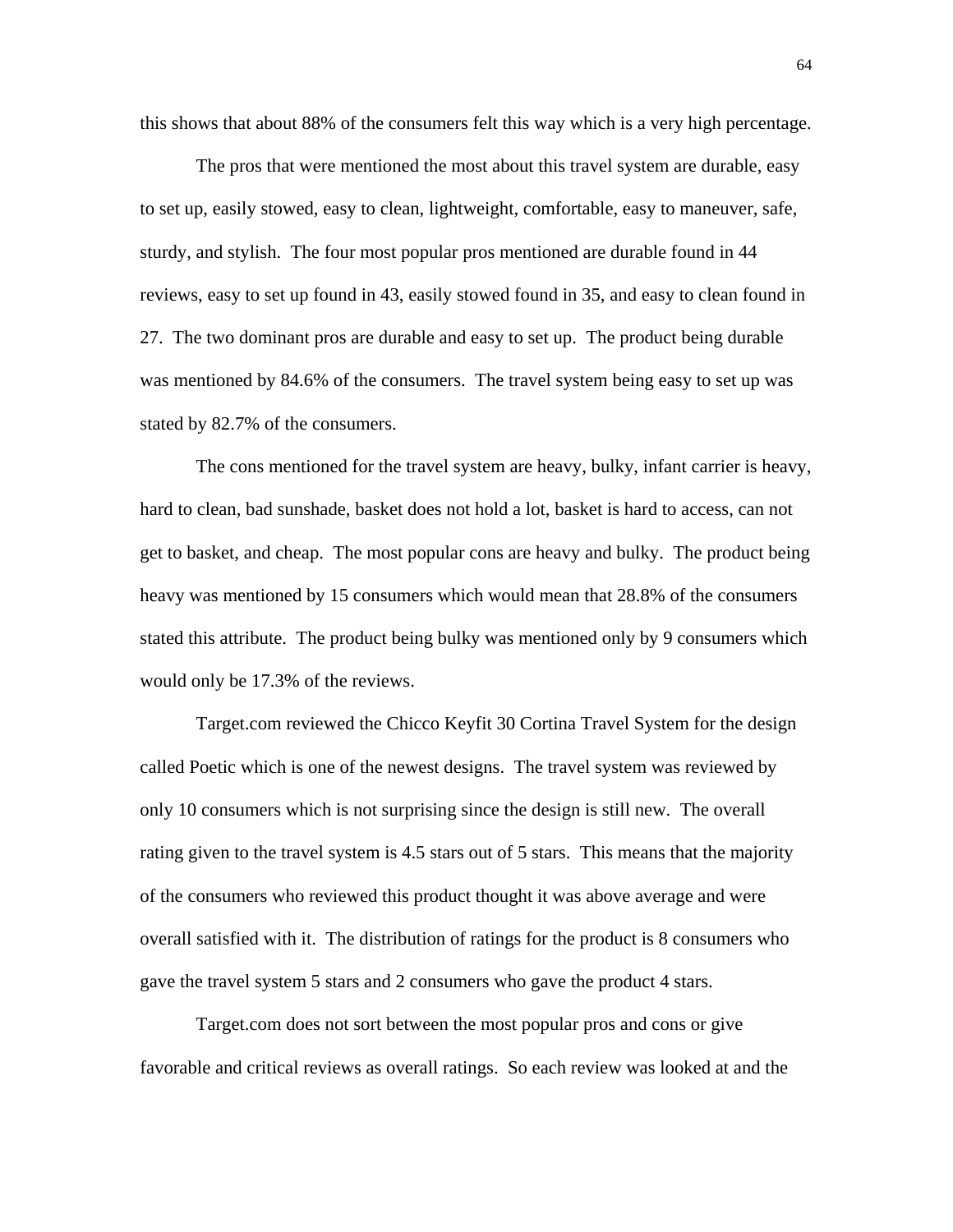this shows that about 88% of the consumers felt this way which is a very high percentage.

The pros that were mentioned the most about this travel system are durable, easy to set up, easily stowed, easy to clean, lightweight, comfortable, easy to maneuver, safe, sturdy, and stylish. The four most popular pros mentioned are durable found in 44 reviews, easy to set up found in 43, easily stowed found in 35, and easy to clean found in 27. The two dominant pros are durable and easy to set up. The product being durable was mentioned by 84.6% of the consumers. The travel system being easy to set up was stated by 82.7% of the consumers.

The cons mentioned for the travel system are heavy, bulky, infant carrier is heavy, hard to clean, bad sunshade, basket does not hold a lot, basket is hard to access, can not get to basket, and cheap. The most popular cons are heavy and bulky. The product being heavy was mentioned by 15 consumers which would mean that 28.8% of the consumers stated this attribute. The product being bulky was mentioned only by 9 consumers which would only be 17.3% of the reviews.

Target.com reviewed the Chicco Keyfit 30 Cortina Travel System for the design called Poetic which is one of the newest designs. The travel system was reviewed by only 10 consumers which is not surprising since the design is still new. The overall rating given to the travel system is 4.5 stars out of 5 stars. This means that the majority of the consumers who reviewed this product thought it was above average and were overall satisfied with it. The distribution of ratings for the product is 8 consumers who gave the travel system 5 stars and 2 consumers who gave the product 4 stars.

Target.com does not sort between the most popular pros and cons or give favorable and critical reviews as overall ratings. So each review was looked at and the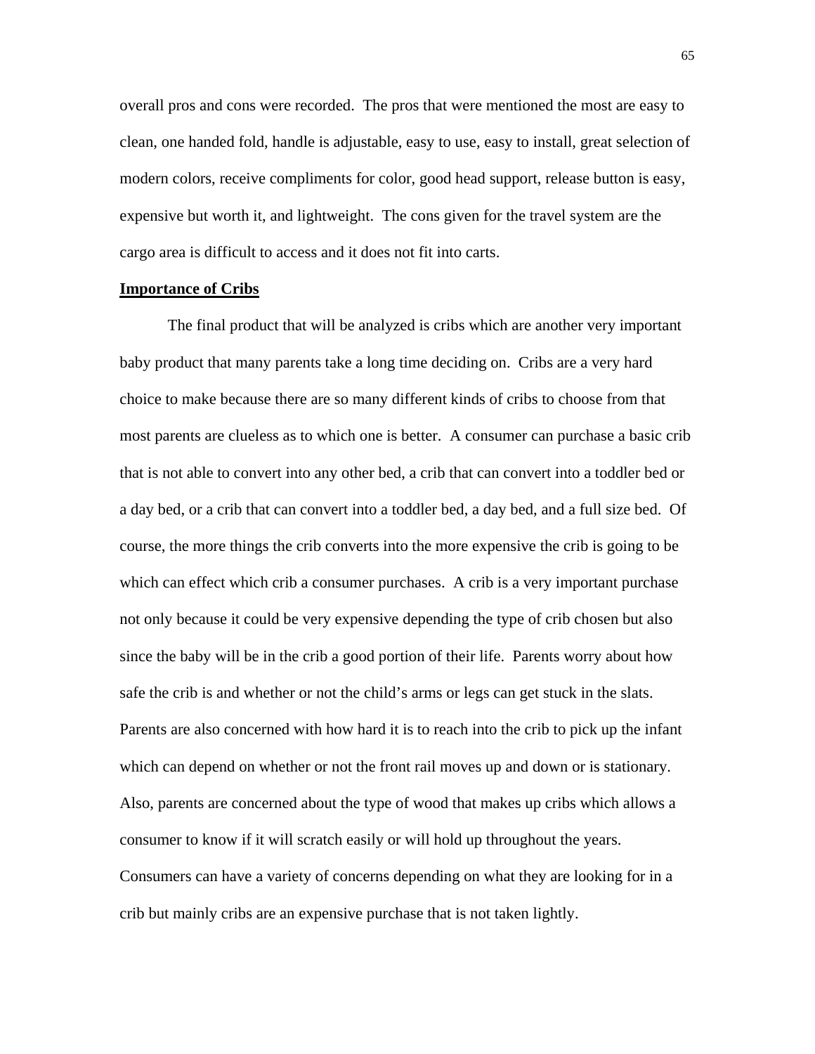overall pros and cons were recorded. The pros that were mentioned the most are easy to clean, one handed fold, handle is adjustable, easy to use, easy to install, great selection of modern colors, receive compliments for color, good head support, release button is easy, expensive but worth it, and lightweight. The cons given for the travel system are the cargo area is difficult to access and it does not fit into carts.

**Importance of Cribs**

The final product that will be analyzed is cribs which are another very important baby product that many parents take a long time deciding on. Cribs are a very hard choice to make because there are so many different kinds of cribs to choose from that most parents are clueless as to which one is better. A consumer can purchase a basic crib that is not able to convert into any other bed, a crib that can convert into a toddler bed or a day bed, or a crib that can convert into a toddler bed, a day bed, and a full size bed. Of course, the more things the crib converts into the more expensive the crib is going to be which can effect which crib a consumer purchases. A crib is a very important purchase not only because it could be very expensive depending the type of crib chosen but also since the baby will be in the crib a good portion of their life. Parents worry about how safe the crib is and whether or not the child's arms or legs can get stuck in the slats. Parents are also concerned with how hard it is to reach into the crib to pick up the infant which can depend on whether or not the front rail moves up and down or is stationary. Also, parents are concerned about the type of wood that makes up cribs which allows a consumer to know if it will scratch easily or will hold up throughout the years. Consumers can have a variety of concerns depending on what they are looking for in a crib but mainly cribs are an expensive purchase that is not taken lightly.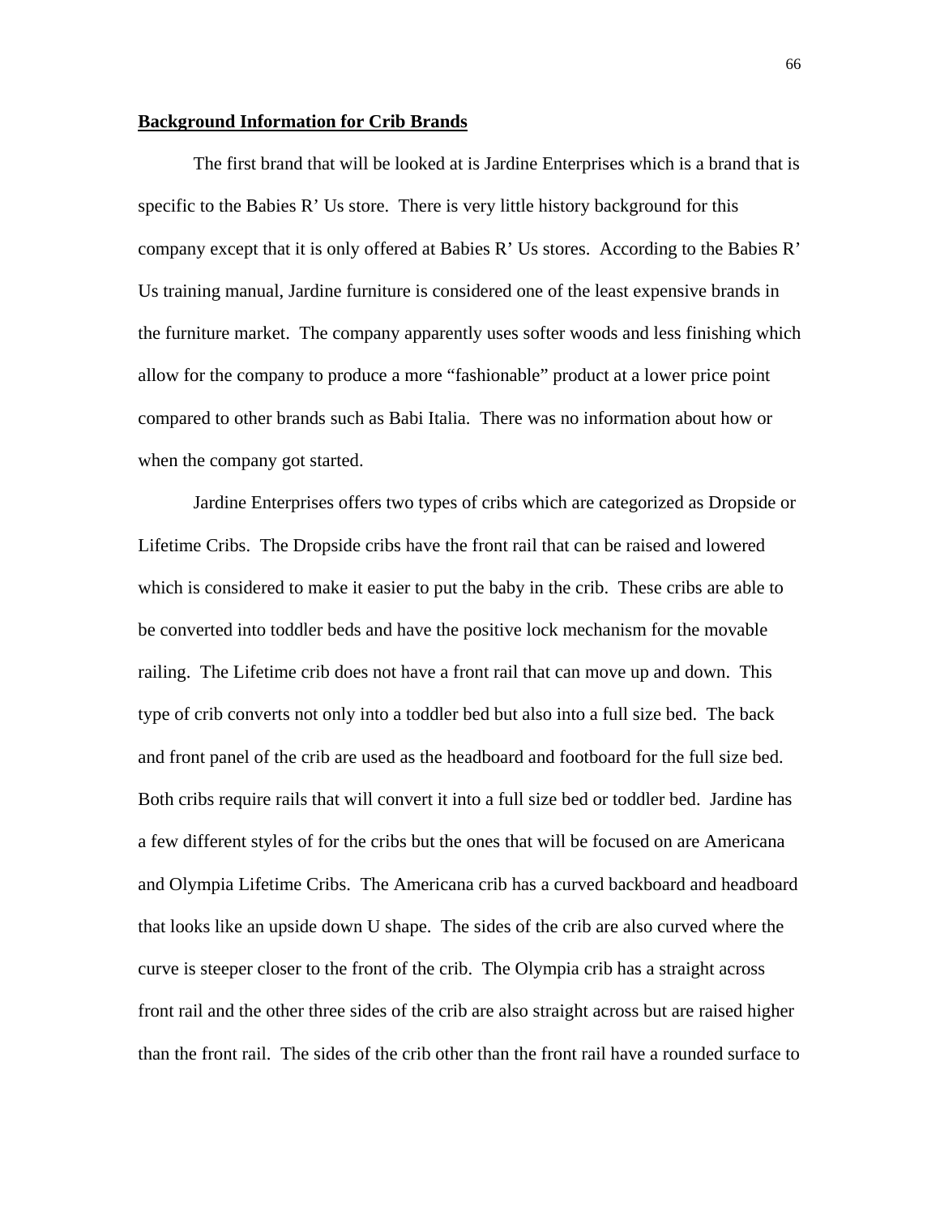**Background Information for Crib Brands**

The first brand that will be looked at is Jardine Enterprises which is a brand that is specific to the Babies R' Us store. There is very little history background for this company except that it is only offered at Babies R' Us stores. According to the Babies R' Us training manual, Jardine furniture is considered one of the least expensive brands in the furniture market. The company apparently uses softer woods and less finishing which allow for the company to produce a more "fashionable" product at a lower price point compared to other brands such as Babi Italia. There was no information about how or when the company got started.

Jardine Enterprises offers two types of cribs which are categorized as Dropside or Lifetime Cribs. The Dropside cribs have the front rail that can be raised and lowered which is considered to make it easier to put the baby in the crib. These cribs are able to be converted into toddler beds and have the positive lock mechanism for the movable railing. The Lifetime crib does not have a front rail that can move up and down. This type of crib converts not only into a toddler bed but also into a full size bed. The back and front panel of the crib are used as the headboard and footboard for the full size bed. Both cribs require rails that will convert it into a full size bed or toddler bed. Jardine has a few different styles of for the cribs but the ones that will be focused on are Americana and Olympia Lifetime Cribs. The Americana crib has a curved backboard and headboard that looks like an upside down U shape. The sides of the crib are also curved where the curve is steeper closer to the front of the crib. The Olympia crib has a straight across front rail and the other three sides of the crib are also straight across but are raised higher than the front rail. The sides of the crib other than the front rail have a rounded surface to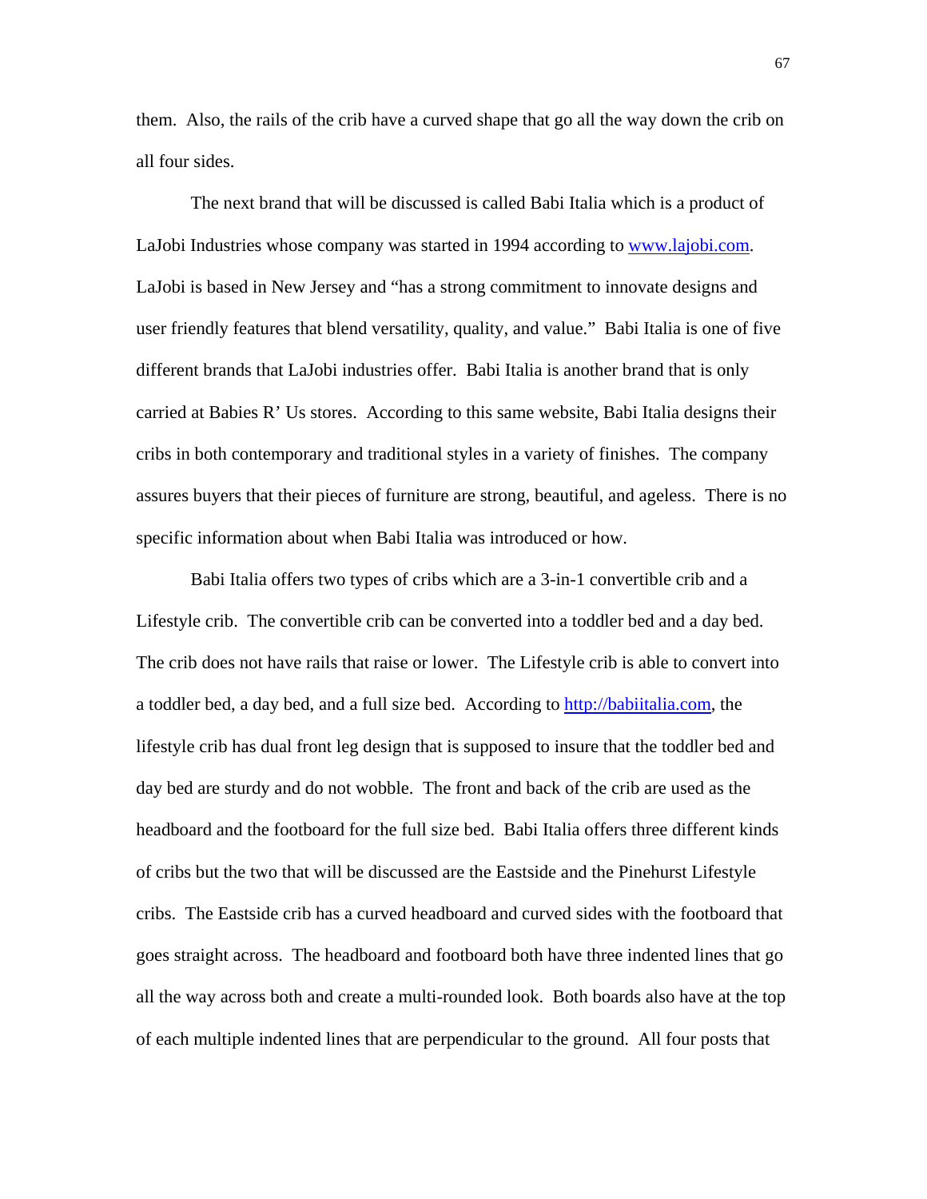them. Also, the rails of the crib have a curved shape that go all the way down the crib on all four sides.

The next brand that will be discussed is called Babi Italia which is a product of LaJobi Industries whose company was started in 1994 according to www.lajobi.com. LaJobi is based in New Jersey and "has a strong commitment to innovate designs and user friendly features that blend versatility, quality, and value." Babi Italia is one of five different brands that LaJobi industries offer. Babi Italia is another brand that is only carried at Babies R' Us stores. According to this same website, Babi Italia designs their cribs in both contemporary and traditional styles in a variety of finishes. The company assures buyers that their pieces of furniture are strong, beautiful, and ageless. There is no specific information about when Babi Italia was introduced or how.

Babi Italia offers two types of cribs which are a 3-in-1 convertible crib and a Lifestyle crib. The convertible crib can be converted into a toddler bed and a day bed. The crib does not have rails that raise or lower. The Lifestyle crib is able to convert into a toddler bed, a day bed, and a full size bed. According to http://babiitalia.com, the lifestyle crib has dual front leg design that is supposed to insure that the toddler bed and day bed are sturdy and do not wobble. The front and back of the crib are used as the headboard and the footboard for the full size bed. Babi Italia offers three different kinds of cribs but the two that will be discussed are the Eastside and the Pinehurst Lifestyle cribs. The Eastside crib has a curved headboard and curved sides with the footboard that goes straight across. The headboard and footboard both have three indented lines that go all the way across both and create a multi-rounded look. Both boards also have at the top of each multiple indented lines that are perpendicular to the ground. All four posts that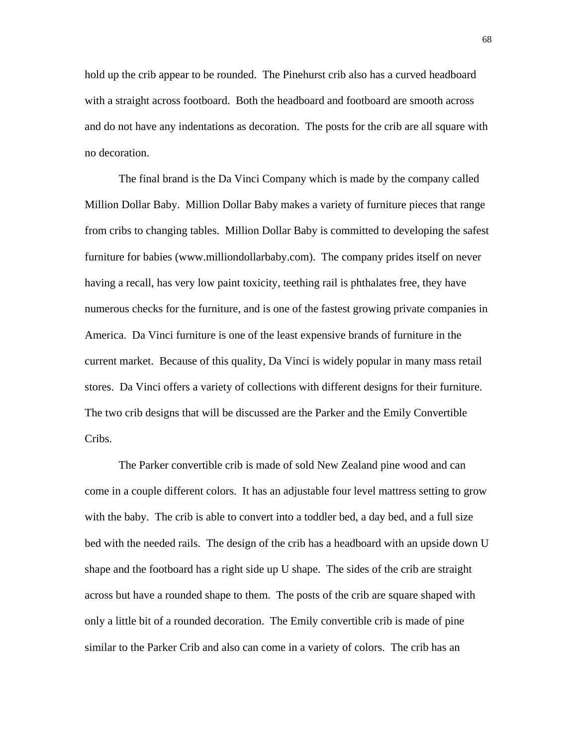hold up the crib appear to be rounded.  The Pinehurst crib also has a curved headboard with a straight across footboard.  Both the headboard and footboard are smooth across and do not have any indentations as decoration.  The posts for the crib are all square with no decoration.

The final brand is the Da Vinci Company which is made by the company called Million Dollar Baby.  Million Dollar Baby makes a variety of furniture pieces that range from cribs to changing tables.  Million Dollar Baby is committed to developing the safest furniture for babies (www.milliondollarbaby.com).  The company prides itself on never having a recall, has very low paint toxicity, teething rail is phthalates free, they have numerous checks for the furniture, and is one of the fastest growing private companies in America.  Da Vinci furniture is one of the least expensive brands of furniture in the current market.  Because of this quality, Da Vinci is widely popular in many mass retail stores.  Da Vinci offers a variety of collections with different designs for their furniture. The two crib designs that will be discussed are the Parker and the Emily Convertible Cribs.

The Parker convertible crib is made of sold New Zealand pine wood and can come in a couple different colors.  It has an adjustable four level mattress setting to grow with the baby.  The crib is able to convert into a toddler bed, a day bed, and a full size bed with the needed rails.  The design of the crib has a headboard with an upside down U shape and the footboard has a right side up U shape.  The sides of the crib are straight across but have a rounded shape to them.  The posts of the crib are square shaped with only a little bit of a rounded decoration.  The Emily convertible crib is made of pine similar to the Parker Crib and also can come in a variety of colors.  The crib has an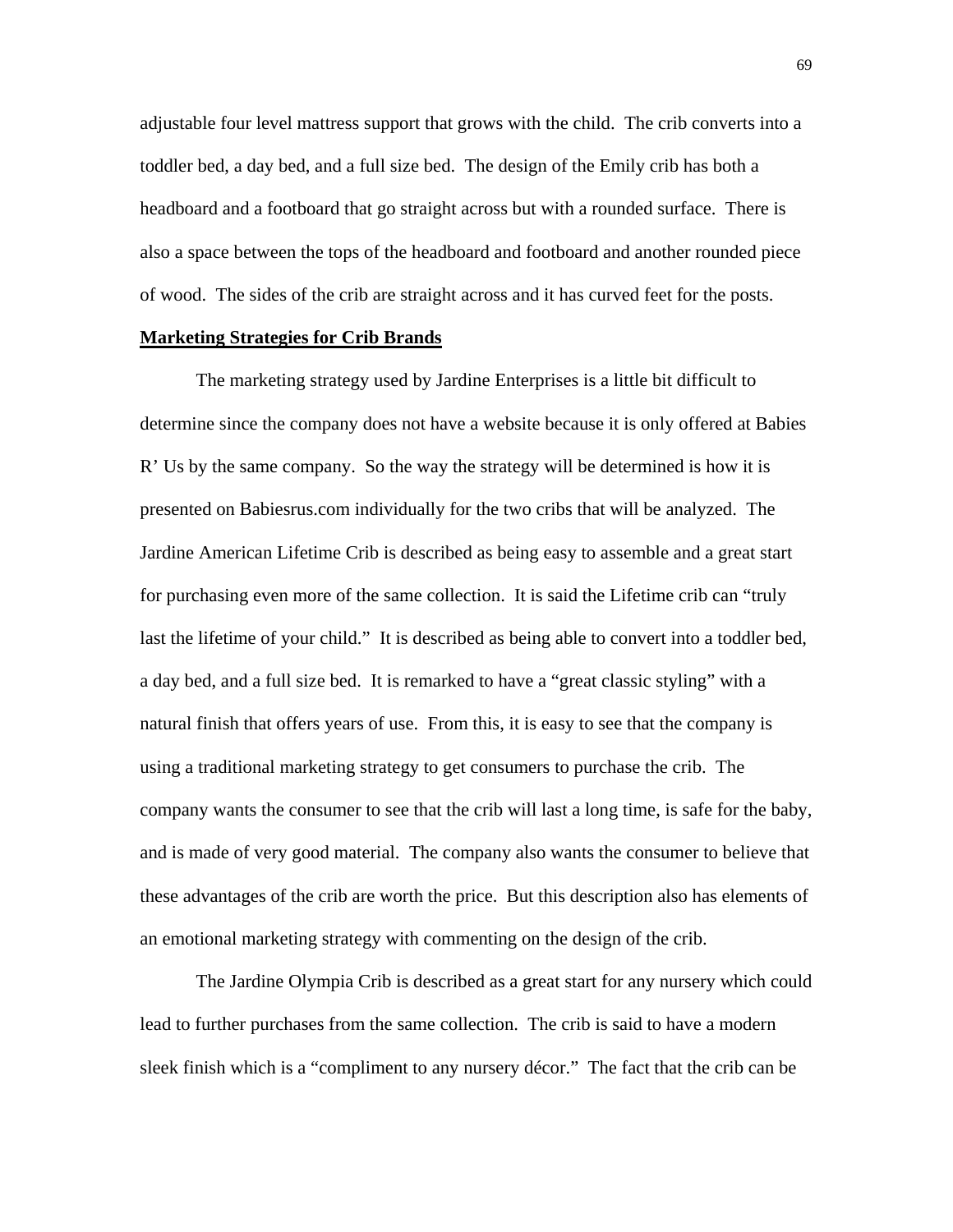adjustable four level mattress support that grows with the child. The crib converts into a toddler bed, a day bed, and a full size bed. The design of the Emily crib has both a headboard and a footboard that go straight across but with a rounded surface. There is also a space between the tops of the headboard and footboard and another rounded piece of wood. The sides of the crib are straight across and it has curved feet for the posts.

**Marketing Strategies for Crib Brands**

The marketing strategy used by Jardine Enterprises is a little bit difficult to determine since the company does not have a website because it is only offered at Babies R' Us by the same company. So the way the strategy will be determined is how it is presented on Babiesrus.com individually for the two cribs that will be analyzed. The Jardine American Lifetime Crib is described as being easy to assemble and a great start for purchasing even more of the same collection. It is said the Lifetime crib can "truly last the lifetime of your child." It is described as being able to convert into a toddler bed, a day bed, and a full size bed. It is remarked to have a "great classic styling" with a natural finish that offers years of use. From this, it is easy to see that the company is using a traditional marketing strategy to get consumers to purchase the crib. The company wants the consumer to see that the crib will last a long time, is safe for the baby, and is made of very good material. The company also wants the consumer to believe that these advantages of the crib are worth the price. But this description also has elements of an emotional marketing strategy with commenting on the design of the crib.

The Jardine Olympia Crib is described as a great start for any nursery which could lead to further purchases from the same collection. The crib is said to have a modern sleek finish which is a "compliment to any nursery décor." The fact that the crib can be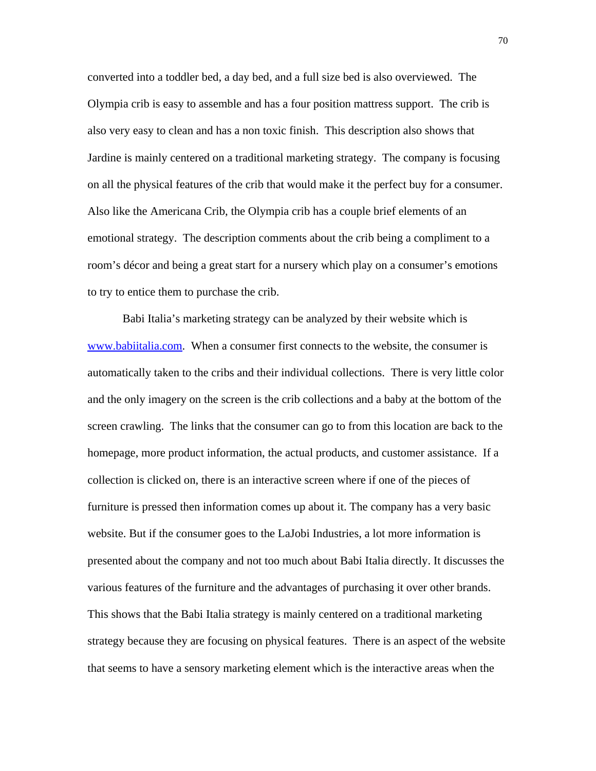converted into a toddler bed, a day bed, and a full size bed is also overviewed. The Olympia crib is easy to assemble and has a four position mattress support. The crib is also very easy to clean and has a non toxic finish. This description also shows that Jardine is mainly centered on a traditional marketing strategy. The company is focusing on all the physical features of the crib that would make it the perfect buy for a consumer. Also like the Americana Crib, the Olympia crib has a couple brief elements of an emotional strategy. The description comments about the crib being a compliment to a room's décor and being a great start for a nursery which play on a consumer's emotions to try to entice them to purchase the crib.

Babi Italia's marketing strategy can be analyzed by their website which is [www.babiitalia.com](http://www.babiitalia.com). When a consumer first connects to the website, the consumer is automatically taken to the cribs and their individual collections. There is very little color and the only imagery on the screen is the crib collections and a baby at the bottom of the screen crawling. The links that the consumer can go to from this location are back to the homepage, more product information, the actual products, and customer assistance. If a collection is clicked on, there is an interactive screen where if one of the pieces of furniture is pressed then information comes up about it. The company has a very basic website. But if the consumer goes to the LaJobi Industries, a lot more information is presented about the company and not too much about Babi Italia directly. It discusses the various features of the furniture and the advantages of purchasing it over other brands. This shows that the Babi Italia strategy is mainly centered on a traditional marketing strategy because they are focusing on physical features. There is an aspect of the website that seems to have a sensory marketing element which is the interactive areas when the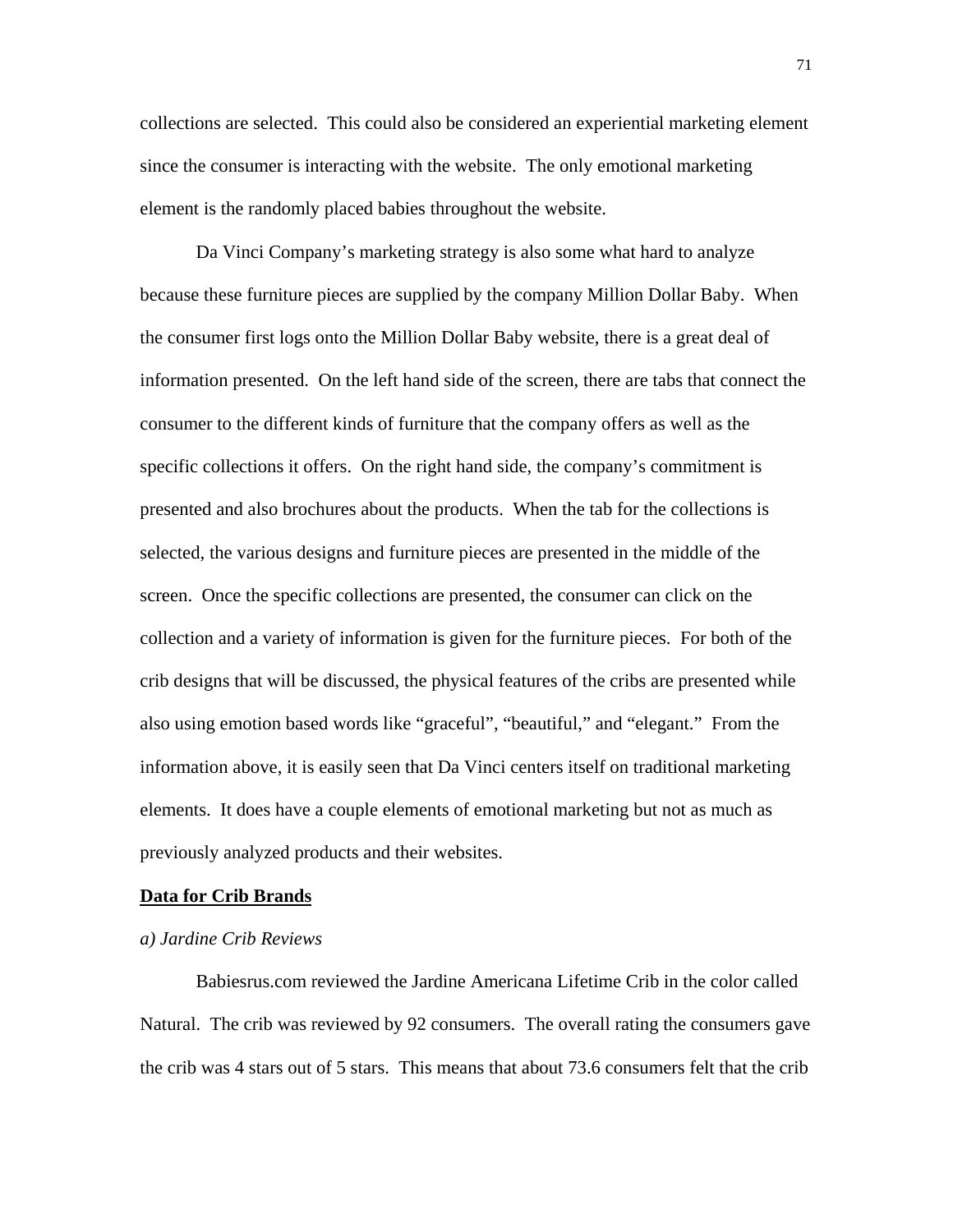collections are selected. This could also be considered an experiential marketing element since the consumer is interacting with the website. The only emotional marketing element is the randomly placed babies throughout the website.

Da Vinci Company's marketing strategy is also some what hard to analyze because these furniture pieces are supplied by the company Million Dollar Baby. When the consumer first logs onto the Million Dollar Baby website, there is a great deal of information presented. On the left hand side of the screen, there are tabs that connect the consumer to the different kinds of furniture that the company offers as well as the specific collections it offers. On the right hand side, the company's commitment is presented and also brochures about the products. When the tab for the collections is selected, the various designs and furniture pieces are presented in the middle of the screen. Once the specific collections are presented, the consumer can click on the collection and a variety of information is given for the furniture pieces. For both of the crib designs that will be discussed, the physical features of the cribs are presented while also using emotion based words like "graceful", "beautiful," and "elegant." From the information above, it is easily seen that Da Vinci centers itself on traditional marketing elements. It does have a couple elements of emotional marketing but not as much as previously analyzed products and their websites.

**Data for Crib Brands**

*a) Jardine Crib Reviews*

Babiesrus.com reviewed the Jardine Americana Lifetime Crib in the color called Natural. The crib was reviewed by 92 consumers. The overall rating the consumers gave the crib was 4 stars out of 5 stars. This means that about 73.6 consumers felt that the crib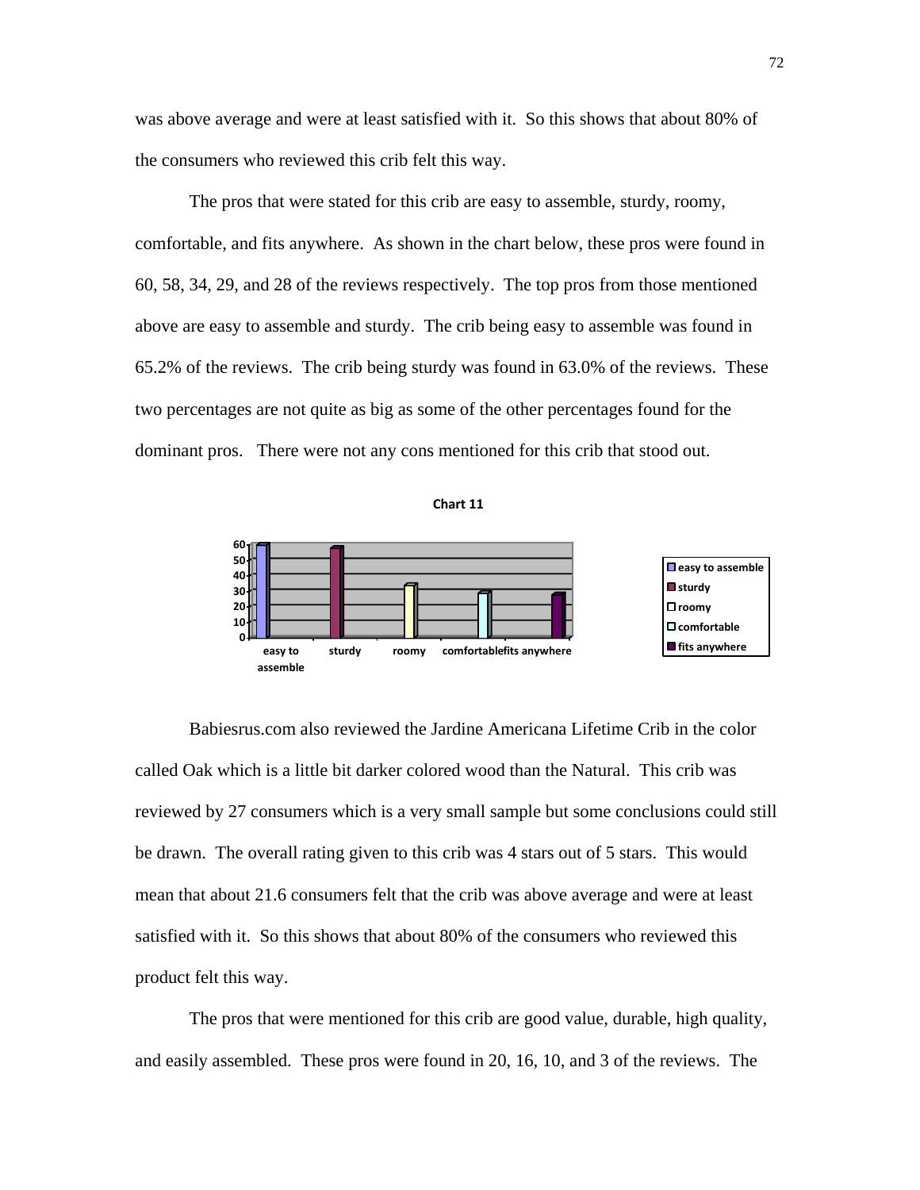was above average and were at least satisfied with it. So this shows that about 80% of the consumers who reviewed this crib felt this way.

The pros that were stated for this crib are easy to assemble, sturdy, roomy, comfortable, and fits anywhere. As shown in the chart below, these pros were found in 60, 58, 34, 29, and 28 of the reviews respectively. The top pros from those mentioned above are easy to assemble and sturdy. The crib being easy to assemble was found in 65.2% of the reviews. The crib being sturdy was found in 63.0% of the reviews. These two percentages are not quite as big as some of the other percentages found for the dominant pros. There were not any cons mentioned for this crib that stood out.

**Chart 11**

| | easy to assemble | sturdy | roomy | comfortable | fits anywhere |
|---|---|---|---|---|---|
| Number of reviews | 60 | 58 | 34 | 29 | 28 |

Babiesrus.com also reviewed the Jardine Americana Lifetime Crib in the color called Oak which is a little bit darker colored wood than the Natural. This crib was reviewed by 27 consumers which is a very small sample but some conclusions could still be drawn. The overall rating given to this crib was 4 stars out of 5 stars. This would mean that about 21.6 consumers felt that the crib was above average and were at least satisfied with it. So this shows that about 80% of the consumers who reviewed this product felt this way.

The pros that were mentioned for this crib are good value, durable, high quality, and easily assembled. These pros were found in 20, 16, 10, and 3 of the reviews. The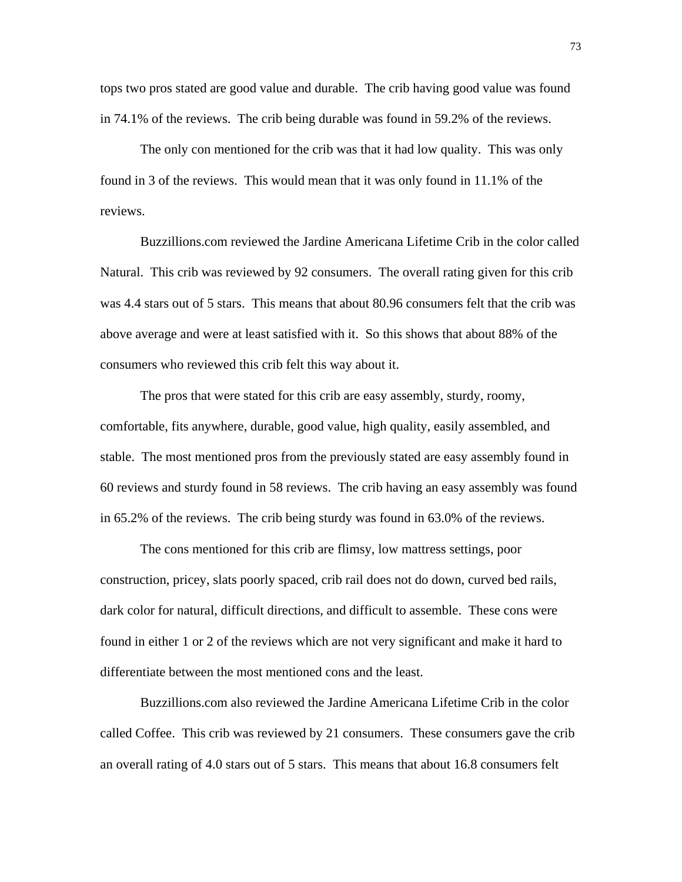tops two pros stated are good value and durable. The crib having good value was found in 74.1% of the reviews. The crib being durable was found in 59.2% of the reviews.

The only con mentioned for the crib was that it had low quality. This was only found in 3 of the reviews. This would mean that it was only found in 11.1% of the reviews.

Buzzillions.com reviewed the Jardine Americana Lifetime Crib in the color called Natural. This crib was reviewed by 92 consumers. The overall rating given for this crib was 4.4 stars out of 5 stars. This means that about 80.96 consumers felt that the crib was above average and were at least satisfied with it. So this shows that about 88% of the consumers who reviewed this crib felt this way about it.

The pros that were stated for this crib are easy assembly, sturdy, roomy, comfortable, fits anywhere, durable, good value, high quality, easily assembled, and stable. The most mentioned pros from the previously stated are easy assembly found in 60 reviews and sturdy found in 58 reviews. The crib having an easy assembly was found in 65.2% of the reviews. The crib being sturdy was found in 63.0% of the reviews.

The cons mentioned for this crib are flimsy, low mattress settings, poor construction, pricey, slats poorly spaced, crib rail does not do down, curved bed rails, dark color for natural, difficult directions, and difficult to assemble. These cons were found in either 1 or 2 of the reviews which are not very significant and make it hard to differentiate between the most mentioned cons and the least.

Buzzillions.com also reviewed the Jardine Americana Lifetime Crib in the color called Coffee. This crib was reviewed by 21 consumers. These consumers gave the crib an overall rating of 4.0 stars out of 5 stars. This means that about 16.8 consumers felt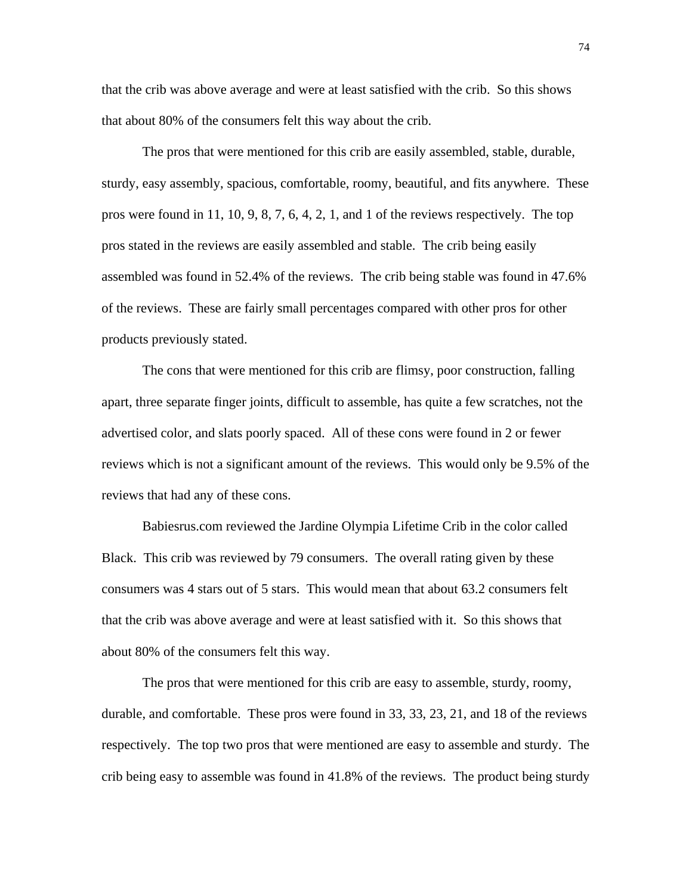that the crib was above average and were at least satisfied with the crib. So this shows that about 80% of the consumers felt this way about the crib.

The pros that were mentioned for this crib are easily assembled, stable, durable, sturdy, easy assembly, spacious, comfortable, roomy, beautiful, and fits anywhere. These pros were found in 11, 10, 9, 8, 7, 6, 4, 2, 1, and 1 of the reviews respectively. The top pros stated in the reviews are easily assembled and stable. The crib being easily assembled was found in 52.4% of the reviews. The crib being stable was found in 47.6% of the reviews. These are fairly small percentages compared with other pros for other products previously stated.

The cons that were mentioned for this crib are flimsy, poor construction, falling apart, three separate finger joints, difficult to assemble, has quite a few scratches, not the advertised color, and slats poorly spaced. All of these cons were found in 2 or fewer reviews which is not a significant amount of the reviews. This would only be 9.5% of the reviews that had any of these cons.

Babiesrus.com reviewed the Jardine Olympia Lifetime Crib in the color called Black. This crib was reviewed by 79 consumers. The overall rating given by these consumers was 4 stars out of 5 stars. This would mean that about 63.2 consumers felt that the crib was above average and were at least satisfied with it. So this shows that about 80% of the consumers felt this way.

The pros that were mentioned for this crib are easy to assemble, sturdy, roomy, durable, and comfortable. These pros were found in 33, 33, 23, 21, and 18 of the reviews respectively. The top two pros that were mentioned are easy to assemble and sturdy. The crib being easy to assemble was found in 41.8% of the reviews. The product being sturdy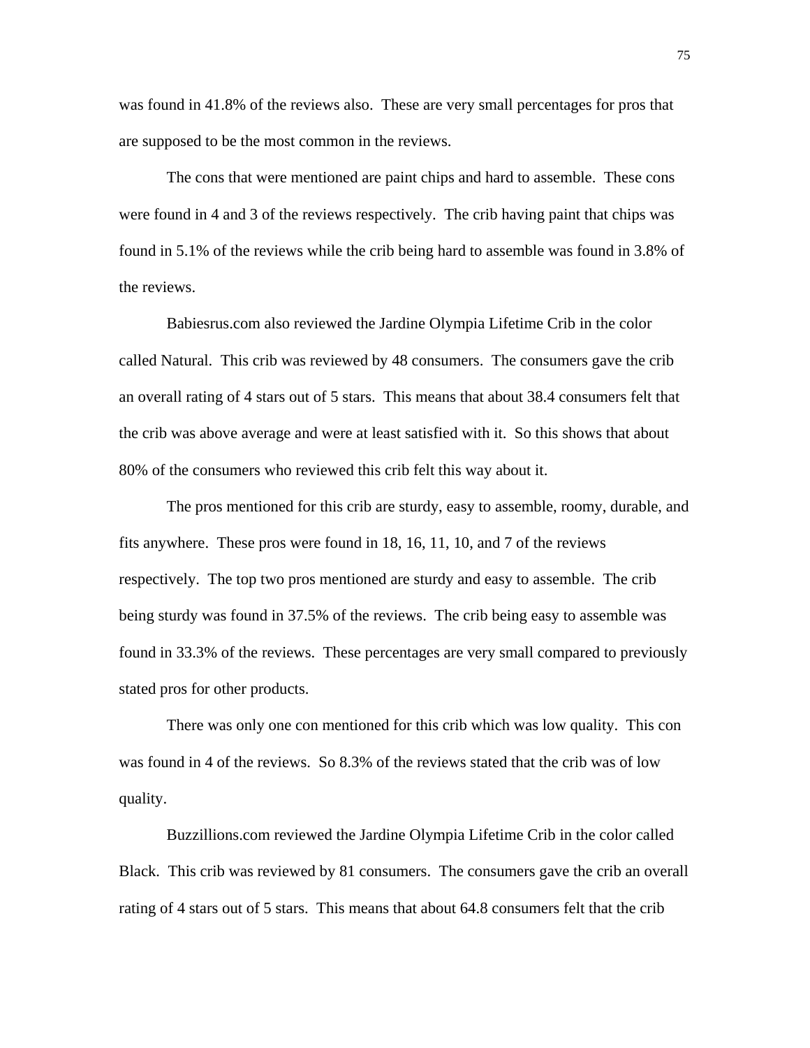was found in 41.8% of the reviews also. These are very small percentages for pros that are supposed to be the most common in the reviews.

The cons that were mentioned are paint chips and hard to assemble. These cons were found in 4 and 3 of the reviews respectively. The crib having paint that chips was found in 5.1% of the reviews while the crib being hard to assemble was found in 3.8% of the reviews.

Babiesrus.com also reviewed the Jardine Olympia Lifetime Crib in the color called Natural. This crib was reviewed by 48 consumers. The consumers gave the crib an overall rating of 4 stars out of 5 stars. This means that about 38.4 consumers felt that the crib was above average and were at least satisfied with it. So this shows that about 80% of the consumers who reviewed this crib felt this way about it.

The pros mentioned for this crib are sturdy, easy to assemble, roomy, durable, and fits anywhere. These pros were found in 18, 16, 11, 10, and 7 of the reviews respectively. The top two pros mentioned are sturdy and easy to assemble. The crib being sturdy was found in 37.5% of the reviews. The crib being easy to assemble was found in 33.3% of the reviews. These percentages are very small compared to previously stated pros for other products.

There was only one con mentioned for this crib which was low quality. This con was found in 4 of the reviews. So 8.3% of the reviews stated that the crib was of low quality.

Buzzillions.com reviewed the Jardine Olympia Lifetime Crib in the color called Black. This crib was reviewed by 81 consumers. The consumers gave the crib an overall rating of 4 stars out of 5 stars. This means that about 64.8 consumers felt that the crib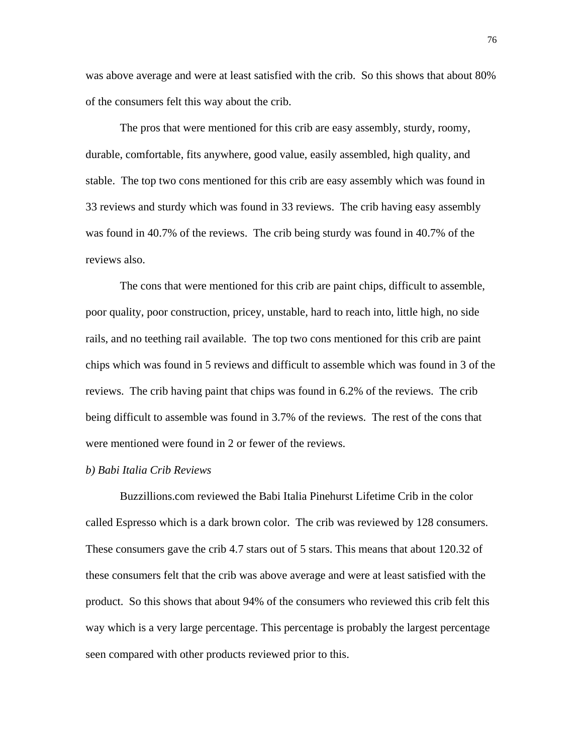was above average and were at least satisfied with the crib. So this shows that about 80% of the consumers felt this way about the crib.

The pros that were mentioned for this crib are easy assembly, sturdy, roomy, durable, comfortable, fits anywhere, good value, easily assembled, high quality, and stable. The top two cons mentioned for this crib are easy assembly which was found in 33 reviews and sturdy which was found in 33 reviews. The crib having easy assembly was found in 40.7% of the reviews. The crib being sturdy was found in 40.7% of the reviews also.

The cons that were mentioned for this crib are paint chips, difficult to assemble, poor quality, poor construction, pricey, unstable, hard to reach into, little high, no side rails, and no teething rail available. The top two cons mentioned for this crib are paint chips which was found in 5 reviews and difficult to assemble which was found in 3 of the reviews. The crib having paint that chips was found in 6.2% of the reviews. The crib being difficult to assemble was found in 3.7% of the reviews. The rest of the cons that were mentioned were found in 2 or fewer of the reviews.

*b) Babi Italia Crib Reviews*

Buzzillions.com reviewed the Babi Italia Pinehurst Lifetime Crib in the color called Espresso which is a dark brown color. The crib was reviewed by 128 consumers. These consumers gave the crib 4.7 stars out of 5 stars. This means that about 120.32 of these consumers felt that the crib was above average and were at least satisfied with the product. So this shows that about 94% of the consumers who reviewed this crib felt this way which is a very large percentage. This percentage is probably the largest percentage seen compared with other products reviewed prior to this.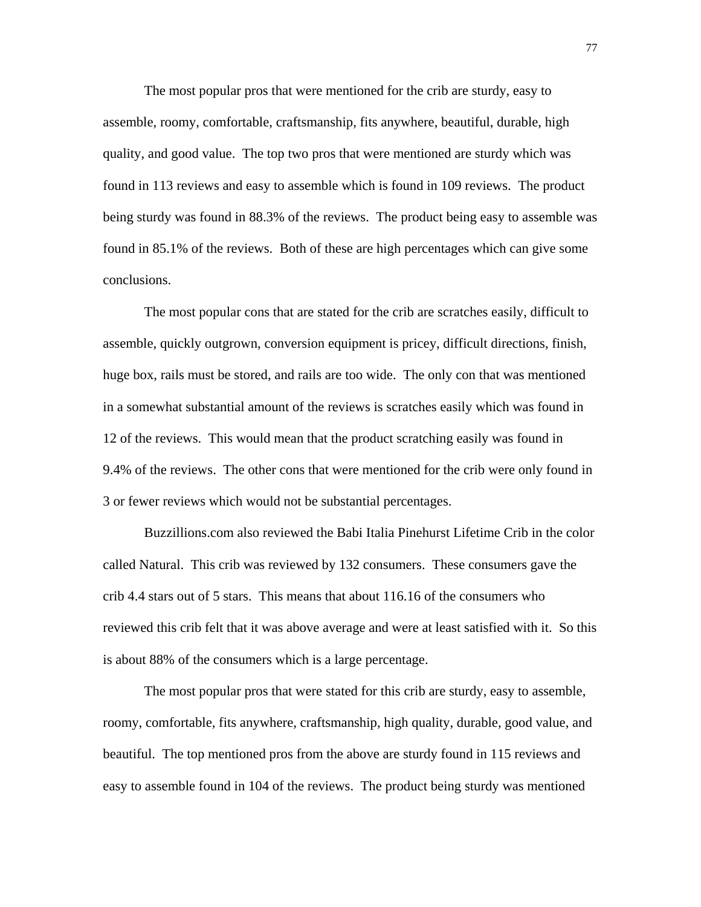The most popular pros that were mentioned for the crib are sturdy, easy to assemble, roomy, comfortable, craftsmanship, fits anywhere, beautiful, durable, high quality, and good value. The top two pros that were mentioned are sturdy which was found in 113 reviews and easy to assemble which is found in 109 reviews. The product being sturdy was found in 88.3% of the reviews. The product being easy to assemble was found in 85.1% of the reviews. Both of these are high percentages which can give some conclusions.

The most popular cons that are stated for the crib are scratches easily, difficult to assemble, quickly outgrown, conversion equipment is pricey, difficult directions, finish, huge box, rails must be stored, and rails are too wide. The only con that was mentioned in a somewhat substantial amount of the reviews is scratches easily which was found in 12 of the reviews. This would mean that the product scratching easily was found in 9.4% of the reviews. The other cons that were mentioned for the crib were only found in 3 or fewer reviews which would not be substantial percentages.

Buzzillions.com also reviewed the Babi Italia Pinehurst Lifetime Crib in the color called Natural. This crib was reviewed by 132 consumers. These consumers gave the crib 4.4 stars out of 5 stars. This means that about 116.16 of the consumers who reviewed this crib felt that it was above average and were at least satisfied with it. So this is about 88% of the consumers which is a large percentage.

The most popular pros that were stated for this crib are sturdy, easy to assemble, roomy, comfortable, fits anywhere, craftsmanship, high quality, durable, good value, and beautiful. The top mentioned pros from the above are sturdy found in 115 reviews and easy to assemble found in 104 of the reviews. The product being sturdy was mentioned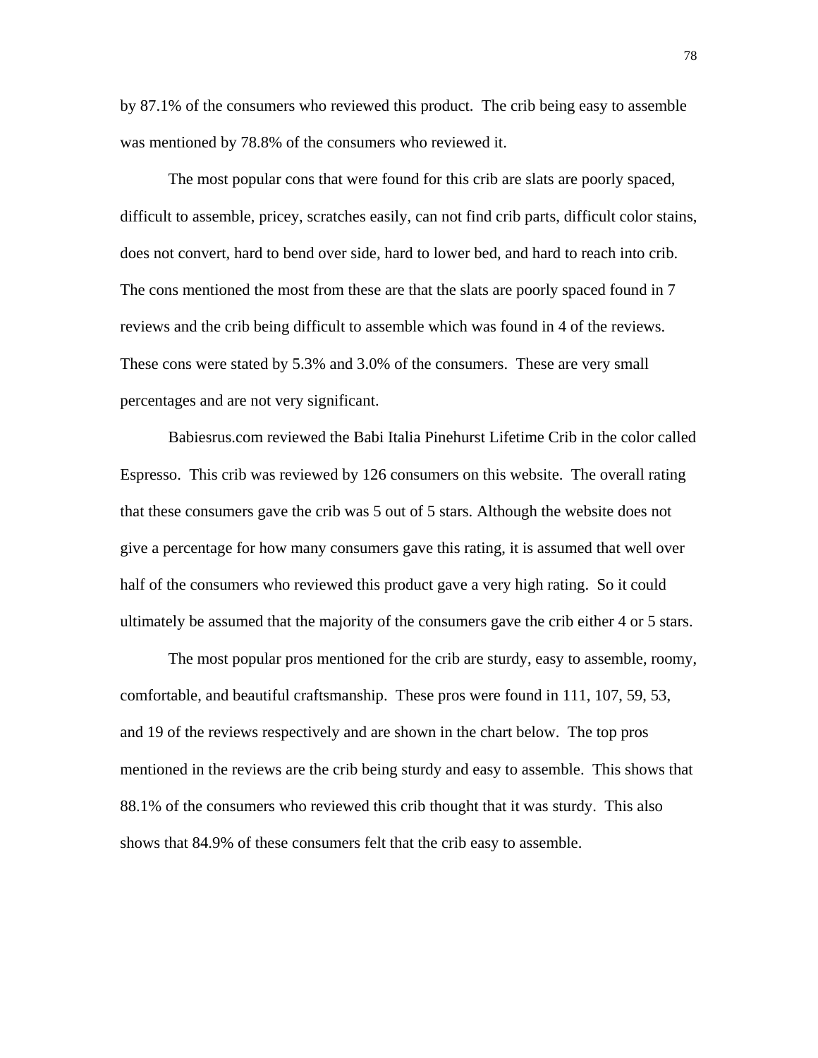by 87.1% of the consumers who reviewed this product. The crib being easy to assemble was mentioned by 78.8% of the consumers who reviewed it.

The most popular cons that were found for this crib are slats are poorly spaced, difficult to assemble, pricey, scratches easily, can not find crib parts, difficult color stains, does not convert, hard to bend over side, hard to lower bed, and hard to reach into crib. The cons mentioned the most from these are that the slats are poorly spaced found in 7 reviews and the crib being difficult to assemble which was found in 4 of the reviews. These cons were stated by 5.3% and 3.0% of the consumers. These are very small percentages and are not very significant.

Babiesrus.com reviewed the Babi Italia Pinehurst Lifetime Crib in the color called Espresso. This crib was reviewed by 126 consumers on this website. The overall rating that these consumers gave the crib was 5 out of 5 stars. Although the website does not give a percentage for how many consumers gave this rating, it is assumed that well over half of the consumers who reviewed this product gave a very high rating. So it could ultimately be assumed that the majority of the consumers gave the crib either 4 or 5 stars.

The most popular pros mentioned for the crib are sturdy, easy to assemble, roomy, comfortable, and beautiful craftsmanship. These pros were found in 111, 107, 59, 53, and 19 of the reviews respectively and are shown in the chart below. The top pros mentioned in the reviews are the crib being sturdy and easy to assemble. This shows that 88.1% of the consumers who reviewed this crib thought that it was sturdy. This also shows that 84.9% of these consumers felt that the crib easy to assemble.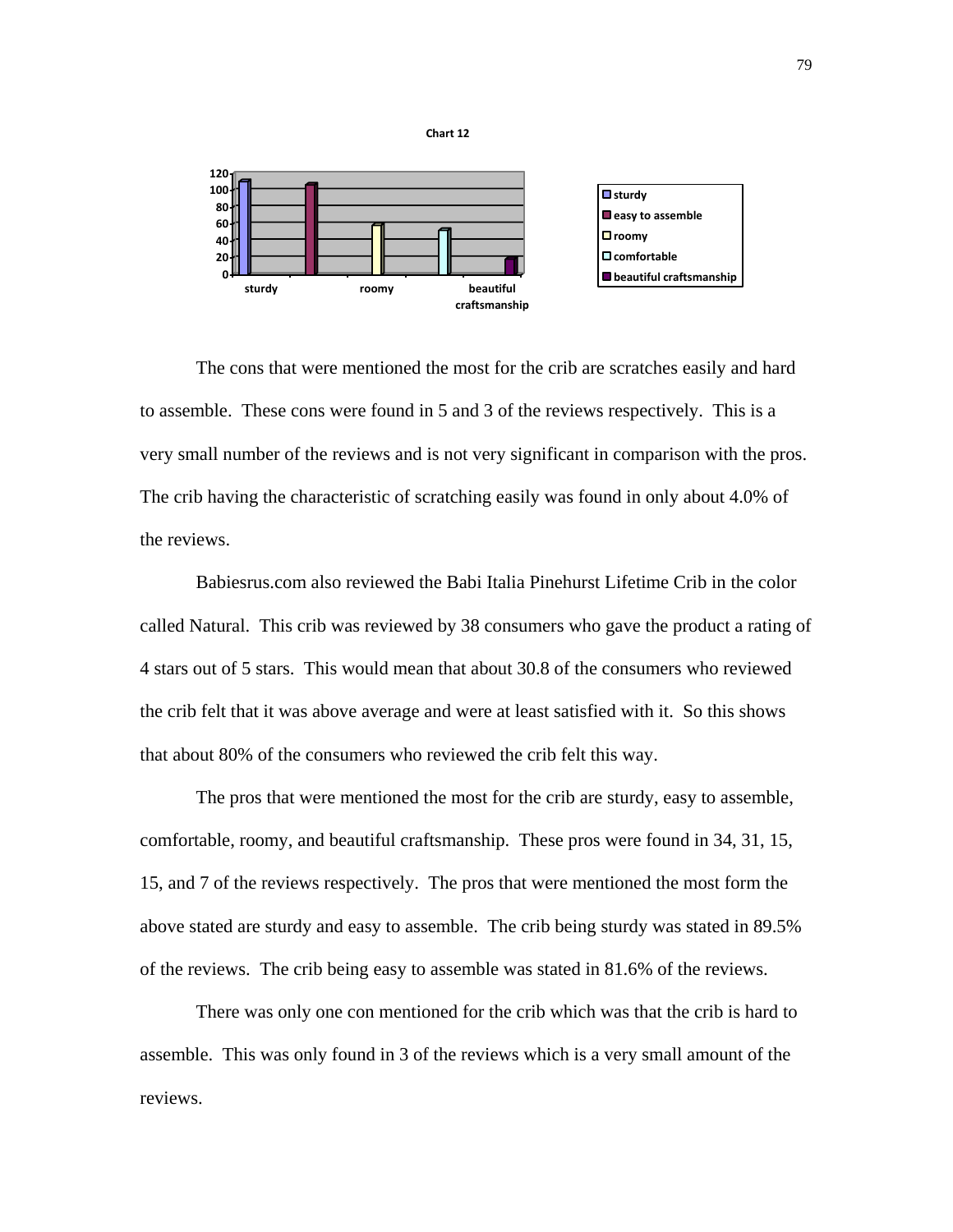Chart 12

The cons that were mentioned the most for the crib are scratches easily and hard to assemble. These cons were found in 5 and 3 of the reviews respectively. This is a very small number of the reviews and is not very significant in comparison with the pros. The crib having the characteristic of scratching easily was found in only about 4.0% of the reviews.

Babiesrus.com also reviewed the Babi Italia Pinehurst Lifetime Crib in the color called Natural. This crib was reviewed by 38 consumers who gave the product a rating of 4 stars out of 5 stars. This would mean that about 30.8 of the consumers who reviewed the crib felt that it was above average and were at least satisfied with it. So this shows that about 80% of the consumers who reviewed the crib felt this way.

The pros that were mentioned the most for the crib are sturdy, easy to assemble, comfortable, roomy, and beautiful craftsmanship. These pros were found in 34, 31, 15, 15, and 7 of the reviews respectively. The pros that were mentioned the most form the above stated are sturdy and easy to assemble. The crib being sturdy was stated in 89.5% of the reviews. The crib being easy to assemble was stated in 81.6% of the reviews.

There was only one con mentioned for the crib which was that the crib is hard to assemble. This was only found in 3 of the reviews which is a very small amount of the reviews.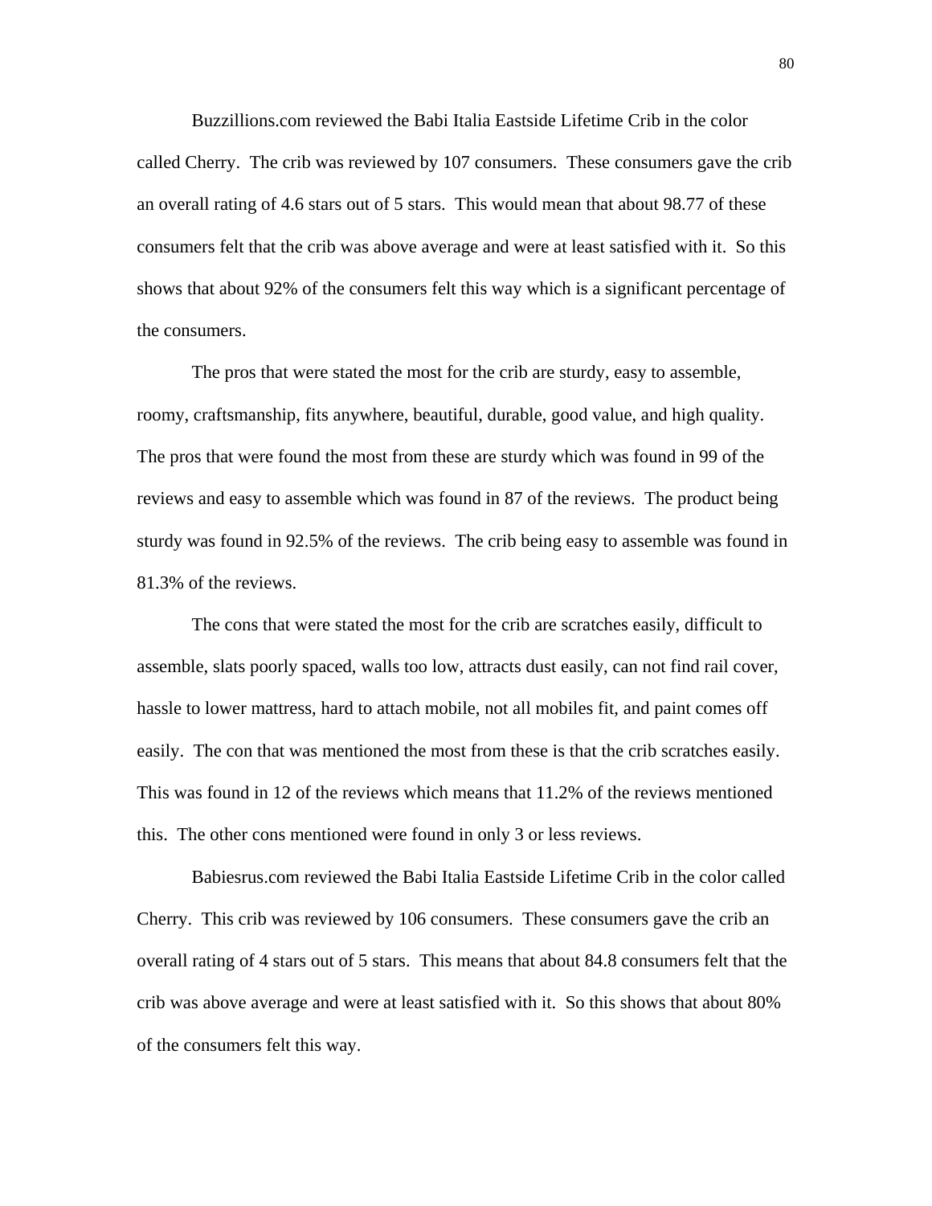Buzzillions.com reviewed the Babi Italia Eastside Lifetime Crib in the color called Cherry. The crib was reviewed by 107 consumers. These consumers gave the crib an overall rating of 4.6 stars out of 5 stars. This would mean that about 98.77 of these consumers felt that the crib was above average and were at least satisfied with it. So this shows that about 92% of the consumers felt this way which is a significant percentage of the consumers.

The pros that were stated the most for the crib are sturdy, easy to assemble, roomy, craftsmanship, fits anywhere, beautiful, durable, good value, and high quality. The pros that were found the most from these are sturdy which was found in 99 of the reviews and easy to assemble which was found in 87 of the reviews. The product being sturdy was found in 92.5% of the reviews. The crib being easy to assemble was found in 81.3% of the reviews.

The cons that were stated the most for the crib are scratches easily, difficult to assemble, slats poorly spaced, walls too low, attracts dust easily, can not find rail cover, hassle to lower mattress, hard to attach mobile, not all mobiles fit, and paint comes off easily. The con that was mentioned the most from these is that the crib scratches easily. This was found in 12 of the reviews which means that 11.2% of the reviews mentioned this. The other cons mentioned were found in only 3 or less reviews.

Babiesrus.com reviewed the Babi Italia Eastside Lifetime Crib in the color called Cherry. This crib was reviewed by 106 consumers. These consumers gave the crib an overall rating of 4 stars out of 5 stars. This means that about 84.8 consumers felt that the crib was above average and were at least satisfied with it. So this shows that about 80% of the consumers felt this way.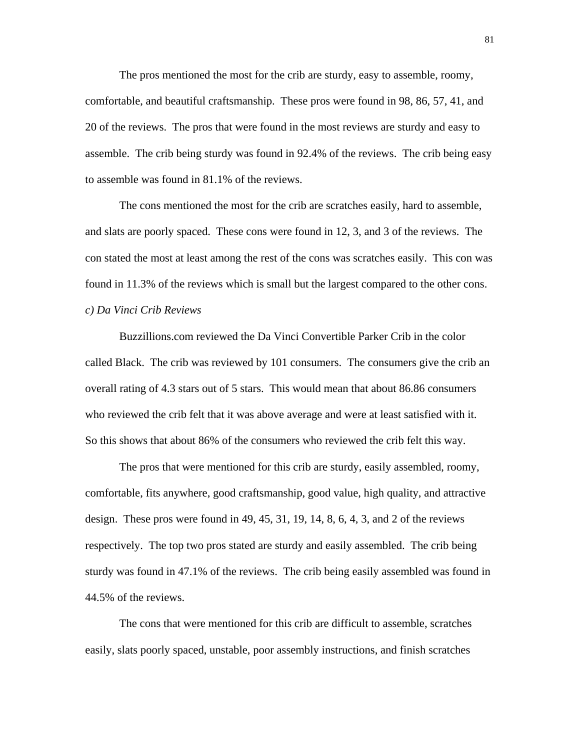The pros mentioned the most for the crib are sturdy, easy to assemble, roomy, comfortable, and beautiful craftsmanship. These pros were found in 98, 86, 57, 41, and 20 of the reviews. The pros that were found in the most reviews are sturdy and easy to assemble. The crib being sturdy was found in 92.4% of the reviews. The crib being easy to assemble was found in 81.1% of the reviews.

The cons mentioned the most for the crib are scratches easily, hard to assemble, and slats are poorly spaced. These cons were found in 12, 3, and 3 of the reviews. The con stated the most at least among the rest of the cons was scratches easily. This con was found in 11.3% of the reviews which is small but the largest compared to the other cons.

*c) Da Vinci Crib Reviews*

Buzzillions.com reviewed the Da Vinci Convertible Parker Crib in the color called Black. The crib was reviewed by 101 consumers. The consumers give the crib an overall rating of 4.3 stars out of 5 stars. This would mean that about 86.86 consumers who reviewed the crib felt that it was above average and were at least satisfied with it. So this shows that about 86% of the consumers who reviewed the crib felt this way.

The pros that were mentioned for this crib are sturdy, easily assembled, roomy, comfortable, fits anywhere, good craftsmanship, good value, high quality, and attractive design. These pros were found in 49, 45, 31, 19, 14, 8, 6, 4, 3, and 2 of the reviews respectively. The top two pros stated are sturdy and easily assembled. The crib being sturdy was found in 47.1% of the reviews. The crib being easily assembled was found in 44.5% of the reviews.

The cons that were mentioned for this crib are difficult to assemble, scratches easily, slats poorly spaced, unstable, poor assembly instructions, and finish scratches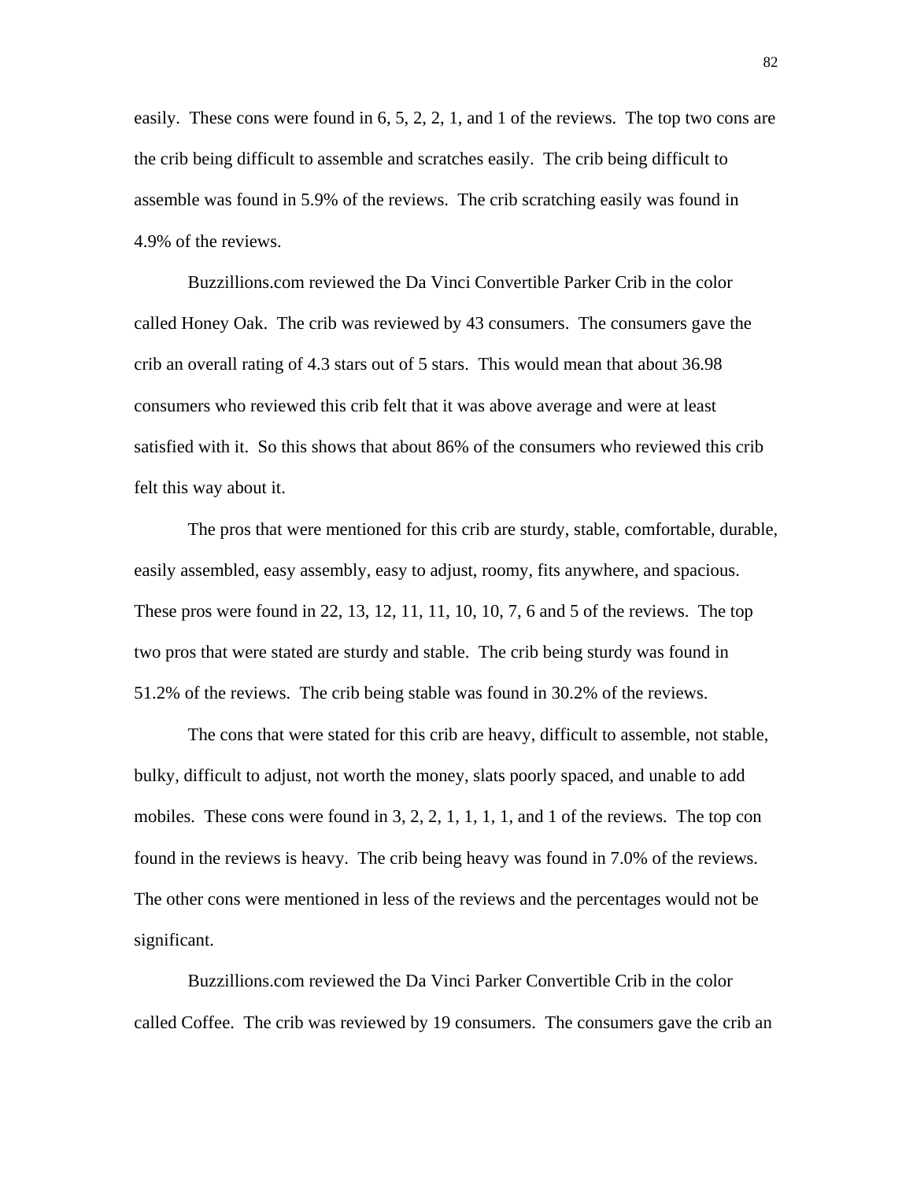easily. These cons were found in 6, 5, 2, 2, 1, and 1 of the reviews. The top two cons are the crib being difficult to assemble and scratches easily. The crib being difficult to assemble was found in 5.9% of the reviews. The crib scratching easily was found in 4.9% of the reviews.

Buzzillions.com reviewed the Da Vinci Convertible Parker Crib in the color called Honey Oak. The crib was reviewed by 43 consumers. The consumers gave the crib an overall rating of 4.3 stars out of 5 stars. This would mean that about 36.98 consumers who reviewed this crib felt that it was above average and were at least satisfied with it. So this shows that about 86% of the consumers who reviewed this crib felt this way about it.

The pros that were mentioned for this crib are sturdy, stable, comfortable, durable, easily assembled, easy assembly, easy to adjust, roomy, fits anywhere, and spacious. These pros were found in 22, 13, 12, 11, 11, 10, 10, 7, 6 and 5 of the reviews. The top two pros that were stated are sturdy and stable. The crib being sturdy was found in 51.2% of the reviews. The crib being stable was found in 30.2% of the reviews.

The cons that were stated for this crib are heavy, difficult to assemble, not stable, bulky, difficult to adjust, not worth the money, slats poorly spaced, and unable to add mobiles. These cons were found in 3, 2, 2, 1, 1, 1, 1, and 1 of the reviews. The top con found in the reviews is heavy. The crib being heavy was found in 7.0% of the reviews. The other cons were mentioned in less of the reviews and the percentages would not be significant.

Buzzillions.com reviewed the Da Vinci Parker Convertible Crib in the color called Coffee. The crib was reviewed by 19 consumers. The consumers gave the crib an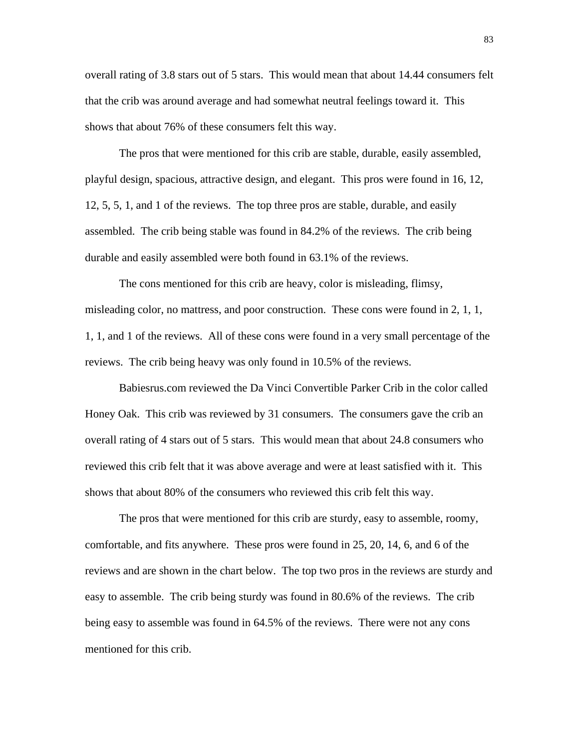overall rating of 3.8 stars out of 5 stars. This would mean that about 14.44 consumers felt that the crib was around average and had somewhat neutral feelings toward it. This shows that about 76% of these consumers felt this way.

The pros that were mentioned for this crib are stable, durable, easily assembled, playful design, spacious, attractive design, and elegant. This pros were found in 16, 12, 12, 5, 5, 1, and 1 of the reviews. The top three pros are stable, durable, and easily assembled. The crib being stable was found in 84.2% of the reviews. The crib being durable and easily assembled were both found in 63.1% of the reviews.

The cons mentioned for this crib are heavy, color is misleading, flimsy, misleading color, no mattress, and poor construction. These cons were found in 2, 1, 1, 1, 1, and 1 of the reviews. All of these cons were found in a very small percentage of the reviews. The crib being heavy was only found in 10.5% of the reviews.

Babiesrus.com reviewed the Da Vinci Convertible Parker Crib in the color called Honey Oak. This crib was reviewed by 31 consumers. The consumers gave the crib an overall rating of 4 stars out of 5 stars. This would mean that about 24.8 consumers who reviewed this crib felt that it was above average and were at least satisfied with it. This shows that about 80% of the consumers who reviewed this crib felt this way.

The pros that were mentioned for this crib are sturdy, easy to assemble, roomy, comfortable, and fits anywhere. These pros were found in 25, 20, 14, 6, and 6 of the reviews and are shown in the chart below. The top two pros in the reviews are sturdy and easy to assemble. The crib being sturdy was found in 80.6% of the reviews. The crib being easy to assemble was found in 64.5% of the reviews. There were not any cons mentioned for this crib.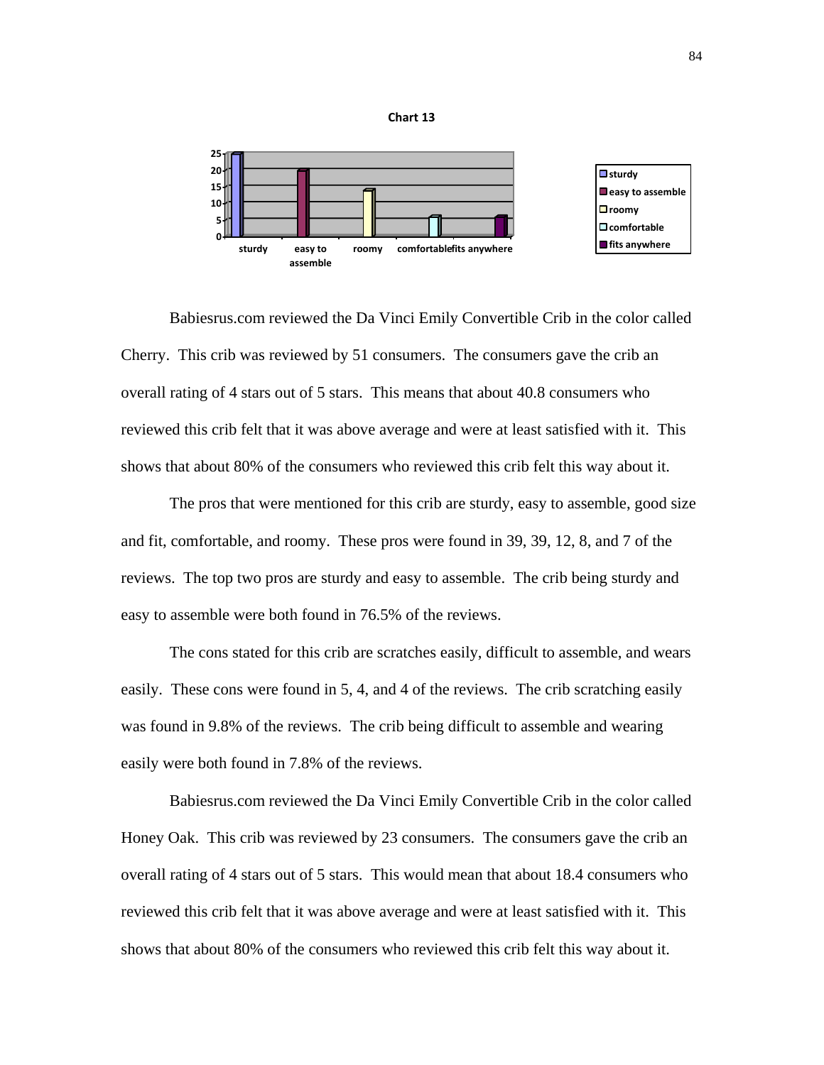**Chart 13**

Babiesrus.com reviewed the Da Vinci Emily Convertible Crib in the color called Cherry. This crib was reviewed by 51 consumers. The consumers gave the crib an overall rating of 4 stars out of 5 stars. This means that about 40.8 consumers who reviewed this crib felt that it was above average and were at least satisfied with it. This shows that about 80% of the consumers who reviewed this crib felt this way about it.

The pros that were mentioned for this crib are sturdy, easy to assemble, good size and fit, comfortable, and roomy. These pros were found in 39, 39, 12, 8, and 7 of the reviews. The top two pros are sturdy and easy to assemble. The crib being sturdy and easy to assemble were both found in 76.5% of the reviews.

The cons stated for this crib are scratches easily, difficult to assemble, and wears easily. These cons were found in 5, 4, and 4 of the reviews. The crib scratching easily was found in 9.8% of the reviews. The crib being difficult to assemble and wearing easily were both found in 7.8% of the reviews.

Babiesrus.com reviewed the Da Vinci Emily Convertible Crib in the color called Honey Oak. This crib was reviewed by 23 consumers. The consumers gave the crib an overall rating of 4 stars out of 5 stars. This would mean that about 18.4 consumers who reviewed this crib felt that it was above average and were at least satisfied with it. This shows that about 80% of the consumers who reviewed this crib felt this way about it.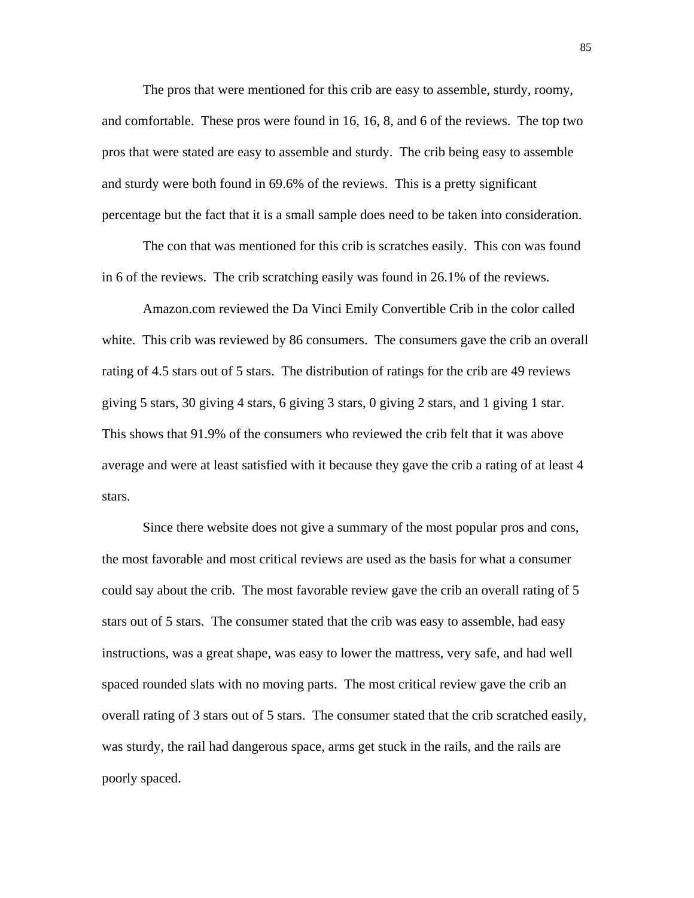The pros that were mentioned for this crib are easy to assemble, sturdy, roomy, and comfortable. These pros were found in 16, 16, 8, and 6 of the reviews. The top two pros that were stated are easy to assemble and sturdy. The crib being easy to assemble and sturdy were both found in 69.6% of the reviews. This is a pretty significant percentage but the fact that it is a small sample does need to be taken into consideration.

The con that was mentioned for this crib is scratches easily. This con was found in 6 of the reviews. The crib scratching easily was found in 26.1% of the reviews.

Amazon.com reviewed the Da Vinci Emily Convertible Crib in the color called white. This crib was reviewed by 86 consumers. The consumers gave the crib an overall rating of 4.5 stars out of 5 stars. The distribution of ratings for the crib are 49 reviews giving 5 stars, 30 giving 4 stars, 6 giving 3 stars, 0 giving 2 stars, and 1 giving 1 star. This shows that 91.9% of the consumers who reviewed the crib felt that it was above average and were at least satisfied with it because they gave the crib a rating of at least 4 stars.

Since there website does not give a summary of the most popular pros and cons, the most favorable and most critical reviews are used as the basis for what a consumer could say about the crib. The most favorable review gave the crib an overall rating of 5 stars out of 5 stars. The consumer stated that the crib was easy to assemble, had easy instructions, was a great shape, was easy to lower the mattress, very safe, and had well spaced rounded slats with no moving parts. The most critical review gave the crib an overall rating of 3 stars out of 5 stars. The consumer stated that the crib scratched easily, was sturdy, the rail had dangerous space, arms get stuck in the rails, and the rails are poorly spaced.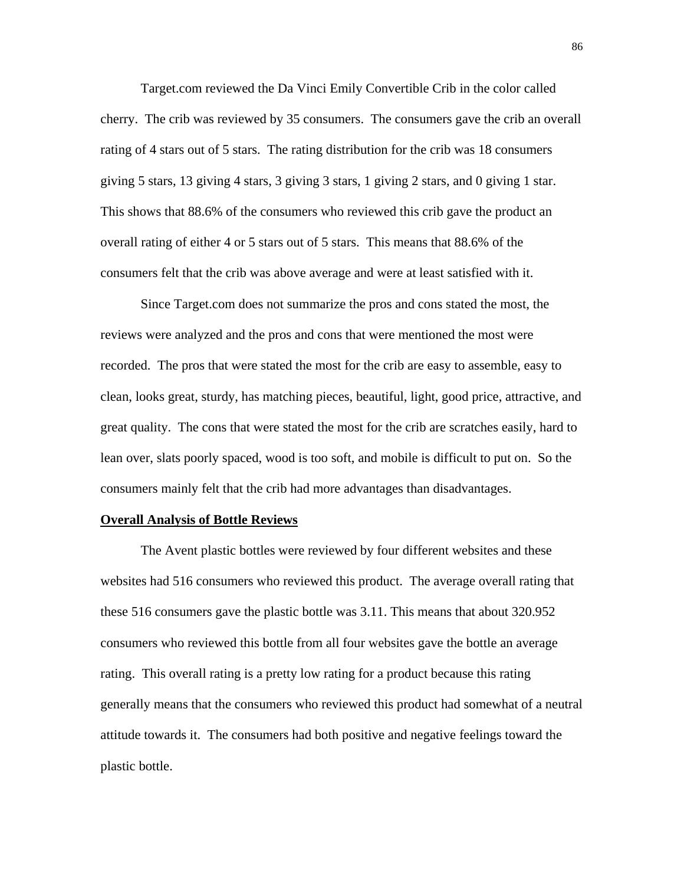Target.com reviewed the Da Vinci Emily Convertible Crib in the color called cherry. The crib was reviewed by 35 consumers. The consumers gave the crib an overall rating of 4 stars out of 5 stars. The rating distribution for the crib was 18 consumers giving 5 stars, 13 giving 4 stars, 3 giving 3 stars, 1 giving 2 stars, and 0 giving 1 star. This shows that 88.6% of the consumers who reviewed this crib gave the product an overall rating of either 4 or 5 stars out of 5 stars. This means that 88.6% of the consumers felt that the crib was above average and were at least satisfied with it.

Since Target.com does not summarize the pros and cons stated the most, the reviews were analyzed and the pros and cons that were mentioned the most were recorded. The pros that were stated the most for the crib are easy to assemble, easy to clean, looks great, sturdy, has matching pieces, beautiful, light, good price, attractive, and great quality. The cons that were stated the most for the crib are scratches easily, hard to lean over, slats poorly spaced, wood is too soft, and mobile is difficult to put on. So the consumers mainly felt that the crib had more advantages than disadvantages.

**Overall Analysis of Bottle Reviews**

The Avent plastic bottles were reviewed by four different websites and these websites had 516 consumers who reviewed this product. The average overall rating that these 516 consumers gave the plastic bottle was 3.11. This means that about 320.952 consumers who reviewed this bottle from all four websites gave the bottle an average rating. This overall rating is a pretty low rating for a product because this rating generally means that the consumers who reviewed this product had somewhat of a neutral attitude towards it. The consumers had both positive and negative feelings toward the plastic bottle.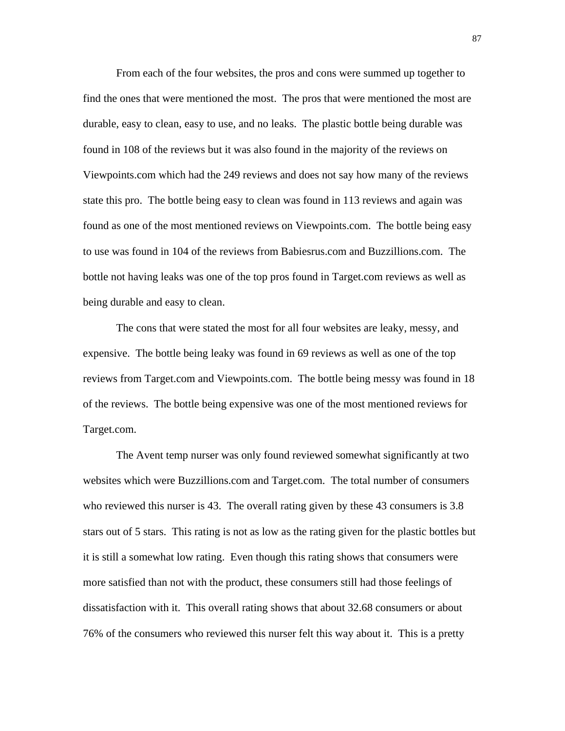From each of the four websites, the pros and cons were summed up together to find the ones that were mentioned the most. The pros that were mentioned the most are durable, easy to clean, easy to use, and no leaks. The plastic bottle being durable was found in 108 of the reviews but it was also found in the majority of the reviews on Viewpoints.com which had the 249 reviews and does not say how many of the reviews state this pro. The bottle being easy to clean was found in 113 reviews and again was found as one of the most mentioned reviews on Viewpoints.com. The bottle being easy to use was found in 104 of the reviews from Babiesrus.com and Buzzillions.com. The bottle not having leaks was one of the top pros found in Target.com reviews as well as being durable and easy to clean.

The cons that were stated the most for all four websites are leaky, messy, and expensive. The bottle being leaky was found in 69 reviews as well as one of the top reviews from Target.com and Viewpoints.com. The bottle being messy was found in 18 of the reviews. The bottle being expensive was one of the most mentioned reviews for Target.com.

The Avent temp nurser was only found reviewed somewhat significantly at two websites which were Buzzillions.com and Target.com. The total number of consumers who reviewed this nurser is 43. The overall rating given by these 43 consumers is 3.8 stars out of 5 stars. This rating is not as low as the rating given for the plastic bottles but it is still a somewhat low rating. Even though this rating shows that consumers were more satisfied than not with the product, these consumers still had those feelings of dissatisfaction with it. This overall rating shows that about 32.68 consumers or about 76% of the consumers who reviewed this nurser felt this way about it. This is a pretty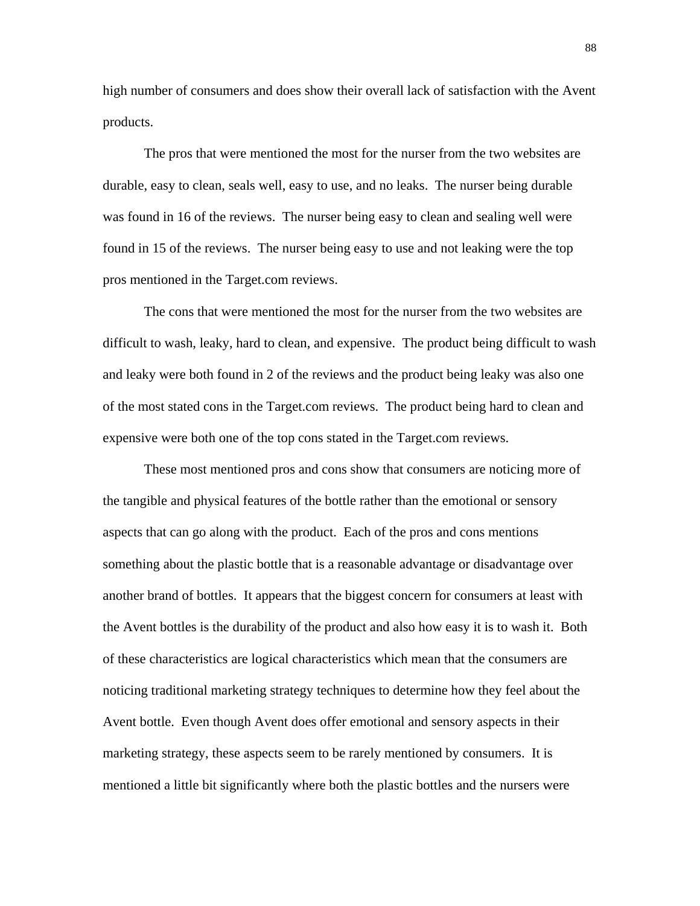high number of consumers and does show their overall lack of satisfaction with the Avent products.

The pros that were mentioned the most for the nurser from the two websites are durable, easy to clean, seals well, easy to use, and no leaks. The nurser being durable was found in 16 of the reviews. The nurser being easy to clean and sealing well were found in 15 of the reviews. The nurser being easy to use and not leaking were the top pros mentioned in the Target.com reviews.

The cons that were mentioned the most for the nurser from the two websites are difficult to wash, leaky, hard to clean, and expensive. The product being difficult to wash and leaky were both found in 2 of the reviews and the product being leaky was also one of the most stated cons in the Target.com reviews. The product being hard to clean and expensive were both one of the top cons stated in the Target.com reviews.

These most mentioned pros and cons show that consumers are noticing more of the tangible and physical features of the bottle rather than the emotional or sensory aspects that can go along with the product. Each of the pros and cons mentions something about the plastic bottle that is a reasonable advantage or disadvantage over another brand of bottles. It appears that the biggest concern for consumers at least with the Avent bottles is the durability of the product and also how easy it is to wash it. Both of these characteristics are logical characteristics which mean that the consumers are noticing traditional marketing strategy techniques to determine how they feel about the Avent bottle. Even though Avent does offer emotional and sensory aspects in their marketing strategy, these aspects seem to be rarely mentioned by consumers. It is mentioned a little bit significantly where both the plastic bottles and the nursers were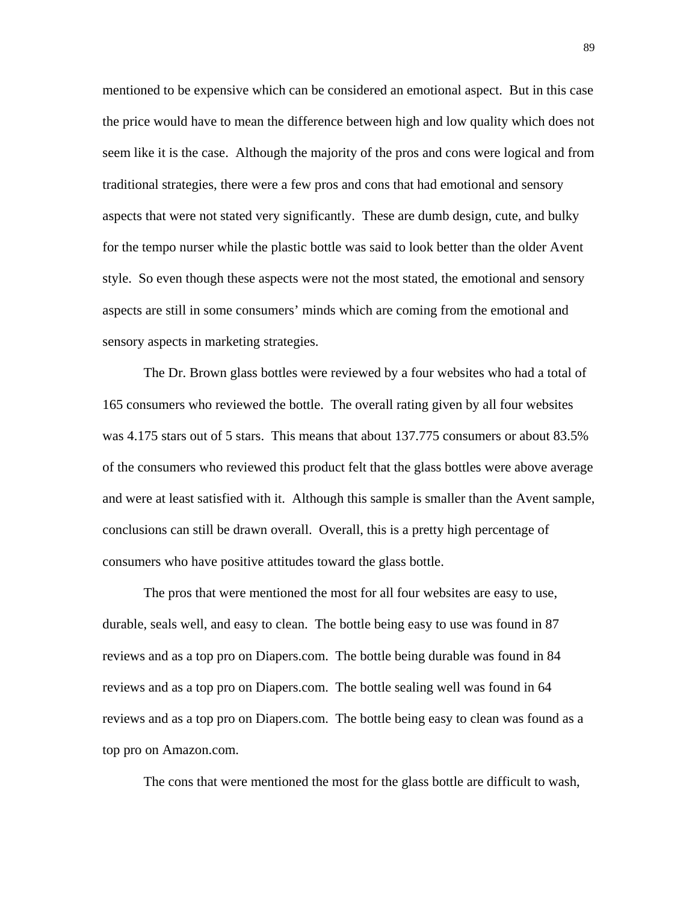mentioned to be expensive which can be considered an emotional aspect. But in this case the price would have to mean the difference between high and low quality which does not seem like it is the case. Although the majority of the pros and cons were logical and from traditional strategies, there were a few pros and cons that had emotional and sensory aspects that were not stated very significantly. These are dumb design, cute, and bulky for the tempo nurser while the plastic bottle was said to look better than the older Avent style. So even though these aspects were not the most stated, the emotional and sensory aspects are still in some consumers' minds which are coming from the emotional and sensory aspects in marketing strategies.

The Dr. Brown glass bottles were reviewed by a four websites who had a total of 165 consumers who reviewed the bottle. The overall rating given by all four websites was 4.175 stars out of 5 stars. This means that about 137.775 consumers or about 83.5% of the consumers who reviewed this product felt that the glass bottles were above average and were at least satisfied with it. Although this sample is smaller than the Avent sample, conclusions can still be drawn overall. Overall, this is a pretty high percentage of consumers who have positive attitudes toward the glass bottle.

The pros that were mentioned the most for all four websites are easy to use, durable, seals well, and easy to clean. The bottle being easy to use was found in 87 reviews and as a top pro on Diapers.com. The bottle being durable was found in 84 reviews and as a top pro on Diapers.com. The bottle sealing well was found in 64 reviews and as a top pro on Diapers.com. The bottle being easy to clean was found as a top pro on Amazon.com.

The cons that were mentioned the most for the glass bottle are difficult to wash,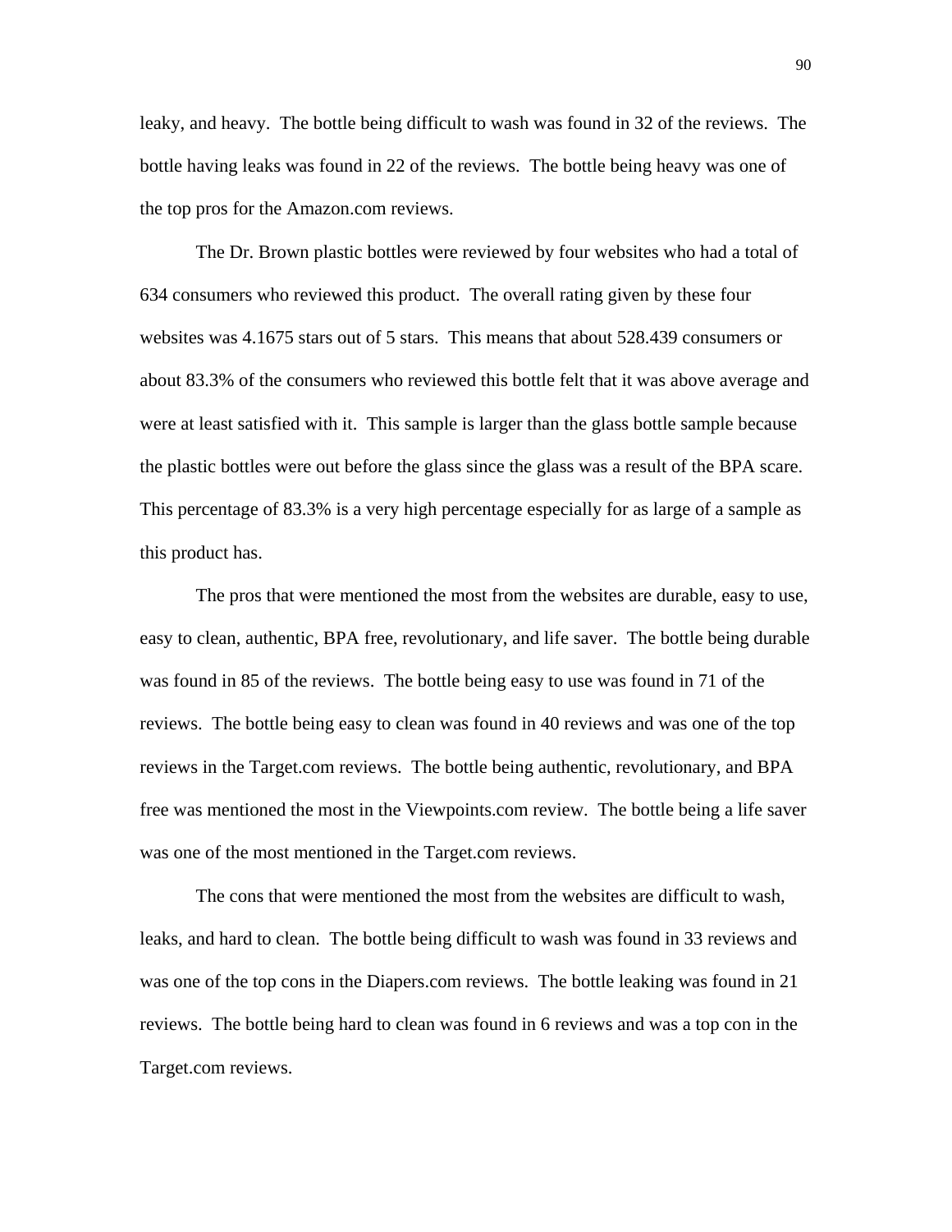leaky, and heavy. The bottle being difficult to wash was found in 32 of the reviews. The bottle having leaks was found in 22 of the reviews. The bottle being heavy was one of the top pros for the Amazon.com reviews.

The Dr. Brown plastic bottles were reviewed by four websites who had a total of 634 consumers who reviewed this product. The overall rating given by these four websites was 4.1675 stars out of 5 stars. This means that about 528.439 consumers or about 83.3% of the consumers who reviewed this bottle felt that it was above average and were at least satisfied with it. This sample is larger than the glass bottle sample because the plastic bottles were out before the glass since the glass was a result of the BPA scare. This percentage of 83.3% is a very high percentage especially for as large of a sample as this product has.

The pros that were mentioned the most from the websites are durable, easy to use, easy to clean, authentic, BPA free, revolutionary, and life saver. The bottle being durable was found in 85 of the reviews. The bottle being easy to use was found in 71 of the reviews. The bottle being easy to clean was found in 40 reviews and was one of the top reviews in the Target.com reviews. The bottle being authentic, revolutionary, and BPA free was mentioned the most in the Viewpoints.com review. The bottle being a life saver was one of the most mentioned in the Target.com reviews.

The cons that were mentioned the most from the websites are difficult to wash, leaks, and hard to clean. The bottle being difficult to wash was found in 33 reviews and was one of the top cons in the Diapers.com reviews. The bottle leaking was found in 21 reviews. The bottle being hard to clean was found in 6 reviews and was a top con in the Target.com reviews.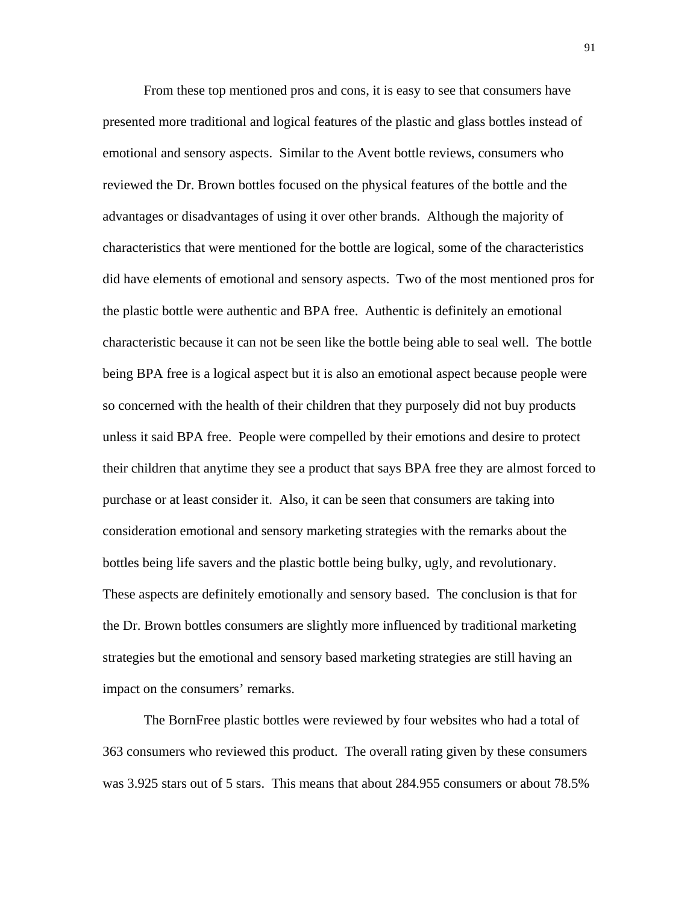From these top mentioned pros and cons, it is easy to see that consumers have presented more traditional and logical features of the plastic and glass bottles instead of emotional and sensory aspects. Similar to the Avent bottle reviews, consumers who reviewed the Dr. Brown bottles focused on the physical features of the bottle and the advantages or disadvantages of using it over other brands. Although the majority of characteristics that were mentioned for the bottle are logical, some of the characteristics did have elements of emotional and sensory aspects. Two of the most mentioned pros for the plastic bottle were authentic and BPA free. Authentic is definitely an emotional characteristic because it can not be seen like the bottle being able to seal well. The bottle being BPA free is a logical aspect but it is also an emotional aspect because people were so concerned with the health of their children that they purposely did not buy products unless it said BPA free. People were compelled by their emotions and desire to protect their children that anytime they see a product that says BPA free they are almost forced to purchase or at least consider it. Also, it can be seen that consumers are taking into consideration emotional and sensory marketing strategies with the remarks about the bottles being life savers and the plastic bottle being bulky, ugly, and revolutionary. These aspects are definitely emotionally and sensory based. The conclusion is that for the Dr. Brown bottles consumers are slightly more influenced by traditional marketing strategies but the emotional and sensory based marketing strategies are still having an impact on the consumers' remarks.

The BornFree plastic bottles were reviewed by four websites who had a total of 363 consumers who reviewed this product. The overall rating given by these consumers was 3.925 stars out of 5 stars. This means that about 284.955 consumers or about 78.5%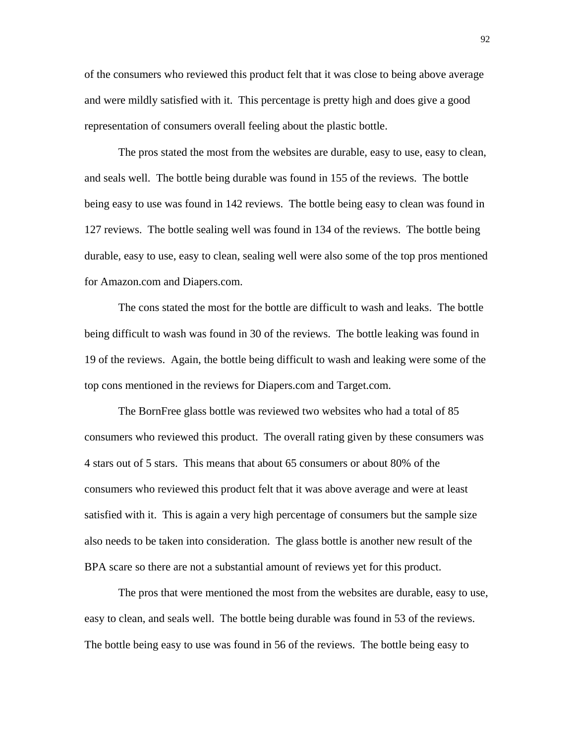of the consumers who reviewed this product felt that it was close to being above average and were mildly satisfied with it. This percentage is pretty high and does give a good representation of consumers overall feeling about the plastic bottle.

The pros stated the most from the websites are durable, easy to use, easy to clean, and seals well. The bottle being durable was found in 155 of the reviews. The bottle being easy to use was found in 142 reviews. The bottle being easy to clean was found in 127 reviews. The bottle sealing well was found in 134 of the reviews. The bottle being durable, easy to use, easy to clean, sealing well were also some of the top pros mentioned for Amazon.com and Diapers.com.

The cons stated the most for the bottle are difficult to wash and leaks. The bottle being difficult to wash was found in 30 of the reviews. The bottle leaking was found in 19 of the reviews. Again, the bottle being difficult to wash and leaking were some of the top cons mentioned in the reviews for Diapers.com and Target.com.

The BornFree glass bottle was reviewed two websites who had a total of 85 consumers who reviewed this product. The overall rating given by these consumers was 4 stars out of 5 stars. This means that about 65 consumers or about 80% of the consumers who reviewed this product felt that it was above average and were at least satisfied with it. This is again a very high percentage of consumers but the sample size also needs to be taken into consideration. The glass bottle is another new result of the BPA scare so there are not a substantial amount of reviews yet for this product.

The pros that were mentioned the most from the websites are durable, easy to use, easy to clean, and seals well. The bottle being durable was found in 53 of the reviews. The bottle being easy to use was found in 56 of the reviews. The bottle being easy to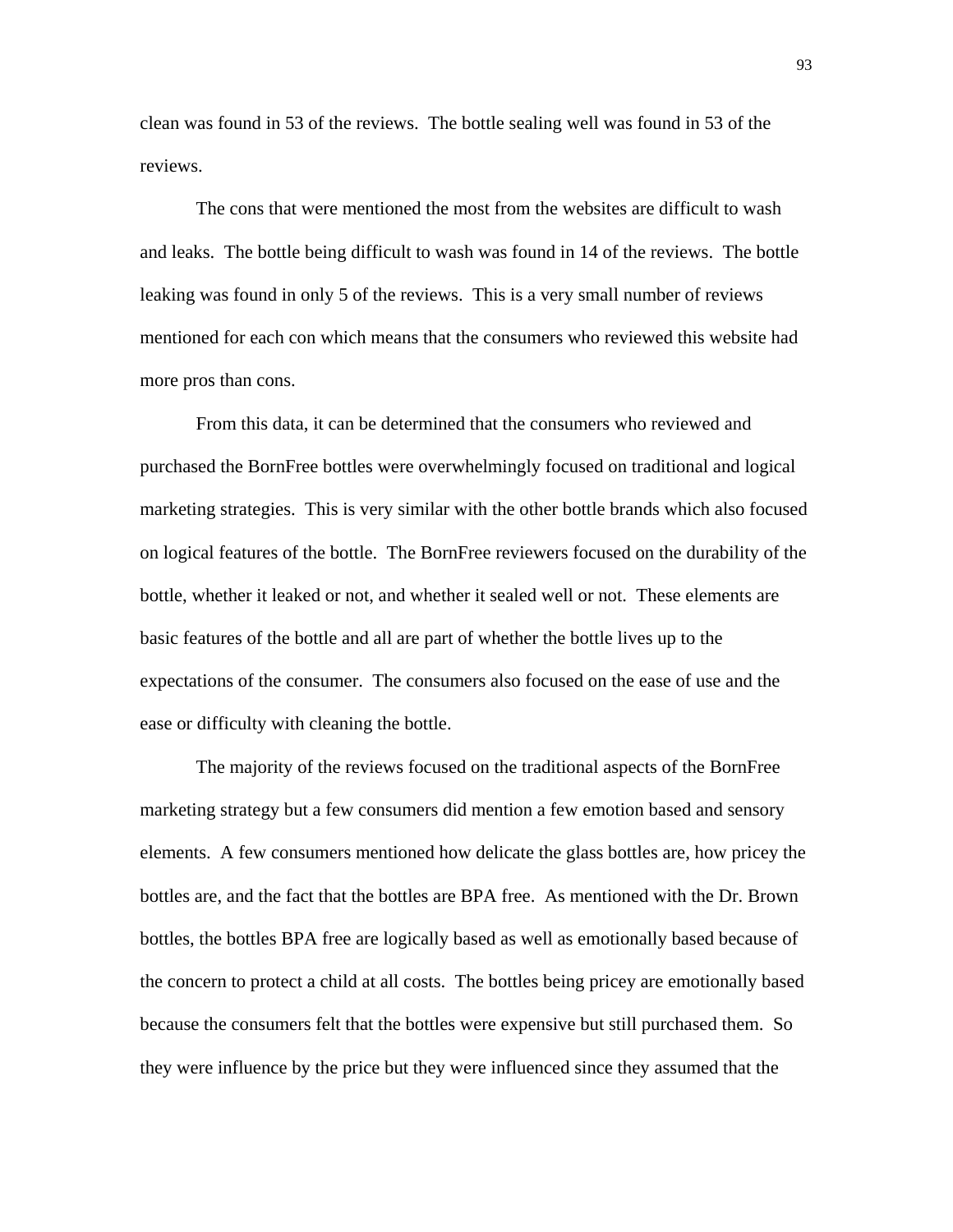clean was found in 53 of the reviews. The bottle sealing well was found in 53 of the reviews.

The cons that were mentioned the most from the websites are difficult to wash and leaks. The bottle being difficult to wash was found in 14 of the reviews. The bottle leaking was found in only 5 of the reviews. This is a very small number of reviews mentioned for each con which means that the consumers who reviewed this website had more pros than cons.

From this data, it can be determined that the consumers who reviewed and purchased the BornFree bottles were overwhelmingly focused on traditional and logical marketing strategies. This is very similar with the other bottle brands which also focused on logical features of the bottle. The BornFree reviewers focused on the durability of the bottle, whether it leaked or not, and whether it sealed well or not. These elements are basic features of the bottle and all are part of whether the bottle lives up to the expectations of the consumer. The consumers also focused on the ease of use and the ease or difficulty with cleaning the bottle.

The majority of the reviews focused on the traditional aspects of the BornFree marketing strategy but a few consumers did mention a few emotion based and sensory elements. A few consumers mentioned how delicate the glass bottles are, how pricey the bottles are, and the fact that the bottles are BPA free. As mentioned with the Dr. Brown bottles, the bottles BPA free are logically based as well as emotionally based because of the concern to protect a child at all costs. The bottles being pricey are emotionally based because the consumers felt that the bottles were expensive but still purchased them. So they were influence by the price but they were influenced since they assumed that the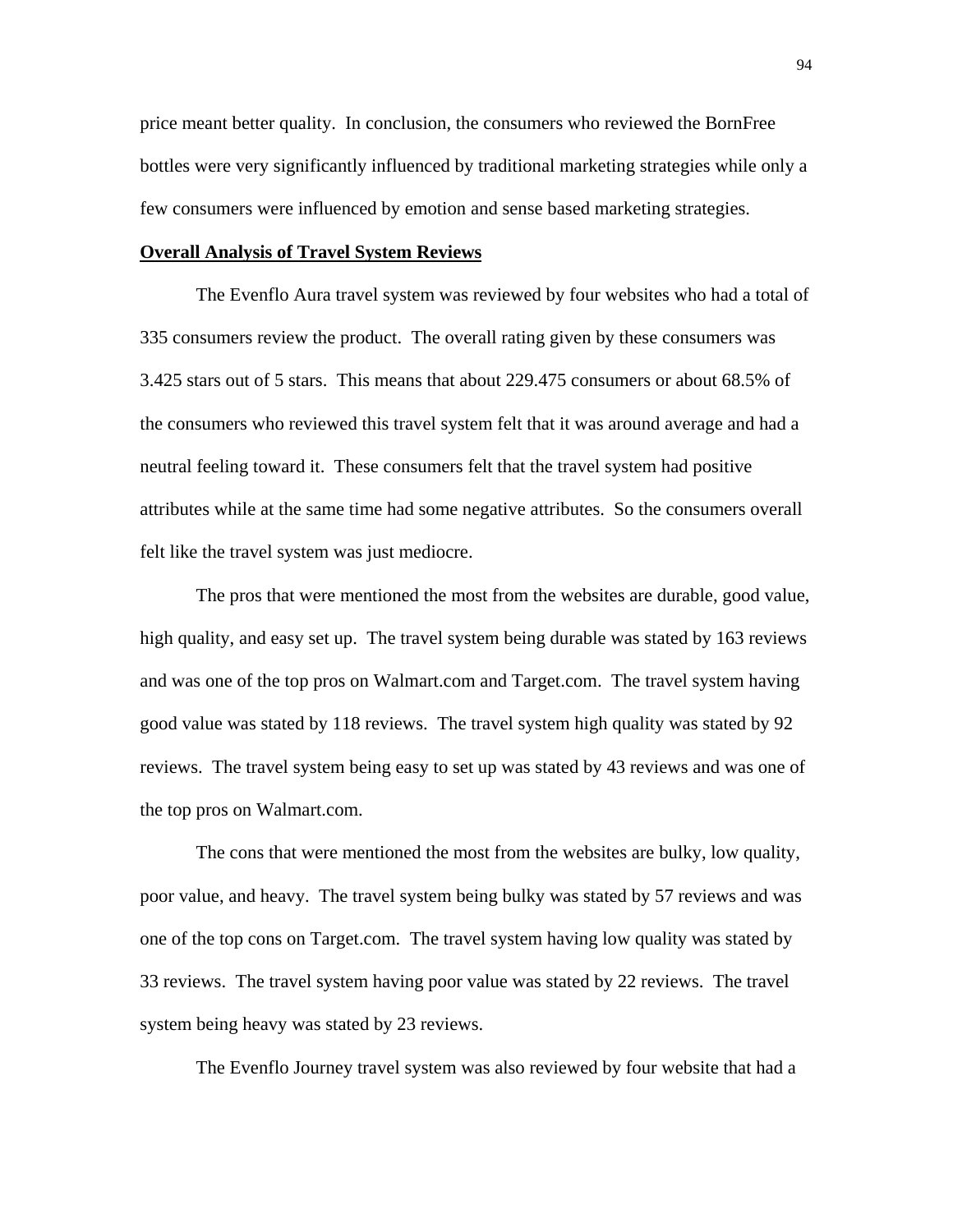price meant better quality. In conclusion, the consumers who reviewed the BornFree bottles were very significantly influenced by traditional marketing strategies while only a few consumers were influenced by emotion and sense based marketing strategies.

**Overall Analysis of Travel System Reviews**

The Evenflo Aura travel system was reviewed by four websites who had a total of 335 consumers review the product. The overall rating given by these consumers was 3.425 stars out of 5 stars. This means that about 229.475 consumers or about 68.5% of the consumers who reviewed this travel system felt that it was around average and had a neutral feeling toward it. These consumers felt that the travel system had positive attributes while at the same time had some negative attributes. So the consumers overall felt like the travel system was just mediocre.

The pros that were mentioned the most from the websites are durable, good value, high quality, and easy set up. The travel system being durable was stated by 163 reviews and was one of the top pros on Walmart.com and Target.com. The travel system having good value was stated by 118 reviews. The travel system high quality was stated by 92 reviews. The travel system being easy to set up was stated by 43 reviews and was one of the top pros on Walmart.com.

The cons that were mentioned the most from the websites are bulky, low quality, poor value, and heavy. The travel system being bulky was stated by 57 reviews and was one of the top cons on Target.com. The travel system having low quality was stated by 33 reviews. The travel system having poor value was stated by 22 reviews. The travel system being heavy was stated by 23 reviews.

The Evenflo Journey travel system was also reviewed by four website that had a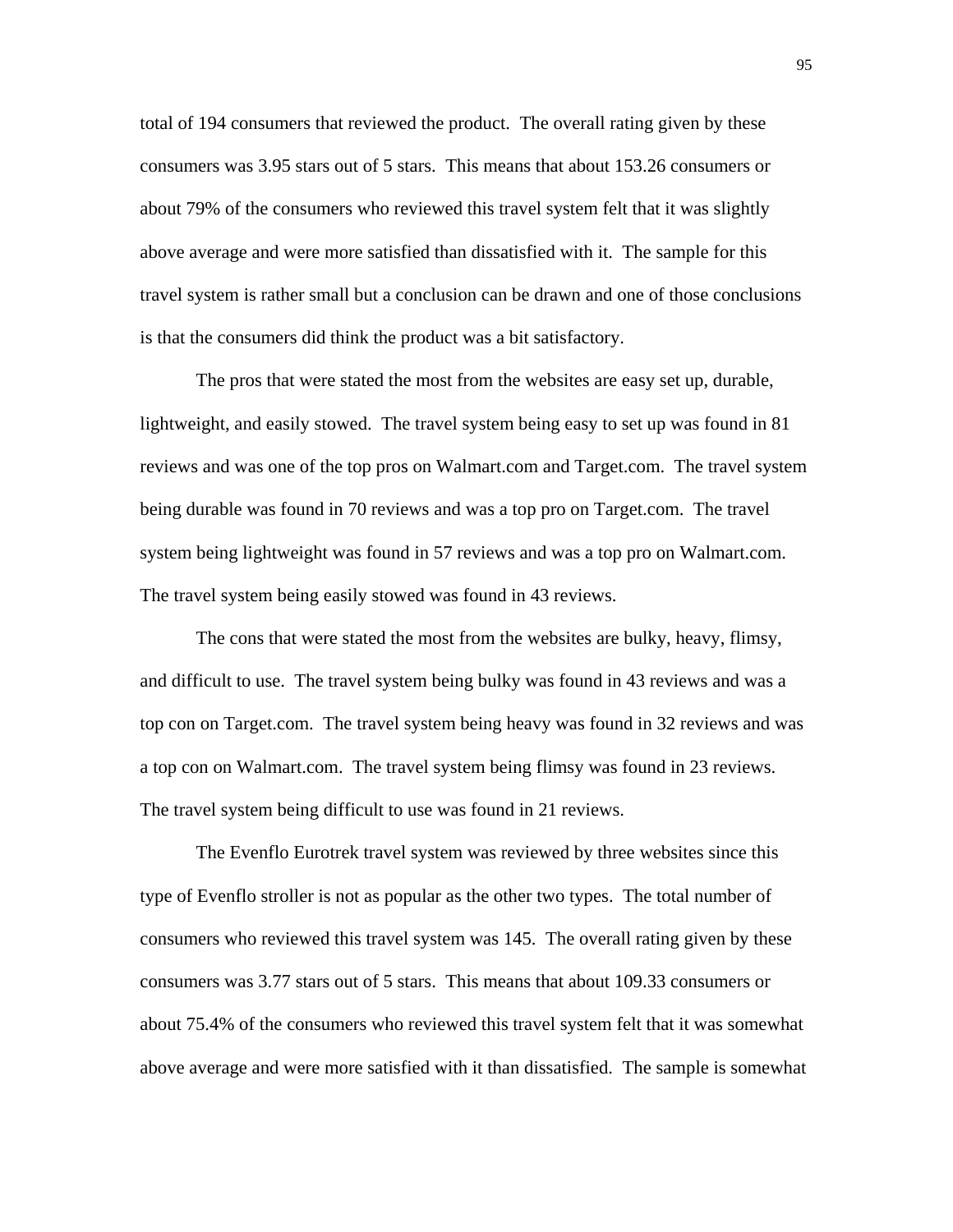total of 194 consumers that reviewed the product. The overall rating given by these consumers was 3.95 stars out of 5 stars. This means that about 153.26 consumers or about 79% of the consumers who reviewed this travel system felt that it was slightly above average and were more satisfied than dissatisfied with it. The sample for this travel system is rather small but a conclusion can be drawn and one of those conclusions is that the consumers did think the product was a bit satisfactory.

The pros that were stated the most from the websites are easy set up, durable, lightweight, and easily stowed. The travel system being easy to set up was found in 81 reviews and was one of the top pros on Walmart.com and Target.com. The travel system being durable was found in 70 reviews and was a top pro on Target.com. The travel system being lightweight was found in 57 reviews and was a top pro on Walmart.com. The travel system being easily stowed was found in 43 reviews.

The cons that were stated the most from the websites are bulky, heavy, flimsy, and difficult to use. The travel system being bulky was found in 43 reviews and was a top con on Target.com. The travel system being heavy was found in 32 reviews and was a top con on Walmart.com. The travel system being flimsy was found in 23 reviews. The travel system being difficult to use was found in 21 reviews.

The Evenflo Eurotrek travel system was reviewed by three websites since this type of Evenflo stroller is not as popular as the other two types. The total number of consumers who reviewed this travel system was 145. The overall rating given by these consumers was 3.77 stars out of 5 stars. This means that about 109.33 consumers or about 75.4% of the consumers who reviewed this travel system felt that it was somewhat above average and were more satisfied with it than dissatisfied. The sample is somewhat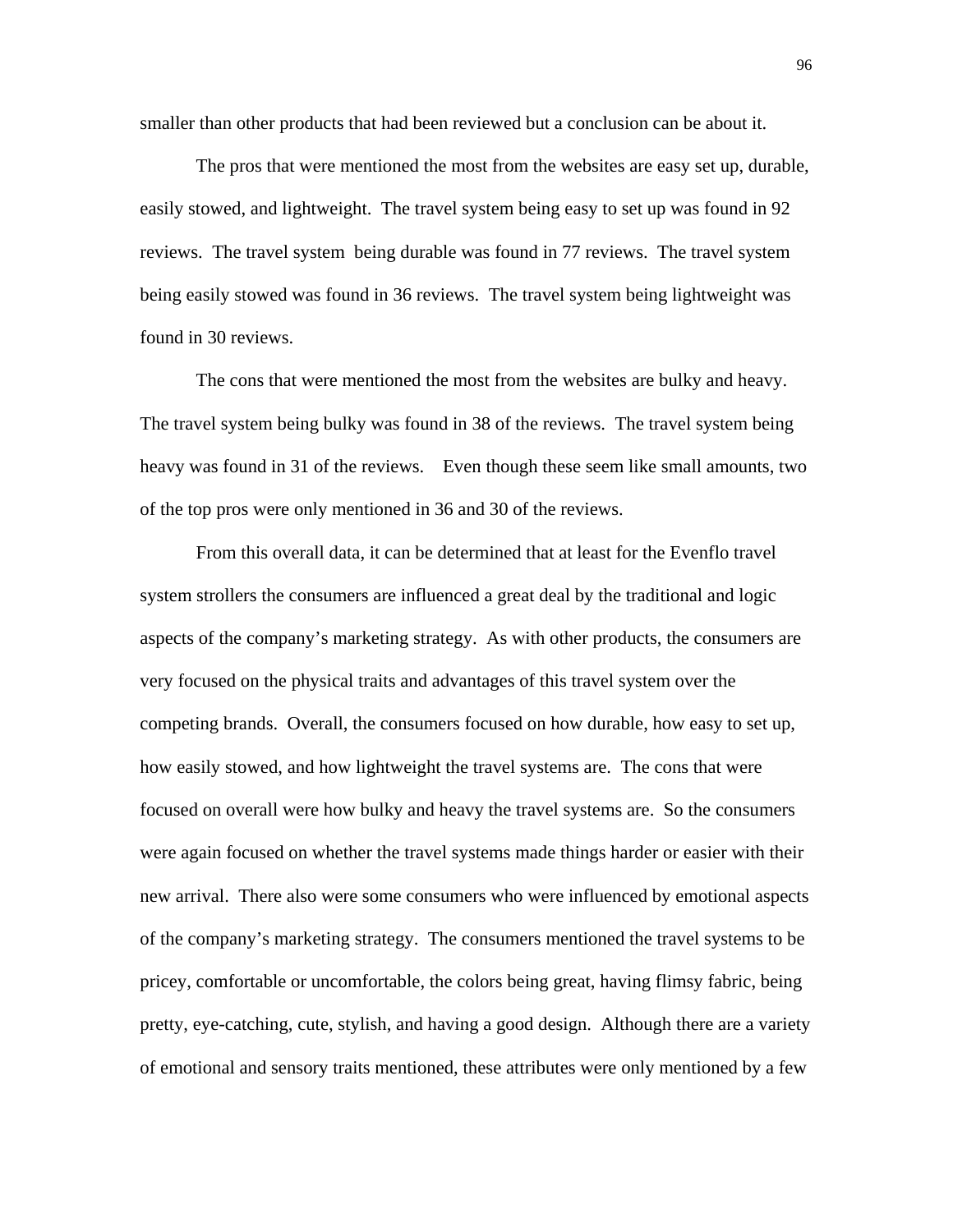smaller than other products that had been reviewed but a conclusion can be about it.

The pros that were mentioned the most from the websites are easy set up, durable, easily stowed, and lightweight. The travel system being easy to set up was found in 92 reviews. The travel system being durable was found in 77 reviews. The travel system being easily stowed was found in 36 reviews. The travel system being lightweight was found in 30 reviews.

The cons that were mentioned the most from the websites are bulky and heavy. The travel system being bulky was found in 38 of the reviews. The travel system being heavy was found in 31 of the reviews. Even though these seem like small amounts, two of the top pros were only mentioned in 36 and 30 of the reviews.

From this overall data, it can be determined that at least for the Evenflo travel system strollers the consumers are influenced a great deal by the traditional and logic aspects of the company's marketing strategy. As with other products, the consumers are very focused on the physical traits and advantages of this travel system over the competing brands. Overall, the consumers focused on how durable, how easy to set up, how easily stowed, and how lightweight the travel systems are. The cons that were focused on overall were how bulky and heavy the travel systems are. So the consumers were again focused on whether the travel systems made things harder or easier with their new arrival. There also were some consumers who were influenced by emotional aspects of the company's marketing strategy. The consumers mentioned the travel systems to be pricey, comfortable or uncomfortable, the colors being great, having flimsy fabric, being pretty, eye-catching, cute, stylish, and having a good design. Although there are a variety of emotional and sensory traits mentioned, these attributes were only mentioned by a few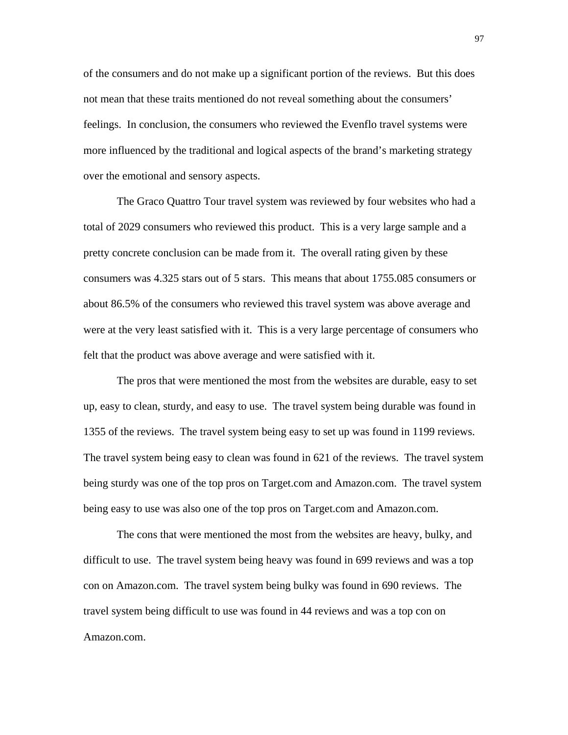of the consumers and do not make up a significant portion of the reviews. But this does not mean that these traits mentioned do not reveal something about the consumers' feelings. In conclusion, the consumers who reviewed the Evenflo travel systems were more influenced by the traditional and logical aspects of the brand's marketing strategy over the emotional and sensory aspects.

The Graco Quattro Tour travel system was reviewed by four websites who had a total of 2029 consumers who reviewed this product. This is a very large sample and a pretty concrete conclusion can be made from it. The overall rating given by these consumers was 4.325 stars out of 5 stars. This means that about 1755.085 consumers or about 86.5% of the consumers who reviewed this travel system was above average and were at the very least satisfied with it. This is a very large percentage of consumers who felt that the product was above average and were satisfied with it.

The pros that were mentioned the most from the websites are durable, easy to set up, easy to clean, sturdy, and easy to use. The travel system being durable was found in 1355 of the reviews. The travel system being easy to set up was found in 1199 reviews. The travel system being easy to clean was found in 621 of the reviews. The travel system being sturdy was one of the top pros on Target.com and Amazon.com. The travel system being easy to use was also one of the top pros on Target.com and Amazon.com.

The cons that were mentioned the most from the websites are heavy, bulky, and difficult to use. The travel system being heavy was found in 699 reviews and was a top con on Amazon.com. The travel system being bulky was found in 690 reviews. The travel system being difficult to use was found in 44 reviews and was a top con on Amazon.com.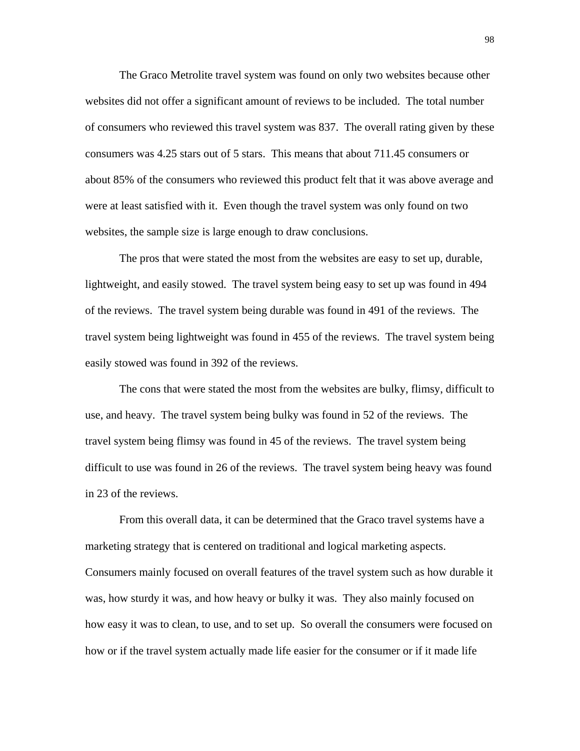The Graco Metrolite travel system was found on only two websites because other websites did not offer a significant amount of reviews to be included. The total number of consumers who reviewed this travel system was 837. The overall rating given by these consumers was 4.25 stars out of 5 stars. This means that about 711.45 consumers or about 85% of the consumers who reviewed this product felt that it was above average and were at least satisfied with it. Even though the travel system was only found on two websites, the sample size is large enough to draw conclusions.

The pros that were stated the most from the websites are easy to set up, durable, lightweight, and easily stowed. The travel system being easy to set up was found in 494 of the reviews. The travel system being durable was found in 491 of the reviews. The travel system being lightweight was found in 455 of the reviews. The travel system being easily stowed was found in 392 of the reviews.

The cons that were stated the most from the websites are bulky, flimsy, difficult to use, and heavy. The travel system being bulky was found in 52 of the reviews. The travel system being flimsy was found in 45 of the reviews. The travel system being difficult to use was found in 26 of the reviews. The travel system being heavy was found in 23 of the reviews.

From this overall data, it can be determined that the Graco travel systems have a marketing strategy that is centered on traditional and logical marketing aspects. Consumers mainly focused on overall features of the travel system such as how durable it was, how sturdy it was, and how heavy or bulky it was. They also mainly focused on how easy it was to clean, to use, and to set up. So overall the consumers were focused on how or if the travel system actually made life easier for the consumer or if it made life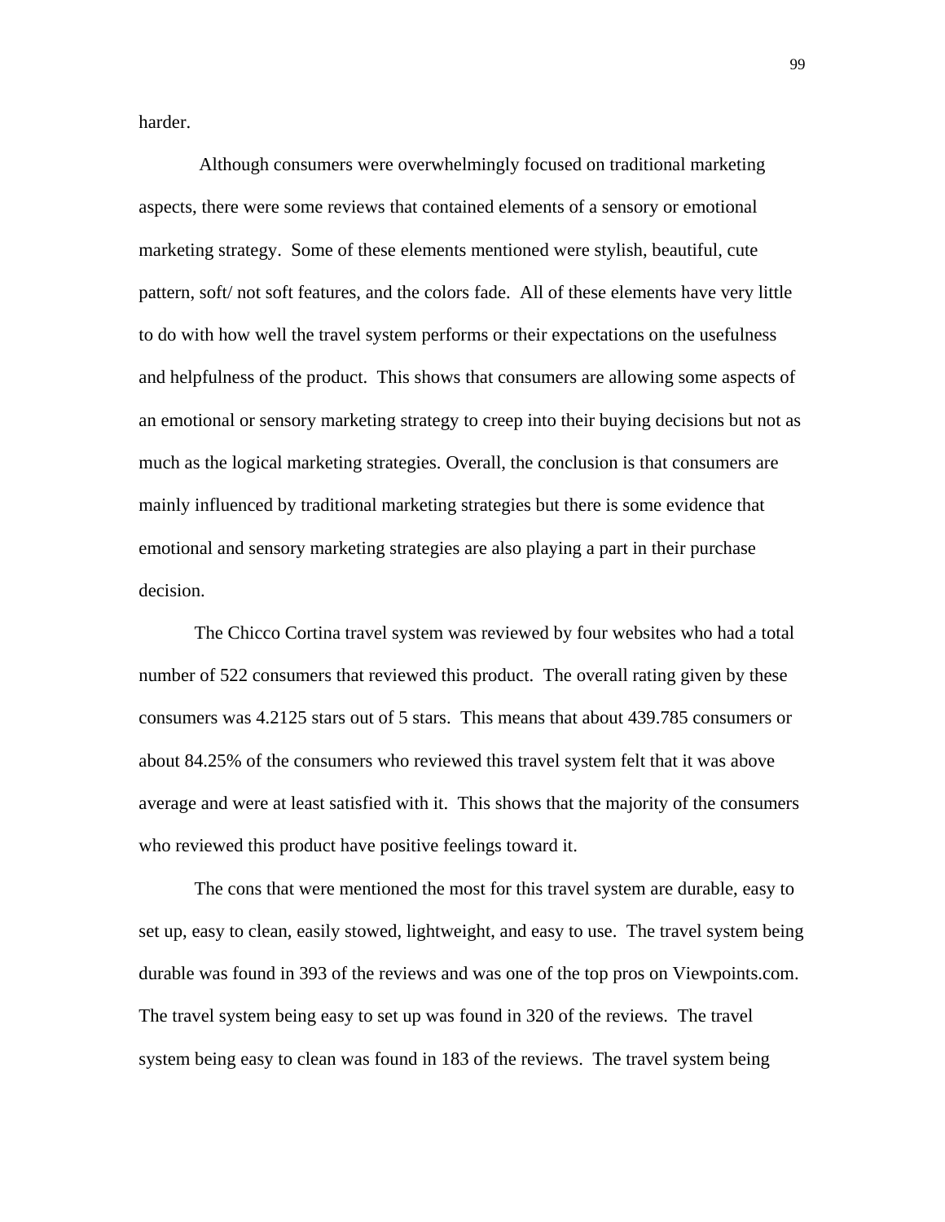harder.

Although consumers were overwhelmingly focused on traditional marketing aspects, there were some reviews that contained elements of a sensory or emotional marketing strategy. Some of these elements mentioned were stylish, beautiful, cute pattern, soft/ not soft features, and the colors fade. All of these elements have very little to do with how well the travel system performs or their expectations on the usefulness and helpfulness of the product. This shows that consumers are allowing some aspects of an emotional or sensory marketing strategy to creep into their buying decisions but not as much as the logical marketing strategies. Overall, the conclusion is that consumers are mainly influenced by traditional marketing strategies but there is some evidence that emotional and sensory marketing strategies are also playing a part in their purchase decision.

The Chicco Cortina travel system was reviewed by four websites who had a total number of 522 consumers that reviewed this product. The overall rating given by these consumers was 4.2125 stars out of 5 stars. This means that about 439.785 consumers or about 84.25% of the consumers who reviewed this travel system felt that it was above average and were at least satisfied with it. This shows that the majority of the consumers who reviewed this product have positive feelings toward it.

The cons that were mentioned the most for this travel system are durable, easy to set up, easy to clean, easily stowed, lightweight, and easy to use. The travel system being durable was found in 393 of the reviews and was one of the top pros on Viewpoints.com. The travel system being easy to set up was found in 320 of the reviews. The travel system being easy to clean was found in 183 of the reviews. The travel system being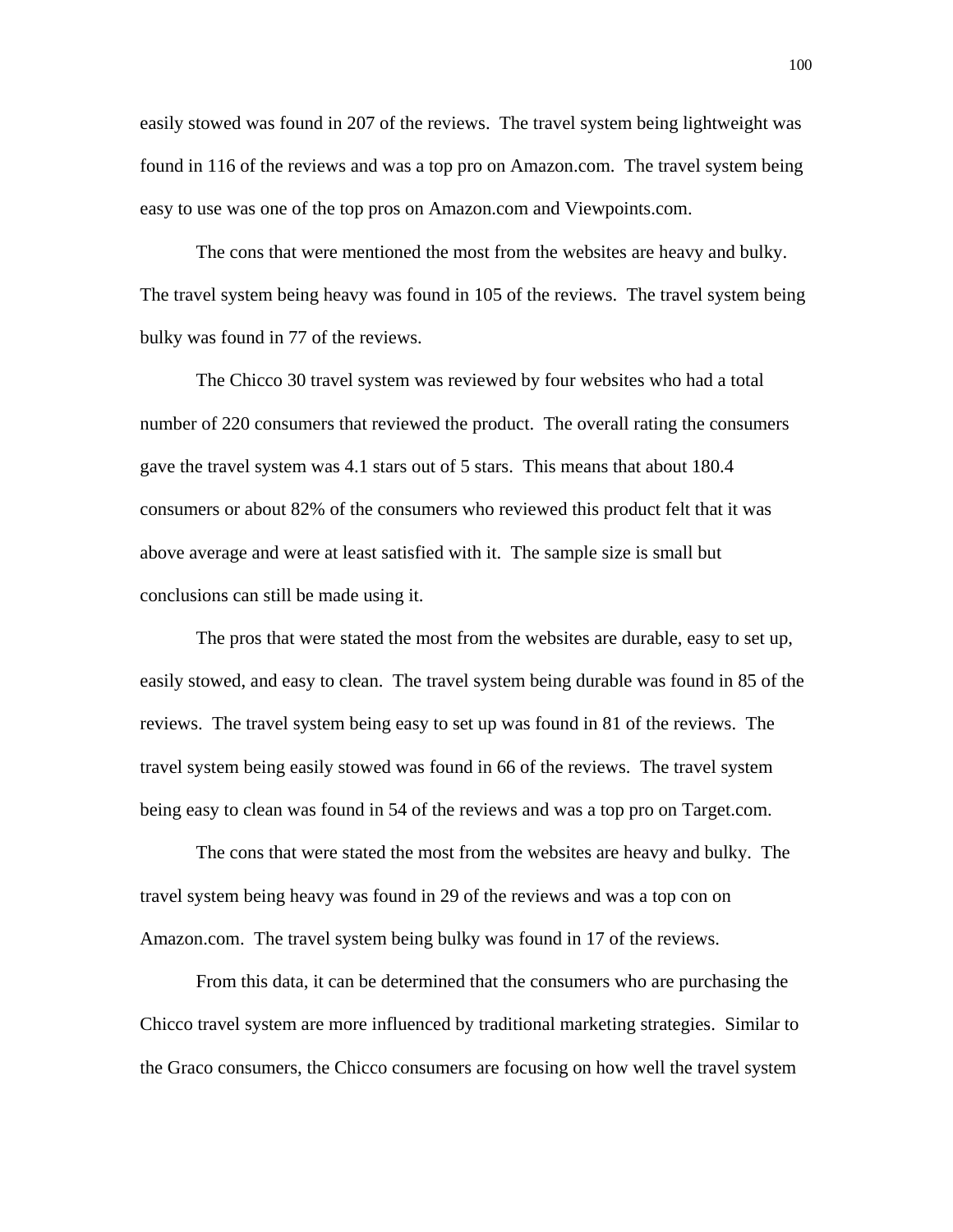easily stowed was found in 207 of the reviews. The travel system being lightweight was found in 116 of the reviews and was a top pro on Amazon.com. The travel system being easy to use was one of the top pros on Amazon.com and Viewpoints.com.

The cons that were mentioned the most from the websites are heavy and bulky. The travel system being heavy was found in 105 of the reviews. The travel system being bulky was found in 77 of the reviews.

The Chicco 30 travel system was reviewed by four websites who had a total number of 220 consumers that reviewed the product. The overall rating the consumers gave the travel system was 4.1 stars out of 5 stars. This means that about 180.4 consumers or about 82% of the consumers who reviewed this product felt that it was above average and were at least satisfied with it. The sample size is small but conclusions can still be made using it.

The pros that were stated the most from the websites are durable, easy to set up, easily stowed, and easy to clean. The travel system being durable was found in 85 of the reviews. The travel system being easy to set up was found in 81 of the reviews. The travel system being easily stowed was found in 66 of the reviews. The travel system being easy to clean was found in 54 of the reviews and was a top pro on Target.com.

The cons that were stated the most from the websites are heavy and bulky. The travel system being heavy was found in 29 of the reviews and was a top con on Amazon.com. The travel system being bulky was found in 17 of the reviews.

From this data, it can be determined that the consumers who are purchasing the Chicco travel system are more influenced by traditional marketing strategies. Similar to the Graco consumers, the Chicco consumers are focusing on how well the travel system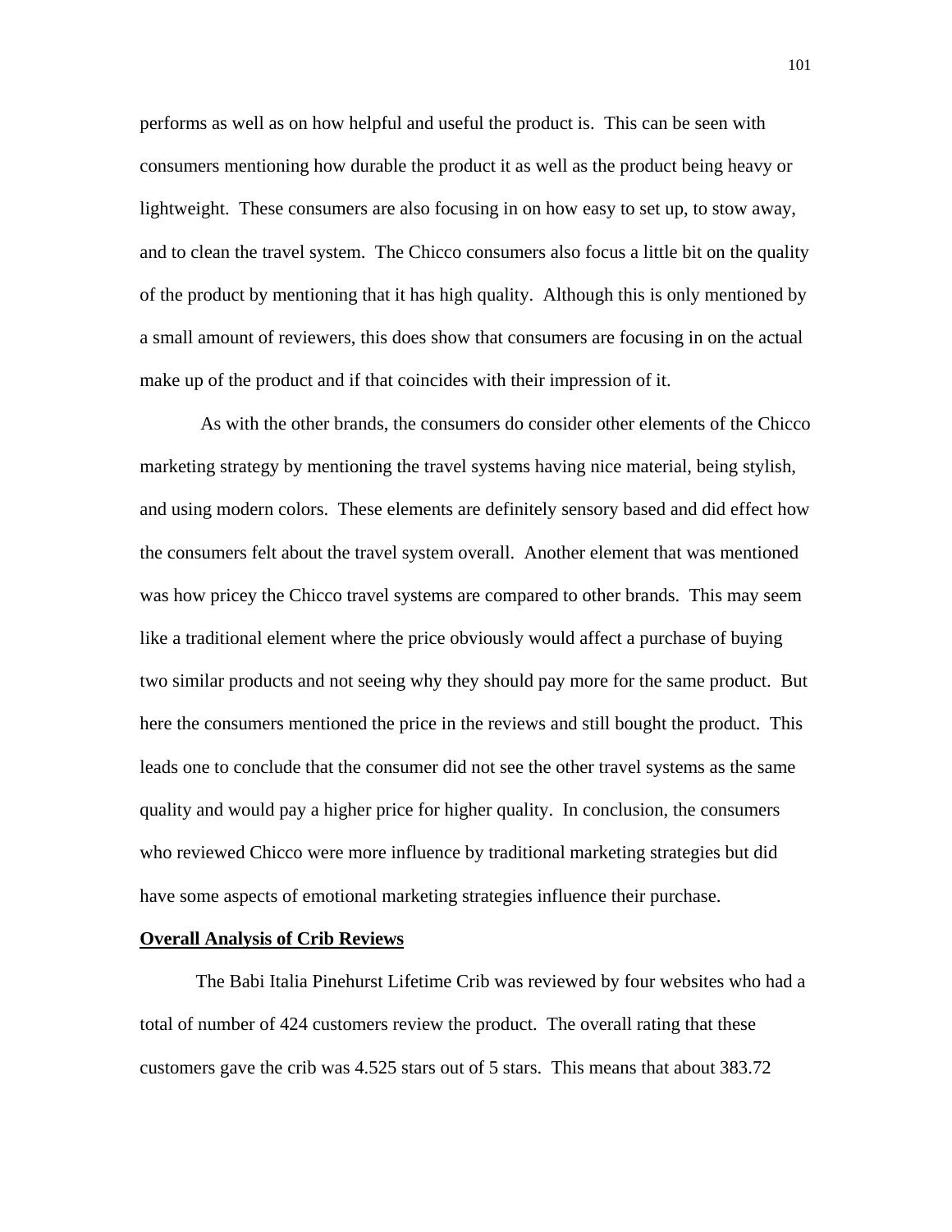performs as well as on how helpful and useful the product is. This can be seen with consumers mentioning how durable the product it as well as the product being heavy or lightweight. These consumers are also focusing in on how easy to set up, to stow away, and to clean the travel system. The Chicco consumers also focus a little bit on the quality of the product by mentioning that it has high quality. Although this is only mentioned by a small amount of reviewers, this does show that consumers are focusing in on the actual make up of the product and if that coincides with their impression of it.

As with the other brands, the consumers do consider other elements of the Chicco marketing strategy by mentioning the travel systems having nice material, being stylish, and using modern colors. These elements are definitely sensory based and did effect how the consumers felt about the travel system overall. Another element that was mentioned was how pricey the Chicco travel systems are compared to other brands. This may seem like a traditional element where the price obviously would affect a purchase of buying two similar products and not seeing why they should pay more for the same product. But here the consumers mentioned the price in the reviews and still bought the product. This leads one to conclude that the consumer did not see the other travel systems as the same quality and would pay a higher price for higher quality. In conclusion, the consumers who reviewed Chicco were more influence by traditional marketing strategies but did have some aspects of emotional marketing strategies influence their purchase.

**Overall Analysis of Crib Reviews**

The Babi Italia Pinehurst Lifetime Crib was reviewed by four websites who had a total of number of 424 customers review the product. The overall rating that these customers gave the crib was 4.525 stars out of 5 stars. This means that about 383.72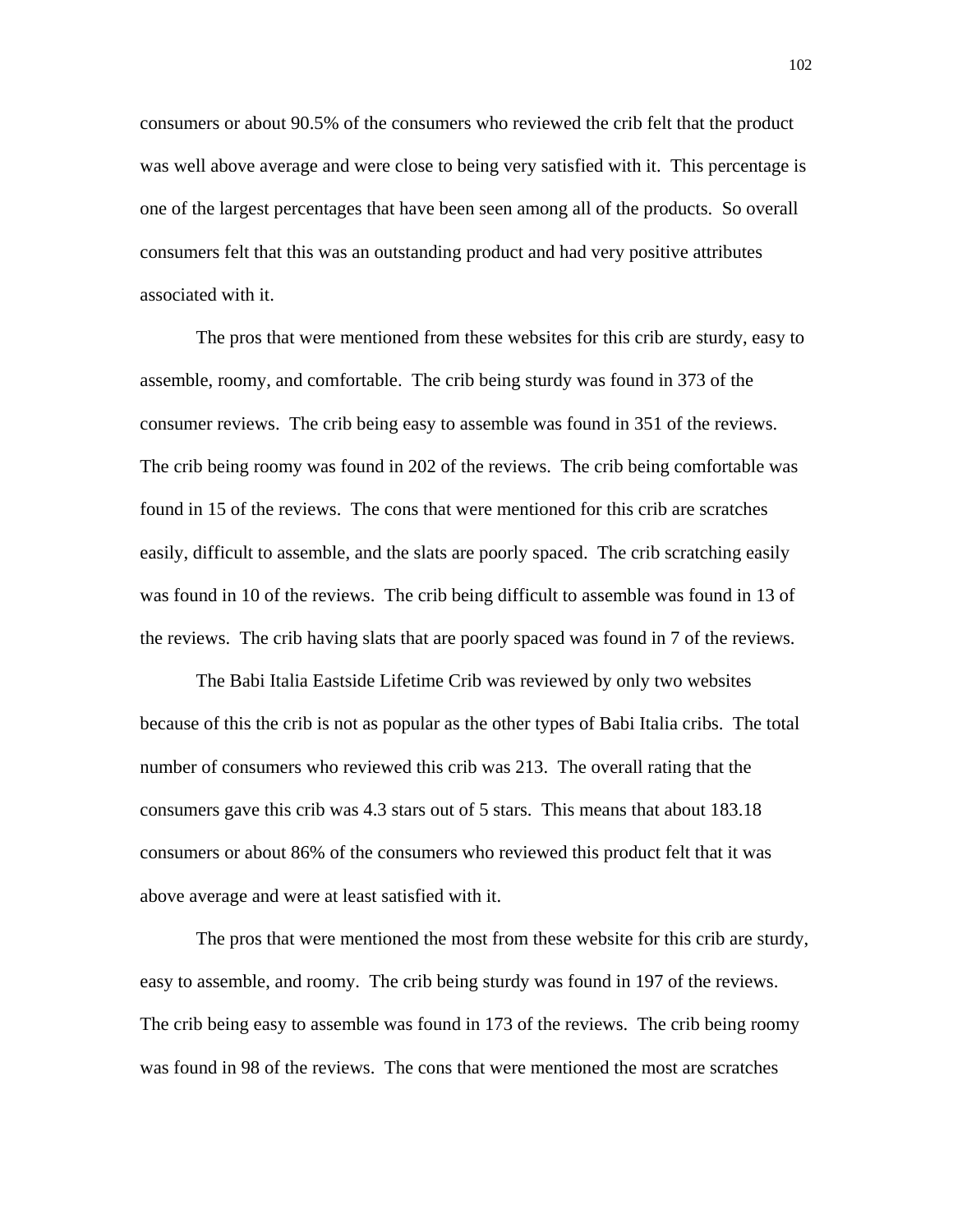consumers or about 90.5% of the consumers who reviewed the crib felt that the product was well above average and were close to being very satisfied with it. This percentage is one of the largest percentages that have been seen among all of the products. So overall consumers felt that this was an outstanding product and had very positive attributes associated with it.

The pros that were mentioned from these websites for this crib are sturdy, easy to assemble, roomy, and comfortable. The crib being sturdy was found in 373 of the consumer reviews. The crib being easy to assemble was found in 351 of the reviews. The crib being roomy was found in 202 of the reviews. The crib being comfortable was found in 15 of the reviews. The cons that were mentioned for this crib are scratches easily, difficult to assemble, and the slats are poorly spaced. The crib scratching easily was found in 10 of the reviews. The crib being difficult to assemble was found in 13 of the reviews. The crib having slats that are poorly spaced was found in 7 of the reviews.

The Babi Italia Eastside Lifetime Crib was reviewed by only two websites because of this the crib is not as popular as the other types of Babi Italia cribs. The total number of consumers who reviewed this crib was 213. The overall rating that the consumers gave this crib was 4.3 stars out of 5 stars. This means that about 183.18 consumers or about 86% of the consumers who reviewed this product felt that it was above average and were at least satisfied with it.

The pros that were mentioned the most from these website for this crib are sturdy, easy to assemble, and roomy. The crib being sturdy was found in 197 of the reviews. The crib being easy to assemble was found in 173 of the reviews. The crib being roomy was found in 98 of the reviews. The cons that were mentioned the most are scratches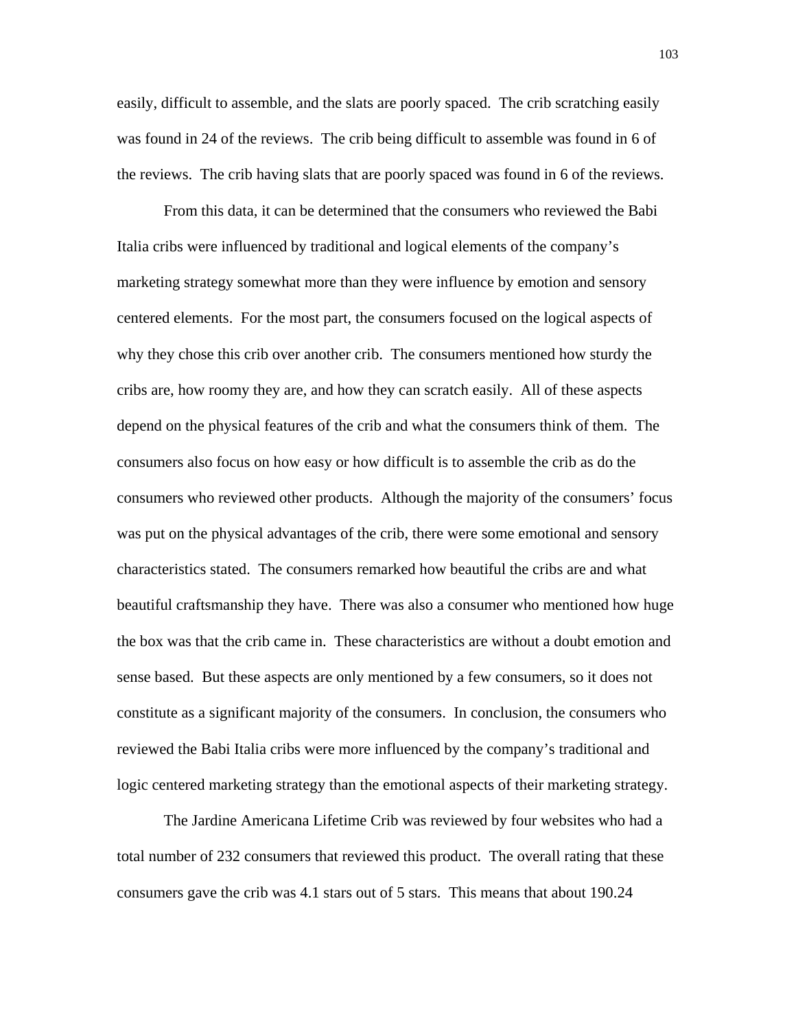easily, difficult to assemble, and the slats are poorly spaced. The crib scratching easily was found in 24 of the reviews. The crib being difficult to assemble was found in 6 of the reviews. The crib having slats that are poorly spaced was found in 6 of the reviews.

From this data, it can be determined that the consumers who reviewed the Babi Italia cribs were influenced by traditional and logical elements of the company's marketing strategy somewhat more than they were influence by emotion and sensory centered elements. For the most part, the consumers focused on the logical aspects of why they chose this crib over another crib. The consumers mentioned how sturdy the cribs are, how roomy they are, and how they can scratch easily. All of these aspects depend on the physical features of the crib and what the consumers think of them. The consumers also focus on how easy or how difficult is to assemble the crib as do the consumers who reviewed other products. Although the majority of the consumers' focus was put on the physical advantages of the crib, there were some emotional and sensory characteristics stated. The consumers remarked how beautiful the cribs are and what beautiful craftsmanship they have. There was also a consumer who mentioned how huge the box was that the crib came in. These characteristics are without a doubt emotion and sense based. But these aspects are only mentioned by a few consumers, so it does not constitute as a significant majority of the consumers. In conclusion, the consumers who reviewed the Babi Italia cribs were more influenced by the company's traditional and logic centered marketing strategy than the emotional aspects of their marketing strategy.

The Jardine Americana Lifetime Crib was reviewed by four websites who had a total number of 232 consumers that reviewed this product. The overall rating that these consumers gave the crib was 4.1 stars out of 5 stars. This means that about 190.24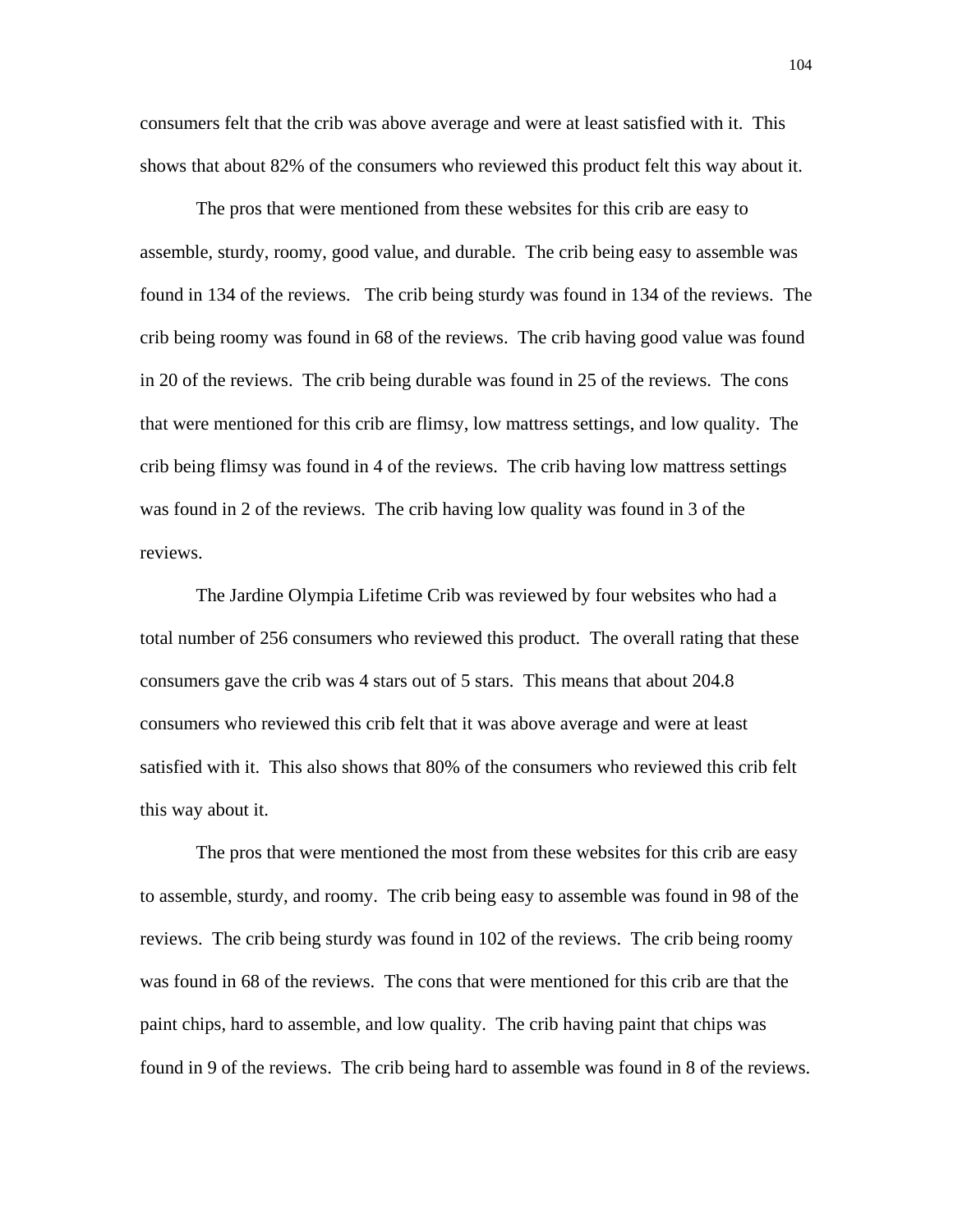consumers felt that the crib was above average and were at least satisfied with it. This shows that about 82% of the consumers who reviewed this product felt this way about it.

The pros that were mentioned from these websites for this crib are easy to assemble, sturdy, roomy, good value, and durable. The crib being easy to assemble was found in 134 of the reviews. The crib being sturdy was found in 134 of the reviews. The crib being roomy was found in 68 of the reviews. The crib having good value was found in 20 of the reviews. The crib being durable was found in 25 of the reviews. The cons that were mentioned for this crib are flimsy, low mattress settings, and low quality. The crib being flimsy was found in 4 of the reviews. The crib having low mattress settings was found in 2 of the reviews. The crib having low quality was found in 3 of the reviews.

The Jardine Olympia Lifetime Crib was reviewed by four websites who had a total number of 256 consumers who reviewed this product. The overall rating that these consumers gave the crib was 4 stars out of 5 stars. This means that about 204.8 consumers who reviewed this crib felt that it was above average and were at least satisfied with it. This also shows that 80% of the consumers who reviewed this crib felt this way about it.

The pros that were mentioned the most from these websites for this crib are easy to assemble, sturdy, and roomy. The crib being easy to assemble was found in 98 of the reviews. The crib being sturdy was found in 102 of the reviews. The crib being roomy was found in 68 of the reviews. The cons that were mentioned for this crib are that the paint chips, hard to assemble, and low quality. The crib having paint that chips was found in 9 of the reviews. The crib being hard to assemble was found in 8 of the reviews.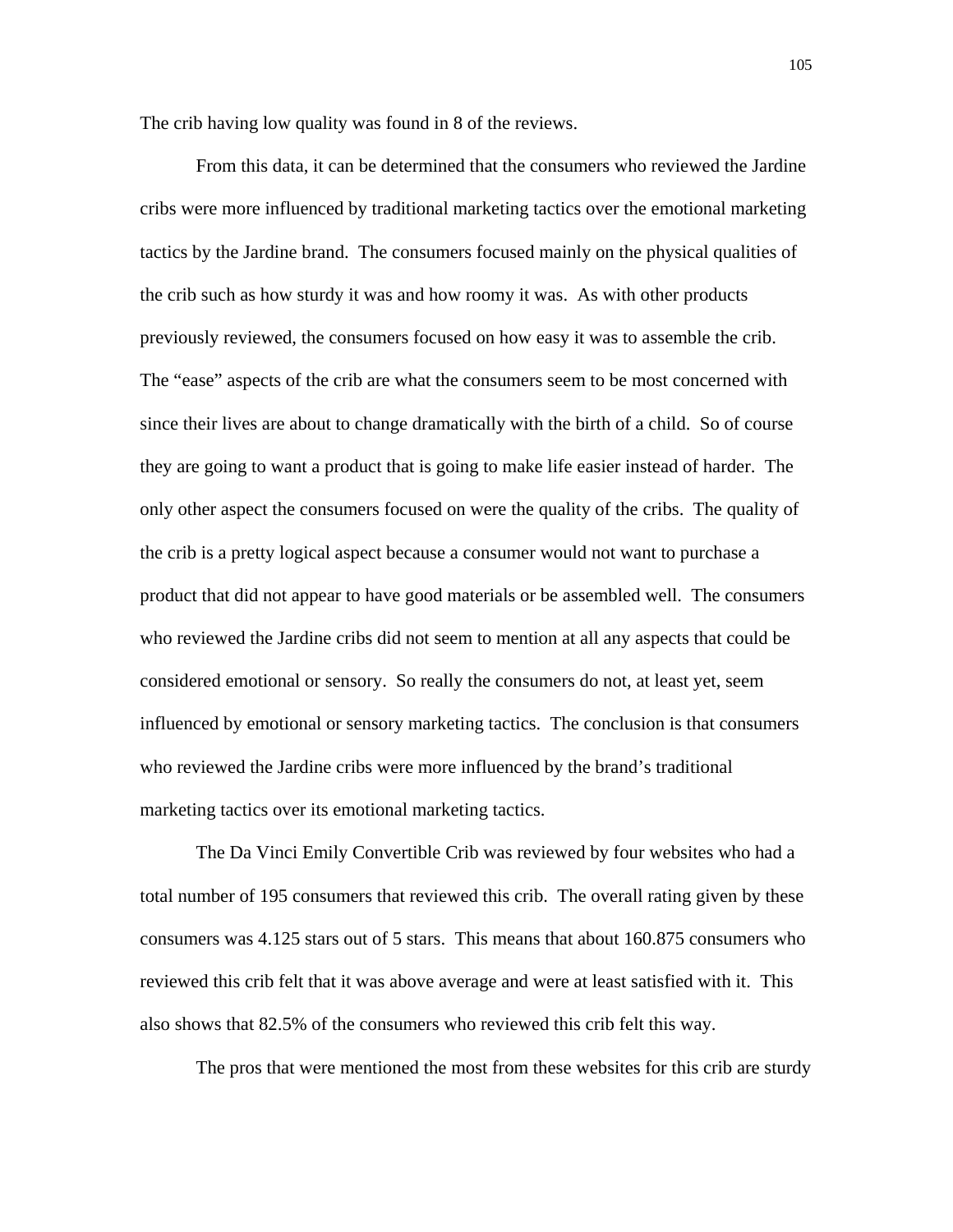The crib having low quality was found in 8 of the reviews.

From this data, it can be determined that the consumers who reviewed the Jardine cribs were more influenced by traditional marketing tactics over the emotional marketing tactics by the Jardine brand. The consumers focused mainly on the physical qualities of the crib such as how sturdy it was and how roomy it was. As with other products previously reviewed, the consumers focused on how easy it was to assemble the crib. The "ease" aspects of the crib are what the consumers seem to be most concerned with since their lives are about to change dramatically with the birth of a child. So of course they are going to want a product that is going to make life easier instead of harder. The only other aspect the consumers focused on were the quality of the cribs. The quality of the crib is a pretty logical aspect because a consumer would not want to purchase a product that did not appear to have good materials or be assembled well. The consumers who reviewed the Jardine cribs did not seem to mention at all any aspects that could be considered emotional or sensory. So really the consumers do not, at least yet, seem influenced by emotional or sensory marketing tactics. The conclusion is that consumers who reviewed the Jardine cribs were more influenced by the brand's traditional marketing tactics over its emotional marketing tactics.

The Da Vinci Emily Convertible Crib was reviewed by four websites who had a total number of 195 consumers that reviewed this crib. The overall rating given by these consumers was 4.125 stars out of 5 stars. This means that about 160.875 consumers who reviewed this crib felt that it was above average and were at least satisfied with it. This also shows that 82.5% of the consumers who reviewed this crib felt this way.

The pros that were mentioned the most from these websites for this crib are sturdy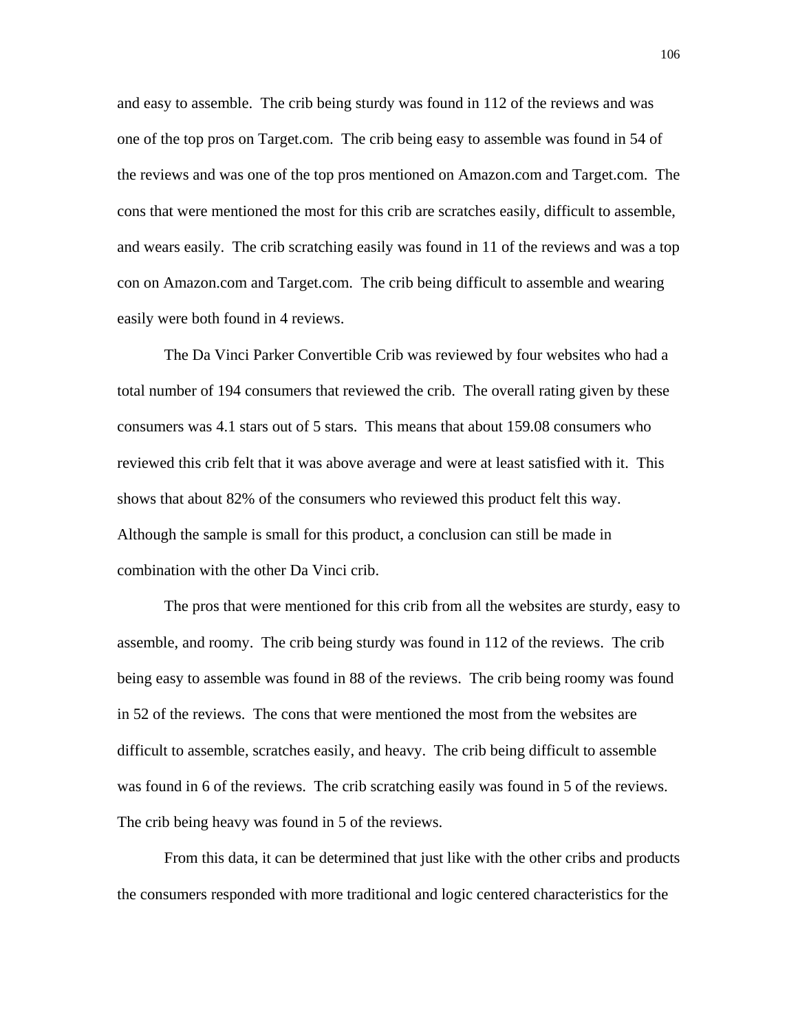and easy to assemble. The crib being sturdy was found in 112 of the reviews and was one of the top pros on Target.com. The crib being easy to assemble was found in 54 of the reviews and was one of the top pros mentioned on Amazon.com and Target.com. The cons that were mentioned the most for this crib are scratches easily, difficult to assemble, and wears easily. The crib scratching easily was found in 11 of the reviews and was a top con on Amazon.com and Target.com. The crib being difficult to assemble and wearing easily were both found in 4 reviews.

The Da Vinci Parker Convertible Crib was reviewed by four websites who had a total number of 194 consumers that reviewed the crib. The overall rating given by these consumers was 4.1 stars out of 5 stars. This means that about 159.08 consumers who reviewed this crib felt that it was above average and were at least satisfied with it. This shows that about 82% of the consumers who reviewed this product felt this way. Although the sample is small for this product, a conclusion can still be made in combination with the other Da Vinci crib.

The pros that were mentioned for this crib from all the websites are sturdy, easy to assemble, and roomy. The crib being sturdy was found in 112 of the reviews. The crib being easy to assemble was found in 88 of the reviews. The crib being roomy was found in 52 of the reviews. The cons that were mentioned the most from the websites are difficult to assemble, scratches easily, and heavy. The crib being difficult to assemble was found in 6 of the reviews. The crib scratching easily was found in 5 of the reviews. The crib being heavy was found in 5 of the reviews.

From this data, it can be determined that just like with the other cribs and products the consumers responded with more traditional and logic centered characteristics for the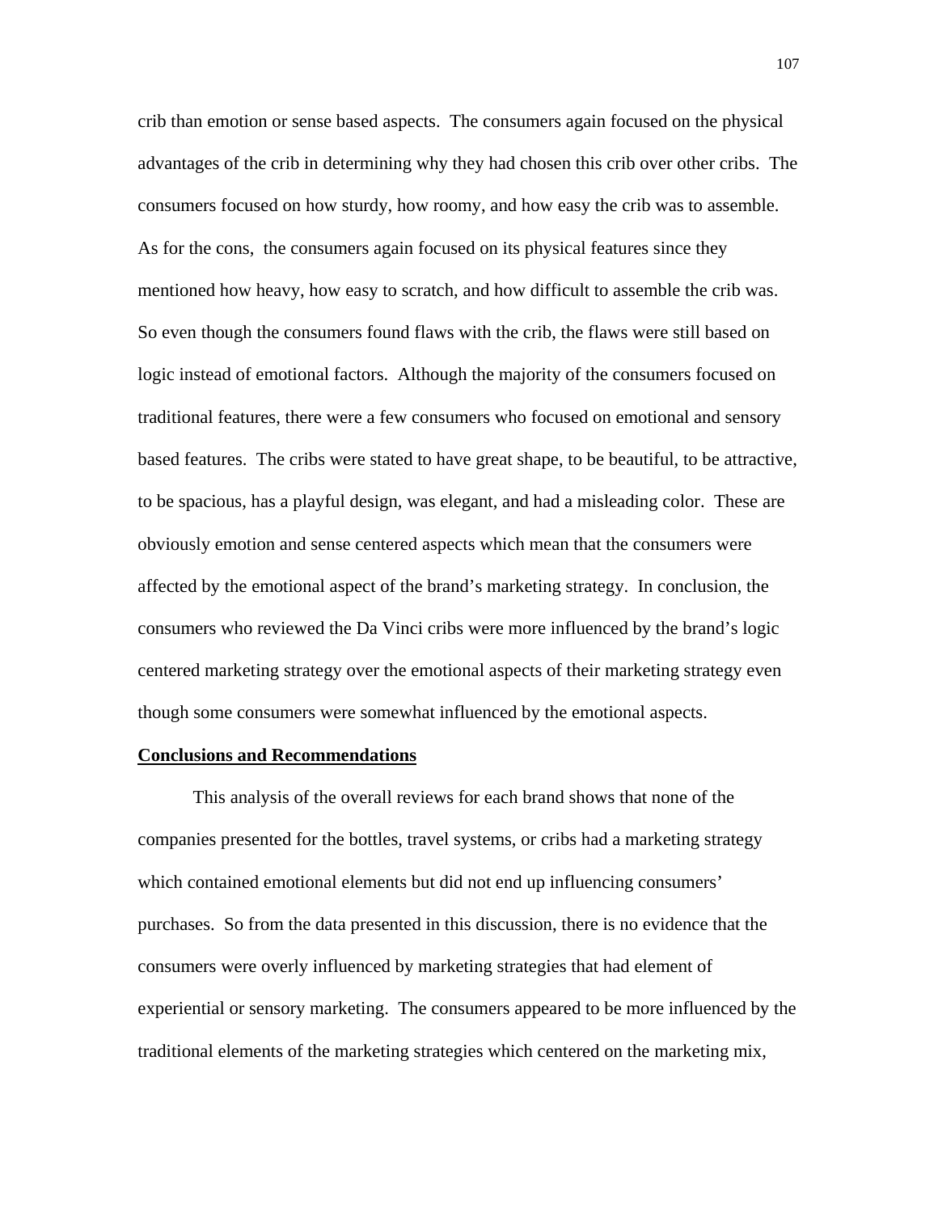crib than emotion or sense based aspects. The consumers again focused on the physical advantages of the crib in determining why they had chosen this crib over other cribs. The consumers focused on how sturdy, how roomy, and how easy the crib was to assemble. As for the cons, the consumers again focused on its physical features since they mentioned how heavy, how easy to scratch, and how difficult to assemble the crib was. So even though the consumers found flaws with the crib, the flaws were still based on logic instead of emotional factors. Although the majority of the consumers focused on traditional features, there were a few consumers who focused on emotional and sensory based features. The cribs were stated to have great shape, to be beautiful, to be attractive, to be spacious, has a playful design, was elegant, and had a misleading color. These are obviously emotion and sense centered aspects which mean that the consumers were affected by the emotional aspect of the brand's marketing strategy. In conclusion, the consumers who reviewed the Da Vinci cribs were more influenced by the brand's logic centered marketing strategy over the emotional aspects of their marketing strategy even though some consumers were somewhat influenced by the emotional aspects.

**Conclusions and Recommendations**

This analysis of the overall reviews for each brand shows that none of the companies presented for the bottles, travel systems, or cribs had a marketing strategy which contained emotional elements but did not end up influencing consumers' purchases. So from the data presented in this discussion, there is no evidence that the consumers were overly influenced by marketing strategies that had element of experiential or sensory marketing. The consumers appeared to be more influenced by the traditional elements of the marketing strategies which centered on the marketing mix,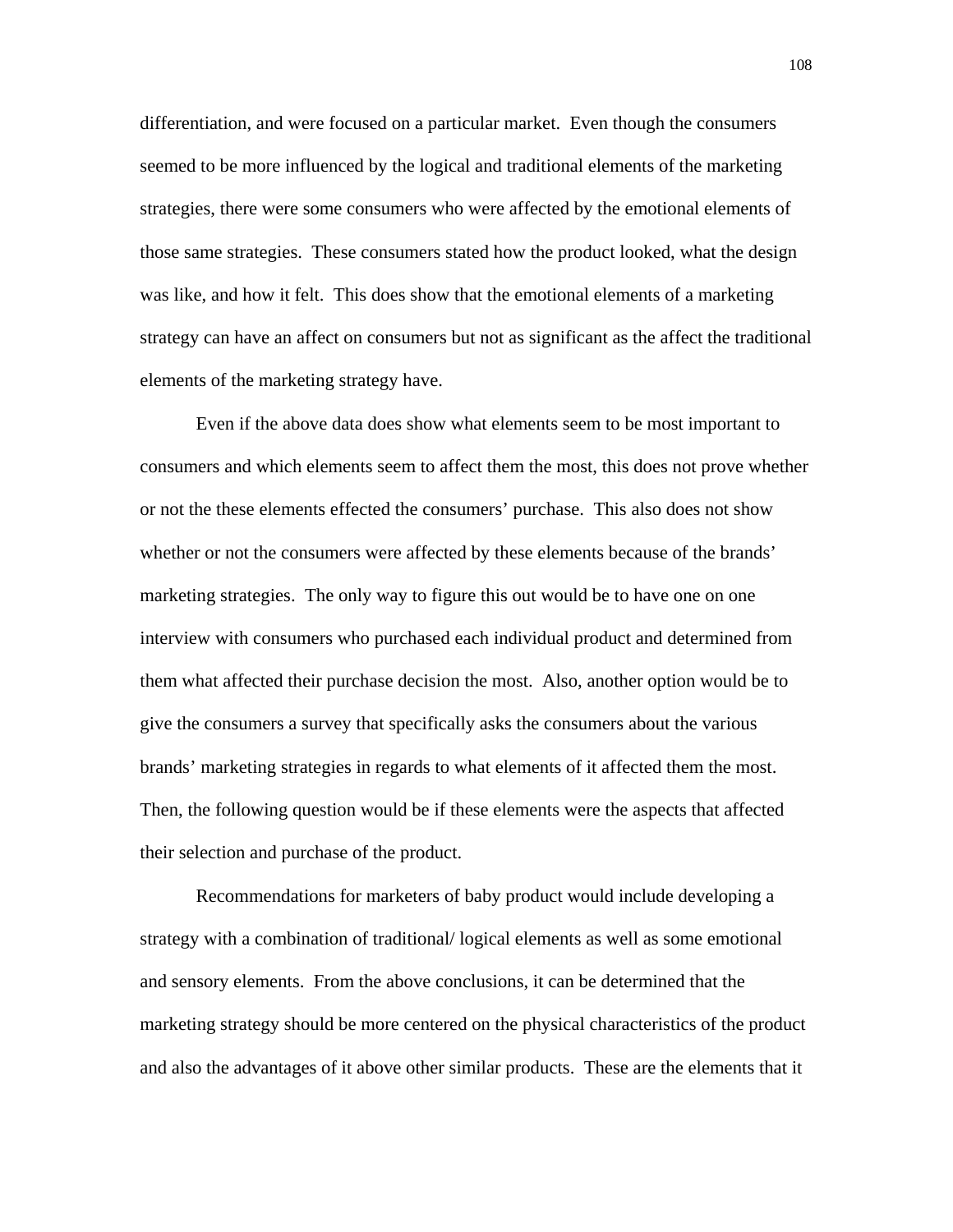differentiation, and were focused on a particular market.  Even though the consumers seemed to be more influenced by the logical and traditional elements of the marketing strategies, there were some consumers who were affected by the emotional elements of those same strategies.  These consumers stated how the product looked, what the design was like, and how it felt.  This does show that the emotional elements of a marketing strategy can have an affect on consumers but not as significant as the affect the traditional elements of the marketing strategy have.

Even if the above data does show what elements seem to be most important to consumers and which elements seem to affect them the most, this does not prove whether or not the these elements effected the consumers' purchase.  This also does not show whether or not the consumers were affected by these elements because of the brands' marketing strategies.  The only way to figure this out would be to have one on one interview with consumers who purchased each individual product and determined from them what affected their purchase decision the most.  Also, another option would be to give the consumers a survey that specifically asks the consumers about the various brands' marketing strategies in regards to what elements of it affected them the most. Then, the following question would be if these elements were the aspects that affected their selection and purchase of the product.

Recommendations for marketers of baby product would include developing a strategy with a combination of traditional/ logical elements as well as some emotional and sensory elements.  From the above conclusions, it can be determined that the marketing strategy should be more centered on the physical characteristics of the product and also the advantages of it above other similar products.  These are the elements that it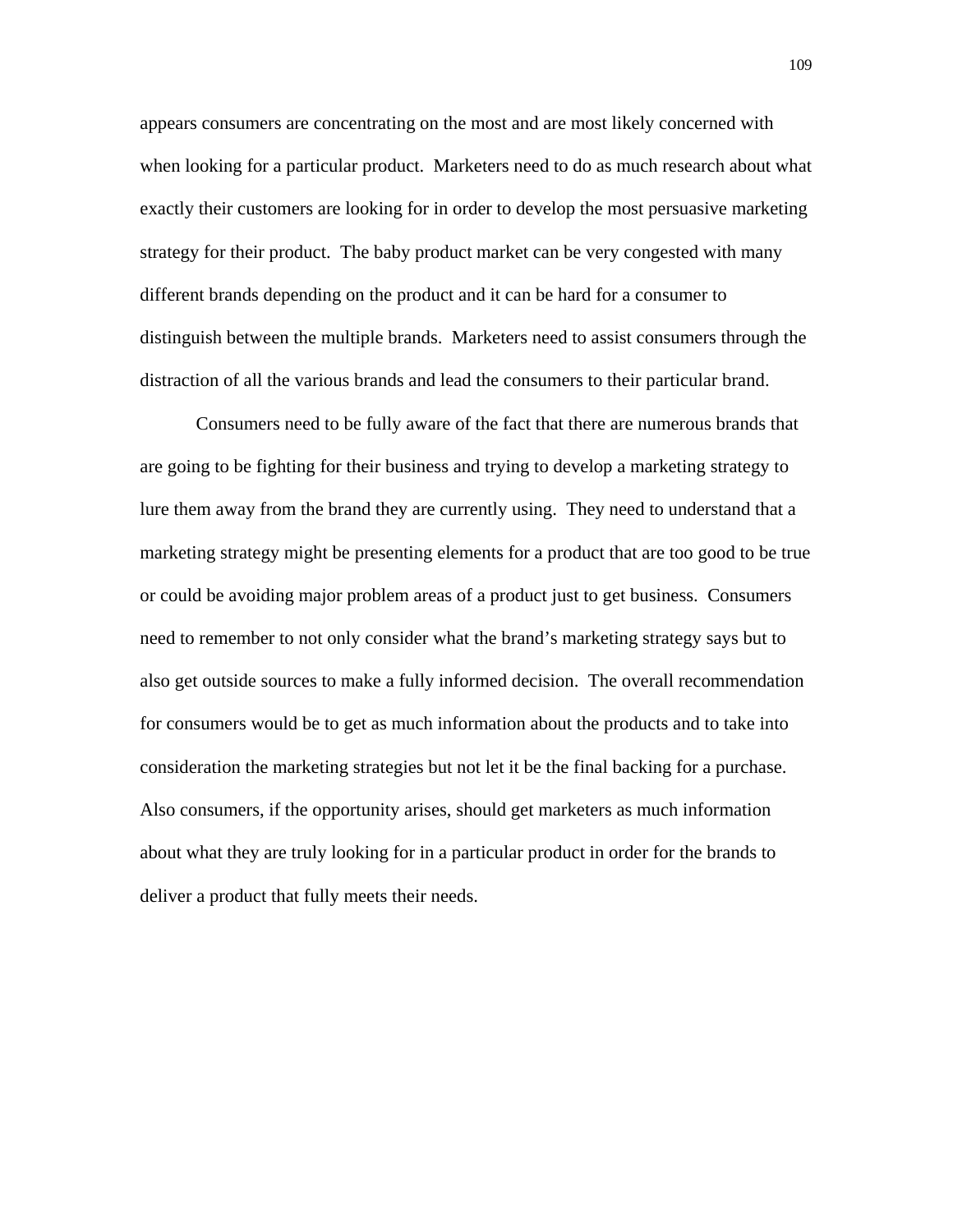appears consumers are concentrating on the most and are most likely concerned with when looking for a particular product. Marketers need to do as much research about what exactly their customers are looking for in order to develop the most persuasive marketing strategy for their product. The baby product market can be very congested with many different brands depending on the product and it can be hard for a consumer to distinguish between the multiple brands. Marketers need to assist consumers through the distraction of all the various brands and lead the consumers to their particular brand.

Consumers need to be fully aware of the fact that there are numerous brands that are going to be fighting for their business and trying to develop a marketing strategy to lure them away from the brand they are currently using. They need to understand that a marketing strategy might be presenting elements for a product that are too good to be true or could be avoiding major problem areas of a product just to get business. Consumers need to remember to not only consider what the brand's marketing strategy says but to also get outside sources to make a fully informed decision. The overall recommendation for consumers would be to get as much information about the products and to take into consideration the marketing strategies but not let it be the final backing for a purchase. Also consumers, if the opportunity arises, should get marketers as much information about what they are truly looking for in a particular product in order for the brands to deliver a product that fully meets their needs.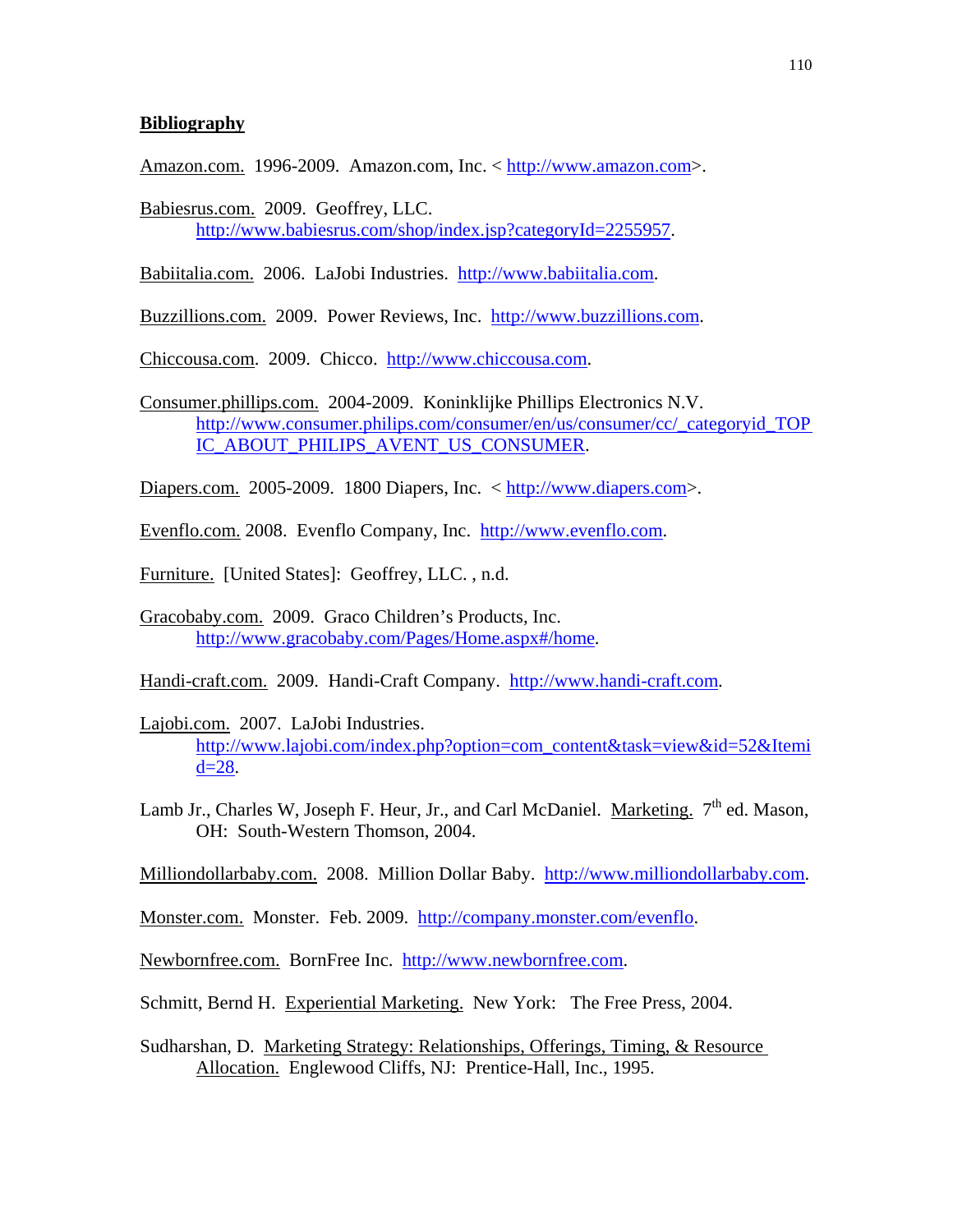**Bibliography**

Amazon.com. 1996-2009. Amazon.com, Inc. < http://www.amazon.com>.

Babiesrus.com. 2009. Geoffrey, LLC. http://www.babiesrus.com/shop/index.jsp?categoryId=2255957.

Babiitalia.com. 2006. LaJobi Industries. http://www.babiitalia.com.

Buzzillions.com. 2009. Power Reviews, Inc. http://www.buzzillions.com.

Chiccousa.com. 2009. Chicco. http://www.chiccousa.com.

Consumer.phillips.com. 2004-2009. Koninklijke Phillips Electronics N.V. http://www.consumer.philips.com/consumer/en/us/consumer/cc/_categoryid_TOPIC_ABOUT_PHILIPS_AVENT_US_CONSUMER.

Diapers.com. 2005-2009. 1800 Diapers, Inc. < http://www.diapers.com>.

Evenflo.com. 2008. Evenflo Company, Inc. http://www.evenflo.com.

Furniture. [United States]: Geoffrey, LLC. , n.d.

Gracobaby.com. 2009. Graco Children's Products, Inc. http://www.gracobaby.com/Pages/Home.aspx#/home.

Handi-craft.com. 2009. Handi-Craft Company. http://www.handi-craft.com.

Lajobi.com. 2007. LaJobi Industries. http://www.lajobi.com/index.php?option=com_content&task=view&id=52&Itemid=28.

Lamb Jr., Charles W, Joseph F. Heur, Jr., and Carl McDaniel. Marketing. 7th ed. Mason, OH: South-Western Thomson, 2004.

Milliondollarbaby.com. 2008. Million Dollar Baby. http://www.milliondollarbaby.com.

Monster.com. Monster. Feb. 2009. http://company.monster.com/evenflo.

Newbornfree.com. BornFree Inc. http://www.newbornfree.com.

Schmitt, Bernd H. Experiential Marketing. New York: The Free Press, 2004.

Sudharshan, D. Marketing Strategy: Relationships, Offerings, Timing, & Resource Allocation. Englewood Cliffs, NJ: Prentice-Hall, Inc., 1995.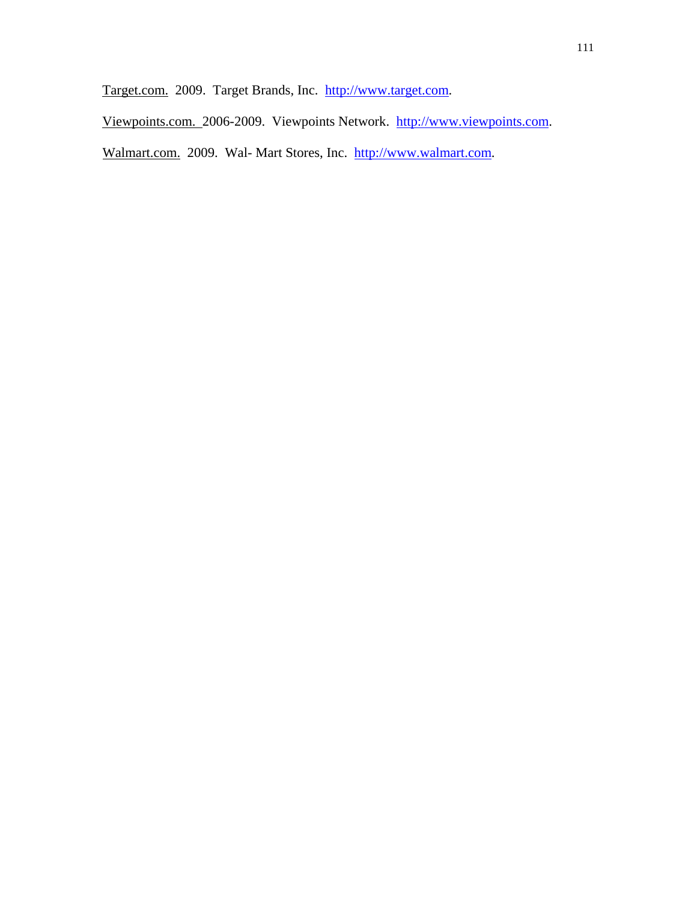Target.com. 2009. Target Brands, Inc. http://www.target.com.

Viewpoints.com. 2006-2009. Viewpoints Network. http://www.viewpoints.com.

Walmart.com. 2009. Wal- Mart Stores, Inc. http://www.walmart.com.